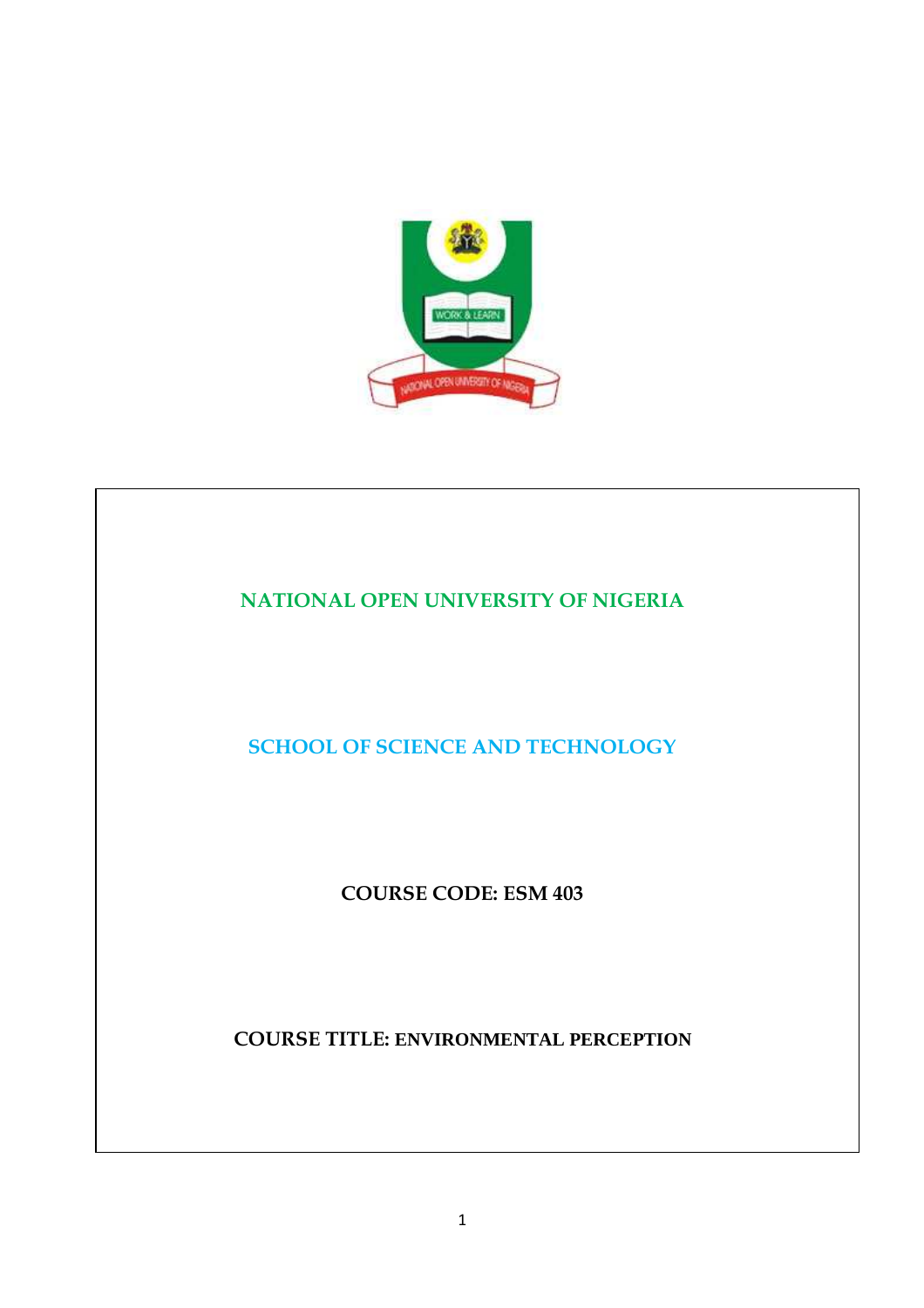# NATIONAL OPEN UNIVERSITY OF NIGERIA

## SCHOOL OF SCIENCE AND TECHNOLOGY

**COURSE CODE: ESM 403**

**COURSE TITLE: ENVIRONMENTAL PERCEPTION**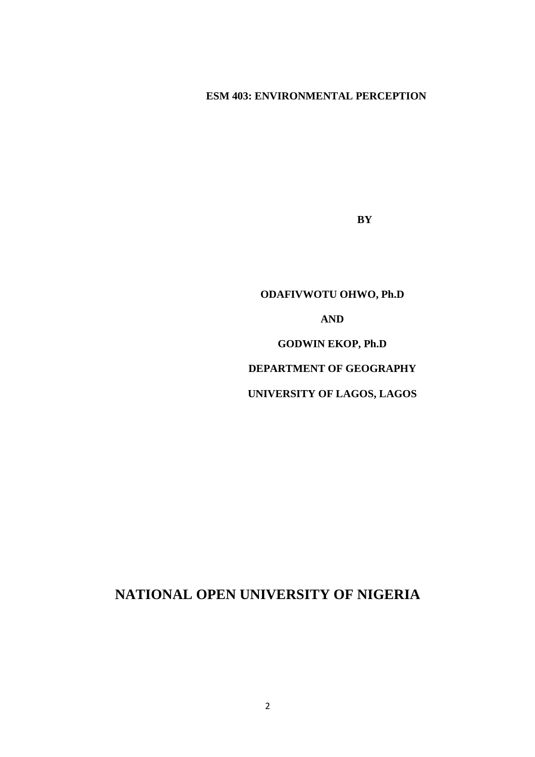**ESM 403: ENVIRONMENTAL PERCEPTION**

**BY**

**ODAFIVWOTU OHWO, Ph.D**

**AND**

**GODWIN EKOP, Ph.D**

**DEPARTMENT OF GEOGRAPHY**

**UNIVERSITY OF LAGOS, LAGOS**

# NATIONAL OPEN UNIVERSITY OF NIGERIA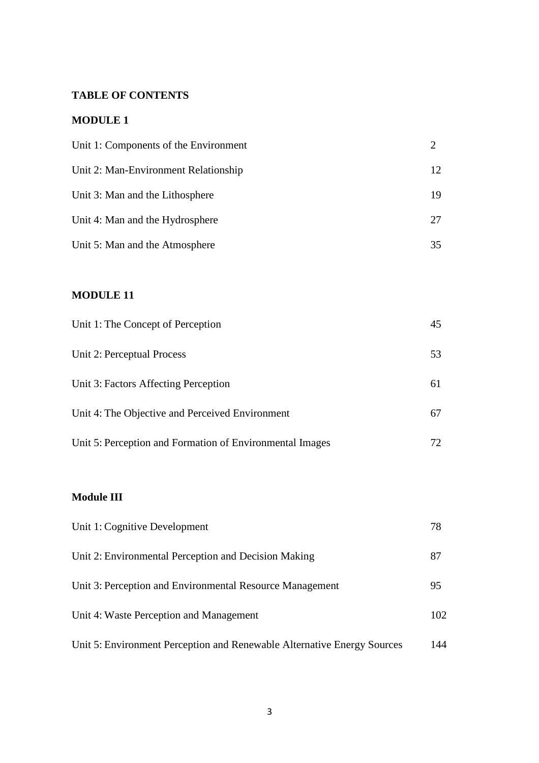**TABLE OF CONTENTS**

**MODULE 1**

| | |
|---|---|
| Unit 1: Components of the Environment | 2 |
| Unit 2: Man-Environment Relationship | 12 |
| Unit 3: Man and the Lithosphere | 19 |
| Unit 4: Man and the Hydrosphere | 27 |
| Unit 5: Man and the Atmosphere | 35 |

**MODULE 11**

| | |
|---|---|
| Unit 1: The Concept of Perception | 45 |
| Unit 2: Perceptual Process | 53 |
| Unit 3: Factors Affecting Perception | 61 |
| Unit 4: The Objective and Perceived Environment | 67 |
| Unit 5: Perception and Formation of Environmental Images | 72 |

**Module III**

| | |
|---|---|
| Unit 1: Cognitive Development | 78 |
| Unit 2: Environmental Perception and Decision Making | 87 |
| Unit 3: Perception and Environmental Resource Management | 95 |
| Unit 4: Waste Perception and Management | 102 |
| Unit 5: Environment Perception and Renewable Alternative Energy Sources | 144 |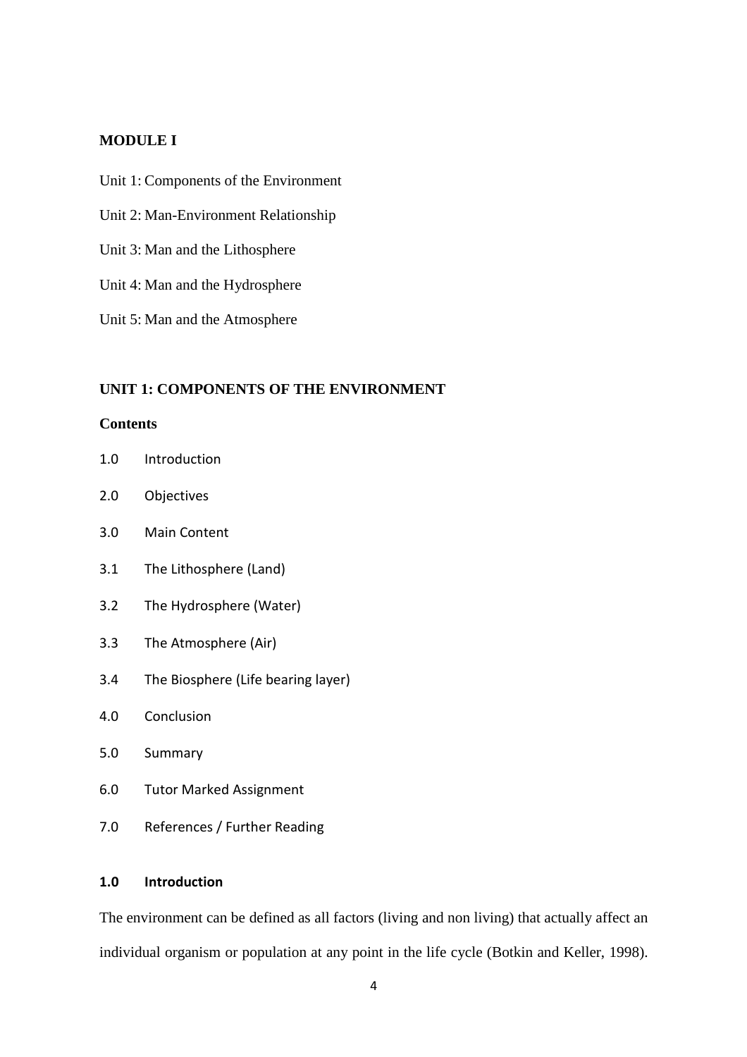## MODULE I

Unit 1: Components of the Environment

Unit 2: Man-Environment Relationship

Unit 3: Man and the Lithosphere

Unit 4: Man and the Hydrosphere

Unit 5: Man and the Atmosphere

## UNIT 1: COMPONENTS OF THE ENVIRONMENT

**Contents**

1.0 Introduction

2.0 Objectives

3.0 Main Content

3.1 The Lithosphere (Land)

3.2 The Hydrosphere (Water)

3.3 The Atmosphere (Air)

3.4 The Biosphere (Life bearing layer)

4.0 Conclusion

5.0 Summary

6.0 Tutor Marked Assignment

7.0 References / Further Reading

### 1.0 Introduction

The environment can be defined as all factors (living and non living) that actually affect an individual organism or population at any point in the life cycle (Botkin and Keller, 1998).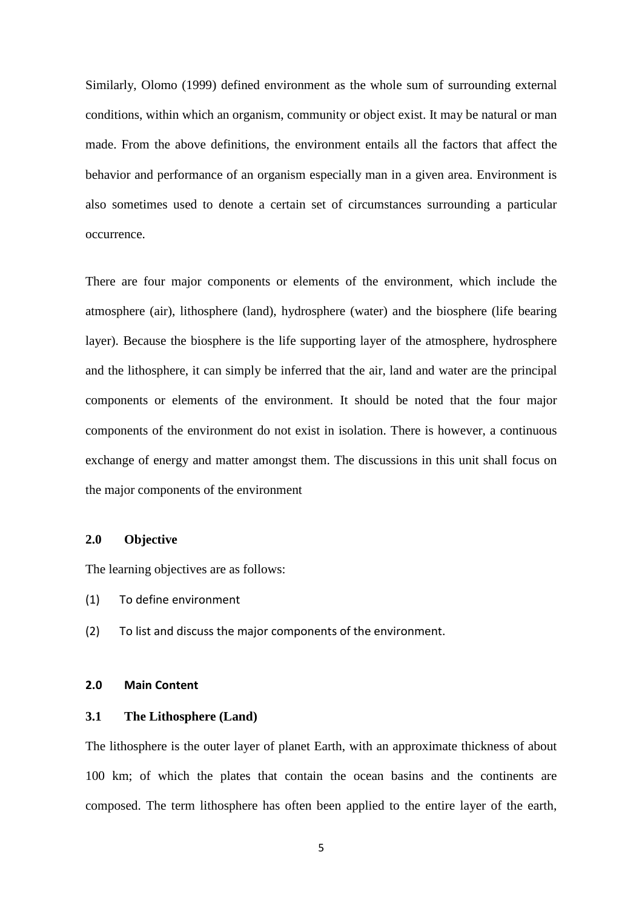Similarly, Olomo (1999) defined environment as the whole sum of surrounding external conditions, within which an organism, community or object exist. It may be natural or man made. From the above definitions, the environment entails all the factors that affect the behavior and performance of an organism especially man in a given area. Environment is also sometimes used to denote a certain set of circumstances surrounding a particular occurrence.

There are four major components or elements of the environment, which include the atmosphere (air), lithosphere (land), hydrosphere (water) and the biosphere (life bearing layer). Because the biosphere is the life supporting layer of the atmosphere, hydrosphere and the lithosphere, it can simply be inferred that the air, land and water are the principal components or elements of the environment. It should be noted that the four major components of the environment do not exist in isolation. There is however, a continuous exchange of energy and matter amongst them. The discussions in this unit shall focus on the major components of the environment

## 2.0 Objective

The learning objectives are as follows:

(1) To define environment

(2) To list and discuss the major components of the environment.

## 2.0 Main Content

### 3.1 The Lithosphere (Land)

The lithosphere is the outer layer of planet Earth, with an approximate thickness of about 100 km; of which the plates that contain the ocean basins and the continents are composed. The term lithosphere has often been applied to the entire layer of the earth,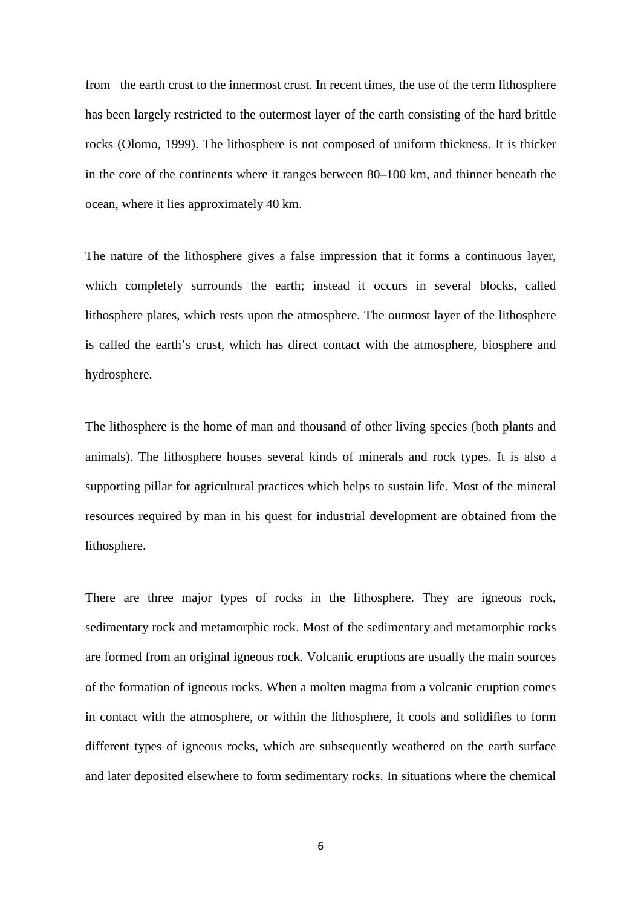from the earth crust to the innermost crust. In recent times, the use of the term lithosphere has been largely restricted to the outermost layer of the earth consisting of the hard brittle rocks (Olomo, 1999). The lithosphere is not composed of uniform thickness. It is thicker in the core of the continents where it ranges between 80–100 km, and thinner beneath the ocean, where it lies approximately 40 km.

The nature of the lithosphere gives a false impression that it forms a continuous layer, which completely surrounds the earth; instead it occurs in several blocks, called lithosphere plates, which rests upon the atmosphere. The outmost layer of the lithosphere is called the earth's crust, which has direct contact with the atmosphere, biosphere and hydrosphere.

The lithosphere is the home of man and thousand of other living species (both plants and animals). The lithosphere houses several kinds of minerals and rock types. It is also a supporting pillar for agricultural practices which helps to sustain life. Most of the mineral resources required by man in his quest for industrial development are obtained from the lithosphere.

There are three major types of rocks in the lithosphere. They are igneous rock, sedimentary rock and metamorphic rock. Most of the sedimentary and metamorphic rocks are formed from an original igneous rock. Volcanic eruptions are usually the main sources of the formation of igneous rocks. When a molten magma from a volcanic eruption comes in contact with the atmosphere, or within the lithosphere, it cools and solidifies to form different types of igneous rocks, which are subsequently weathered on the earth surface and later deposited elsewhere to form sedimentary rocks. In situations where the chemical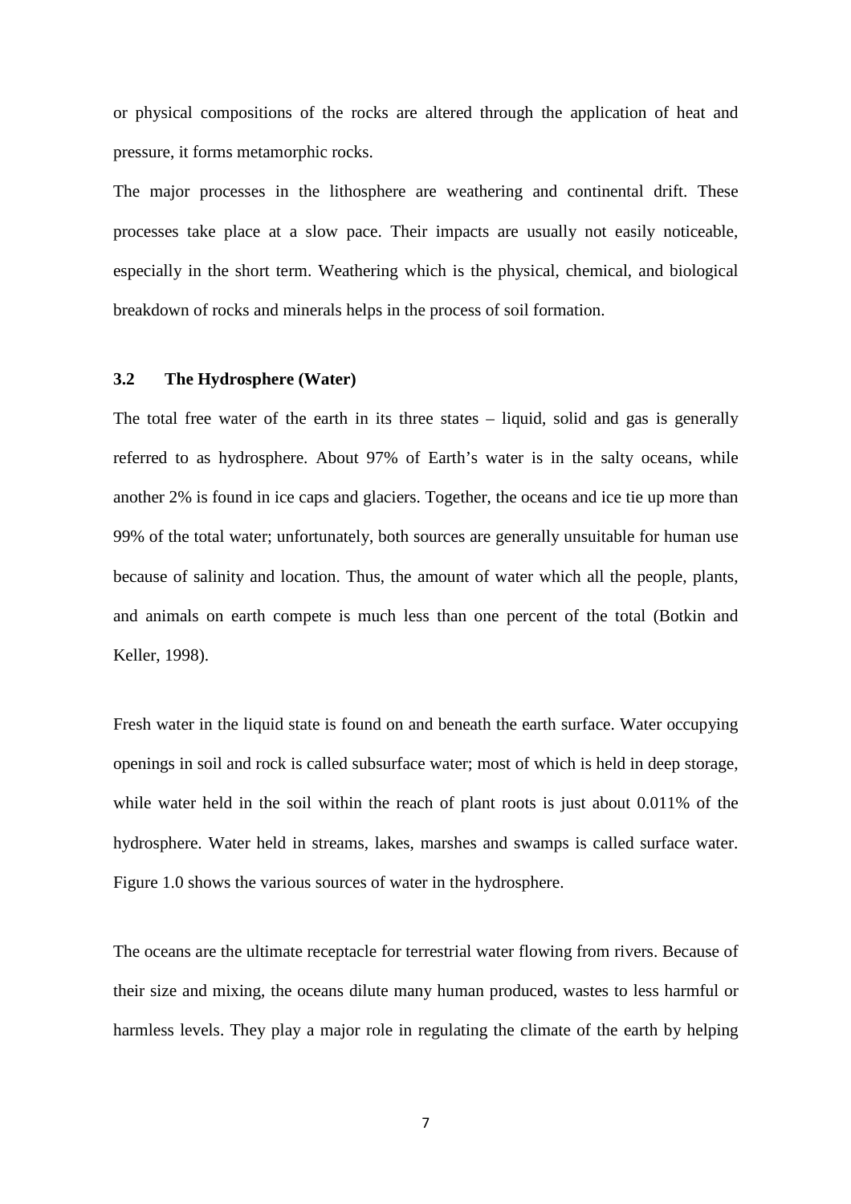or physical compositions of the rocks are altered through the application of heat and pressure, it forms metamorphic rocks.

The major processes in the lithosphere are weathering and continental drift. These processes take place at a slow pace. Their impacts are usually not easily noticeable, especially in the short term. Weathering which is the physical, chemical, and biological breakdown of rocks and minerals helps in the process of soil formation.

### 3.2 The Hydrosphere (Water)

The total free water of the earth in its three states – liquid, solid and gas is generally referred to as hydrosphere. About 97% of Earth's water is in the salty oceans, while another 2% is found in ice caps and glaciers. Together, the oceans and ice tie up more than 99% of the total water; unfortunately, both sources are generally unsuitable for human use because of salinity and location. Thus, the amount of water which all the people, plants, and animals on earth compete is much less than one percent of the total (Botkin and Keller, 1998).

Fresh water in the liquid state is found on and beneath the earth surface. Water occupying openings in soil and rock is called subsurface water; most of which is held in deep storage, while water held in the soil within the reach of plant roots is just about 0.011% of the hydrosphere. Water held in streams, lakes, marshes and swamps is called surface water. Figure 1.0 shows the various sources of water in the hydrosphere.

The oceans are the ultimate receptacle for terrestrial water flowing from rivers. Because of their size and mixing, the oceans dilute many human produced, wastes to less harmful or harmless levels. They play a major role in regulating the climate of the earth by helping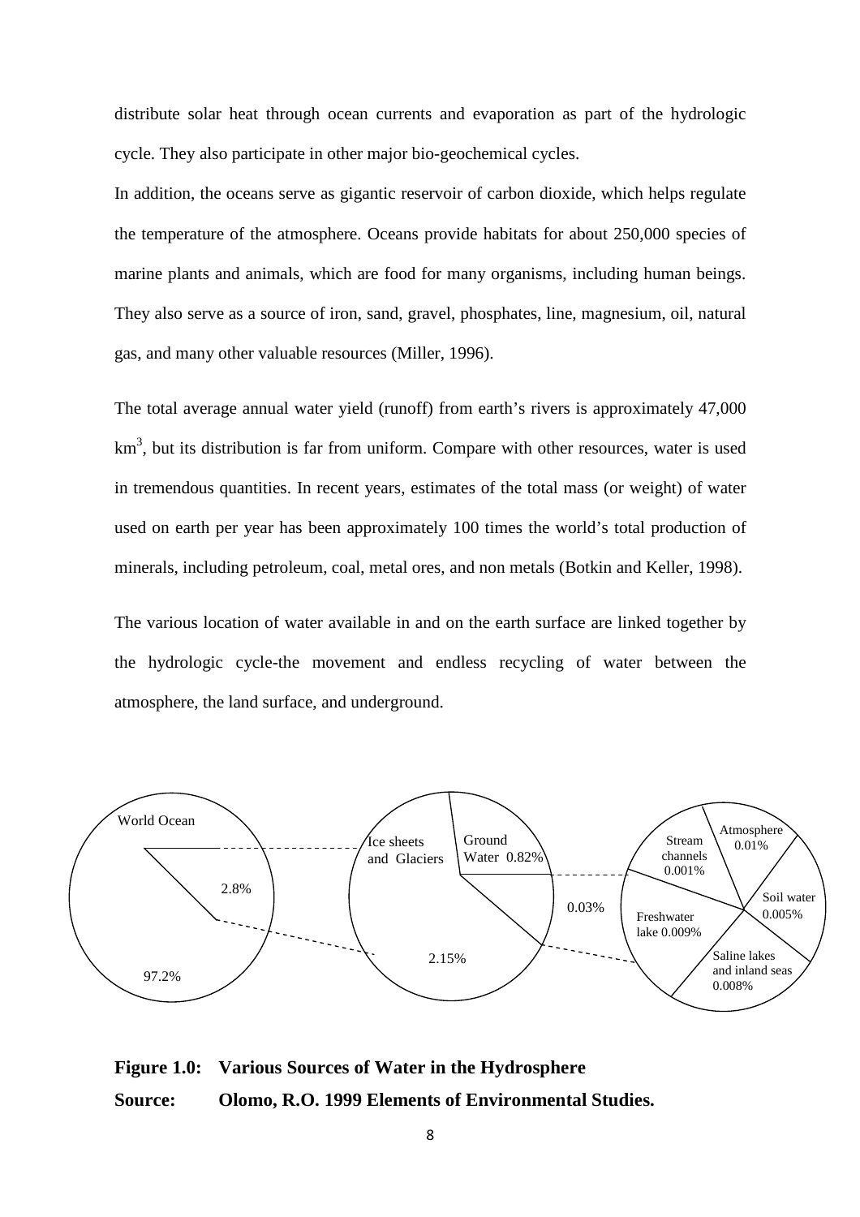distribute solar heat through ocean currents and evaporation as part of the hydrologic cycle. They also participate in other major bio-geochemical cycles.

In addition, the oceans serve as gigantic reservoir of carbon dioxide, which helps regulate the temperature of the atmosphere. Oceans provide habitats for about 250,000 species of marine plants and animals, which are food for many organisms, including human beings. They also serve as a source of iron, sand, gravel, phosphates, line, magnesium, oil, natural gas, and many other valuable resources (Miller, 1996).

The total average annual water yield (runoff) from earth's rivers is approximately 47,000 $km^3$, but its distribution is far from uniform. Compare with other resources, water is used in tremendous quantities. In recent years, estimates of the total mass (or weight) of water used on earth per year has been approximately 100 times the world's total production of minerals, including petroleum, coal, metal ores, and non metals (Botkin and Keller, 1998).

The various location of water available in and on the earth surface are linked together by the hydrologic cycle-the movement and endless recycling of water between the atmosphere, the land surface, and underground.

World Ocean 97.2% | 2.8%

Ice sheets and Glaciers 2.15% | Ground Water 0.82% | 0.03%

Stream channels 0.001% | Atmosphere 0.01% | Soil water 0.005% | Freshwater lake 0.009% | Saline lakes and inland seas 0.008%

**Figure 1.0: Various Sources of Water in the Hydrosphere**

**Source: Olomo, R.O. 1999 Elements of Environmental Studies.**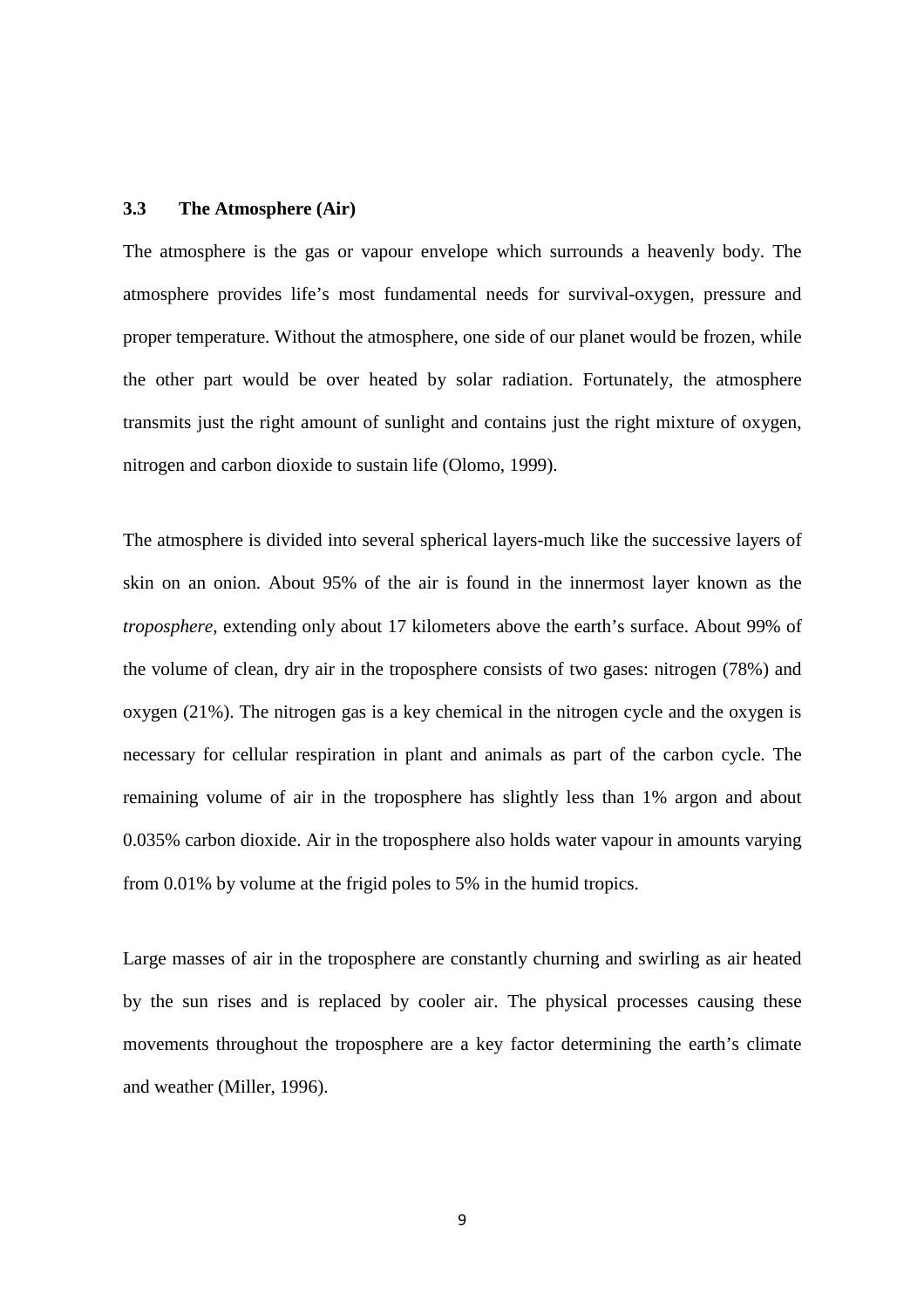### 3.3 The Atmosphere (Air)

The atmosphere is the gas or vapour envelope which surrounds a heavenly body. The atmosphere provides life's most fundamental needs for survival-oxygen, pressure and proper temperature. Without the atmosphere, one side of our planet would be frozen, while the other part would be over heated by solar radiation. Fortunately, the atmosphere transmits just the right amount of sunlight and contains just the right mixture of oxygen, nitrogen and carbon dioxide to sustain life (Olomo, 1999).

The atmosphere is divided into several spherical layers-much like the successive layers of skin on an onion. About 95% of the air is found in the innermost layer known as the *troposphere,* extending only about 17 kilometers above the earth's surface. About 99% of the volume of clean, dry air in the troposphere consists of two gases: nitrogen (78%) and oxygen (21%). The nitrogen gas is a key chemical in the nitrogen cycle and the oxygen is necessary for cellular respiration in plant and animals as part of the carbon cycle. The remaining volume of air in the troposphere has slightly less than 1% argon and about 0.035% carbon dioxide. Air in the troposphere also holds water vapour in amounts varying from 0.01% by volume at the frigid poles to 5% in the humid tropics.

Large masses of air in the troposphere are constantly churning and swirling as air heated by the sun rises and is replaced by cooler air. The physical processes causing these movements throughout the troposphere are a key factor determining the earth's climate and weather (Miller, 1996).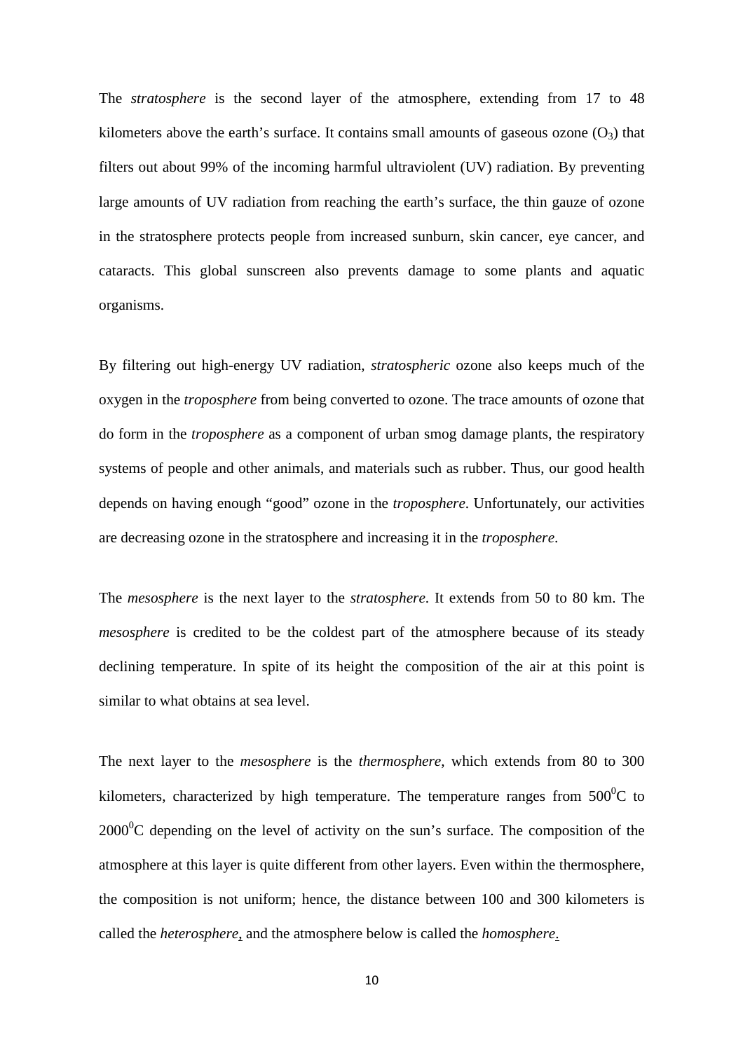The *stratosphere* is the second layer of the atmosphere, extending from 17 to 48 kilometers above the earth's surface. It contains small amounts of gaseous ozone ($O_3$) that filters out about 99% of the incoming harmful ultraviolent (UV) radiation. By preventing large amounts of UV radiation from reaching the earth's surface, the thin gauze of ozone in the stratosphere protects people from increased sunburn, skin cancer, eye cancer, and cataracts. This global sunscreen also prevents damage to some plants and aquatic organisms.

By filtering out high-energy UV radiation, *stratospheric* ozone also keeps much of the oxygen in the *troposphere* from being converted to ozone. The trace amounts of ozone that do form in the *troposphere* as a component of urban smog damage plants, the respiratory systems of people and other animals, and materials such as rubber. Thus, our good health depends on having enough "good" ozone in the *troposphere*. Unfortunately, our activities are decreasing ozone in the stratosphere and increasing it in the *troposphere*.

The *mesosphere* is the next layer to the *stratosphere*. It extends from 50 to 80 km. The *mesosphere* is credited to be the coldest part of the atmosphere because of its steady declining temperature. In spite of its height the composition of the air at this point is similar to what obtains at sea level.

The next layer to the *mesosphere* is the *thermosphere*, which extends from 80 to 300 kilometers, characterized by high temperature. The temperature ranges from $500^0$C to $2000^0$C depending on the level of activity on the sun's surface. The composition of the atmosphere at this layer is quite different from other layers. Even within the thermosphere, the composition is not uniform; hence, the distance between 100 and 300 kilometers is called the *heterosphere*, and the atmosphere below is called the *homosphere*.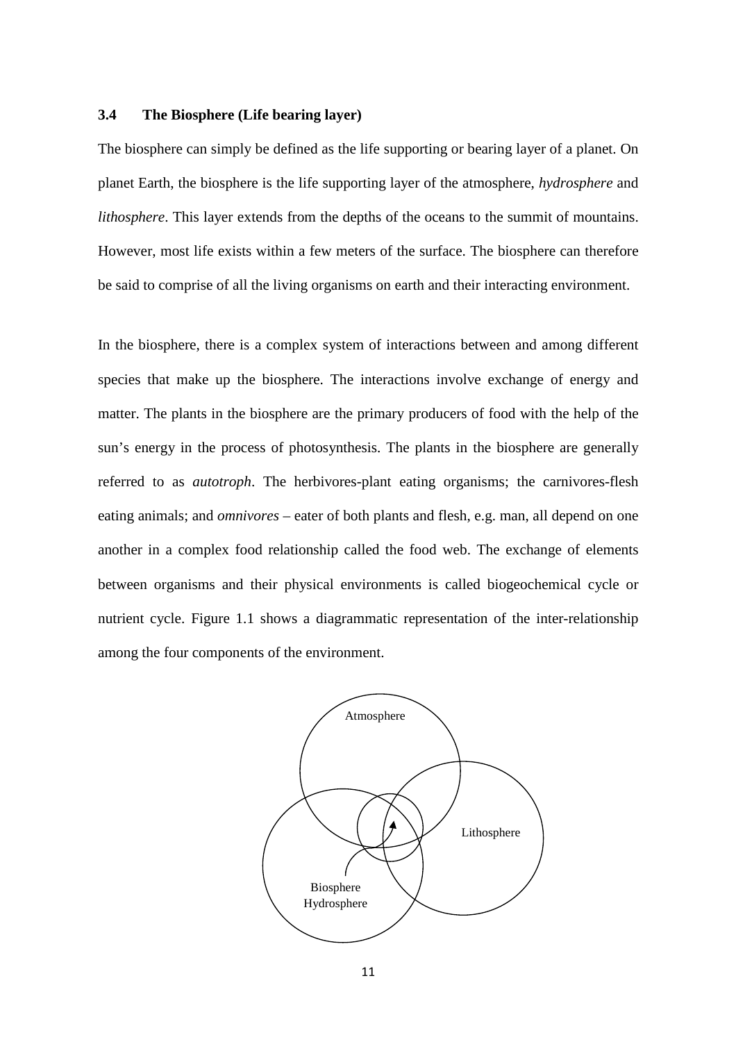### 3.4 The Biosphere (Life bearing layer)

The biosphere can simply be defined as the life supporting or bearing layer of a planet. On planet Earth, the biosphere is the life supporting layer of the atmosphere, *hydrosphere* and *lithosphere*. This layer extends from the depths of the oceans to the summit of mountains. However, most life exists within a few meters of the surface. The biosphere can therefore be said to comprise of all the living organisms on earth and their interacting environment.

In the biosphere, there is a complex system of interactions between and among different species that make up the biosphere. The interactions involve exchange of energy and matter. The plants in the biosphere are the primary producers of food with the help of the sun's energy in the process of photosynthesis. The plants in the biosphere are generally referred to as *autotroph*. The herbivores-plant eating organisms; the carnivores-flesh eating animals; and *omnivores* – eater of both plants and flesh, e.g. man, all depend on one another in a complex food relationship called the food web. The exchange of elements between organisms and their physical environments is called biogeochemical cycle or nutrient cycle. Figure 1.1 shows a diagrammatic representation of the inter-relationship among the four components of the environment.

Atmosphere

Lithosphere

Biosphere

Hydrosphere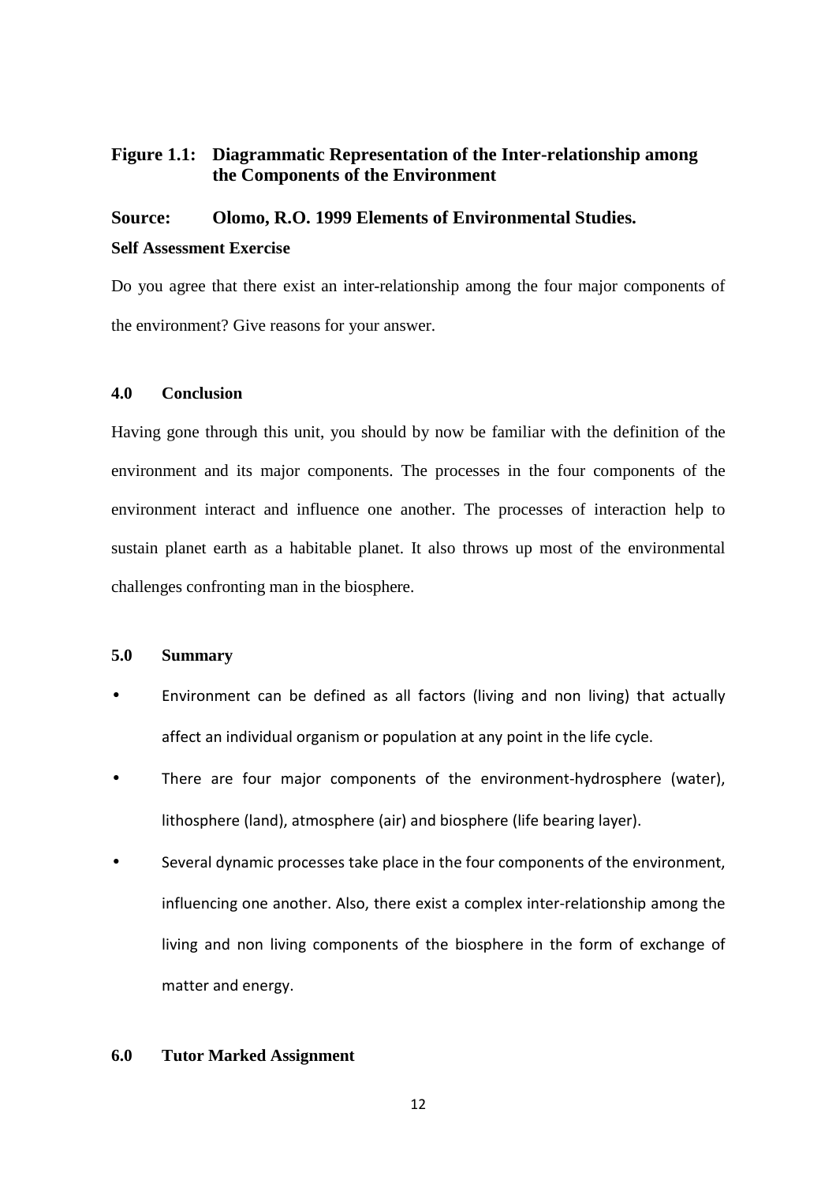**Figure 1.1: Diagrammatic Representation of the Inter-relationship among the Components of the Environment**

**Source: Olomo, R.O. 1999 Elements of Environmental Studies.**

**Self Assessment Exercise**

Do you agree that there exist an inter-relationship among the four major components of the environment? Give reasons for your answer.

## 4.0 Conclusion

Having gone through this unit, you should by now be familiar with the definition of the environment and its major components. The processes in the four components of the environment interact and influence one another. The processes of interaction help to sustain planet earth as a habitable planet. It also throws up most of the environmental challenges confronting man in the biosphere.

## 5.0 Summary

- Environment can be defined as all factors (living and non living) that actually affect an individual organism or population at any point in the life cycle.
- There are four major components of the environment-hydrosphere (water), lithosphere (land), atmosphere (air) and biosphere (life bearing layer).
- Several dynamic processes take place in the four components of the environment, influencing one another. Also, there exist a complex inter-relationship among the living and non living components of the biosphere in the form of exchange of matter and energy.

## 6.0 Tutor Marked Assignment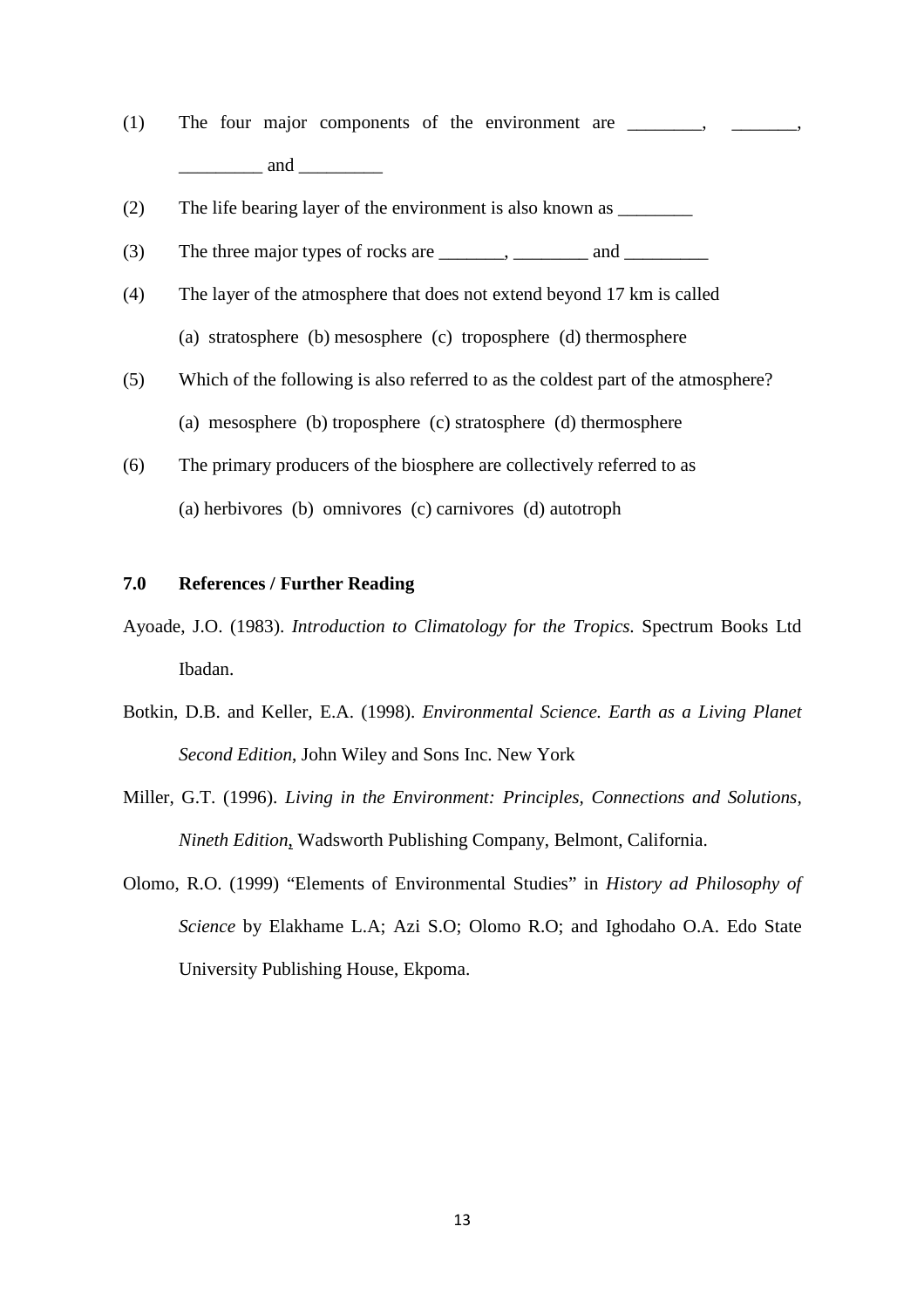(1) The four major components of the environment are ________, _______, _________ and _________

(2) The life bearing layer of the environment is also known as ________

(3) The three major types of rocks are _______, ________ and _________

(4) The layer of the atmosphere that does not extend beyond 17 km is called

    (a) stratosphere (b) mesosphere (c) troposphere (d) thermosphere

(5) Which of the following is also referred to as the coldest part of the atmosphere?

    (a) mesosphere (b) troposphere (c) stratosphere (d) thermosphere

(6) The primary producers of the biosphere are collectively referred to as

    (a) herbivores (b) omnivores (c) carnivores (d) autotroph

## 7.0 References / Further Reading

Ayoade, J.O. (1983). *Introduction to Climatology for the Tropics*. Spectrum Books Ltd Ibadan.

Botkin, D.B. and Keller, E.A. (1998). *Environmental Science. Earth as a Living Planet Second Edition*, John Wiley and Sons Inc. New York

Miller, G.T. (1996). *Living in the Environment: Principles, Connections and Solutions, Nineth Edition*, Wadsworth Publishing Company, Belmont, California.

Olomo, R.O. (1999) "Elements of Environmental Studies" in *History ad Philosophy of Science* by Elakhame L.A; Azi S.O; Olomo R.O; and Ighodaho O.A. Edo State University Publishing House, Ekpoma.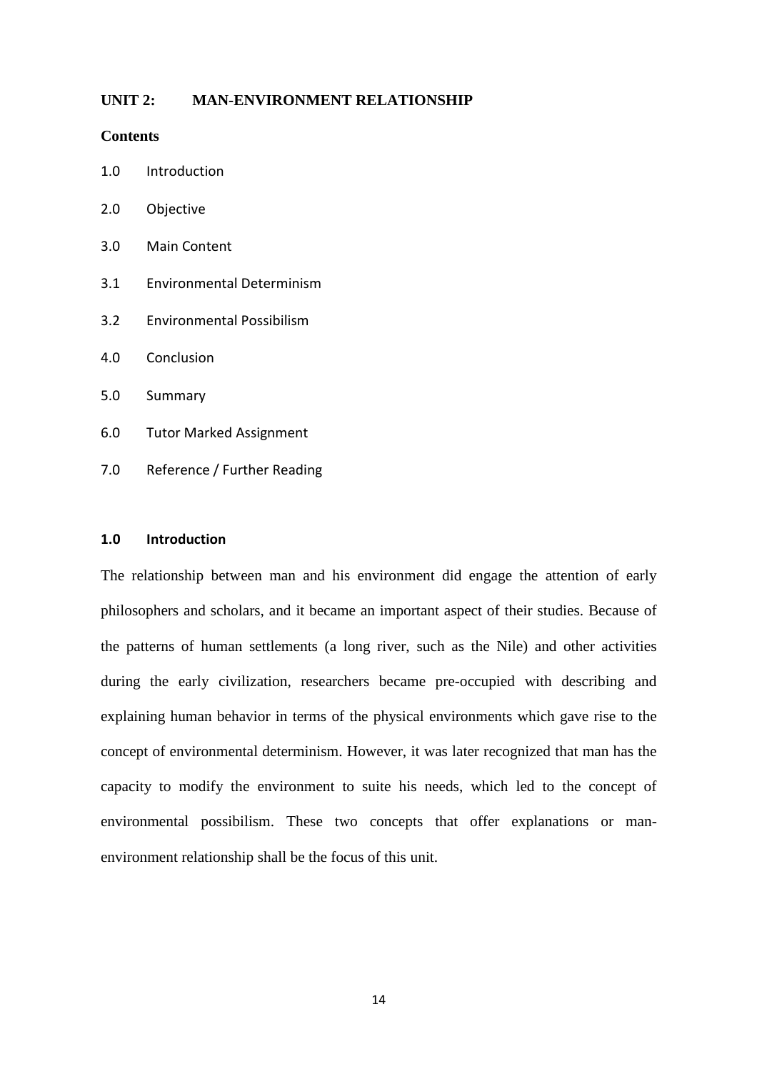## UNIT 2: MAN-ENVIRONMENT RELATIONSHIP

**Contents**

1.0 Introduction

2.0 Objective

3.0 Main Content

3.1 Environmental Determinism

3.2 Environmental Possibilism

4.0 Conclusion

5.0 Summary

6.0 Tutor Marked Assignment

7.0 Reference / Further Reading

### 1.0 Introduction

The relationship between man and his environment did engage the attention of early philosophers and scholars, and it became an important aspect of their studies. Because of the patterns of human settlements (a long river, such as the Nile) and other activities during the early civilization, researchers became pre-occupied with describing and explaining human behavior in terms of the physical environments which gave rise to the concept of environmental determinism. However, it was later recognized that man has the capacity to modify the environment to suite his needs, which led to the concept of environmental possibilism. These two concepts that offer explanations or man-environment relationship shall be the focus of this unit.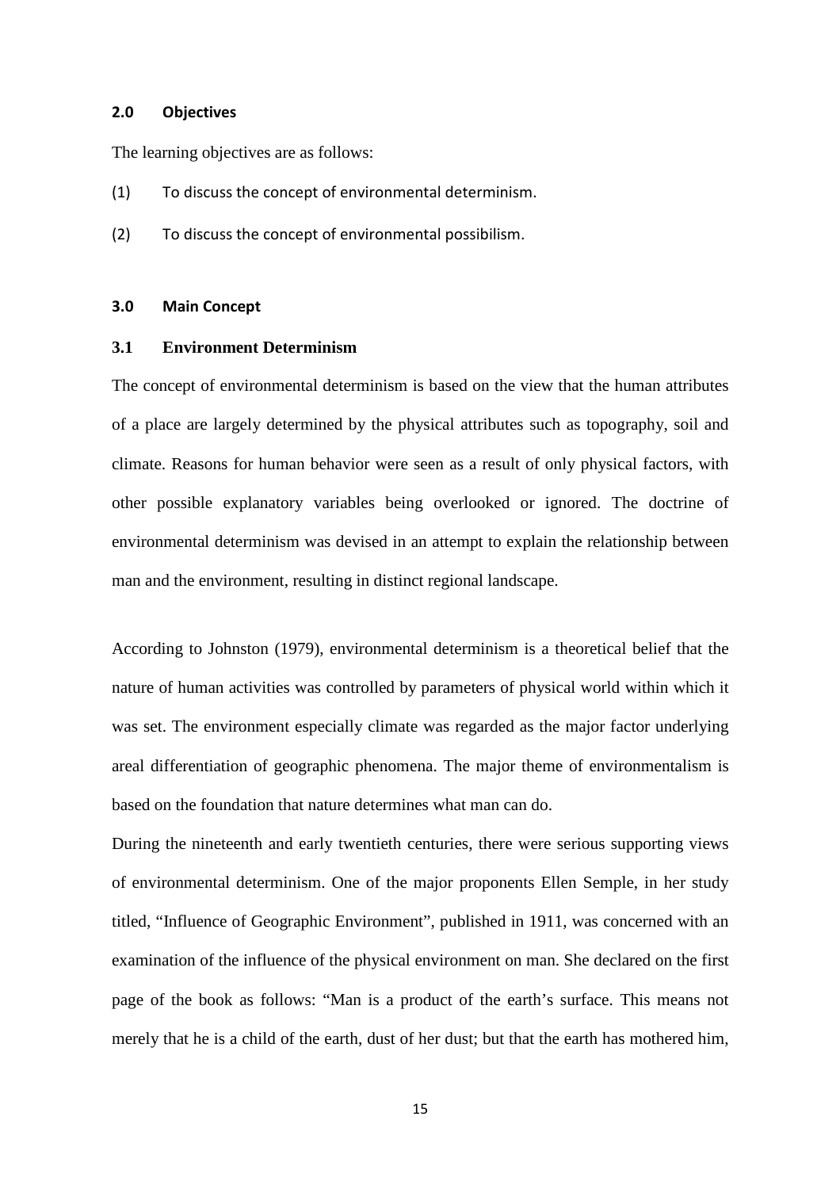## 2.0 Objectives

The learning objectives are as follows:

(1) To discuss the concept of environmental determinism.

(2) To discuss the concept of environmental possibilism.

## 3.0 Main Concept

### 3.1 Environment Determinism

The concept of environmental determinism is based on the view that the human attributes of a place are largely determined by the physical attributes such as topography, soil and climate. Reasons for human behavior were seen as a result of only physical factors, with other possible explanatory variables being overlooked or ignored. The doctrine of environmental determinism was devised in an attempt to explain the relationship between man and the environment, resulting in distinct regional landscape.

According to Johnston (1979), environmental determinism is a theoretical belief that the nature of human activities was controlled by parameters of physical world within which it was set. The environment especially climate was regarded as the major factor underlying areal differentiation of geographic phenomena. The major theme of environmentalism is based on the foundation that nature determines what man can do.

During the nineteenth and early twentieth centuries, there were serious supporting views of environmental determinism. One of the major proponents Ellen Semple, in her study titled, "Influence of Geographic Environment", published in 1911, was concerned with an examination of the influence of the physical environment on man. She declared on the first page of the book as follows: "Man is a product of the earth's surface. This means not merely that he is a child of the earth, dust of her dust; but that the earth has mothered him,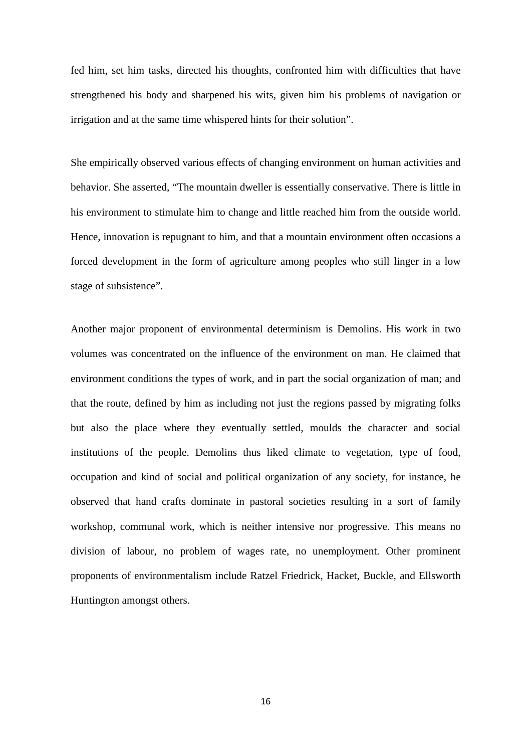fed him, set him tasks, directed his thoughts, confronted him with difficulties that have strengthened his body and sharpened his wits, given him his problems of navigation or irrigation and at the same time whispered hints for their solution".

She empirically observed various effects of changing environment on human activities and behavior. She asserted, "The mountain dweller is essentially conservative. There is little in his environment to stimulate him to change and little reached him from the outside world. Hence, innovation is repugnant to him, and that a mountain environment often occasions a forced development in the form of agriculture among peoples who still linger in a low stage of subsistence".

Another major proponent of environmental determinism is Demolins. His work in two volumes was concentrated on the influence of the environment on man. He claimed that environment conditions the types of work, and in part the social organization of man; and that the route, defined by him as including not just the regions passed by migrating folks but also the place where they eventually settled, moulds the character and social institutions of the people. Demolins thus liked climate to vegetation, type of food, occupation and kind of social and political organization of any society, for instance, he observed that hand crafts dominate in pastoral societies resulting in a sort of family workshop, communal work, which is neither intensive nor progressive. This means no division of labour, no problem of wages rate, no unemployment. Other prominent proponents of environmentalism include Ratzel Friedrick, Hacket, Buckle, and Ellsworth Huntington amongst others.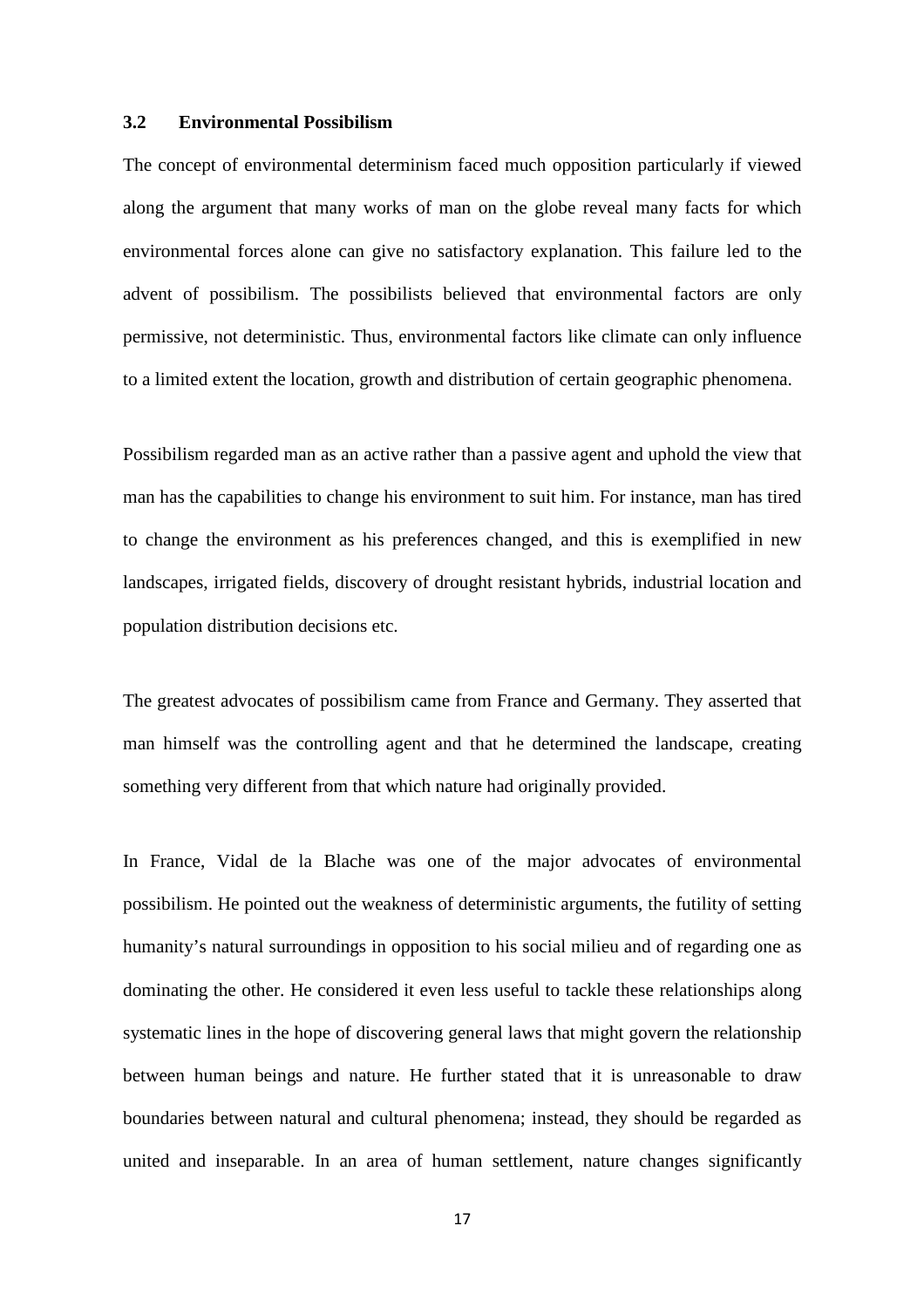### 3.2 Environmental Possibilism

The concept of environmental determinism faced much opposition particularly if viewed along the argument that many works of man on the globe reveal many facts for which environmental forces alone can give no satisfactory explanation. This failure led to the advent of possibilism. The possibilists believed that environmental factors are only permissive, not deterministic. Thus, environmental factors like climate can only influence to a limited extent the location, growth and distribution of certain geographic phenomena.

Possibilism regarded man as an active rather than a passive agent and uphold the view that man has the capabilities to change his environment to suit him. For instance, man has tired to change the environment as his preferences changed, and this is exemplified in new landscapes, irrigated fields, discovery of drought resistant hybrids, industrial location and population distribution decisions etc.

The greatest advocates of possibilism came from France and Germany. They asserted that man himself was the controlling agent and that he determined the landscape, creating something very different from that which nature had originally provided.

In France, Vidal de la Blache was one of the major advocates of environmental possibilism. He pointed out the weakness of deterministic arguments, the futility of setting humanity's natural surroundings in opposition to his social milieu and of regarding one as dominating the other. He considered it even less useful to tackle these relationships along systematic lines in the hope of discovering general laws that might govern the relationship between human beings and nature. He further stated that it is unreasonable to draw boundaries between natural and cultural phenomena; instead, they should be regarded as united and inseparable. In an area of human settlement, nature changes significantly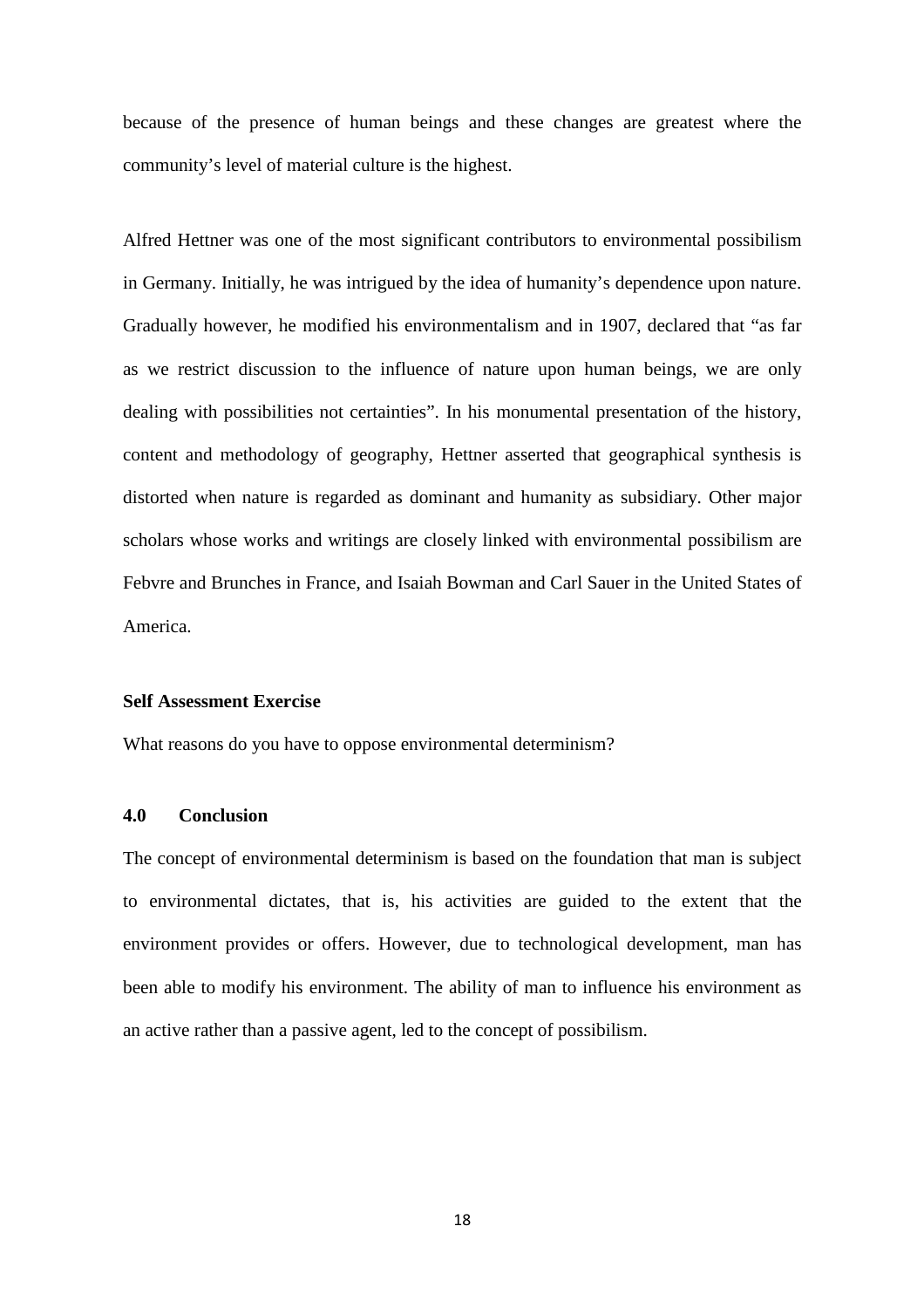because of the presence of human beings and these changes are greatest where the community's level of material culture is the highest.

Alfred Hettner was one of the most significant contributors to environmental possibilism in Germany. Initially, he was intrigued by the idea of humanity's dependence upon nature. Gradually however, he modified his environmentalism and in 1907, declared that "as far as we restrict discussion to the influence of nature upon human beings, we are only dealing with possibilities not certainties". In his monumental presentation of the history, content and methodology of geography, Hettner asserted that geographical synthesis is distorted when nature is regarded as dominant and humanity as subsidiary. Other major scholars whose works and writings are closely linked with environmental possibilism are Febvre and Brunches in France, and Isaiah Bowman and Carl Sauer in the United States of America.

**Self Assessment Exercise**

What reasons do you have to oppose environmental determinism?

## 4.0 Conclusion

The concept of environmental determinism is based on the foundation that man is subject to environmental dictates, that is, his activities are guided to the extent that the environment provides or offers. However, due to technological development, man has been able to modify his environment. The ability of man to influence his environment as an active rather than a passive agent, led to the concept of possibilism.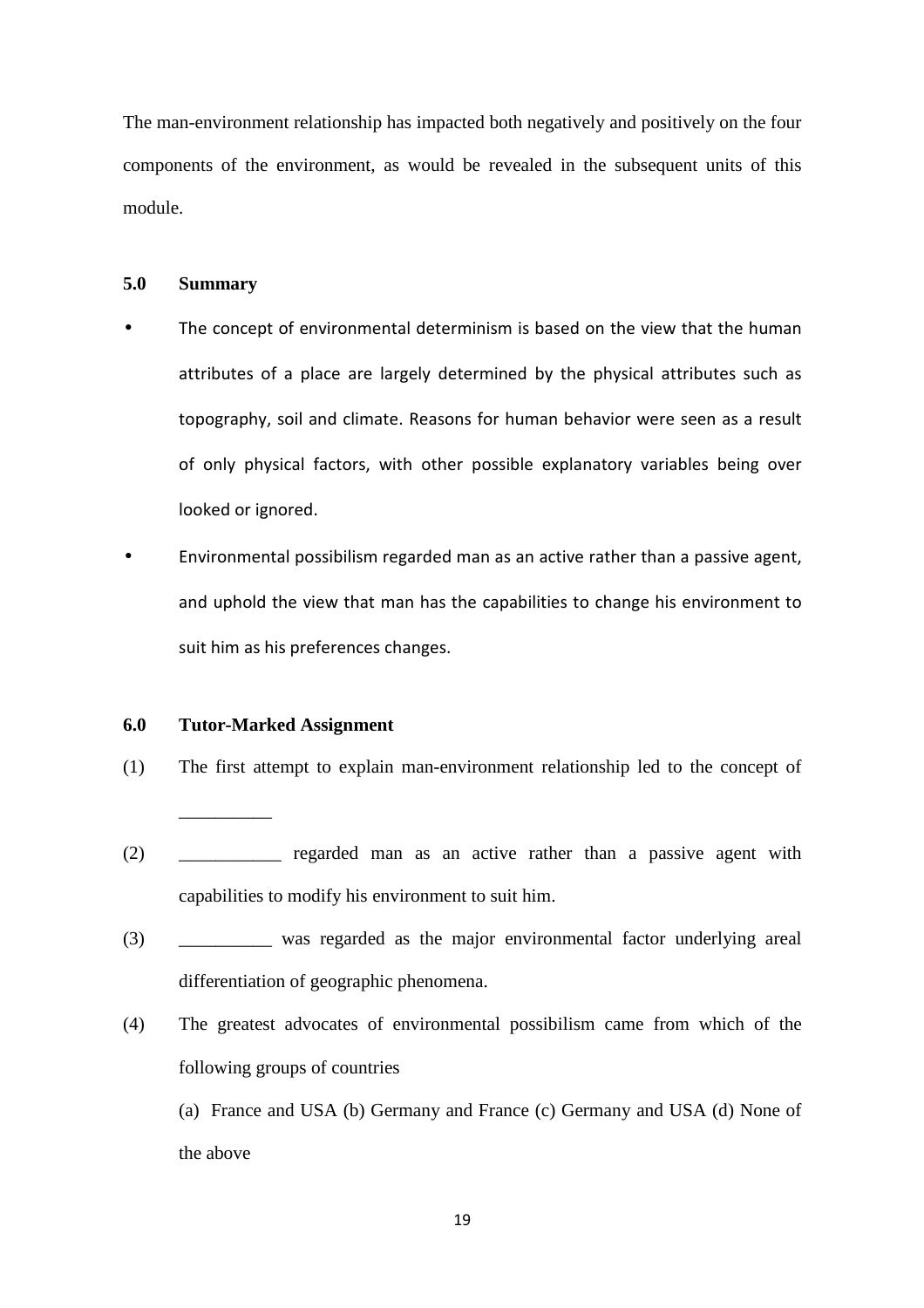The man-environment relationship has impacted both negatively and positively on the four components of the environment, as would be revealed in the subsequent units of this module.

## 5.0 Summary

- The concept of environmental determinism is based on the view that the human attributes of a place are largely determined by the physical attributes such as topography, soil and climate. Reasons for human behavior were seen as a result of only physical factors, with other possible explanatory variables being over looked or ignored.
- Environmental possibilism regarded man as an active rather than a passive agent, and uphold the view that man has the capabilities to change his environment to suit him as his preferences changes.

## 6.0 Tutor-Marked Assignment

(1) The first attempt to explain man-environment relationship led to the concept of __________

(2) ___________ regarded man as an active rather than a passive agent with capabilities to modify his environment to suit him.

(3) __________ was regarded as the major environmental factor underlying areal differentiation of geographic phenomena.

(4) The greatest advocates of environmental possibilism came from which of the following groups of countries

(a) France and USA (b) Germany and France (c) Germany and USA (d) None of the above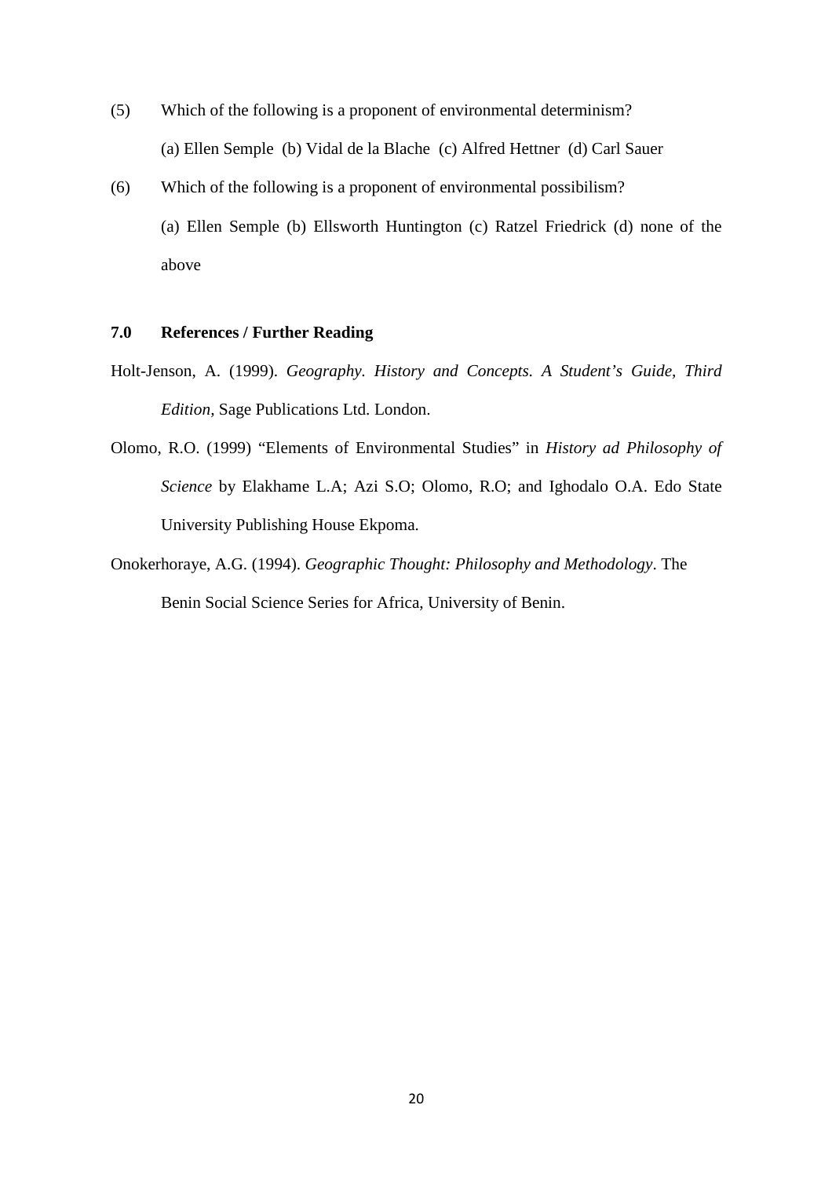(5) Which of the following is a proponent of environmental determinism?

(a) Ellen Semple (b) Vidal de la Blache (c) Alfred Hettner (d) Carl Sauer

(6) Which of the following is a proponent of environmental possibilism?

(a) Ellen Semple (b) Ellsworth Huntington (c) Ratzel Friedrick (d) none of the above

## 7.0 References / Further Reading

Holt-Jenson, A. (1999). *Geography. History and Concepts. A Student's Guide, Third Edition,* Sage Publications Ltd. London.

Olomo, R.O. (1999) "Elements of Environmental Studies" in *History ad Philosophy of Science* by Elakhame L.A; Azi S.O; Olomo, R.O; and Ighodalo O.A. Edo State University Publishing House Ekpoma.

Onokerhoraye, A.G. (1994). *Geographic Thought: Philosophy and Methodology*. The Benin Social Science Series for Africa, University of Benin.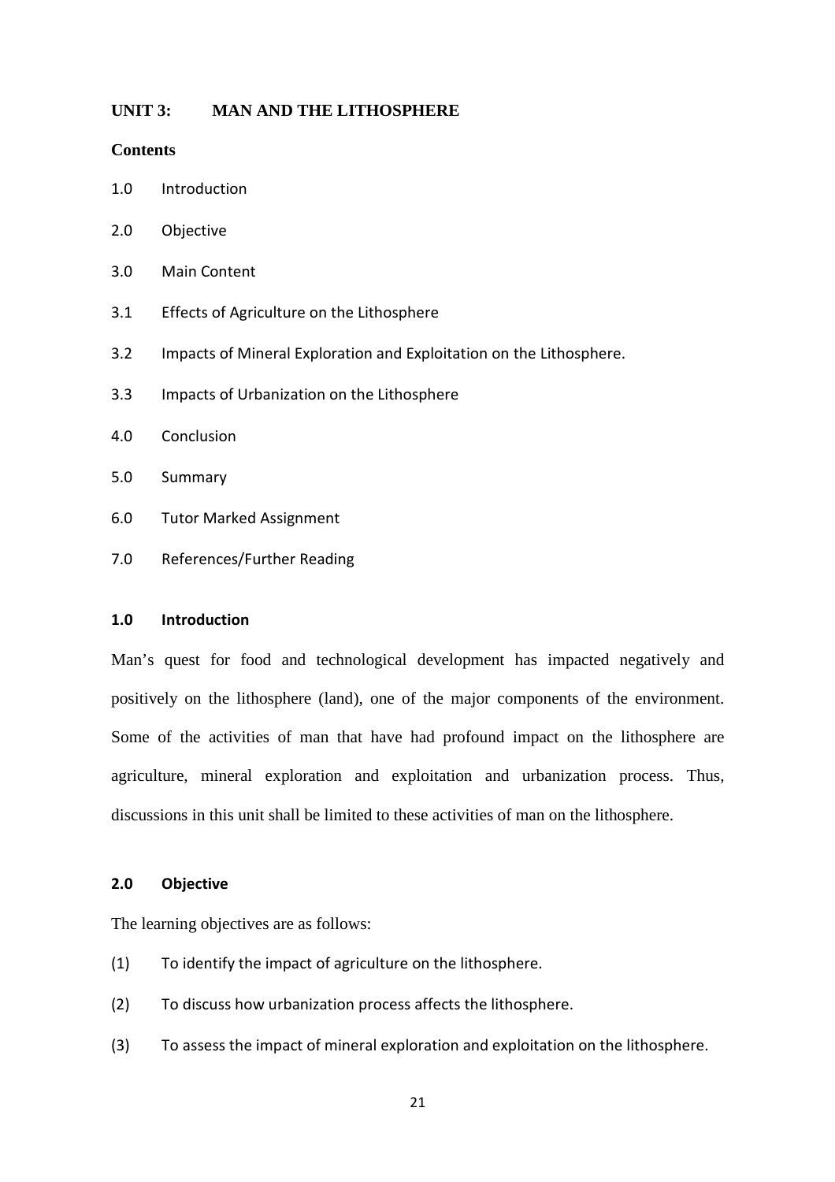## UNIT 3: MAN AND THE LITHOSPHERE

### Contents

1.0 Introduction

2.0 Objective

3.0 Main Content

3.1 Effects of Agriculture on the Lithosphere

3.2 Impacts of Mineral Exploration and Exploitation on the Lithosphere.

3.3 Impacts of Urbanization on the Lithosphere

4.0 Conclusion

5.0 Summary

6.0 Tutor Marked Assignment

7.0 References/Further Reading

### 1.0 Introduction

Man's quest for food and technological development has impacted negatively and positively on the lithosphere (land), one of the major components of the environment. Some of the activities of man that have had profound impact on the lithosphere are agriculture, mineral exploration and exploitation and urbanization process. Thus, discussions in this unit shall be limited to these activities of man on the lithosphere.

### 2.0 Objective

The learning objectives are as follows:

(1) To identify the impact of agriculture on the lithosphere.

(2) To discuss how urbanization process affects the lithosphere.

(3) To assess the impact of mineral exploration and exploitation on the lithosphere.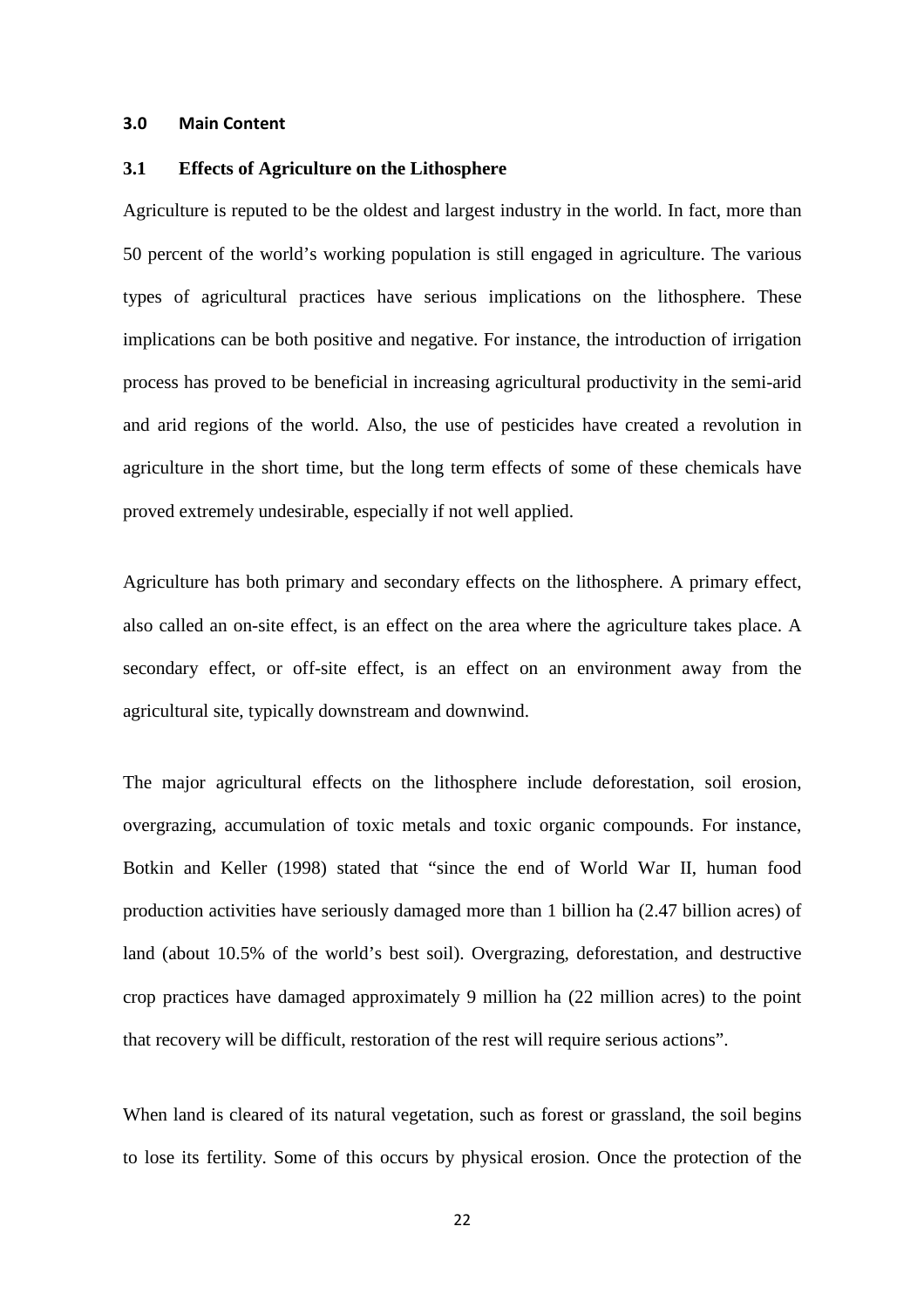## 3.0 Main Content

### 3.1 Effects of Agriculture on the Lithosphere

Agriculture is reputed to be the oldest and largest industry in the world. In fact, more than 50 percent of the world's working population is still engaged in agriculture. The various types of agricultural practices have serious implications on the lithosphere. These implications can be both positive and negative. For instance, the introduction of irrigation process has proved to be beneficial in increasing agricultural productivity in the semi-arid and arid regions of the world. Also, the use of pesticides have created a revolution in agriculture in the short time, but the long term effects of some of these chemicals have proved extremely undesirable, especially if not well applied.

Agriculture has both primary and secondary effects on the lithosphere. A primary effect, also called an on-site effect, is an effect on the area where the agriculture takes place. A secondary effect, or off-site effect, is an effect on an environment away from the agricultural site, typically downstream and downwind.

The major agricultural effects on the lithosphere include deforestation, soil erosion, overgrazing, accumulation of toxic metals and toxic organic compounds. For instance, Botkin and Keller (1998) stated that "since the end of World War II, human food production activities have seriously damaged more than 1 billion ha (2.47 billion acres) of land (about 10.5% of the world's best soil). Overgrazing, deforestation, and destructive crop practices have damaged approximately 9 million ha (22 million acres) to the point that recovery will be difficult, restoration of the rest will require serious actions".

When land is cleared of its natural vegetation, such as forest or grassland, the soil begins to lose its fertility. Some of this occurs by physical erosion. Once the protection of the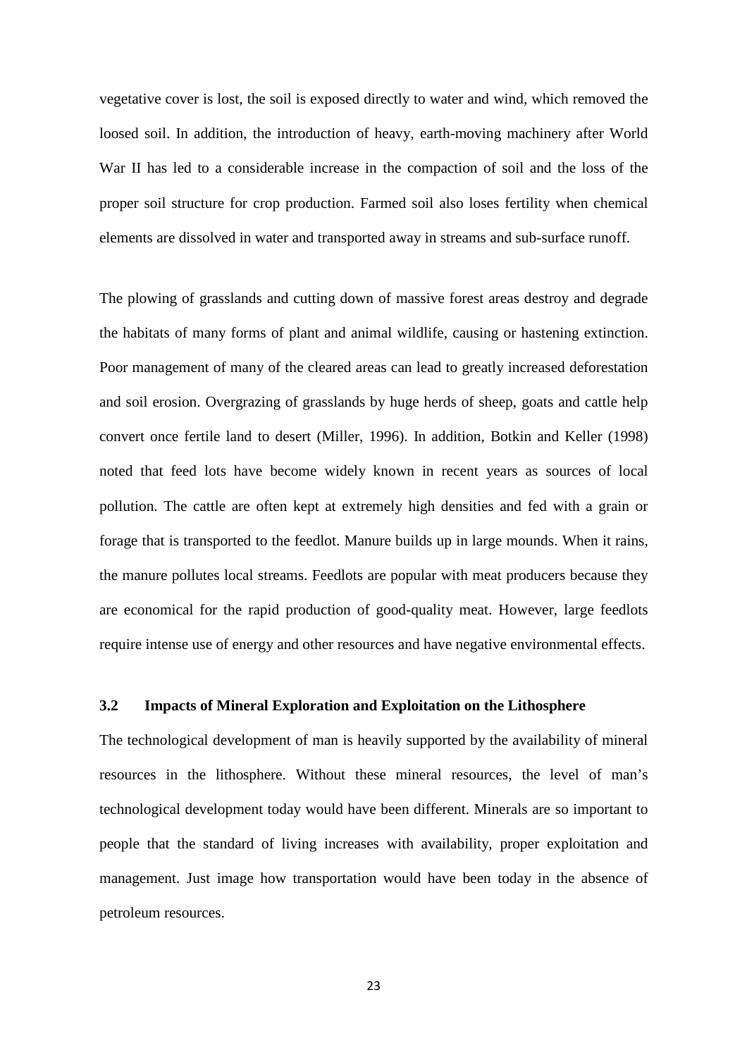vegetative cover is lost, the soil is exposed directly to water and wind, which removed the loosed soil. In addition, the introduction of heavy, earth-moving machinery after World War II has led to a considerable increase in the compaction of soil and the loss of the proper soil structure for crop production. Farmed soil also loses fertility when chemical elements are dissolved in water and transported away in streams and sub-surface runoff.

The plowing of grasslands and cutting down of massive forest areas destroy and degrade the habitats of many forms of plant and animal wildlife, causing or hastening extinction. Poor management of many of the cleared areas can lead to greatly increased deforestation and soil erosion. Overgrazing of grasslands by huge herds of sheep, goats and cattle help convert once fertile land to desert (Miller, 1996). In addition, Botkin and Keller (1998) noted that feed lots have become widely known in recent years as sources of local pollution. The cattle are often kept at extremely high densities and fed with a grain or forage that is transported to the feedlot. Manure builds up in large mounds. When it rains, the manure pollutes local streams. Feedlots are popular with meat producers because they are economical for the rapid production of good-quality meat. However, large feedlots require intense use of energy and other resources and have negative environmental effects.

### 3.2 Impacts of Mineral Exploration and Exploitation on the Lithosphere

The technological development of man is heavily supported by the availability of mineral resources in the lithosphere. Without these mineral resources, the level of man's technological development today would have been different. Minerals are so important to people that the standard of living increases with availability, proper exploitation and management. Just image how transportation would have been today in the absence of petroleum resources.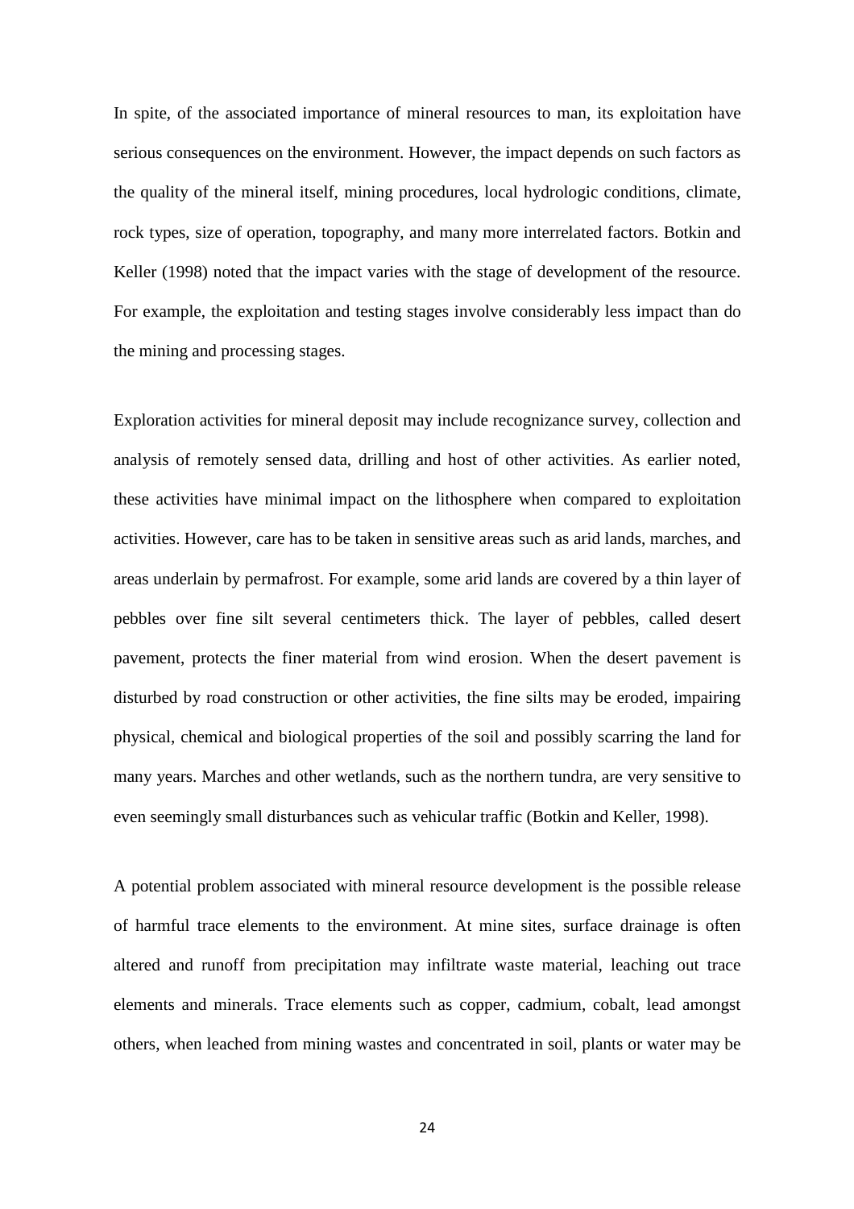In spite, of the associated importance of mineral resources to man, its exploitation have serious consequences on the environment. However, the impact depends on such factors as the quality of the mineral itself, mining procedures, local hydrologic conditions, climate, rock types, size of operation, topography, and many more interrelated factors. Botkin and Keller (1998) noted that the impact varies with the stage of development of the resource. For example, the exploitation and testing stages involve considerably less impact than do the mining and processing stages.

Exploration activities for mineral deposit may include recognizance survey, collection and analysis of remotely sensed data, drilling and host of other activities. As earlier noted, these activities have minimal impact on the lithosphere when compared to exploitation activities. However, care has to be taken in sensitive areas such as arid lands, marches, and areas underlain by permafrost. For example, some arid lands are covered by a thin layer of pebbles over fine silt several centimeters thick. The layer of pebbles, called desert pavement, protects the finer material from wind erosion. When the desert pavement is disturbed by road construction or other activities, the fine silts may be eroded, impairing physical, chemical and biological properties of the soil and possibly scarring the land for many years. Marches and other wetlands, such as the northern tundra, are very sensitive to even seemingly small disturbances such as vehicular traffic (Botkin and Keller, 1998).

A potential problem associated with mineral resource development is the possible release of harmful trace elements to the environment. At mine sites, surface drainage is often altered and runoff from precipitation may infiltrate waste material, leaching out trace elements and minerals. Trace elements such as copper, cadmium, cobalt, lead amongst others, when leached from mining wastes and concentrated in soil, plants or water may be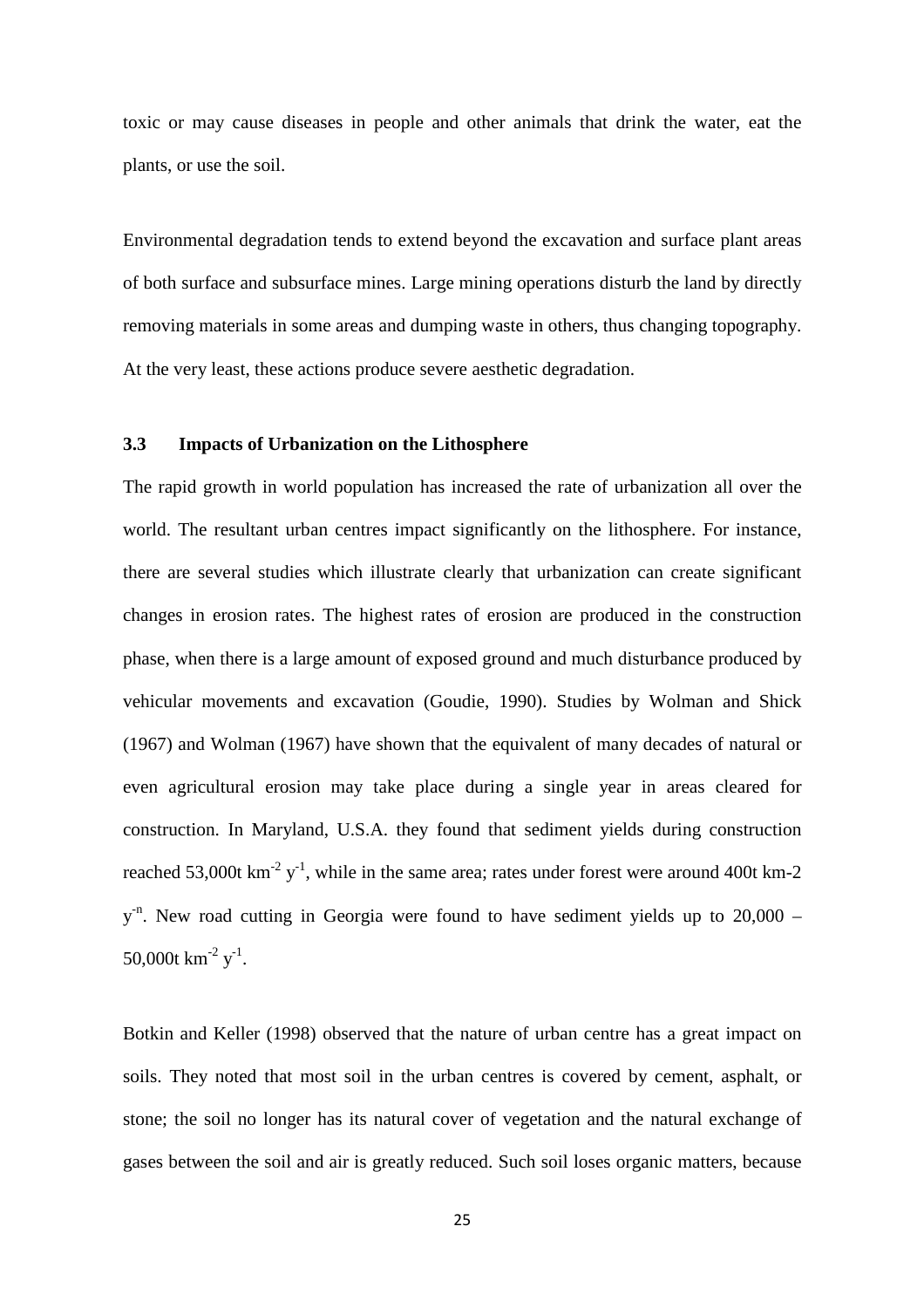toxic or may cause diseases in people and other animals that drink the water, eat the plants, or use the soil.

Environmental degradation tends to extend beyond the excavation and surface plant areas of both surface and subsurface mines. Large mining operations disturb the land by directly removing materials in some areas and dumping waste in others, thus changing topography. At the very least, these actions produce severe aesthetic degradation.

### 3.3 Impacts of Urbanization on the Lithosphere

The rapid growth in world population has increased the rate of urbanization all over the world. The resultant urban centres impact significantly on the lithosphere. For instance, there are several studies which illustrate clearly that urbanization can create significant changes in erosion rates. The highest rates of erosion are produced in the construction phase, when there is a large amount of exposed ground and much disturbance produced by vehicular movements and excavation (Goudie, 1990). Studies by Wolman and Shick (1967) and Wolman (1967) have shown that the equivalent of many decades of natural or even agricultural erosion may take place during a single year in areas cleared for construction. In Maryland, U.S.A. they found that sediment yields during construction reached 53,000t $km^{-2}$ $y^{-1}$, while in the same area; rates under forest were around 400t km-2 $y^{-n}$. New road cutting in Georgia were found to have sediment yields up to 20,000 – 50,000t $km^{-2}$ $y^{-1}$.

Botkin and Keller (1998) observed that the nature of urban centre has a great impact on soils. They noted that most soil in the urban centres is covered by cement, asphalt, or stone; the soil no longer has its natural cover of vegetation and the natural exchange of gases between the soil and air is greatly reduced. Such soil loses organic matters, because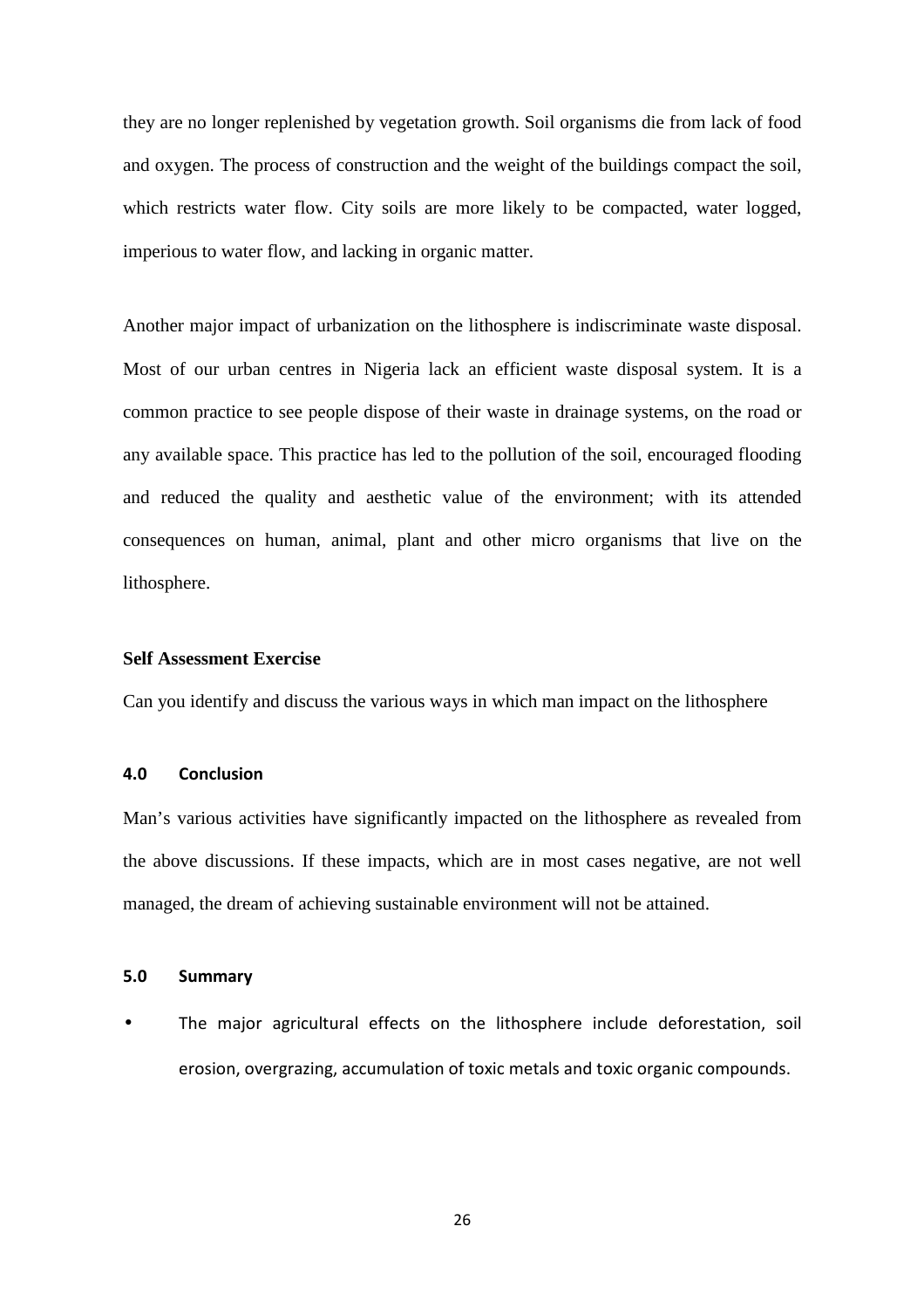they are no longer replenished by vegetation growth. Soil organisms die from lack of food and oxygen. The process of construction and the weight of the buildings compact the soil, which restricts water flow. City soils are more likely to be compacted, water logged, imperious to water flow, and lacking in organic matter.

Another major impact of urbanization on the lithosphere is indiscriminate waste disposal. Most of our urban centres in Nigeria lack an efficient waste disposal system. It is a common practice to see people dispose of their waste in drainage systems, on the road or any available space. This practice has led to the pollution of the soil, encouraged flooding and reduced the quality and aesthetic value of the environment; with its attended consequences on human, animal, plant and other micro organisms that live on the lithosphere.

**Self Assessment Exercise**

Can you identify and discuss the various ways in which man impact on the lithosphere

## 4.0 Conclusion

Man's various activities have significantly impacted on the lithosphere as revealed from the above discussions. If these impacts, which are in most cases negative, are not well managed, the dream of achieving sustainable environment will not be attained.

## 5.0 Summary

- The major agricultural effects on the lithosphere include deforestation, soil erosion, overgrazing, accumulation of toxic metals and toxic organic compounds.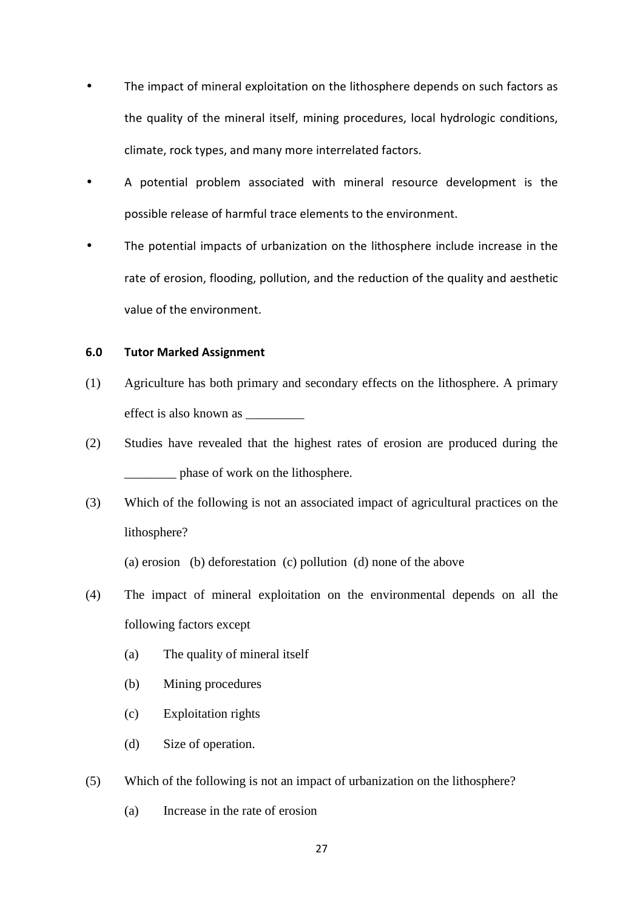- The impact of mineral exploitation on the lithosphere depends on such factors as the quality of the mineral itself, mining procedures, local hydrologic conditions, climate, rock types, and many more interrelated factors.
- A potential problem associated with mineral resource development is the possible release of harmful trace elements to the environment.
- The potential impacts of urbanization on the lithosphere include increase in the rate of erosion, flooding, pollution, and the reduction of the quality and aesthetic value of the environment.

## 6.0 Tutor Marked Assignment

(1) Agriculture has both primary and secondary effects on the lithosphere. A primary effect is also known as _________

(2) Studies have revealed that the highest rates of erosion are produced during the ________ phase of work on the lithosphere.

(3) Which of the following is not an associated impact of agricultural practices on the lithosphere?

(a) erosion (b) deforestation (c) pollution (d) none of the above

(4) The impact of mineral exploitation on the environmental depends on all the following factors except

(a) The quality of mineral itself

(b) Mining procedures

(c) Exploitation rights

(d) Size of operation.

(5) Which of the following is not an impact of urbanization on the lithosphere?

(a) Increase in the rate of erosion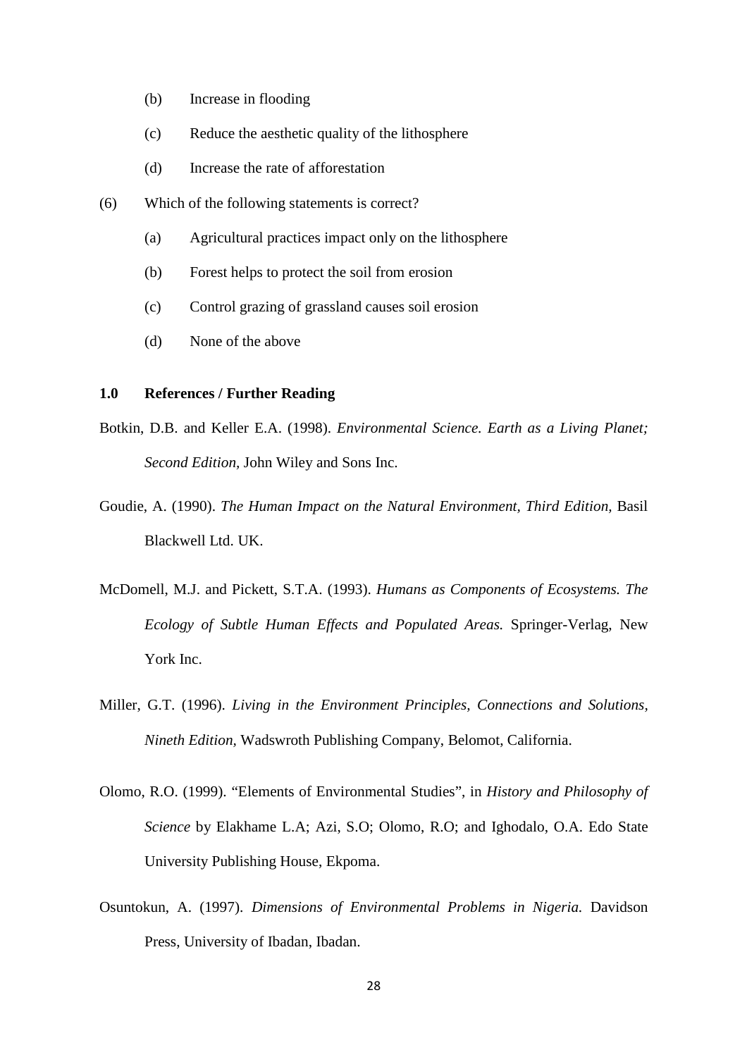(b) Increase in flooding

(c) Reduce the aesthetic quality of the lithosphere

(d) Increase the rate of afforestation

(6) Which of the following statements is correct?

(a) Agricultural practices impact only on the lithosphere

(b) Forest helps to protect the soil from erosion

(c) Control grazing of grassland causes soil erosion

(d) None of the above

## 1.0 References / Further Reading

Botkin, D.B. and Keller E.A. (1998). *Environmental Science. Earth as a Living Planet; Second Edition,* John Wiley and Sons Inc.

Goudie, A. (1990). *The Human Impact on the Natural Environment, Third Edition,* Basil Blackwell Ltd. UK.

McDomell, M.J. and Pickett, S.T.A. (1993). *Humans as Components of Ecosystems. The Ecology of Subtle Human Effects and Populated Areas.* Springer-Verlag, New York Inc.

Miller, G.T. (1996). *Living in the Environment Principles, Connections and Solutions, Nineth Edition,* Wadswroth Publishing Company, Belomot, California.

Olomo, R.O. (1999). "Elements of Environmental Studies", in *History and Philosophy of Science* by Elakhame L.A; Azi, S.O; Olomo, R.O; and Ighodalo, O.A. Edo State University Publishing House, Ekpoma.

Osuntokun, A. (1997). *Dimensions of Environmental Problems in Nigeria.* Davidson Press, University of Ibadan, Ibadan.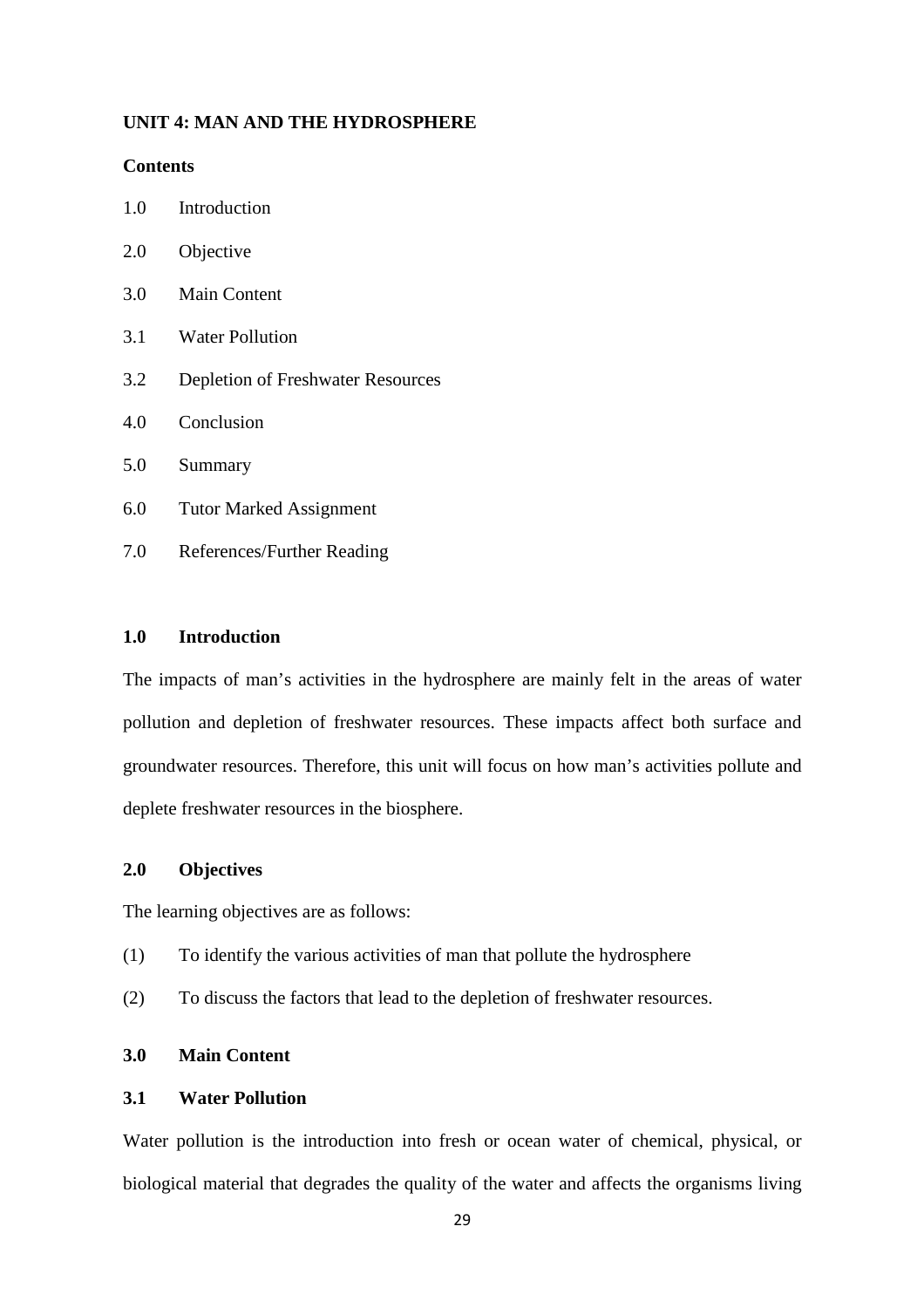## UNIT 4: MAN AND THE HYDROSPHERE

**Contents**

1.0 Introduction

2.0 Objective

3.0 Main Content

3.1 Water Pollution

3.2 Depletion of Freshwater Resources

4.0 Conclusion

5.0 Summary

6.0 Tutor Marked Assignment

7.0 References/Further Reading

### 1.0 Introduction

The impacts of man's activities in the hydrosphere are mainly felt in the areas of water pollution and depletion of freshwater resources. These impacts affect both surface and groundwater resources. Therefore, this unit will focus on how man's activities pollute and deplete freshwater resources in the biosphere.

### 2.0 Objectives

The learning objectives are as follows:

(1) To identify the various activities of man that pollute the hydrosphere

(2) To discuss the factors that lead to the depletion of freshwater resources.

### 3.0 Main Content

### 3.1 Water Pollution

Water pollution is the introduction into fresh or ocean water of chemical, physical, or biological material that degrades the quality of the water and affects the organisms living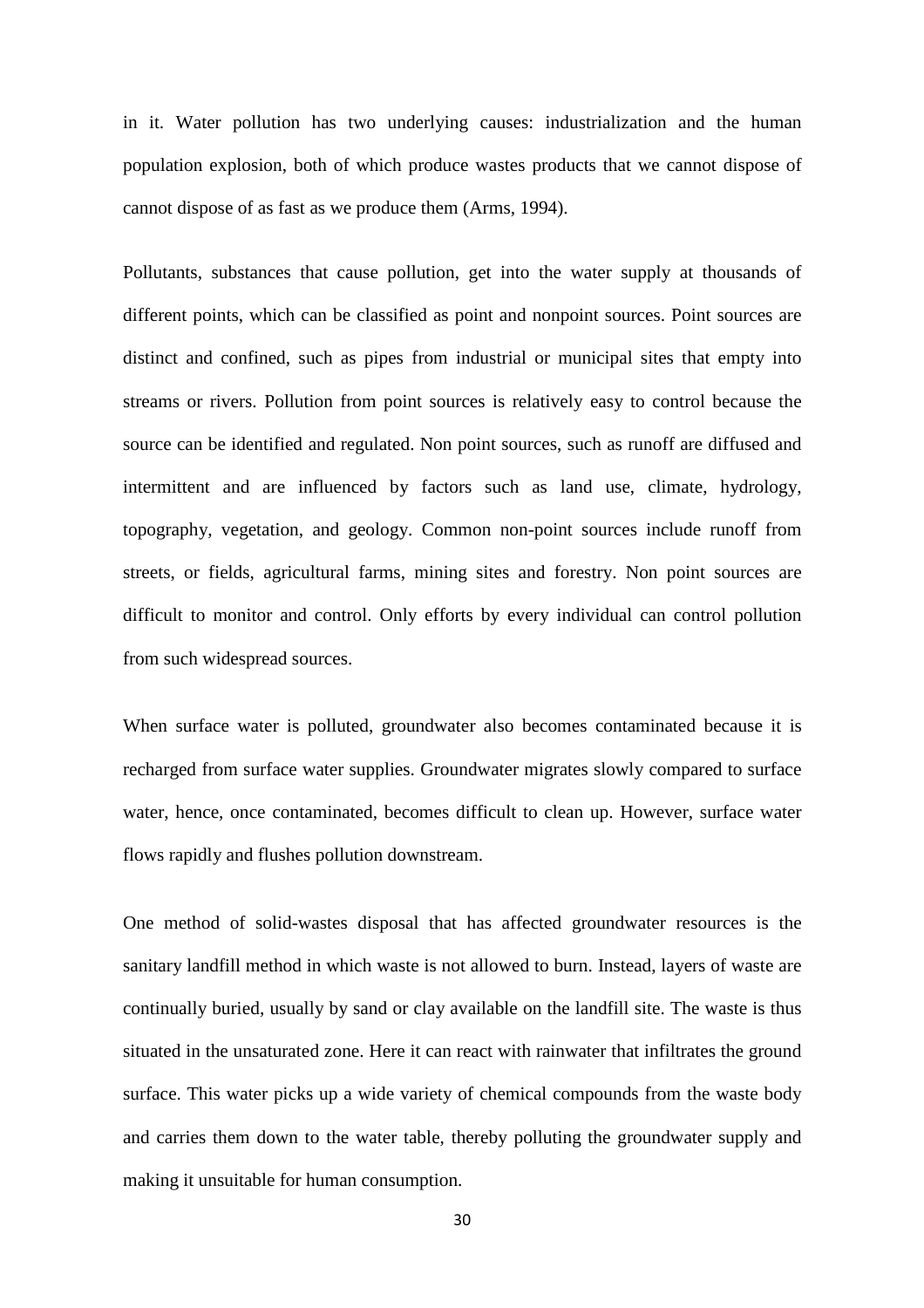in it. Water pollution has two underlying causes: industrialization and the human population explosion, both of which produce wastes products that we cannot dispose of cannot dispose of as fast as we produce them (Arms, 1994).

Pollutants, substances that cause pollution, get into the water supply at thousands of different points, which can be classified as point and nonpoint sources. Point sources are distinct and confined, such as pipes from industrial or municipal sites that empty into streams or rivers. Pollution from point sources is relatively easy to control because the source can be identified and regulated. Non point sources, such as runoff are diffused and intermittent and are influenced by factors such as land use, climate, hydrology, topography, vegetation, and geology. Common non-point sources include runoff from streets, or fields, agricultural farms, mining sites and forestry. Non point sources are difficult to monitor and control. Only efforts by every individual can control pollution from such widespread sources.

When surface water is polluted, groundwater also becomes contaminated because it is recharged from surface water supplies. Groundwater migrates slowly compared to surface water, hence, once contaminated, becomes difficult to clean up. However, surface water flows rapidly and flushes pollution downstream.

One method of solid-wastes disposal that has affected groundwater resources is the sanitary landfill method in which waste is not allowed to burn. Instead, layers of waste are continually buried, usually by sand or clay available on the landfill site. The waste is thus situated in the unsaturated zone. Here it can react with rainwater that infiltrates the ground surface. This water picks up a wide variety of chemical compounds from the waste body and carries them down to the water table, thereby polluting the groundwater supply and making it unsuitable for human consumption.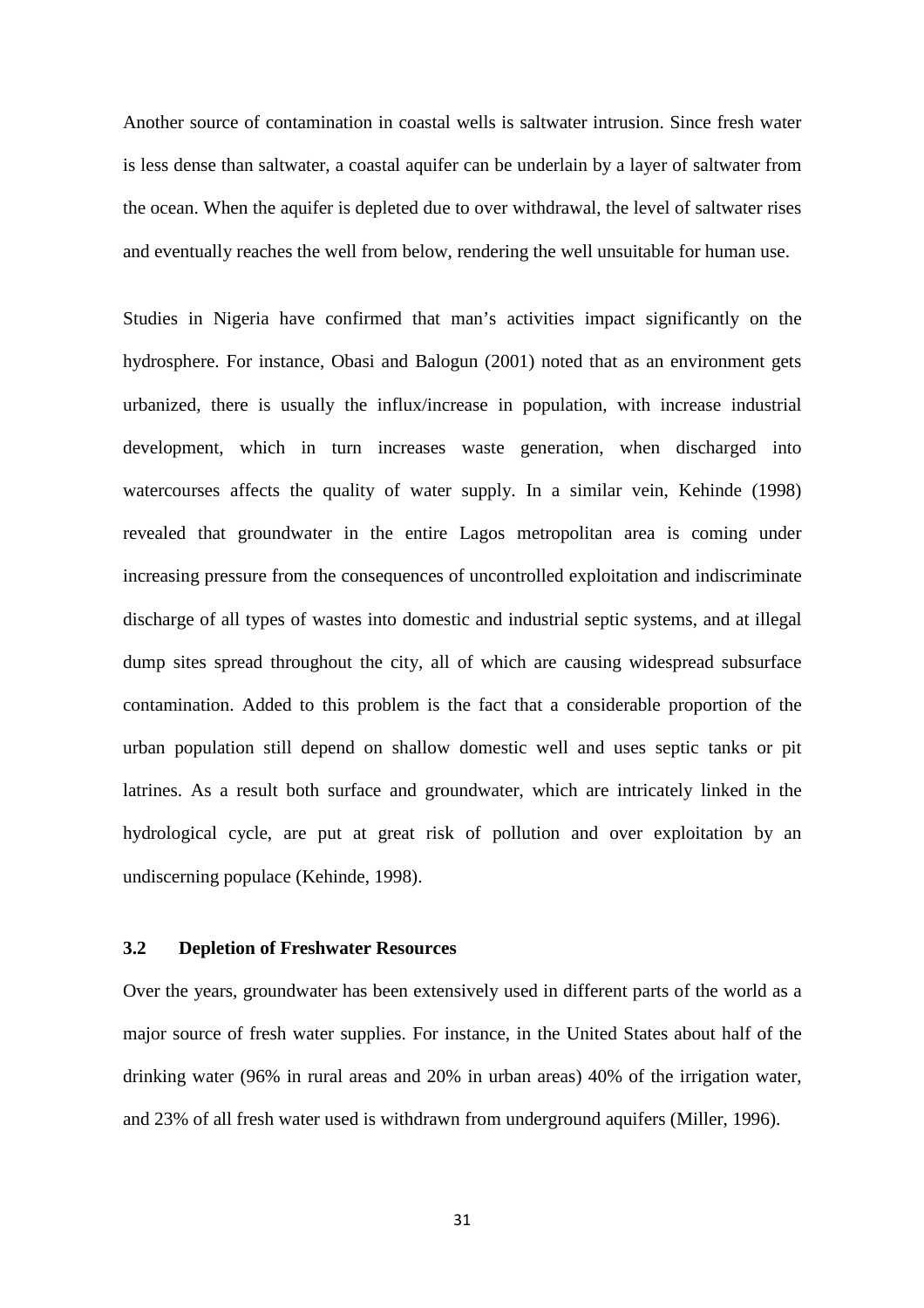Another source of contamination in coastal wells is saltwater intrusion. Since fresh water is less dense than saltwater, a coastal aquifer can be underlain by a layer of saltwater from the ocean. When the aquifer is depleted due to over withdrawal, the level of saltwater rises and eventually reaches the well from below, rendering the well unsuitable for human use.

Studies in Nigeria have confirmed that man's activities impact significantly on the hydrosphere. For instance, Obasi and Balogun (2001) noted that as an environment gets urbanized, there is usually the influx/increase in population, with increase industrial development, which in turn increases waste generation, when discharged into watercourses affects the quality of water supply. In a similar vein, Kehinde (1998) revealed that groundwater in the entire Lagos metropolitan area is coming under increasing pressure from the consequences of uncontrolled exploitation and indiscriminate discharge of all types of wastes into domestic and industrial septic systems, and at illegal dump sites spread throughout the city, all of which are causing widespread subsurface contamination. Added to this problem is the fact that a considerable proportion of the urban population still depend on shallow domestic well and uses septic tanks or pit latrines. As a result both surface and groundwater, which are intricately linked in the hydrological cycle, are put at great risk of pollution and over exploitation by an undiscerning populace (Kehinde, 1998).

### 3.2 Depletion of Freshwater Resources

Over the years, groundwater has been extensively used in different parts of the world as a major source of fresh water supplies. For instance, in the United States about half of the drinking water (96% in rural areas and 20% in urban areas) 40% of the irrigation water, and 23% of all fresh water used is withdrawn from underground aquifers (Miller, 1996).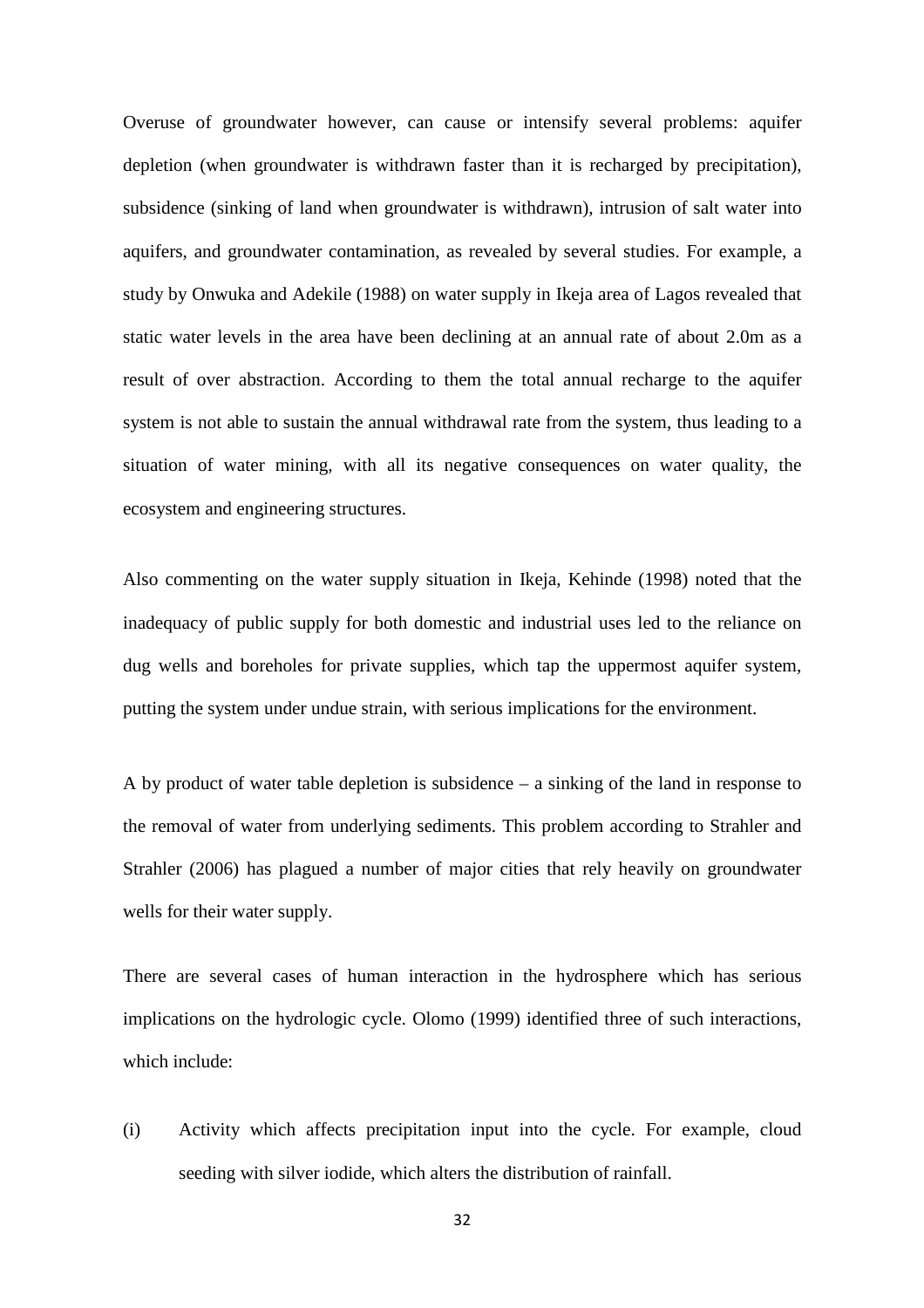Overuse of groundwater however, can cause or intensify several problems: aquifer depletion (when groundwater is withdrawn faster than it is recharged by precipitation), subsidence (sinking of land when groundwater is withdrawn), intrusion of salt water into aquifers, and groundwater contamination, as revealed by several studies. For example, a study by Onwuka and Adekile (1988) on water supply in Ikeja area of Lagos revealed that static water levels in the area have been declining at an annual rate of about 2.0m as a result of over abstraction. According to them the total annual recharge to the aquifer system is not able to sustain the annual withdrawal rate from the system, thus leading to a situation of water mining, with all its negative consequences on water quality, the ecosystem and engineering structures.

Also commenting on the water supply situation in Ikeja, Kehinde (1998) noted that the inadequacy of public supply for both domestic and industrial uses led to the reliance on dug wells and boreholes for private supplies, which tap the uppermost aquifer system, putting the system under undue strain, with serious implications for the environment.

A by product of water table depletion is subsidence – a sinking of the land in response to the removal of water from underlying sediments. This problem according to Strahler and Strahler (2006) has plagued a number of major cities that rely heavily on groundwater wells for their water supply.

There are several cases of human interaction in the hydrosphere which has serious implications on the hydrologic cycle. Olomo (1999) identified three of such interactions, which include:

(i) Activity which affects precipitation input into the cycle. For example, cloud seeding with silver iodide, which alters the distribution of rainfall.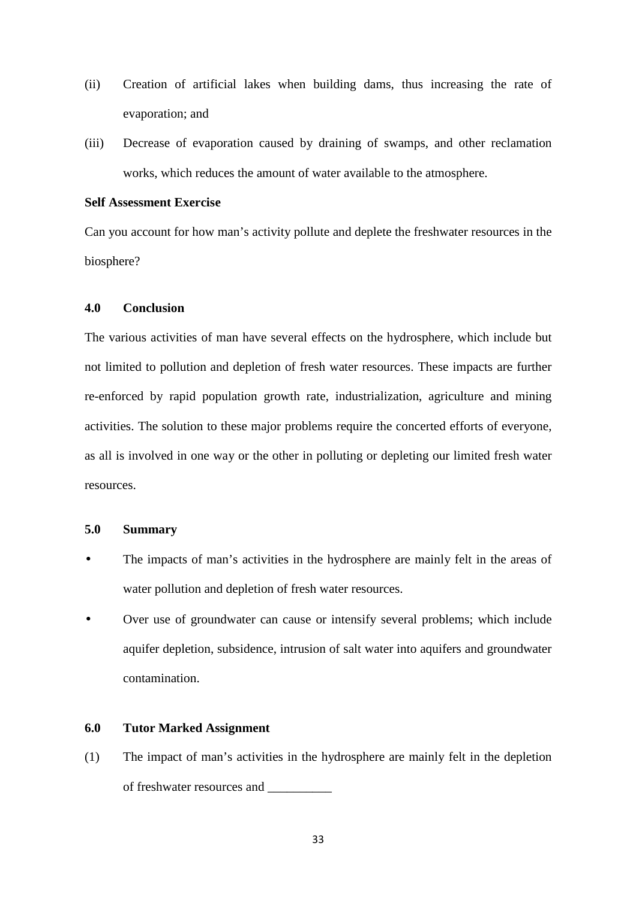(ii) Creation of artificial lakes when building dams, thus increasing the rate of evaporation; and

(iii) Decrease of evaporation caused by draining of swamps, and other reclamation works, which reduces the amount of water available to the atmosphere.

**Self Assessment Exercise**

Can you account for how man's activity pollute and deplete the freshwater resources in the biosphere?

## 4.0 Conclusion

The various activities of man have several effects on the hydrosphere, which include but not limited to pollution and depletion of fresh water resources. These impacts are further re-enforced by rapid population growth rate, industrialization, agriculture and mining activities. The solution to these major problems require the concerted efforts of everyone, as all is involved in one way or the other in polluting or depleting our limited fresh water resources.

## 5.0 Summary

- The impacts of man's activities in the hydrosphere are mainly felt in the areas of water pollution and depletion of fresh water resources.
- Over use of groundwater can cause or intensify several problems; which include aquifer depletion, subsidence, intrusion of salt water into aquifers and groundwater contamination.

## 6.0 Tutor Marked Assignment

(1) The impact of man's activities in the hydrosphere are mainly felt in the depletion of freshwater resources and __________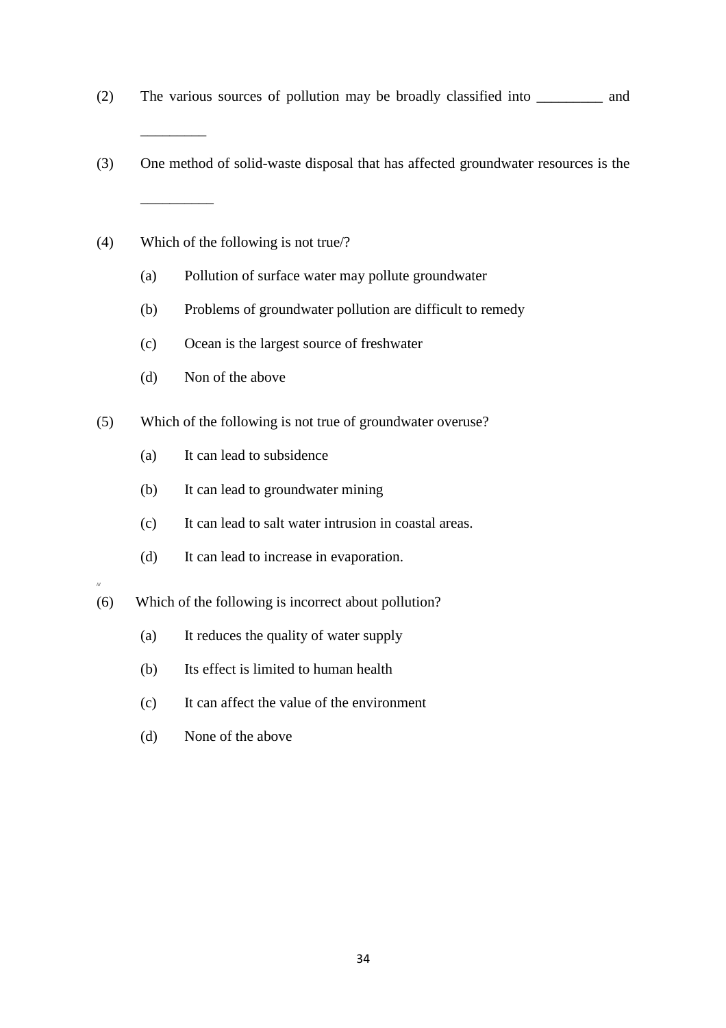(2) The various sources of pollution may be broadly classified into _________ and _________

(3) One method of solid-waste disposal that has affected groundwater resources is the __________

(4) Which of the following is not true/?

  (a) Pollution of surface water may pollute groundwater

  (b) Problems of groundwater pollution are difficult to remedy

  (c) Ocean is the largest source of freshwater

  (d) Non of the above

(5) Which of the following is not true of groundwater overuse?

  (a) It can lead to subsidence

  (b) It can lead to groundwater mining

  (c) It can lead to salt water intrusion in coastal areas.

  (d) It can lead to increase in evaporation.

(6) Which of the following is incorrect about pollution?

  (a) It reduces the quality of water supply

  (b) Its effect is limited to human health

  (c) It can affect the value of the environment

  (d) None of the above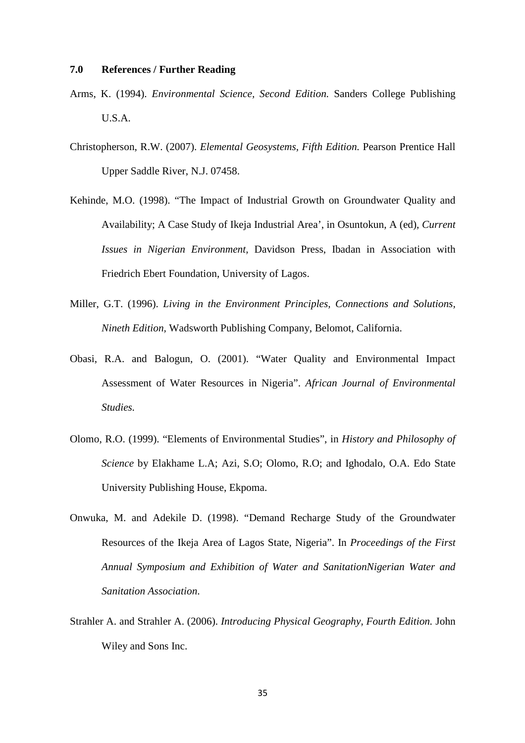## 7.0 References / Further Reading

Arms, K. (1994). *Environmental Science, Second Edition.* Sanders College Publishing U.S.A.

Christopherson, R.W. (2007). *Elemental Geosystems, Fifth Edition.* Pearson Prentice Hall Upper Saddle River, N.J. 07458.

Kehinde, M.O. (1998). "The Impact of Industrial Growth on Groundwater Quality and Availability; A Case Study of Ikeja Industrial Area', in Osuntokun, A (ed), *Current Issues in Nigerian Environment,* Davidson Press, Ibadan in Association with Friedrich Ebert Foundation, University of Lagos.

Miller, G.T. (1996). *Living in the Environment Principles, Connections and Solutions, Nineth Edition,* Wadsworth Publishing Company, Belomot, California.

Obasi, R.A. and Balogun, O. (2001). "Water Quality and Environmental Impact Assessment of Water Resources in Nigeria". *African Journal of Environmental Studies.*

Olomo, R.O. (1999). "Elements of Environmental Studies", in *History and Philosophy of Science* by Elakhame L.A; Azi, S.O; Olomo, R.O; and Ighodalo, O.A. Edo State University Publishing House, Ekpoma.

Onwuka, M. and Adekile D. (1998). "Demand Recharge Study of the Groundwater Resources of the Ikeja Area of Lagos State, Nigeria". In *Proceedings of the First Annual Symposium and Exhibition of Water and SanitationNigerian Water and Sanitation Association*.

Strahler A. and Strahler A. (2006). *Introducing Physical Geography, Fourth Edition.* John Wiley and Sons Inc.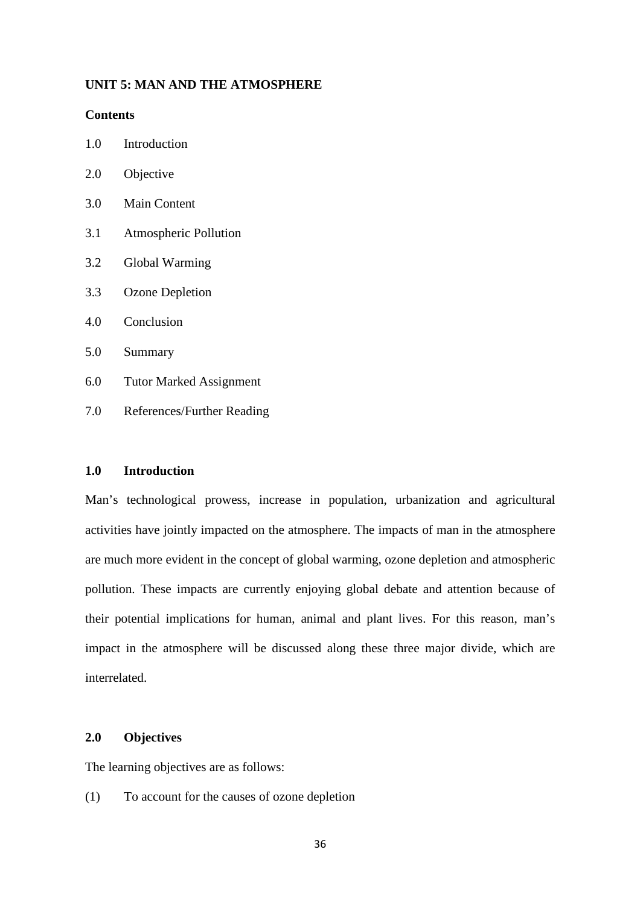## UNIT 5: MAN AND THE ATMOSPHERE

**Contents**

1.0 Introduction

2.0 Objective

3.0 Main Content

3.1 Atmospheric Pollution

3.2 Global Warming

3.3 Ozone Depletion

4.0 Conclusion

5.0 Summary

6.0 Tutor Marked Assignment

7.0 References/Further Reading

### 1.0 Introduction

Man's technological prowess, increase in population, urbanization and agricultural activities have jointly impacted on the atmosphere. The impacts of man in the atmosphere are much more evident in the concept of global warming, ozone depletion and atmospheric pollution. These impacts are currently enjoying global debate and attention because of their potential implications for human, animal and plant lives. For this reason, man's impact in the atmosphere will be discussed along these three major divide, which are interrelated.

### 2.0 Objectives

The learning objectives are as follows:

(1) To account for the causes of ozone depletion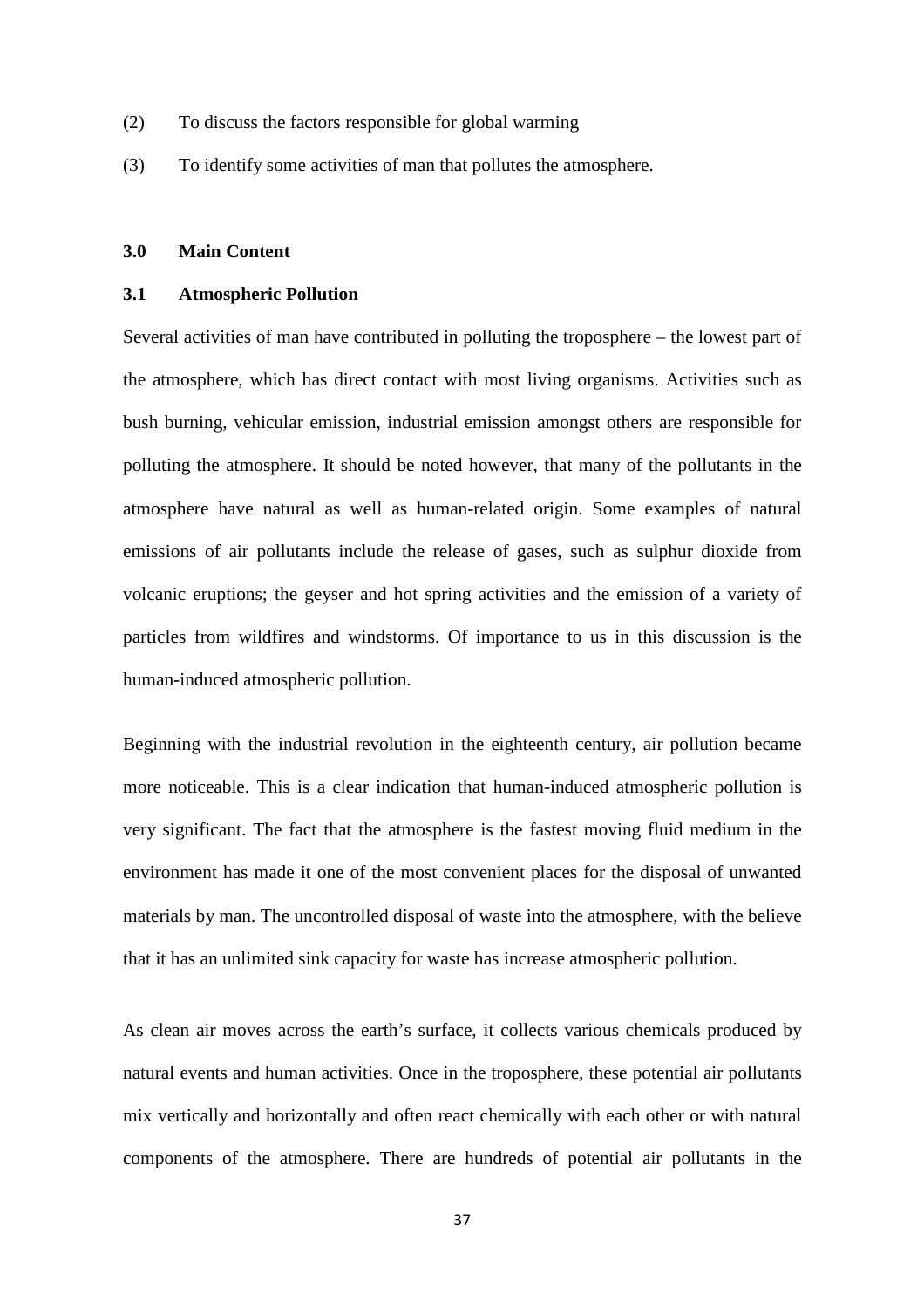(2) To discuss the factors responsible for global warming

(3) To identify some activities of man that pollutes the atmosphere.

## 3.0 Main Content

### 3.1 Atmospheric Pollution

Several activities of man have contributed in polluting the troposphere – the lowest part of the atmosphere, which has direct contact with most living organisms. Activities such as bush burning, vehicular emission, industrial emission amongst others are responsible for polluting the atmosphere. It should be noted however, that many of the pollutants in the atmosphere have natural as well as human-related origin. Some examples of natural emissions of air pollutants include the release of gases, such as sulphur dioxide from volcanic eruptions; the geyser and hot spring activities and the emission of a variety of particles from wildfires and windstorms. Of importance to us in this discussion is the human-induced atmospheric pollution.

Beginning with the industrial revolution in the eighteenth century, air pollution became more noticeable. This is a clear indication that human-induced atmospheric pollution is very significant. The fact that the atmosphere is the fastest moving fluid medium in the environment has made it one of the most convenient places for the disposal of unwanted materials by man. The uncontrolled disposal of waste into the atmosphere, with the believe that it has an unlimited sink capacity for waste has increase atmospheric pollution.

As clean air moves across the earth's surface, it collects various chemicals produced by natural events and human activities. Once in the troposphere, these potential air pollutants mix vertically and horizontally and often react chemically with each other or with natural components of the atmosphere. There are hundreds of potential air pollutants in the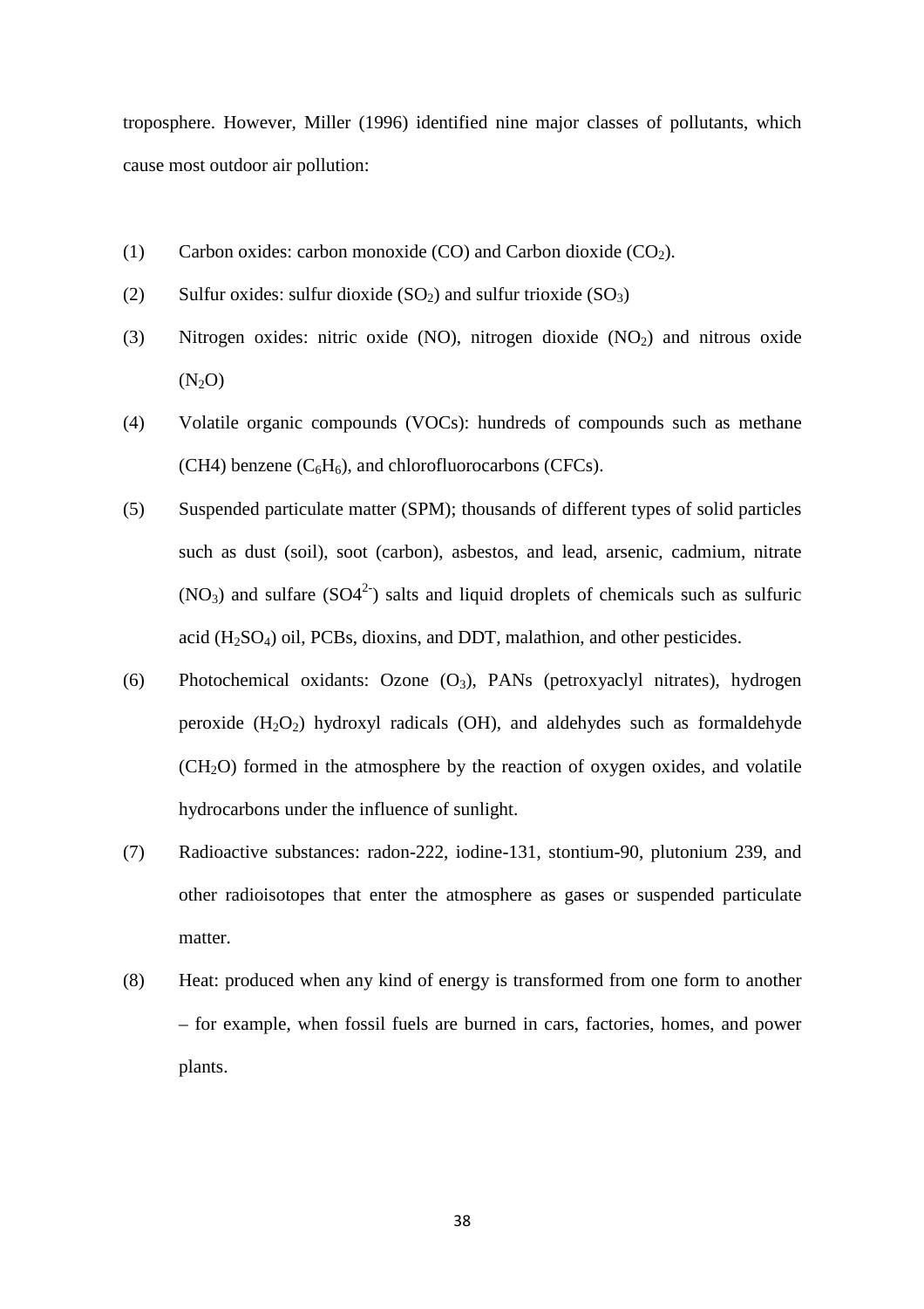troposphere. However, Miller (1996) identified nine major classes of pollutants, which cause most outdoor air pollution:

(1) Carbon oxides: carbon monoxide (CO) and Carbon dioxide ($CO_2$).

(2) Sulfur oxides: sulfur dioxide ($SO_2$) and sulfur trioxide ($SO_3$)

(3) Nitrogen oxides: nitric oxide (NO), nitrogen dioxide ($NO_2$) and nitrous oxide ($N_2O$)

(4) Volatile organic compounds (VOCs): hundreds of compounds such as methane (CH4) benzene ($C_6H_6$), and chlorofluorocarbons (CFCs).

(5) Suspended particulate matter (SPM); thousands of different types of solid particles such as dust (soil), soot (carbon), asbestos, and lead, arsenic, cadmium, nitrate ($NO_3$) and sulfare ($SO4^{2-}$) salts and liquid droplets of chemicals such as sulfuric acid ($H_2SO_4$) oil, PCBs, dioxins, and DDT, malathion, and other pesticides.

(6) Photochemical oxidants: Ozone ($O_3$), PANs (petroxyaclyl nitrates), hydrogen peroxide ($H_2O_2$) hydroxyl radicals (OH), and aldehydes such as formaldehyde ($CH_2O$) formed in the atmosphere by the reaction of oxygen oxides, and volatile hydrocarbons under the influence of sunlight.

(7) Radioactive substances: radon-222, iodine-131, stontium-90, plutonium 239, and other radioisotopes that enter the atmosphere as gases or suspended particulate matter.

(8) Heat: produced when any kind of energy is transformed from one form to another – for example, when fossil fuels are burned in cars, factories, homes, and power plants.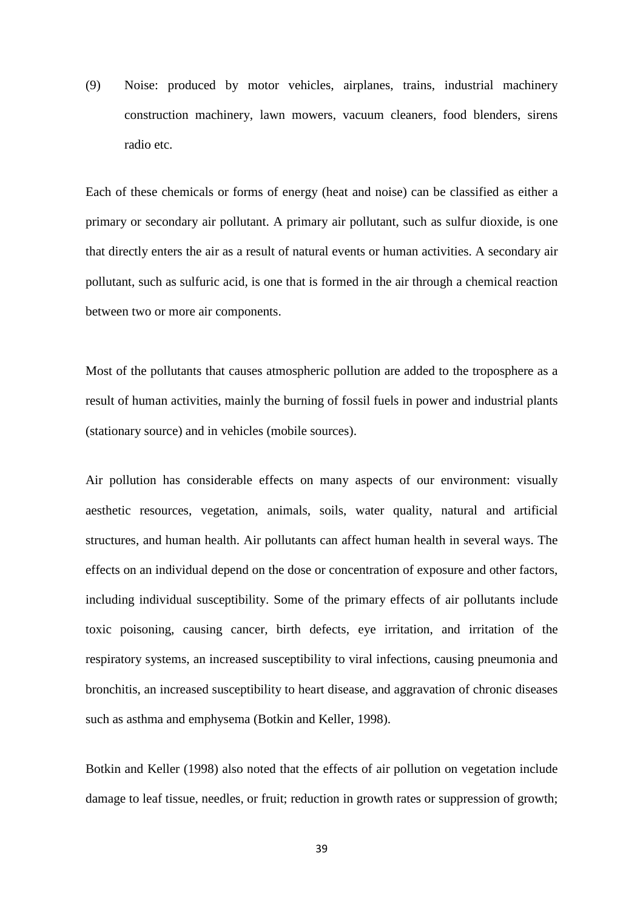(9) Noise: produced by motor vehicles, airplanes, trains, industrial machinery construction machinery, lawn mowers, vacuum cleaners, food blenders, sirens radio etc.

Each of these chemicals or forms of energy (heat and noise) can be classified as either a primary or secondary air pollutant. A primary air pollutant, such as sulfur dioxide, is one that directly enters the air as a result of natural events or human activities. A secondary air pollutant, such as sulfuric acid, is one that is formed in the air through a chemical reaction between two or more air components.

Most of the pollutants that causes atmospheric pollution are added to the troposphere as a result of human activities, mainly the burning of fossil fuels in power and industrial plants (stationary source) and in vehicles (mobile sources).

Air pollution has considerable effects on many aspects of our environment: visually aesthetic resources, vegetation, animals, soils, water quality, natural and artificial structures, and human health. Air pollutants can affect human health in several ways. The effects on an individual depend on the dose or concentration of exposure and other factors, including individual susceptibility. Some of the primary effects of air pollutants include toxic poisoning, causing cancer, birth defects, eye irritation, and irritation of the respiratory systems, an increased susceptibility to viral infections, causing pneumonia and bronchitis, an increased susceptibility to heart disease, and aggravation of chronic diseases such as asthma and emphysema (Botkin and Keller, 1998).

Botkin and Keller (1998) also noted that the effects of air pollution on vegetation include damage to leaf tissue, needles, or fruit; reduction in growth rates or suppression of growth;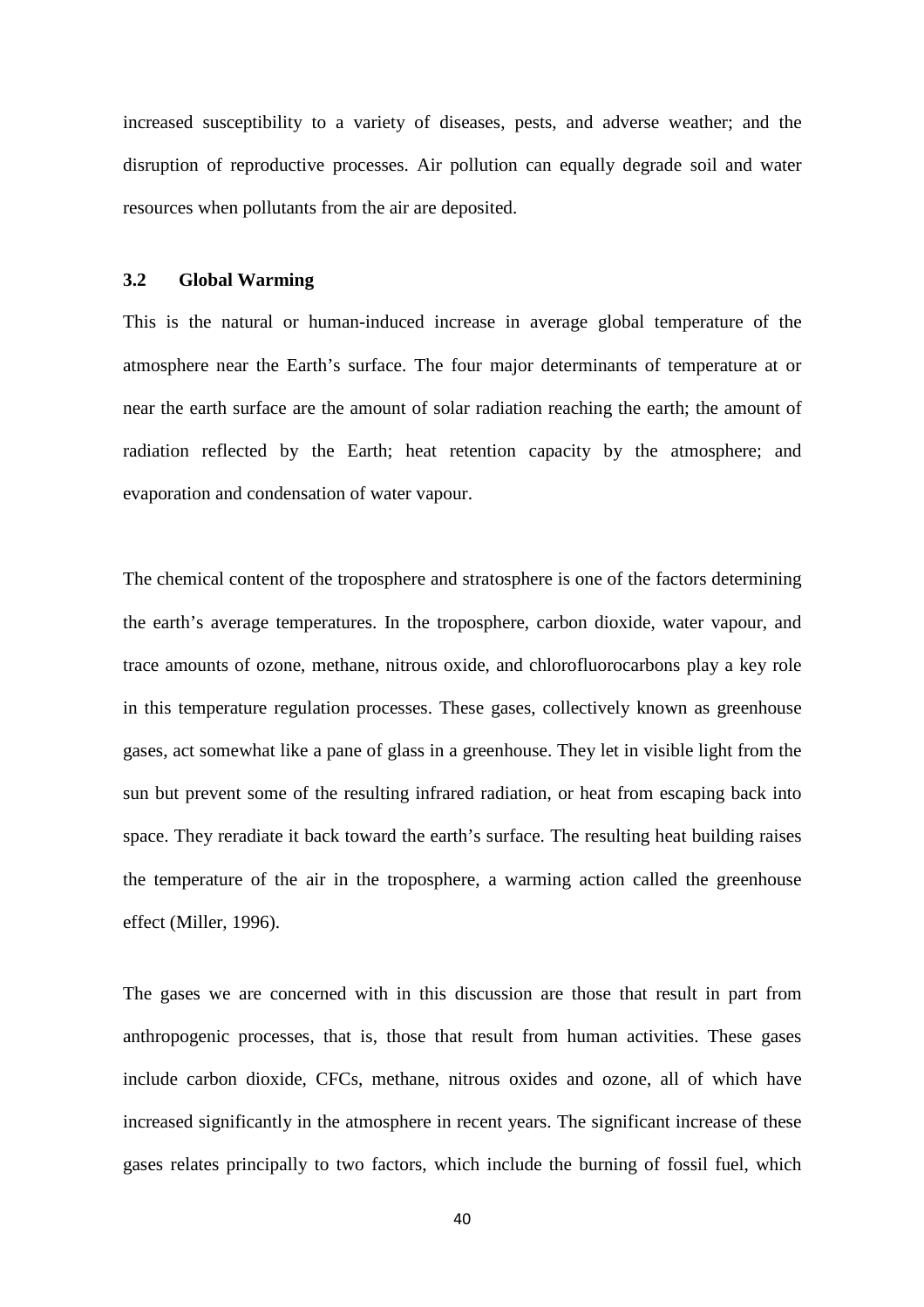increased susceptibility to a variety of diseases, pests, and adverse weather; and the disruption of reproductive processes. Air pollution can equally degrade soil and water resources when pollutants from the air are deposited.

### 3.2 Global Warming

This is the natural or human-induced increase in average global temperature of the atmosphere near the Earth's surface. The four major determinants of temperature at or near the earth surface are the amount of solar radiation reaching the earth; the amount of radiation reflected by the Earth; heat retention capacity by the atmosphere; and evaporation and condensation of water vapour.

The chemical content of the troposphere and stratosphere is one of the factors determining the earth's average temperatures. In the troposphere, carbon dioxide, water vapour, and trace amounts of ozone, methane, nitrous oxide, and chlorofluorocarbons play a key role in this temperature regulation processes. These gases, collectively known as greenhouse gases, act somewhat like a pane of glass in a greenhouse. They let in visible light from the sun but prevent some of the resulting infrared radiation, or heat from escaping back into space. They reradiate it back toward the earth's surface. The resulting heat building raises the temperature of the air in the troposphere, a warming action called the greenhouse effect (Miller, 1996).

The gases we are concerned with in this discussion are those that result in part from anthropogenic processes, that is, those that result from human activities. These gases include carbon dioxide, CFCs, methane, nitrous oxides and ozone, all of which have increased significantly in the atmosphere in recent years. The significant increase of these gases relates principally to two factors, which include the burning of fossil fuel, which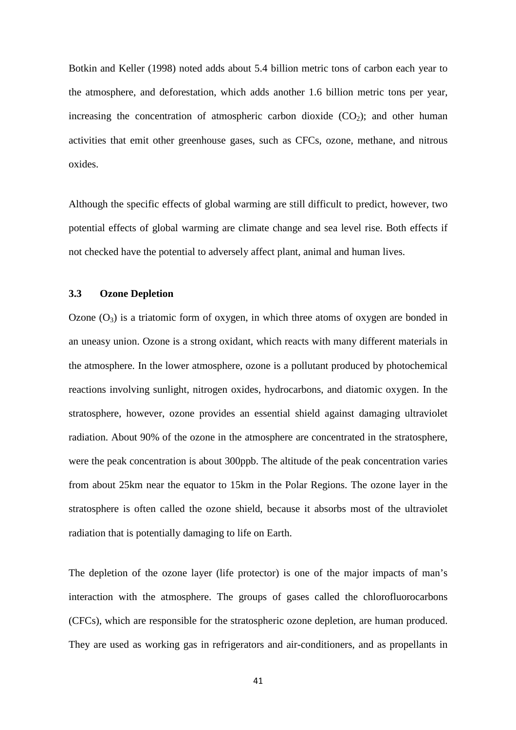Botkin and Keller (1998) noted adds about 5.4 billion metric tons of carbon each year to the atmosphere, and deforestation, which adds another 1.6 billion metric tons per year, increasing the concentration of atmospheric carbon dioxide ($CO_2$); and other human activities that emit other greenhouse gases, such as CFCs, ozone, methane, and nitrous oxides.

Although the specific effects of global warming are still difficult to predict, however, two potential effects of global warming are climate change and sea level rise. Both effects if not checked have the potential to adversely affect plant, animal and human lives.

### 3.3 Ozone Depletion

Ozone ($O_3$) is a triatomic form of oxygen, in which three atoms of oxygen are bonded in an uneasy union. Ozone is a strong oxidant, which reacts with many different materials in the atmosphere. In the lower atmosphere, ozone is a pollutant produced by photochemical reactions involving sunlight, nitrogen oxides, hydrocarbons, and diatomic oxygen. In the stratosphere, however, ozone provides an essential shield against damaging ultraviolet radiation. About 90% of the ozone in the atmosphere are concentrated in the stratosphere, were the peak concentration is about 300ppb. The altitude of the peak concentration varies from about 25km near the equator to 15km in the Polar Regions. The ozone layer in the stratosphere is often called the ozone shield, because it absorbs most of the ultraviolet radiation that is potentially damaging to life on Earth.

The depletion of the ozone layer (life protector) is one of the major impacts of man's interaction with the atmosphere. The groups of gases called the chlorofluorocarbons (CFCs), which are responsible for the stratospheric ozone depletion, are human produced. They are used as working gas in refrigerators and air-conditioners, and as propellants in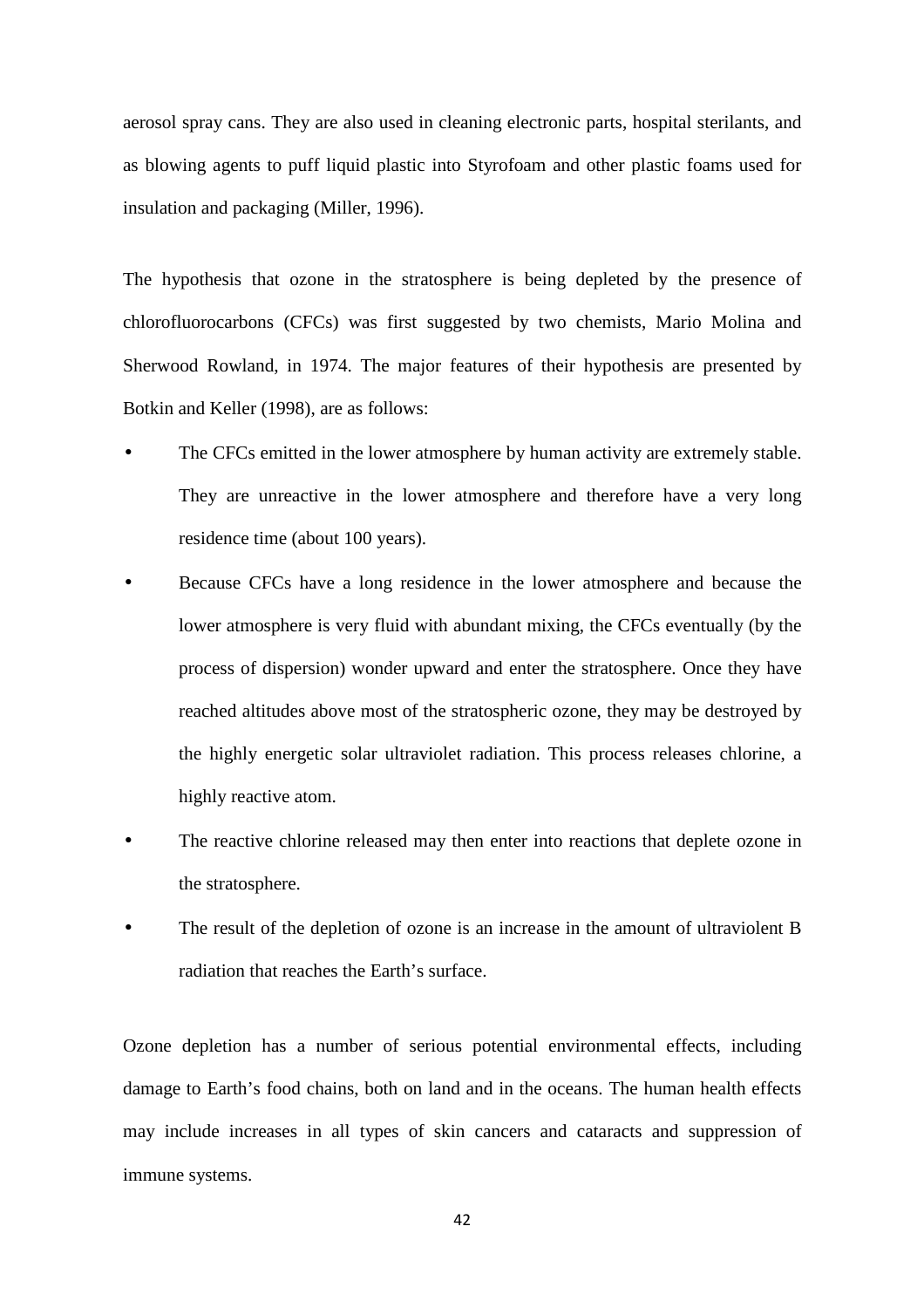aerosol spray cans. They are also used in cleaning electronic parts, hospital sterilants, and as blowing agents to puff liquid plastic into Styrofoam and other plastic foams used for insulation and packaging (Miller, 1996).

The hypothesis that ozone in the stratosphere is being depleted by the presence of chlorofluorocarbons (CFCs) was first suggested by two chemists, Mario Molina and Sherwood Rowland, in 1974. The major features of their hypothesis are presented by Botkin and Keller (1998), are as follows:

- The CFCs emitted in the lower atmosphere by human activity are extremely stable. They are unreactive in the lower atmosphere and therefore have a very long residence time (about 100 years).
- Because CFCs have a long residence in the lower atmosphere and because the lower atmosphere is very fluid with abundant mixing, the CFCs eventually (by the process of dispersion) wonder upward and enter the stratosphere. Once they have reached altitudes above most of the stratospheric ozone, they may be destroyed by the highly energetic solar ultraviolet radiation. This process releases chlorine, a highly reactive atom.
- The reactive chlorine released may then enter into reactions that deplete ozone in the stratosphere.
- The result of the depletion of ozone is an increase in the amount of ultraviolent B radiation that reaches the Earth's surface.

Ozone depletion has a number of serious potential environmental effects, including damage to Earth's food chains, both on land and in the oceans. The human health effects may include increases in all types of skin cancers and cataracts and suppression of immune systems.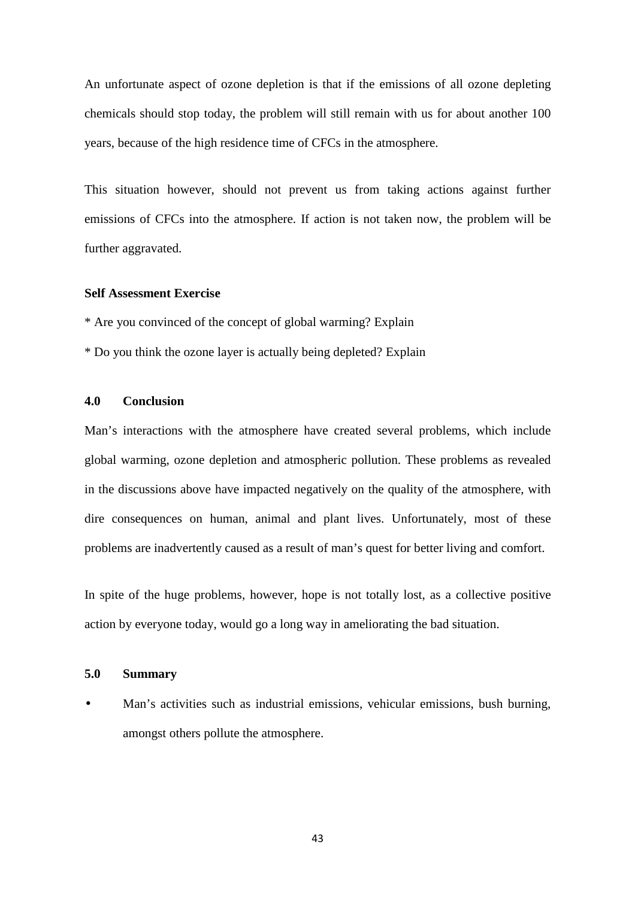An unfortunate aspect of ozone depletion is that if the emissions of all ozone depleting chemicals should stop today, the problem will still remain with us for about another 100 years, because of the high residence time of CFCs in the atmosphere.

This situation however, should not prevent us from taking actions against further emissions of CFCs into the atmosphere. If action is not taken now, the problem will be further aggravated.

**Self Assessment Exercise**

* Are you convinced of the concept of global warming? Explain

* Do you think the ozone layer is actually being depleted? Explain

## 4.0 Conclusion

Man's interactions with the atmosphere have created several problems, which include global warming, ozone depletion and atmospheric pollution. These problems as revealed in the discussions above have impacted negatively on the quality of the atmosphere, with dire consequences on human, animal and plant lives. Unfortunately, most of these problems are inadvertently caused as a result of man's quest for better living and comfort.

In spite of the huge problems, however, hope is not totally lost, as a collective positive action by everyone today, would go a long way in ameliorating the bad situation.

## 5.0 Summary

- Man's activities such as industrial emissions, vehicular emissions, bush burning, amongst others pollute the atmosphere.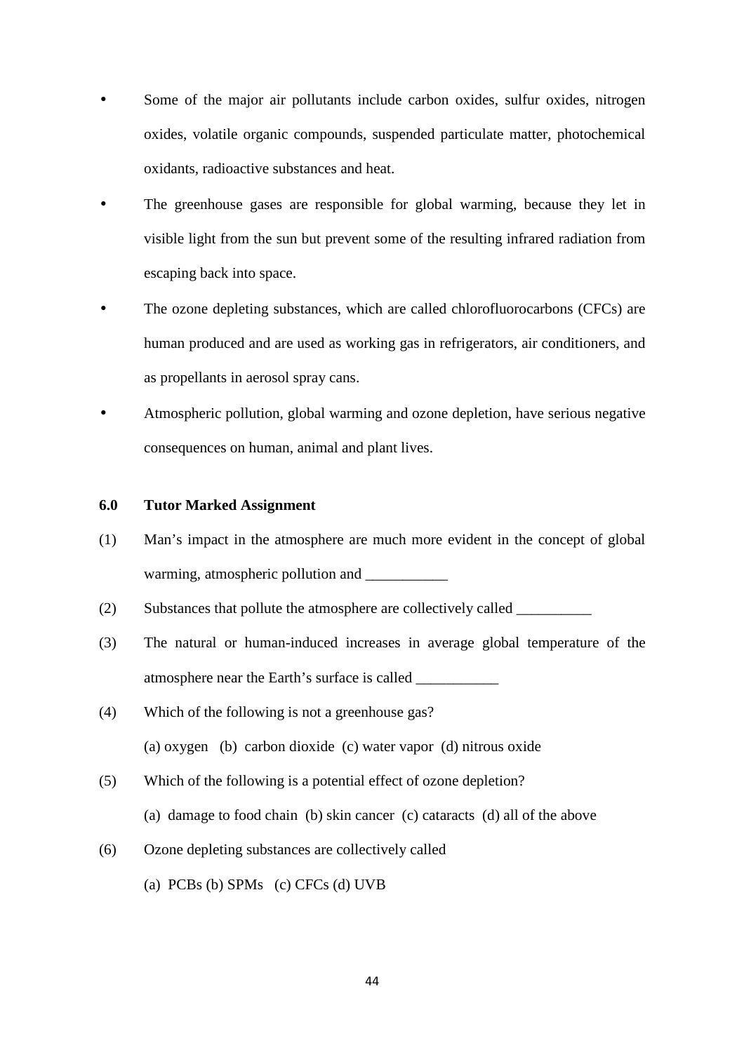- Some of the major air pollutants include carbon oxides, sulfur oxides, nitrogen oxides, volatile organic compounds, suspended particulate matter, photochemical oxidants, radioactive substances and heat.
- The greenhouse gases are responsible for global warming, because they let in visible light from the sun but prevent some of the resulting infrared radiation from escaping back into space.
- The ozone depleting substances, which are called chlorofluorocarbons (CFCs) are human produced and are used as working gas in refrigerators, air conditioners, and as propellants in aerosol spray cans.
- Atmospheric pollution, global warming and ozone depletion, have serious negative consequences on human, animal and plant lives.

## 6.0 Tutor Marked Assignment

(1) Man's impact in the atmosphere are much more evident in the concept of global warming, atmospheric pollution and ___________

(2) Substances that pollute the atmosphere are collectively called __________

(3) The natural or human-induced increases in average global temperature of the atmosphere near the Earth's surface is called ___________

(4) Which of the following is not a greenhouse gas?

(a) oxygen (b) carbon dioxide (c) water vapor (d) nitrous oxide

(5) Which of the following is a potential effect of ozone depletion?

(a) damage to food chain (b) skin cancer (c) cataracts (d) all of the above

(6) Ozone depleting substances are collectively called

(a) PCBs (b) SPMs (c) CFCs (d) UVB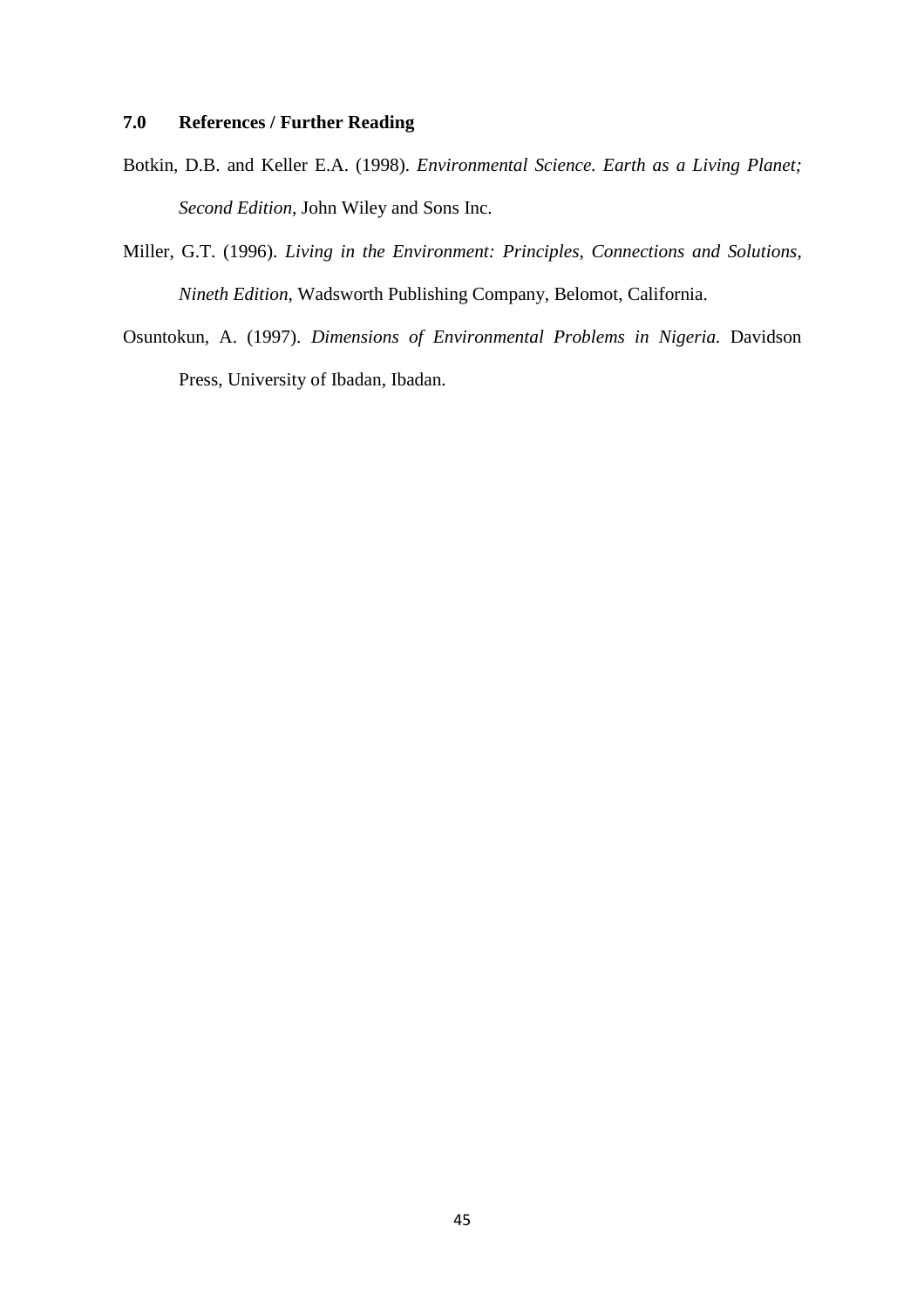## 7.0 References / Further Reading

Botkin, D.B. and Keller E.A. (1998). *Environmental Science. Earth as a Living Planet; Second Edition,* John Wiley and Sons Inc.

Miller, G.T. (1996). *Living in the Environment: Principles, Connections and Solutions, Nineth Edition,* Wadsworth Publishing Company, Belomot, California.

Osuntokun, A. (1997). *Dimensions of Environmental Problems in Nigeria.* Davidson Press, University of Ibadan, Ibadan.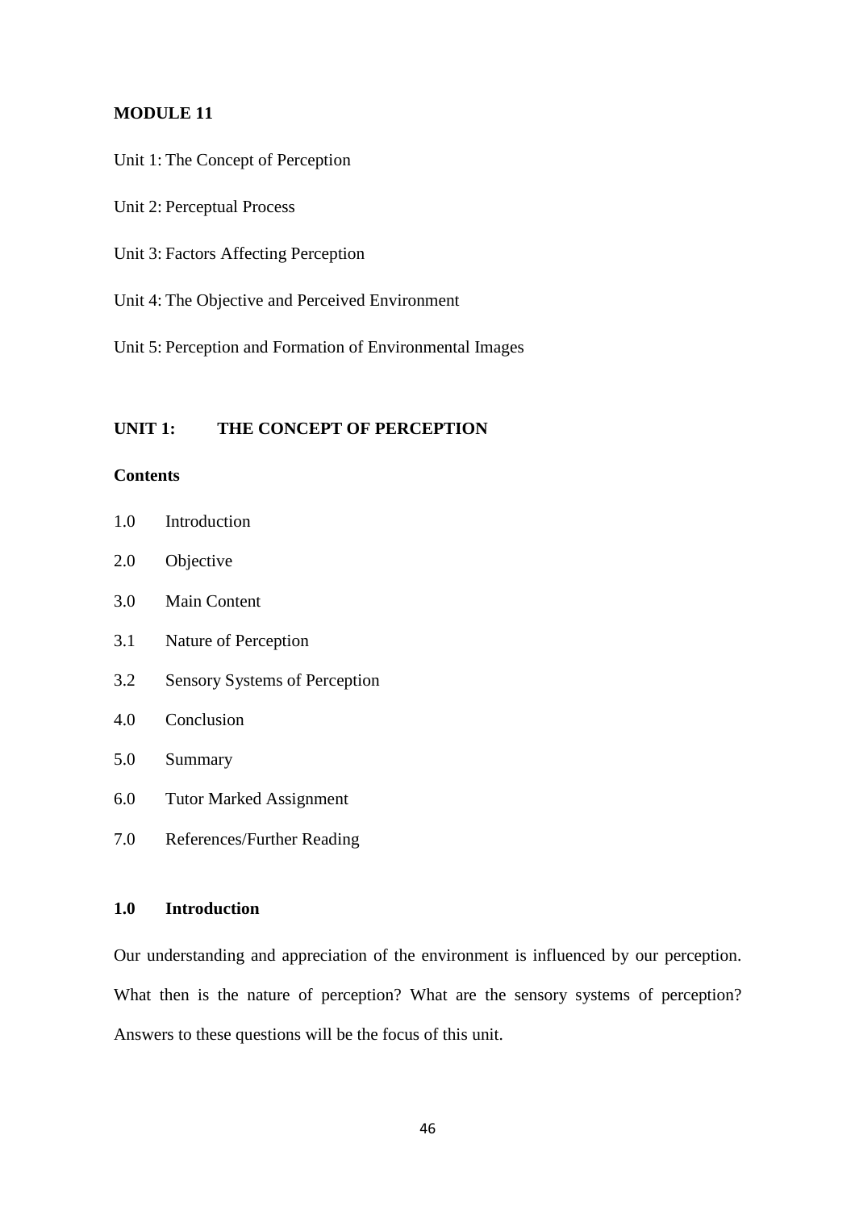## MODULE 11

Unit 1: The Concept of Perception

Unit 2: Perceptual Process

Unit 3: Factors Affecting Perception

Unit 4: The Objective and Perceived Environment

Unit 5: Perception and Formation of Environmental Images

## UNIT 1: THE CONCEPT OF PERCEPTION

**Contents**

1.0 Introduction

2.0 Objective

3.0 Main Content

3.1 Nature of Perception

3.2 Sensory Systems of Perception

4.0 Conclusion

5.0 Summary

6.0 Tutor Marked Assignment

7.0 References/Further Reading

### 1.0 Introduction

Our understanding and appreciation of the environment is influenced by our perception. What then is the nature of perception? What are the sensory systems of perception? Answers to these questions will be the focus of this unit.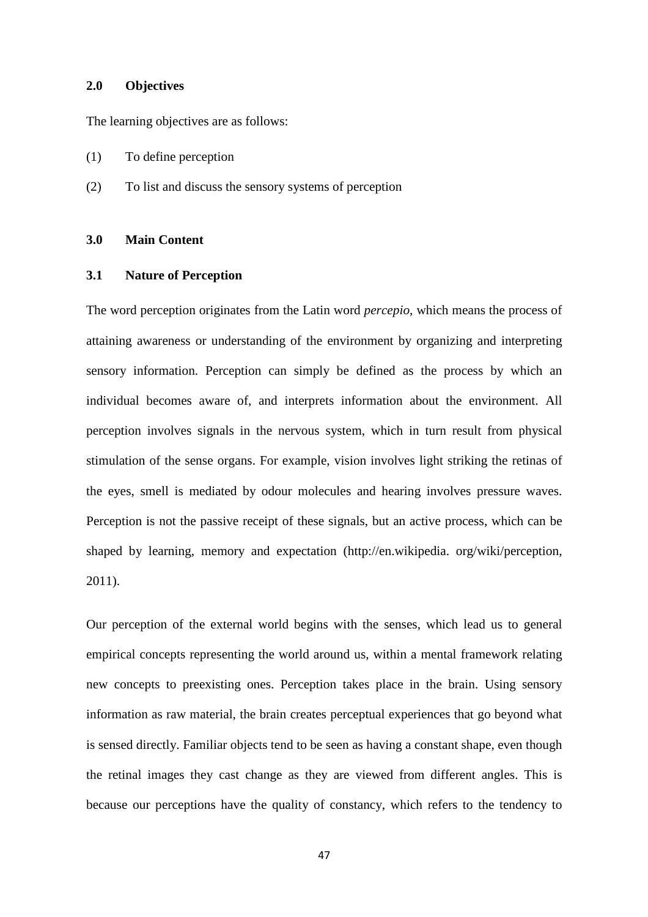## 2.0 Objectives

The learning objectives are as follows:

(1) To define perception

(2) To list and discuss the sensory systems of perception

## 3.0 Main Content

### 3.1 Nature of Perception

The word perception originates from the Latin word *percepio*, which means the process of attaining awareness or understanding of the environment by organizing and interpreting sensory information. Perception can simply be defined as the process by which an individual becomes aware of, and interprets information about the environment. All perception involves signals in the nervous system, which in turn result from physical stimulation of the sense organs. For example, vision involves light striking the retinas of the eyes, smell is mediated by odour molecules and hearing involves pressure waves. Perception is not the passive receipt of these signals, but an active process, which can be shaped by learning, memory and expectation (http://en.wikipedia. org/wiki/perception, 2011).

Our perception of the external world begins with the senses, which lead us to general empirical concepts representing the world around us, within a mental framework relating new concepts to preexisting ones. Perception takes place in the brain. Using sensory information as raw material, the brain creates perceptual experiences that go beyond what is sensed directly. Familiar objects tend to be seen as having a constant shape, even though the retinal images they cast change as they are viewed from different angles. This is because our perceptions have the quality of constancy, which refers to the tendency to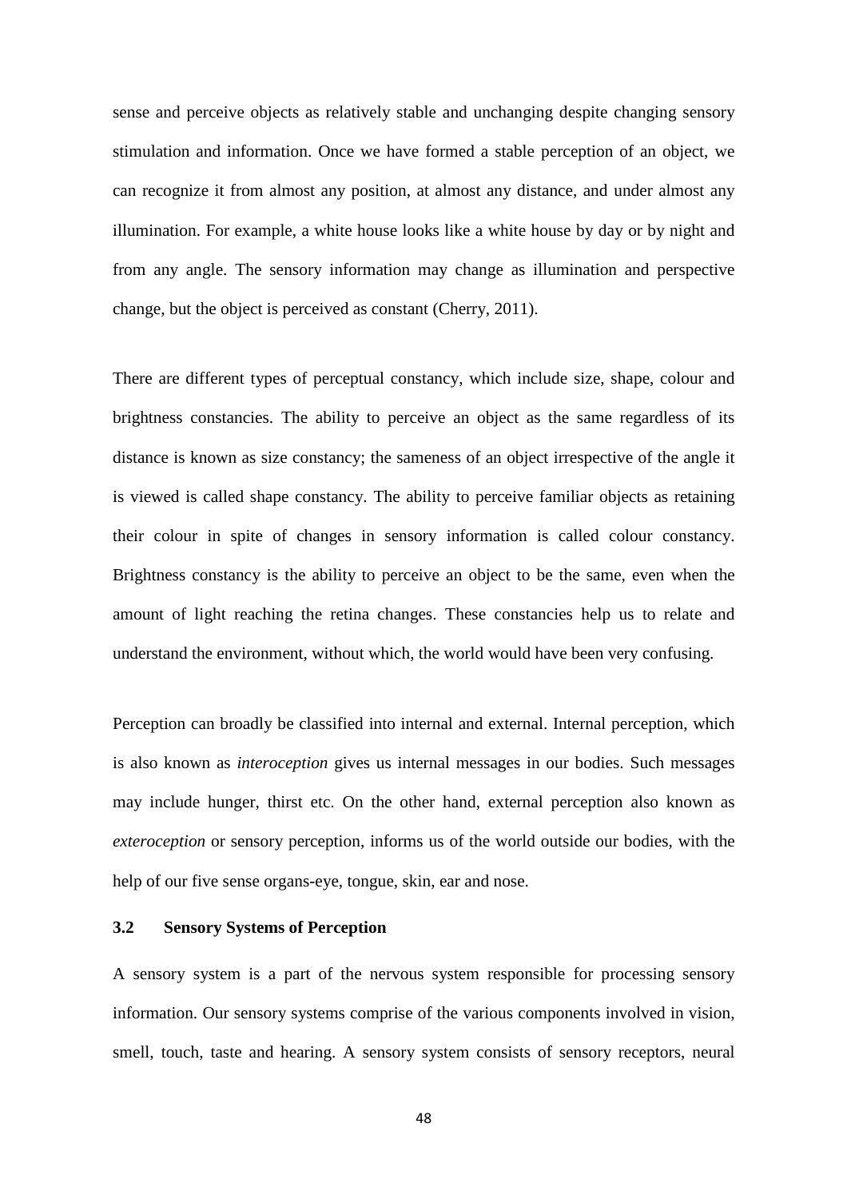sense and perceive objects as relatively stable and unchanging despite changing sensory stimulation and information. Once we have formed a stable perception of an object, we can recognize it from almost any position, at almost any distance, and under almost any illumination. For example, a white house looks like a white house by day or by night and from any angle. The sensory information may change as illumination and perspective change, but the object is perceived as constant (Cherry, 2011).

There are different types of perceptual constancy, which include size, shape, colour and brightness constancies. The ability to perceive an object as the same regardless of its distance is known as size constancy; the sameness of an object irrespective of the angle it is viewed is called shape constancy. The ability to perceive familiar objects as retaining their colour in spite of changes in sensory information is called colour constancy. Brightness constancy is the ability to perceive an object to be the same, even when the amount of light reaching the retina changes. These constancies help us to relate and understand the environment, without which, the world would have been very confusing.

Perception can broadly be classified into internal and external. Internal perception, which is also known as *interoception* gives us internal messages in our bodies. Such messages may include hunger, thirst etc. On the other hand, external perception also known as *exteroception* or sensory perception, informs us of the world outside our bodies, with the help of our five sense organs-eye, tongue, skin, ear and nose.

### 3.2 Sensory Systems of Perception

A sensory system is a part of the nervous system responsible for processing sensory information. Our sensory systems comprise of the various components involved in vision, smell, touch, taste and hearing. A sensory system consists of sensory receptors, neural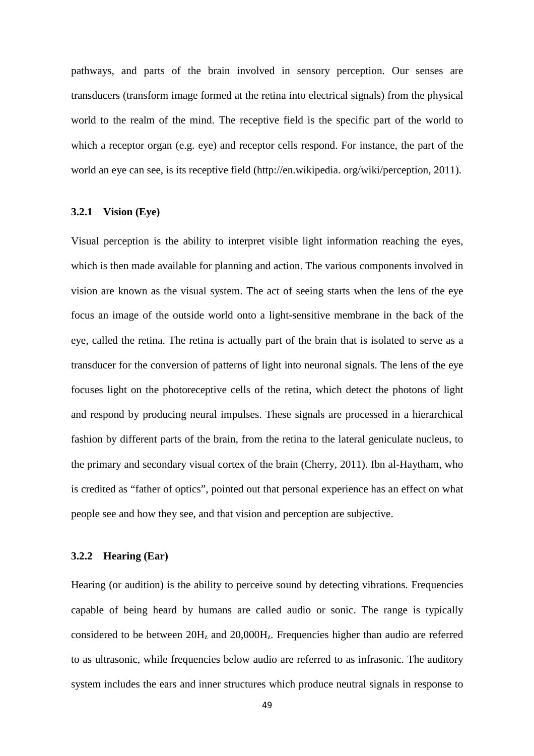pathways, and parts of the brain involved in sensory perception. Our senses are transducers (transform image formed at the retina into electrical signals) from the physical world to the realm of the mind. The receptive field is the specific part of the world to which a receptor organ (e.g. eye) and receptor cells respond. For instance, the part of the world an eye can see, is its receptive field (http://en.wikipedia. org/wiki/perception, 2011).

### 3.2.1 Vision (Eye)

Visual perception is the ability to interpret visible light information reaching the eyes, which is then made available for planning and action. The various components involved in vision are known as the visual system. The act of seeing starts when the lens of the eye focus an image of the outside world onto a light-sensitive membrane in the back of the eye, called the retina. The retina is actually part of the brain that is isolated to serve as a transducer for the conversion of patterns of light into neuronal signals. The lens of the eye focuses light on the photoreceptive cells of the retina, which detect the photons of light and respond by producing neural impulses. These signals are processed in a hierarchical fashion by different parts of the brain, from the retina to the lateral geniculate nucleus, to the primary and secondary visual cortex of the brain (Cherry, 2011). Ibn al-Haytham, who is credited as "father of optics", pointed out that personal experience has an effect on what people see and how they see, and that vision and perception are subjective.

### 3.2.2 Hearing (Ear)

Hearing (or audition) is the ability to perceive sound by detecting vibrations. Frequencies capable of being heard by humans are called audio or sonic. The range is typically considered to be between $20H_z$ and $20{,}000H_z$. Frequencies higher than audio are referred to as ultrasonic, while frequencies below audio are referred to as infrasonic. The auditory system includes the ears and inner structures which produce neutral signals in response to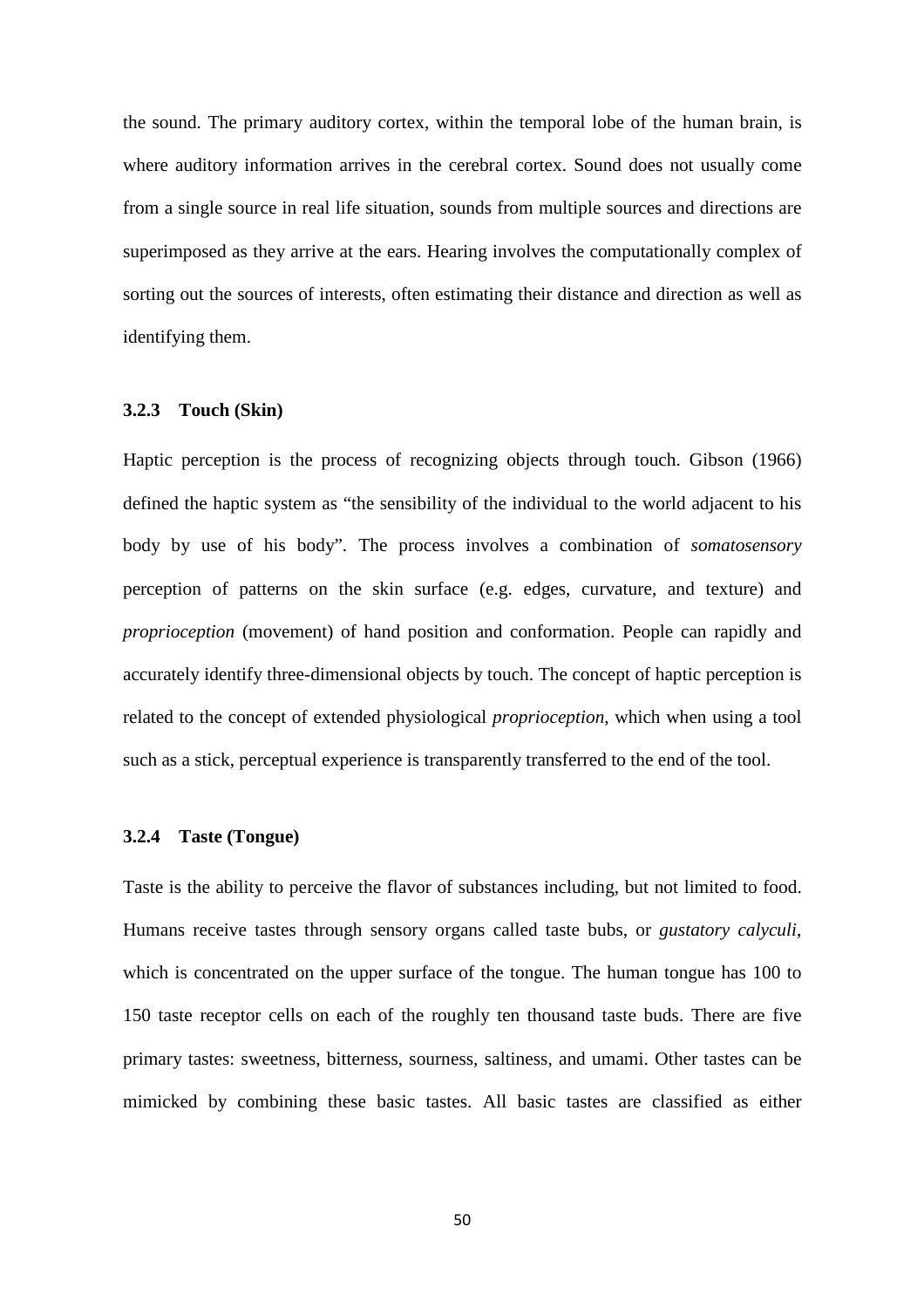the sound. The primary auditory cortex, within the temporal lobe of the human brain, is where auditory information arrives in the cerebral cortex. Sound does not usually come from a single source in real life situation, sounds from multiple sources and directions are superimposed as they arrive at the ears. Hearing involves the computationally complex of sorting out the sources of interests, often estimating their distance and direction as well as identifying them.

### 3.2.3 Touch (Skin)

Haptic perception is the process of recognizing objects through touch. Gibson (1966) defined the haptic system as "the sensibility of the individual to the world adjacent to his body by use of his body". The process involves a combination of *somatosensory* perception of patterns on the skin surface (e.g. edges, curvature, and texture) and *proprioception* (movement) of hand position and conformation. People can rapidly and accurately identify three-dimensional objects by touch. The concept of haptic perception is related to the concept of extended physiological *proprioception*, which when using a tool such as a stick, perceptual experience is transparently transferred to the end of the tool.

### 3.2.4 Taste (Tongue)

Taste is the ability to perceive the flavor of substances including, but not limited to food. Humans receive tastes through sensory organs called taste bubs, or *gustatory calyculi*, which is concentrated on the upper surface of the tongue. The human tongue has 100 to 150 taste receptor cells on each of the roughly ten thousand taste buds. There are five primary tastes: sweetness, bitterness, sourness, saltiness, and umami. Other tastes can be mimicked by combining these basic tastes. All basic tastes are classified as either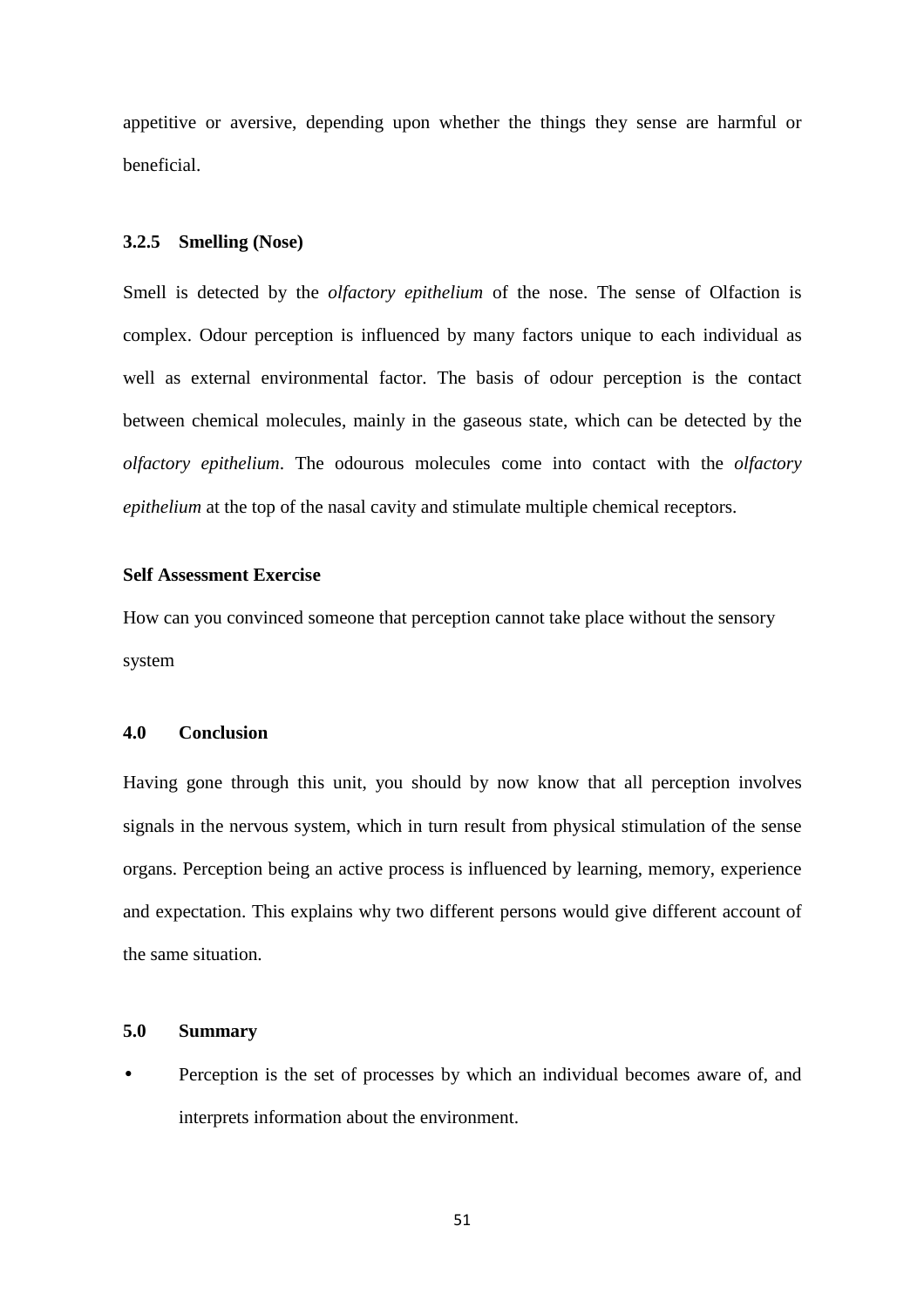appetitive or aversive, depending upon whether the things they sense are harmful or beneficial.

### 3.2.5 Smelling (Nose)

Smell is detected by the *olfactory epithelium* of the nose. The sense of Olfaction is complex. Odour perception is influenced by many factors unique to each individual as well as external environmental factor. The basis of odour perception is the contact between chemical molecules, mainly in the gaseous state, which can be detected by the *olfactory epithelium*. The odourous molecules come into contact with the *olfactory epithelium* at the top of the nasal cavity and stimulate multiple chemical receptors.

**Self Assessment Exercise**

How can you convinced someone that perception cannot take place without the sensory system

## 4.0 Conclusion

Having gone through this unit, you should by now know that all perception involves signals in the nervous system, which in turn result from physical stimulation of the sense organs. Perception being an active process is influenced by learning, memory, experience and expectation. This explains why two different persons would give different account of the same situation.

## 5.0 Summary

- Perception is the set of processes by which an individual becomes aware of, and interprets information about the environment.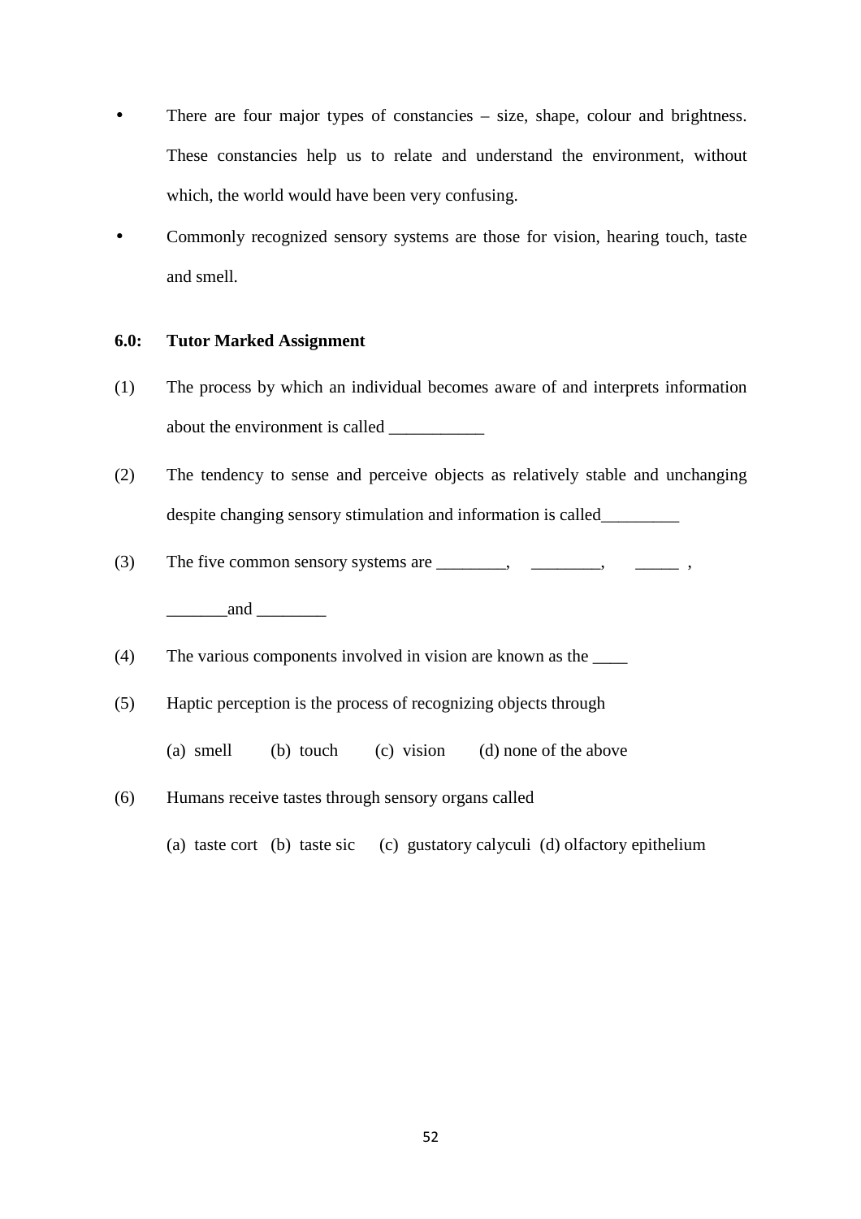- There are four major types of constancies – size, shape, colour and brightness. These constancies help us to relate and understand the environment, without which, the world would have been very confusing.
- Commonly recognized sensory systems are those for vision, hearing touch, taste and smell.

## 6.0: Tutor Marked Assignment

(1) The process by which an individual becomes aware of and interprets information about the environment is called ___________

(2) The tendency to sense and perceive objects as relatively stable and unchanging despite changing sensory stimulation and information is called_________

(3) The five common sensory systems are ________, ________, _____ , _______and ________

(4) The various components involved in vision are known as the ____

(5) Haptic perception is the process of recognizing objects through

(a) smell (b) touch (c) vision (d) none of the above

(6) Humans receive tastes through sensory organs called

(a) taste cort (b) taste sic (c) gustatory calyculi (d) olfactory epithelium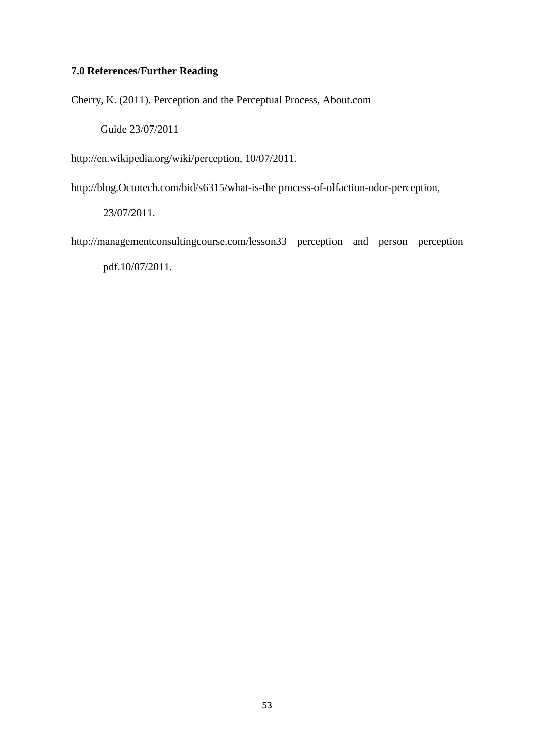### 7.0 References/Further Reading

Cherry, K. (2011). Perception and the Perceptual Process, About.com Guide 23/07/2011

http://en.wikipedia.org/wiki/perception, 10/07/2011.

http://blog.Octotech.com/bid/s6315/what-is-the process-of-olfaction-odor-perception, 23/07/2011.

http://managementconsultingcourse.com/lesson33 perception and person perception pdf.10/07/2011.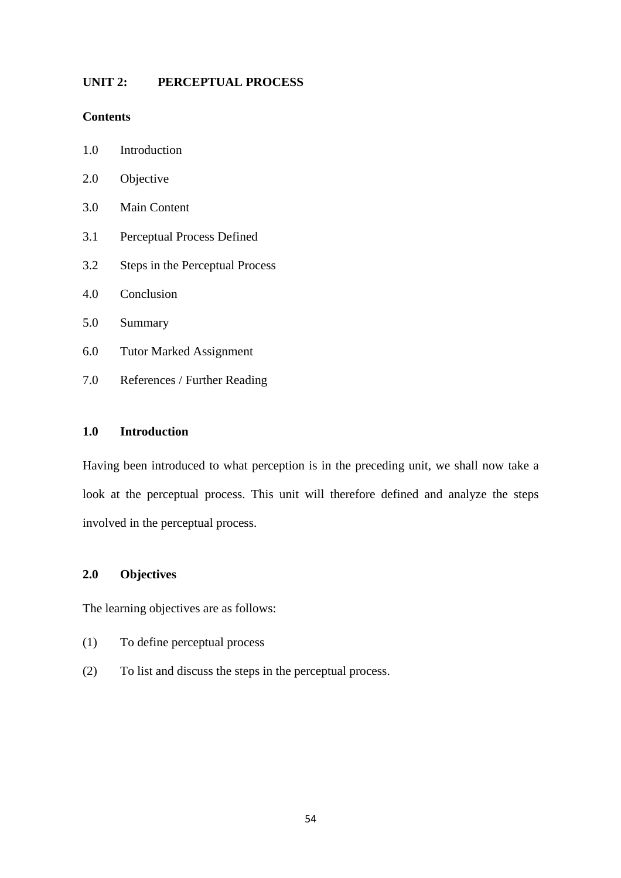## UNIT 2: PERCEPTUAL PROCESS

**Contents**

1.0 Introduction

2.0 Objective

3.0 Main Content

3.1 Perceptual Process Defined

3.2 Steps in the Perceptual Process

4.0 Conclusion

5.0 Summary

6.0 Tutor Marked Assignment

7.0 References / Further Reading

### 1.0 Introduction

Having been introduced to what perception is in the preceding unit, we shall now take a look at the perceptual process. This unit will therefore defined and analyze the steps involved in the perceptual process.

### 2.0 Objectives

The learning objectives are as follows:

(1) To define perceptual process

(2) To list and discuss the steps in the perceptual process.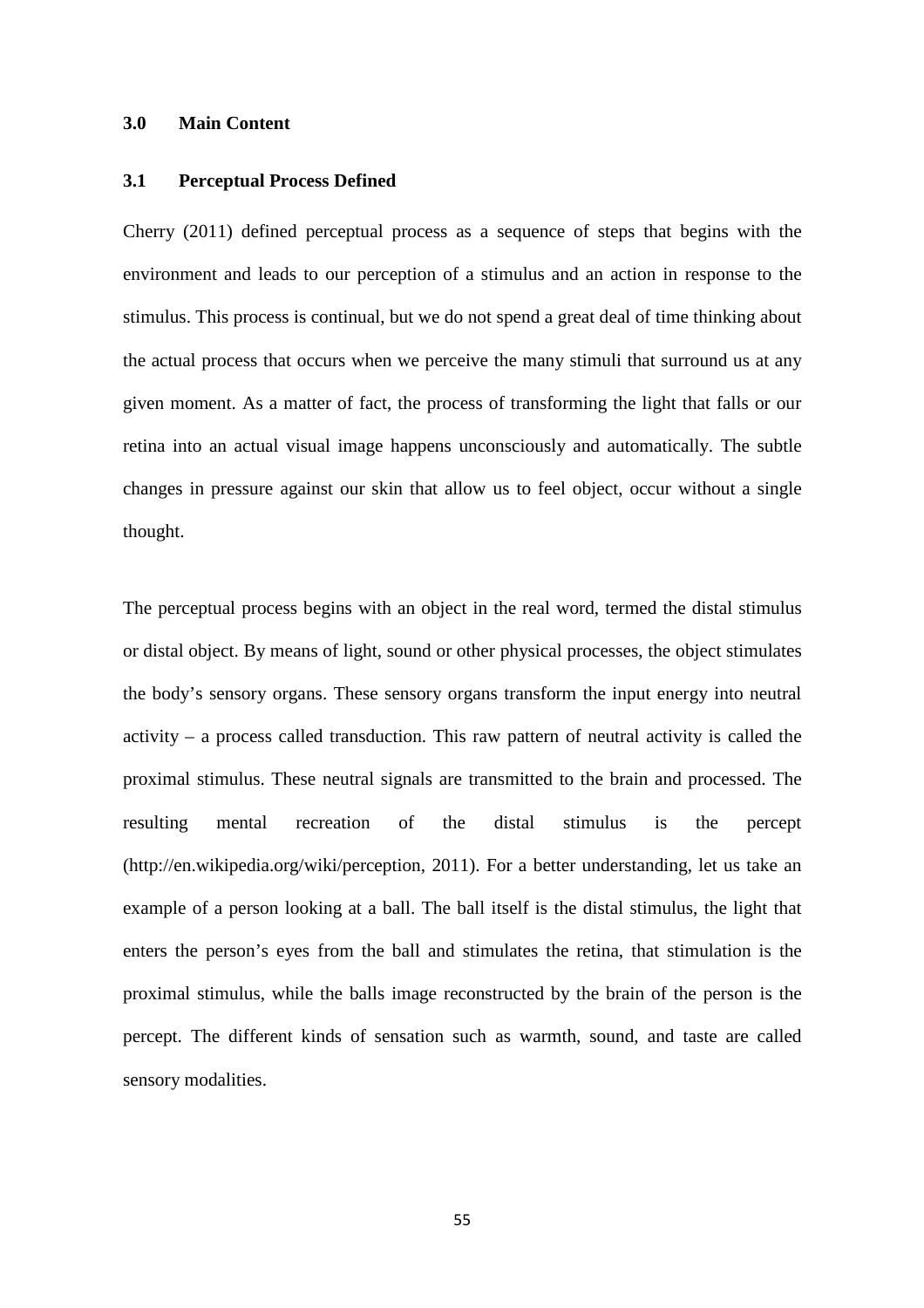## 3.0 Main Content

### 3.1 Perceptual Process Defined

Cherry (2011) defined perceptual process as a sequence of steps that begins with the environment and leads to our perception of a stimulus and an action in response to the stimulus. This process is continual, but we do not spend a great deal of time thinking about the actual process that occurs when we perceive the many stimuli that surround us at any given moment. As a matter of fact, the process of transforming the light that falls or our retina into an actual visual image happens unconsciously and automatically. The subtle changes in pressure against our skin that allow us to feel object, occur without a single thought.

The perceptual process begins with an object in the real word, termed the distal stimulus or distal object. By means of light, sound or other physical processes, the object stimulates the body's sensory organs. These sensory organs transform the input energy into neutral activity – a process called transduction. This raw pattern of neutral activity is called the proximal stimulus. These neutral signals are transmitted to the brain and processed. The resulting mental recreation of the distal stimulus is the percept (http://en.wikipedia.org/wiki/perception, 2011). For a better understanding, let us take an example of a person looking at a ball. The ball itself is the distal stimulus, the light that enters the person's eyes from the ball and stimulates the retina, that stimulation is the proximal stimulus, while the balls image reconstructed by the brain of the person is the percept. The different kinds of sensation such as warmth, sound, and taste are called sensory modalities.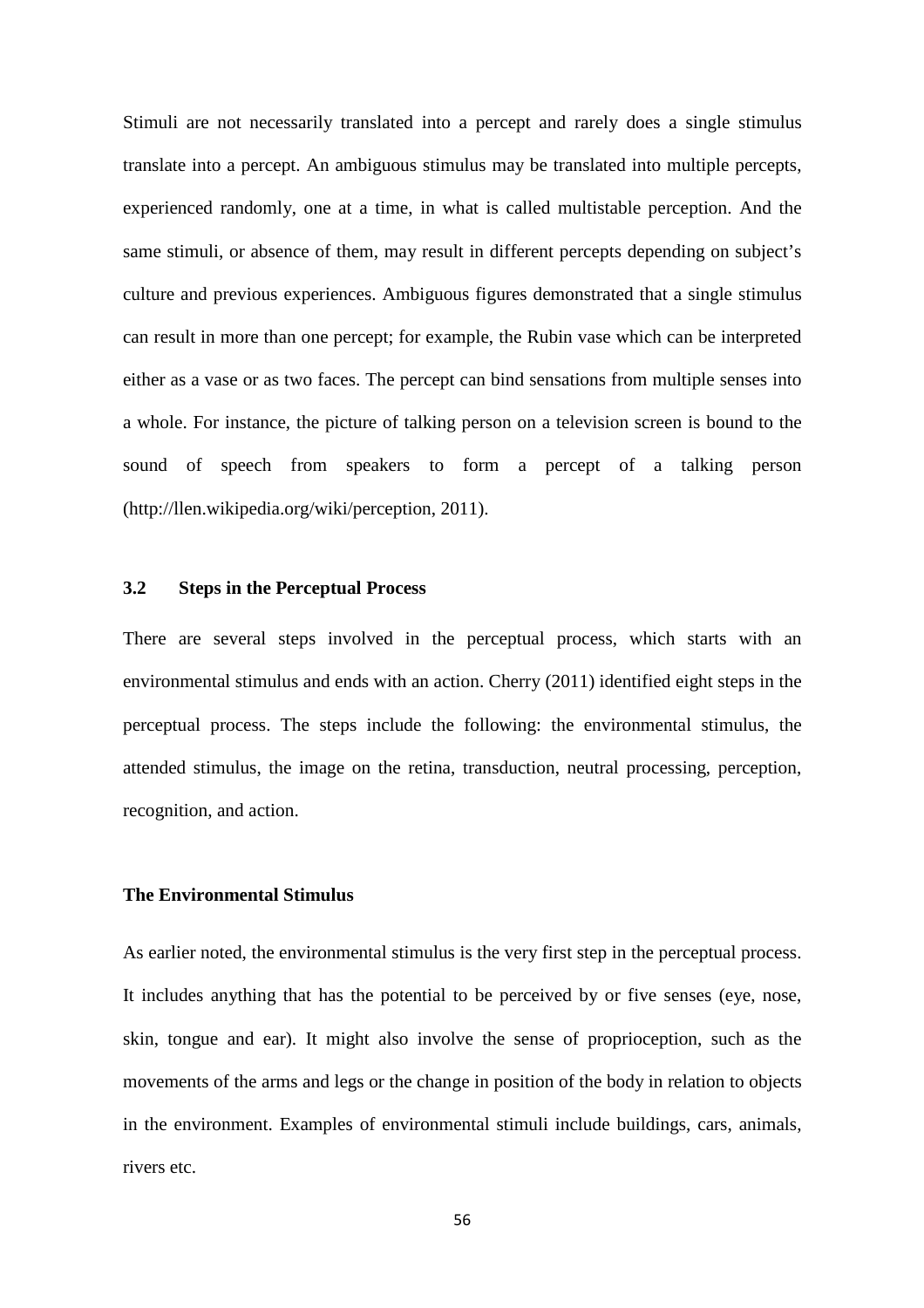Stimuli are not necessarily translated into a percept and rarely does a single stimulus translate into a percept. An ambiguous stimulus may be translated into multiple percepts, experienced randomly, one at a time, in what is called multistable perception. And the same stimuli, or absence of them, may result in different percepts depending on subject's culture and previous experiences. Ambiguous figures demonstrated that a single stimulus can result in more than one percept; for example, the Rubin vase which can be interpreted either as a vase or as two faces. The percept can bind sensations from multiple senses into a whole. For instance, the picture of talking person on a television screen is bound to the sound of speech from speakers to form a percept of a talking person (http://llen.wikipedia.org/wiki/perception, 2011).

## 3.2 Steps in the Perceptual Process

There are several steps involved in the perceptual process, which starts with an environmental stimulus and ends with an action. Cherry (2011) identified eight steps in the perceptual process. The steps include the following: the environmental stimulus, the attended stimulus, the image on the retina, transduction, neutral processing, perception, recognition, and action.

### The Environmental Stimulus

As earlier noted, the environmental stimulus is the very first step in the perceptual process. It includes anything that has the potential to be perceived by or five senses (eye, nose, skin, tongue and ear). It might also involve the sense of proprioception, such as the movements of the arms and legs or the change in position of the body in relation to objects in the environment. Examples of environmental stimuli include buildings, cars, animals, rivers etc.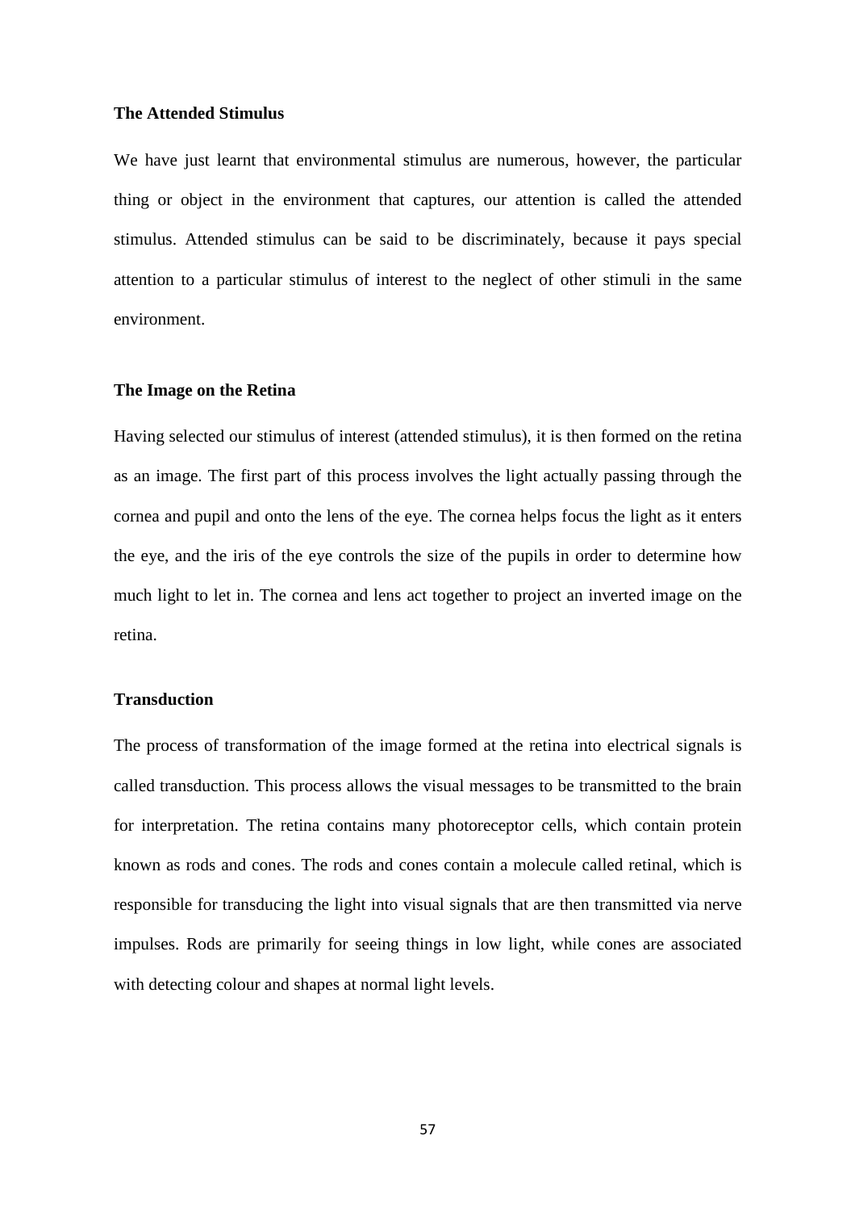**The Attended Stimulus**

We have just learnt that environmental stimulus are numerous, however, the particular thing or object in the environment that captures, our attention is called the attended stimulus. Attended stimulus can be said to be discriminately, because it pays special attention to a particular stimulus of interest to the neglect of other stimuli in the same environment.

**The Image on the Retina**

Having selected our stimulus of interest (attended stimulus), it is then formed on the retina as an image. The first part of this process involves the light actually passing through the cornea and pupil and onto the lens of the eye. The cornea helps focus the light as it enters the eye, and the iris of the eye controls the size of the pupils in order to determine how much light to let in. The cornea and lens act together to project an inverted image on the retina.

**Transduction**

The process of transformation of the image formed at the retina into electrical signals is called transduction. This process allows the visual messages to be transmitted to the brain for interpretation. The retina contains many photoreceptor cells, which contain protein known as rods and cones. The rods and cones contain a molecule called retinal, which is responsible for transducing the light into visual signals that are then transmitted via nerve impulses. Rods are primarily for seeing things in low light, while cones are associated with detecting colour and shapes at normal light levels.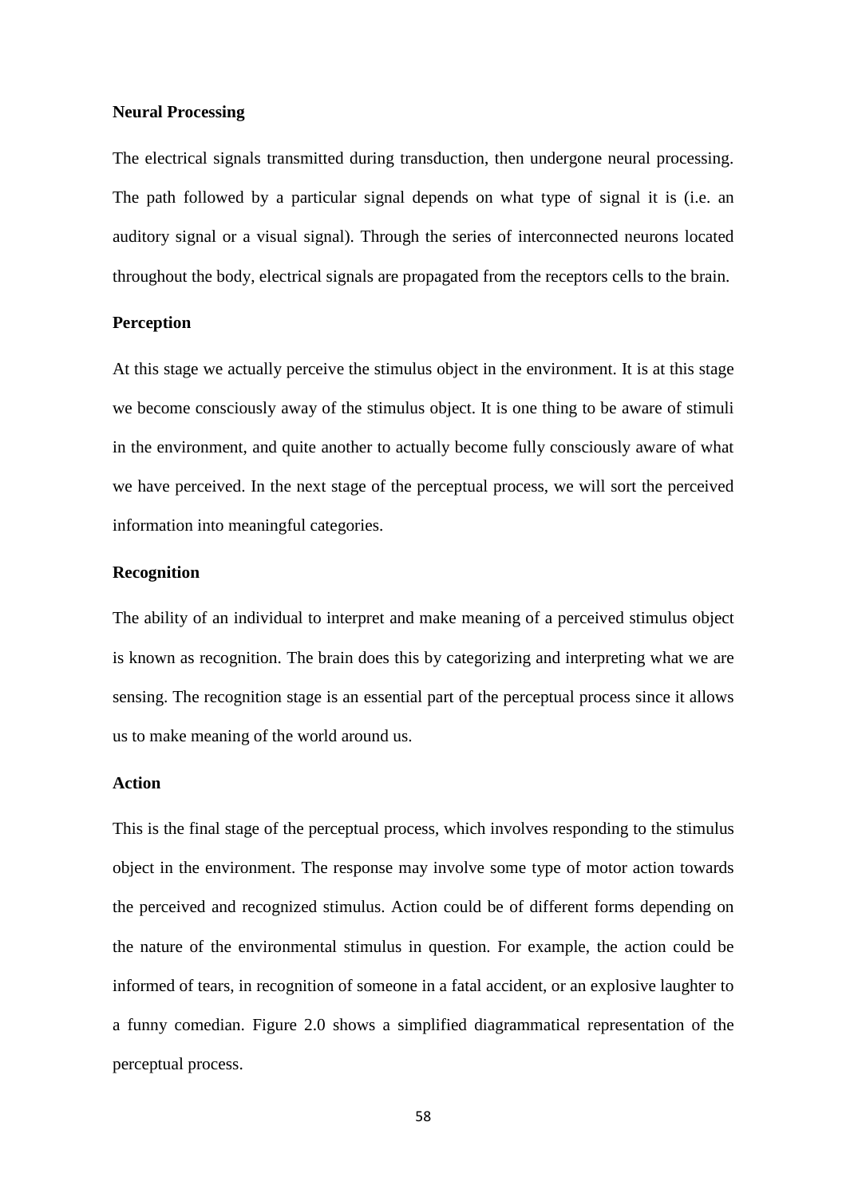**Neural Processing**

The electrical signals transmitted during transduction, then undergone neural processing. The path followed by a particular signal depends on what type of signal it is (i.e. an auditory signal or a visual signal). Through the series of interconnected neurons located throughout the body, electrical signals are propagated from the receptors cells to the brain.

**Perception**

At this stage we actually perceive the stimulus object in the environment. It is at this stage we become consciously away of the stimulus object. It is one thing to be aware of stimuli in the environment, and quite another to actually become fully consciously aware of what we have perceived. In the next stage of the perceptual process, we will sort the perceived information into meaningful categories.

**Recognition**

The ability of an individual to interpret and make meaning of a perceived stimulus object is known as recognition. The brain does this by categorizing and interpreting what we are sensing. The recognition stage is an essential part of the perceptual process since it allows us to make meaning of the world around us.

**Action**

This is the final stage of the perceptual process, which involves responding to the stimulus object in the environment. The response may involve some type of motor action towards the perceived and recognized stimulus. Action could be of different forms depending on the nature of the environmental stimulus in question. For example, the action could be informed of tears, in recognition of someone in a fatal accident, or an explosive laughter to a funny comedian. Figure 2.0 shows a simplified diagrammatical representation of the perceptual process.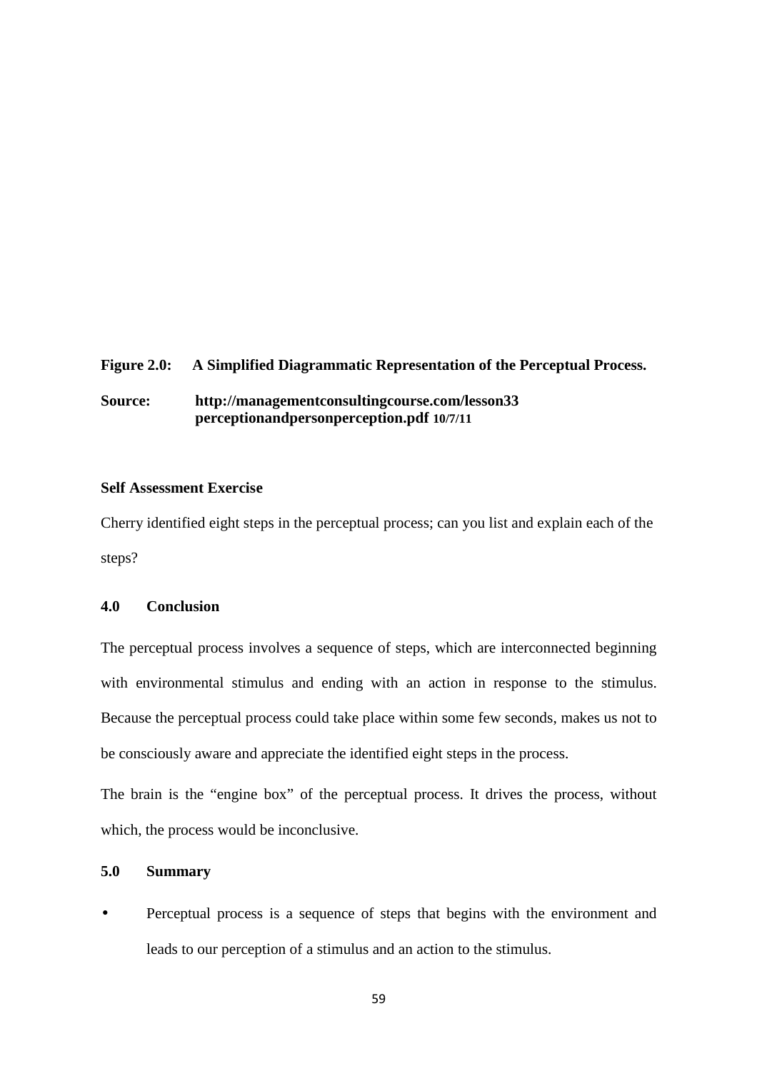**Figure 2.0: A Simplified Diagrammatic Representation of the Perceptual Process.**

**Source: http://managementconsultingcourse.com/lesson33 perceptionandpersonperception.pdf 10/7/11**

**Self Assessment Exercise**

Cherry identified eight steps in the perceptual process; can you list and explain each of the steps?

## 4.0 Conclusion

The perceptual process involves a sequence of steps, which are interconnected beginning with environmental stimulus and ending with an action in response to the stimulus. Because the perceptual process could take place within some few seconds, makes us not to be consciously aware and appreciate the identified eight steps in the process.

The brain is the "engine box" of the perceptual process. It drives the process, without which, the process would be inconclusive.

## 5.0 Summary

- Perceptual process is a sequence of steps that begins with the environment and leads to our perception of a stimulus and an action to the stimulus.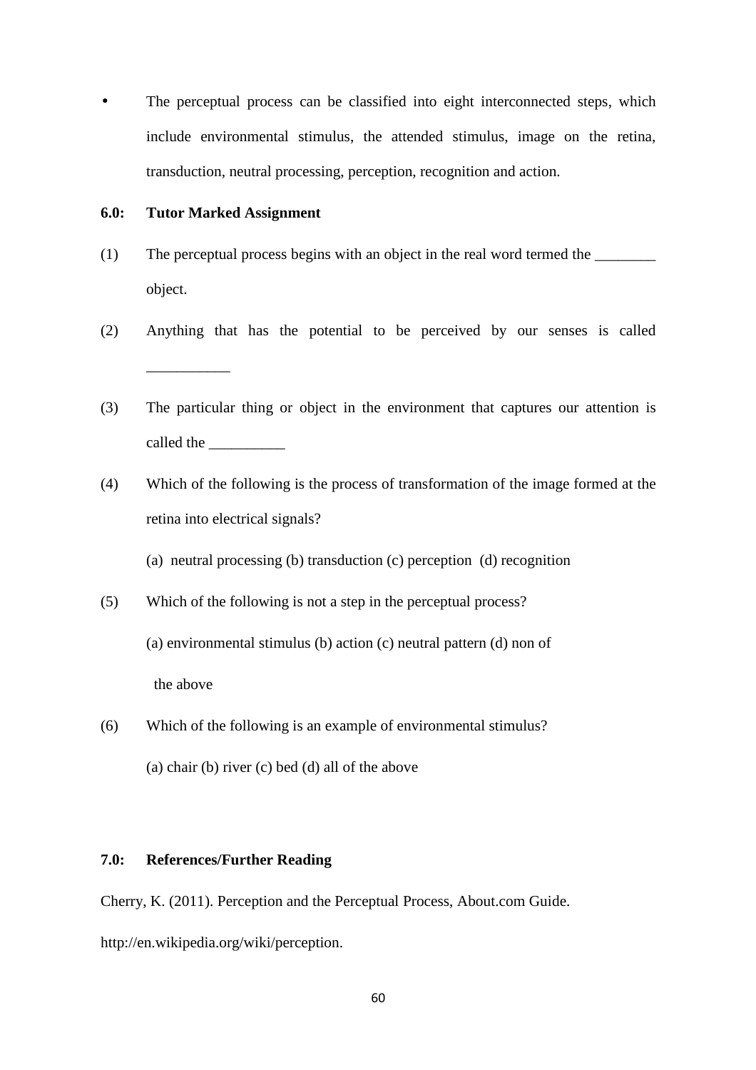- The perceptual process can be classified into eight interconnected steps, which include environmental stimulus, the attended stimulus, image on the retina, transduction, neutral processing, perception, recognition and action.

## 6.0: Tutor Marked Assignment

(1) The perceptual process begins with an object in the real word termed the ________ object.

(2) Anything that has the potential to be perceived by our senses is called ___________

(3) The particular thing or object in the environment that captures our attention is called the __________

(4) Which of the following is the process of transformation of the image formed at the retina into electrical signals?

(a) neutral processing (b) transduction (c) perception (d) recognition

(5) Which of the following is not a step in the perceptual process?

(a) environmental stimulus (b) action (c) neutral pattern (d) non of the above

(6) Which of the following is an example of environmental stimulus?

(a) chair (b) river (c) bed (d) all of the above

## 7.0: References/Further Reading

Cherry, K. (2011). Perception and the Perceptual Process, About.com Guide.

http://en.wikipedia.org/wiki/perception.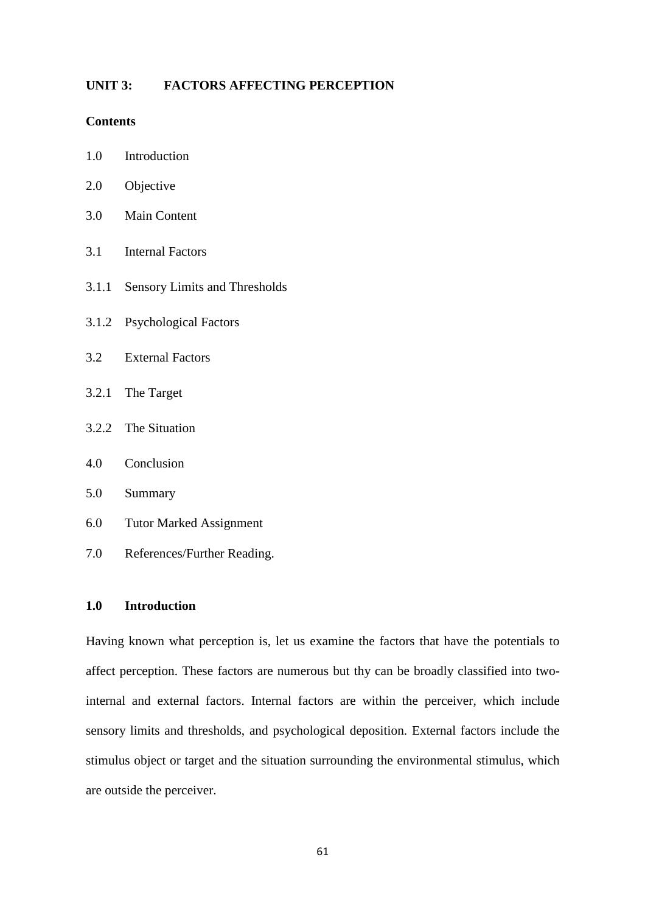## UNIT 3: FACTORS AFFECTING PERCEPTION

**Contents**

1.0 Introduction

2.0 Objective

3.0 Main Content

3.1 Internal Factors

3.1.1 Sensory Limits and Thresholds

3.1.2 Psychological Factors

3.2 External Factors

3.2.1 The Target

3.2.2 The Situation

4.0 Conclusion

5.0 Summary

6.0 Tutor Marked Assignment

7.0 References/Further Reading.

### 1.0 Introduction

Having known what perception is, let us examine the factors that have the potentials to affect perception. These factors are numerous but thy can be broadly classified into two- internal and external factors. Internal factors are within the perceiver, which include sensory limits and thresholds, and psychological deposition. External factors include the stimulus object or target and the situation surrounding the environmental stimulus, which are outside the perceiver.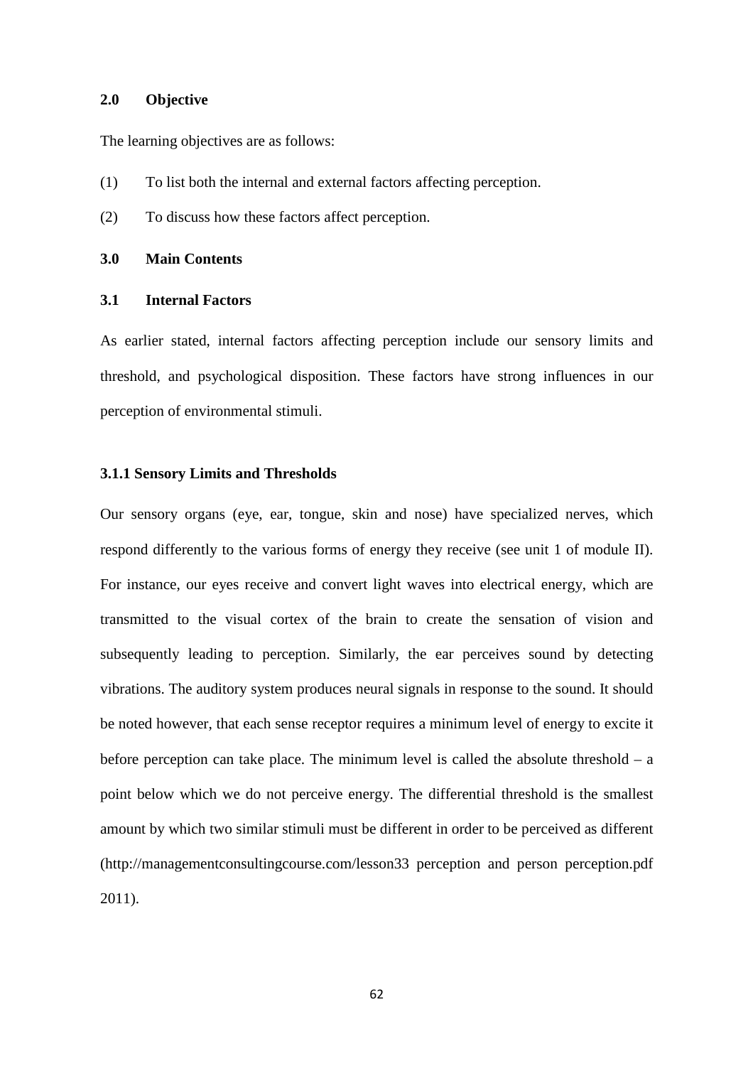## 2.0 Objective

The learning objectives are as follows:

(1) To list both the internal and external factors affecting perception.

(2) To discuss how these factors affect perception.

## 3.0 Main Contents

### 3.1 Internal Factors

As earlier stated, internal factors affecting perception include our sensory limits and threshold, and psychological disposition. These factors have strong influences in our perception of environmental stimuli.

#### 3.1.1 Sensory Limits and Thresholds

Our sensory organs (eye, ear, tongue, skin and nose) have specialized nerves, which respond differently to the various forms of energy they receive (see unit 1 of module II). For instance, our eyes receive and convert light waves into electrical energy, which are transmitted to the visual cortex of the brain to create the sensation of vision and subsequently leading to perception. Similarly, the ear perceives sound by detecting vibrations. The auditory system produces neural signals in response to the sound. It should be noted however, that each sense receptor requires a minimum level of energy to excite it before perception can take place. The minimum level is called the absolute threshold – a point below which we do not perceive energy. The differential threshold is the smallest amount by which two similar stimuli must be different in order to be perceived as different (http://managementconsultingcourse.com/lesson33 perception and person perception.pdf 2011).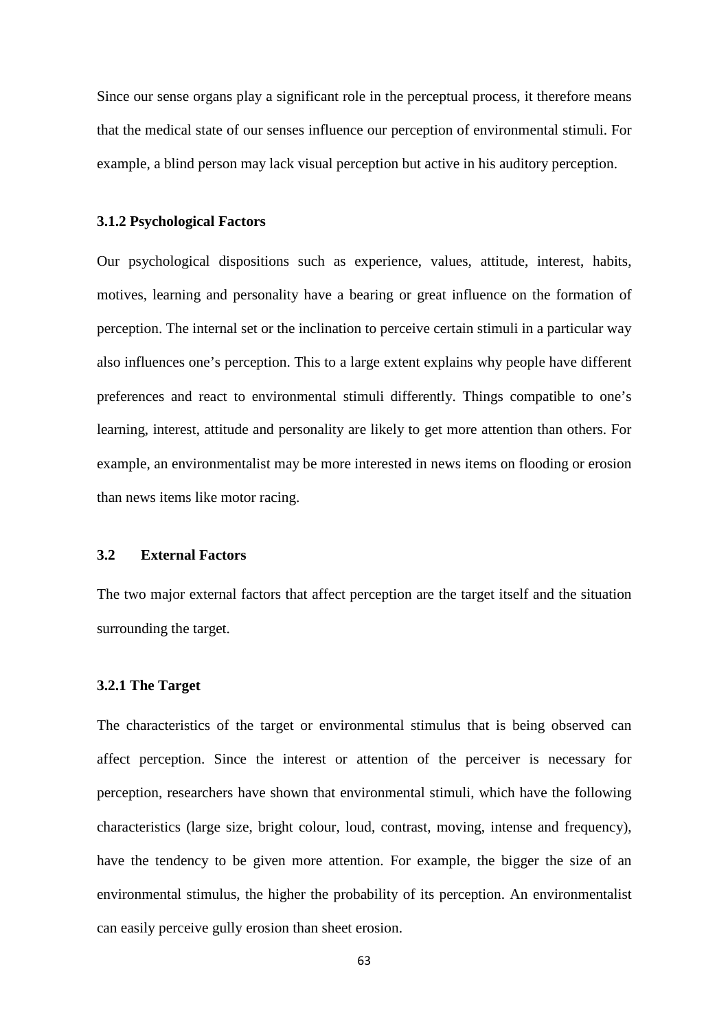Since our sense organs play a significant role in the perceptual process, it therefore means that the medical state of our senses influence our perception of environmental stimuli. For example, a blind person may lack visual perception but active in his auditory perception.

#### 3.1.2 Psychological Factors

Our psychological dispositions such as experience, values, attitude, interest, habits, motives, learning and personality have a bearing or great influence on the formation of perception. The internal set or the inclination to perceive certain stimuli in a particular way also influences one's perception. This to a large extent explains why people have different preferences and react to environmental stimuli differently. Things compatible to one's learning, interest, attitude and personality are likely to get more attention than others. For example, an environmentalist may be more interested in news items on flooding or erosion than news items like motor racing.

### 3.2 External Factors

The two major external factors that affect perception are the target itself and the situation surrounding the target.

#### 3.2.1 The Target

The characteristics of the target or environmental stimulus that is being observed can affect perception. Since the interest or attention of the perceiver is necessary for perception, researchers have shown that environmental stimuli, which have the following characteristics (large size, bright colour, loud, contrast, moving, intense and frequency), have the tendency to be given more attention. For example, the bigger the size of an environmental stimulus, the higher the probability of its perception. An environmentalist can easily perceive gully erosion than sheet erosion.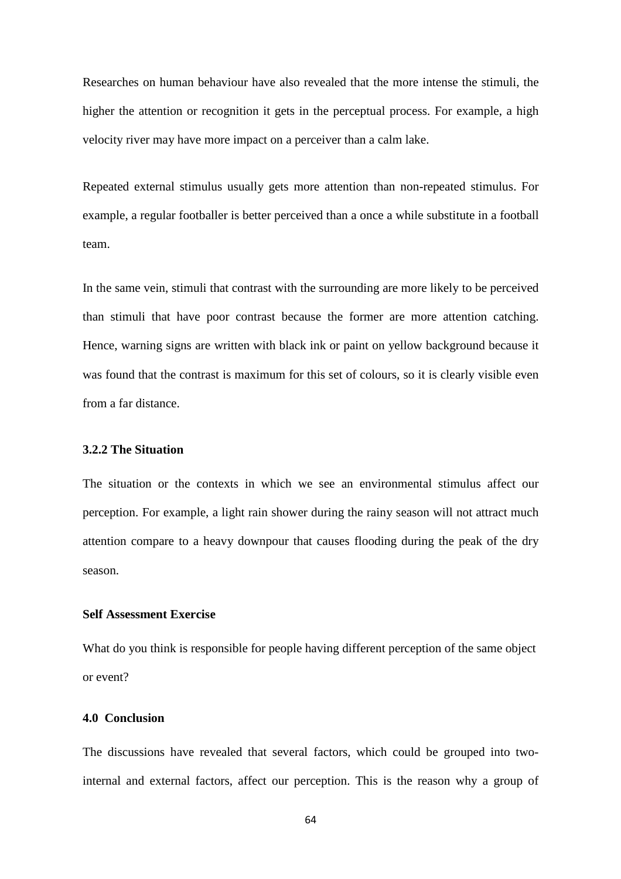Researches on human behaviour have also revealed that the more intense the stimuli, the higher the attention or recognition it gets in the perceptual process. For example, a high velocity river may have more impact on a perceiver than a calm lake.

Repeated external stimulus usually gets more attention than non-repeated stimulus. For example, a regular footballer is better perceived than a once a while substitute in a football team.

In the same vein, stimuli that contrast with the surrounding are more likely to be perceived than stimuli that have poor contrast because the former are more attention catching. Hence, warning signs are written with black ink or paint on yellow background because it was found that the contrast is maximum for this set of colours, so it is clearly visible even from a far distance.

### 3.2.2 The Situation

The situation or the contexts in which we see an environmental stimulus affect our perception. For example, a light rain shower during the rainy season will not attract much attention compare to a heavy downpour that causes flooding during the peak of the dry season.

**Self Assessment Exercise**

What do you think is responsible for people having different perception of the same object or event?

## 4.0 Conclusion

The discussions have revealed that several factors, which could be grouped into two-internal and external factors, affect our perception. This is the reason why a group of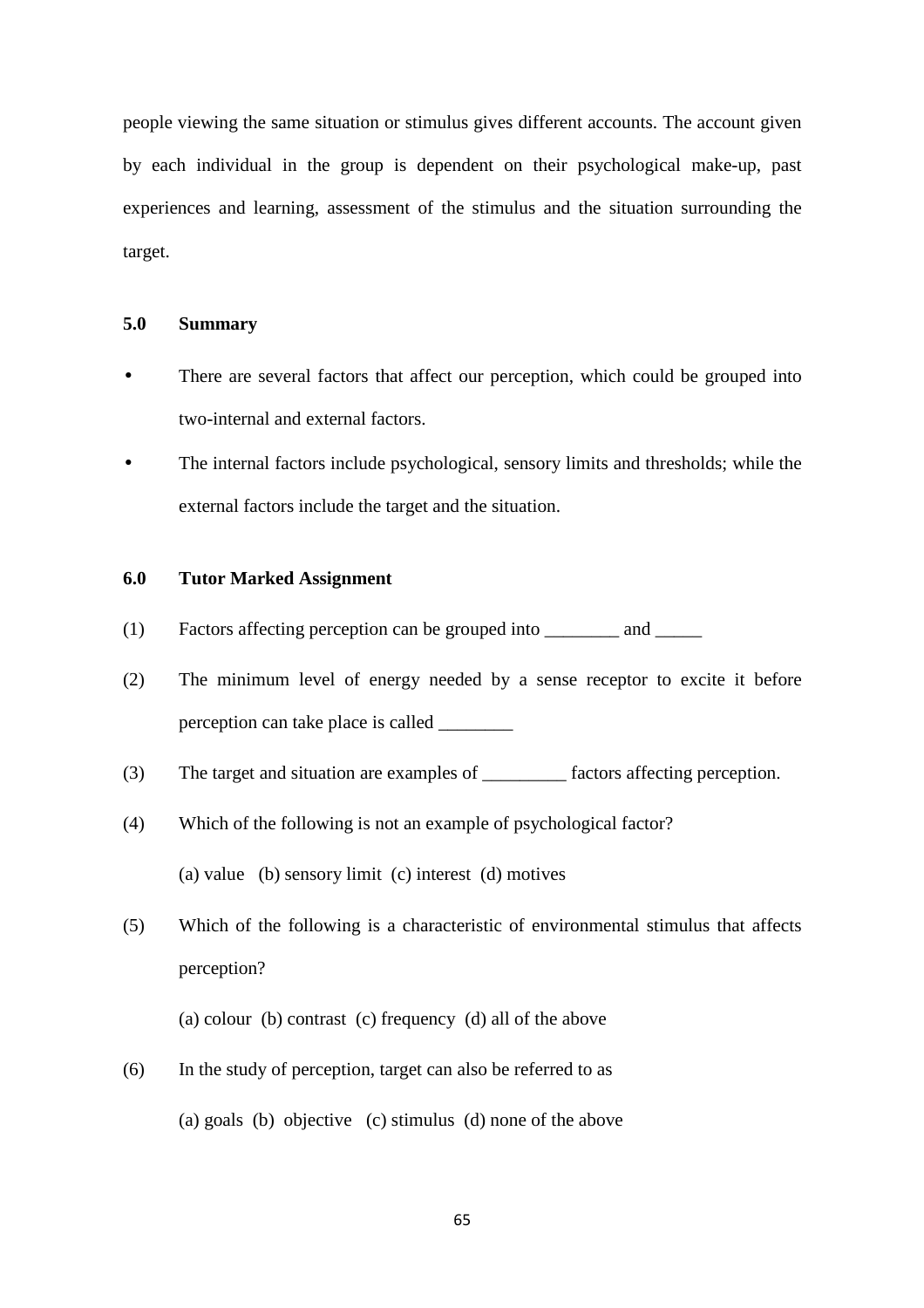people viewing the same situation or stimulus gives different accounts. The account given by each individual in the group is dependent on their psychological make-up, past experiences and learning, assessment of the stimulus and the situation surrounding the target.

## 5.0 Summary

- There are several factors that affect our perception, which could be grouped into two-internal and external factors.
- The internal factors include psychological, sensory limits and thresholds; while the external factors include the target and the situation.

## 6.0 Tutor Marked Assignment

(1) Factors affecting perception can be grouped into ________ and _____

(2) The minimum level of energy needed by a sense receptor to excite it before perception can take place is called ________

(3) The target and situation are examples of _________ factors affecting perception.

(4) Which of the following is not an example of psychological factor?

(a) value (b) sensory limit (c) interest (d) motives

(5) Which of the following is a characteristic of environmental stimulus that affects perception?

(a) colour (b) contrast (c) frequency (d) all of the above

(6) In the study of perception, target can also be referred to as

(a) goals (b) objective (c) stimulus (d) none of the above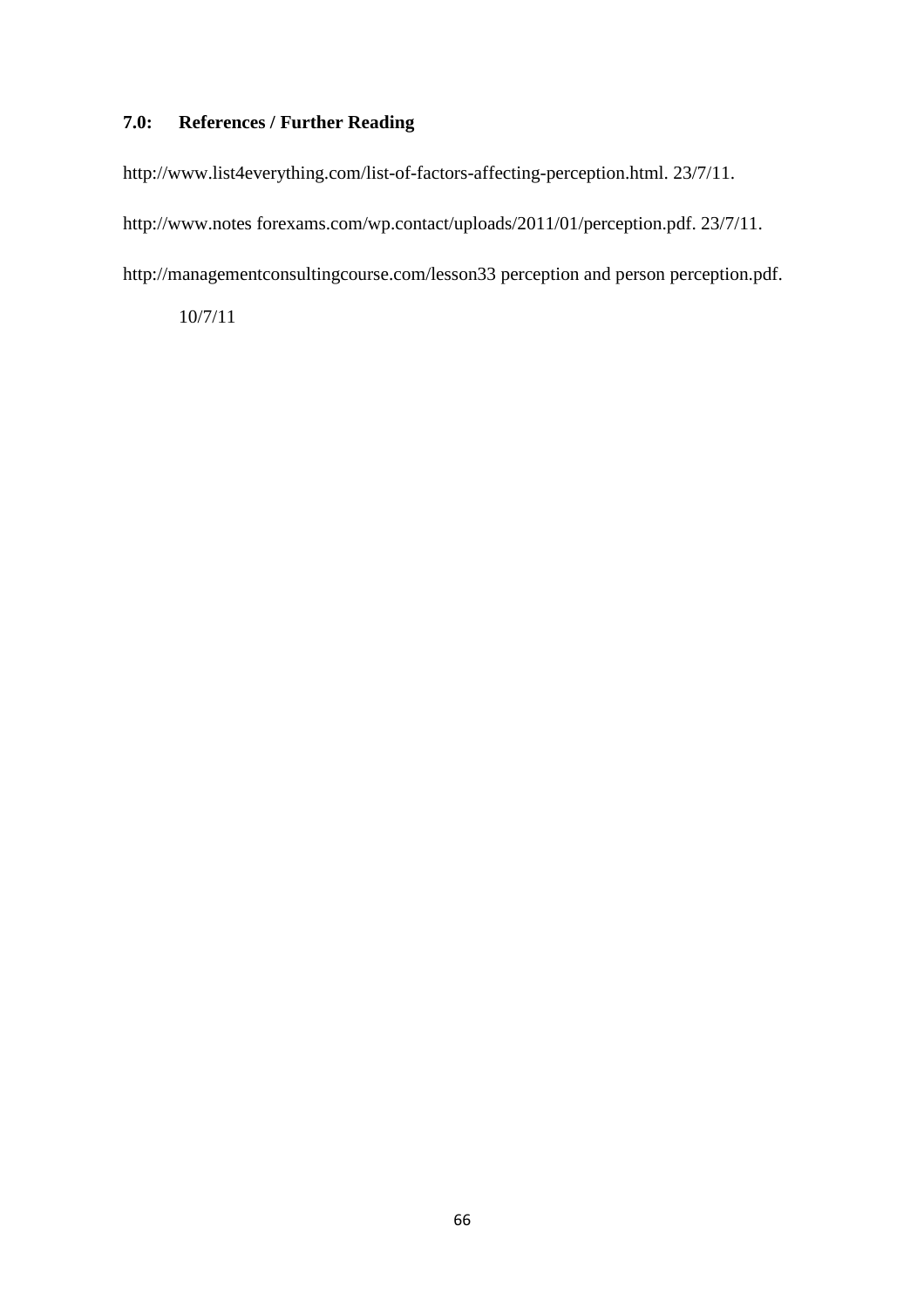## 7.0: References / Further Reading

http://www.list4everything.com/list-of-factors-affecting-perception.html. 23/7/11.

http://www.notes forexams.com/wp.contact/uploads/2011/01/perception.pdf. 23/7/11.

http://managementconsultingcourse.com/lesson33 perception and person perception.pdf. 10/7/11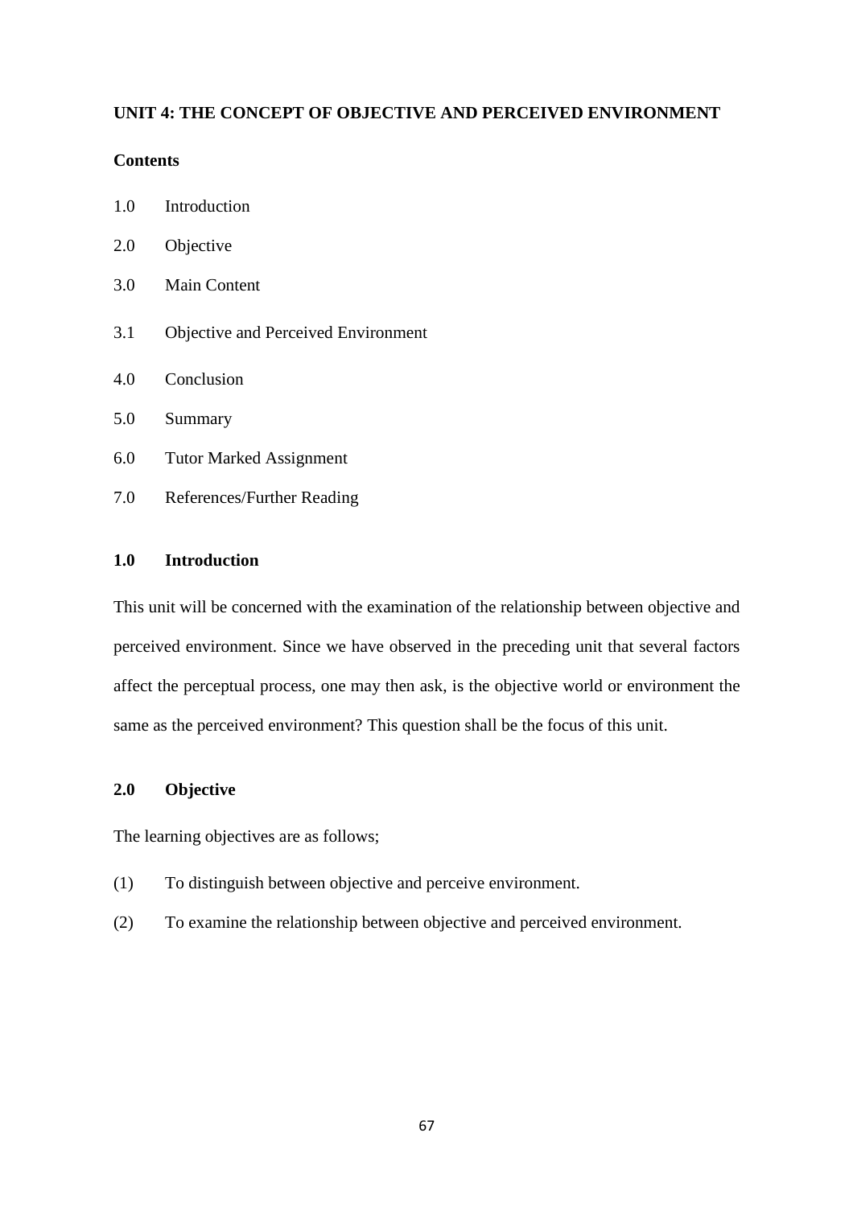**UNIT 4: THE CONCEPT OF OBJECTIVE AND PERCEIVED ENVIRONMENT**

**Contents**

1.0 Introduction

2.0 Objective

3.0 Main Content

3.1 Objective and Perceived Environment

4.0 Conclusion

5.0 Summary

6.0 Tutor Marked Assignment

7.0 References/Further Reading

**1.0 Introduction**

This unit will be concerned with the examination of the relationship between objective and perceived environment. Since we have observed in the preceding unit that several factors affect the perceptual process, one may then ask, is the objective world or environment the same as the perceived environment? This question shall be the focus of this unit.

**2.0 Objective**

The learning objectives are as follows;

(1) To distinguish between objective and perceive environment.

(2) To examine the relationship between objective and perceived environment.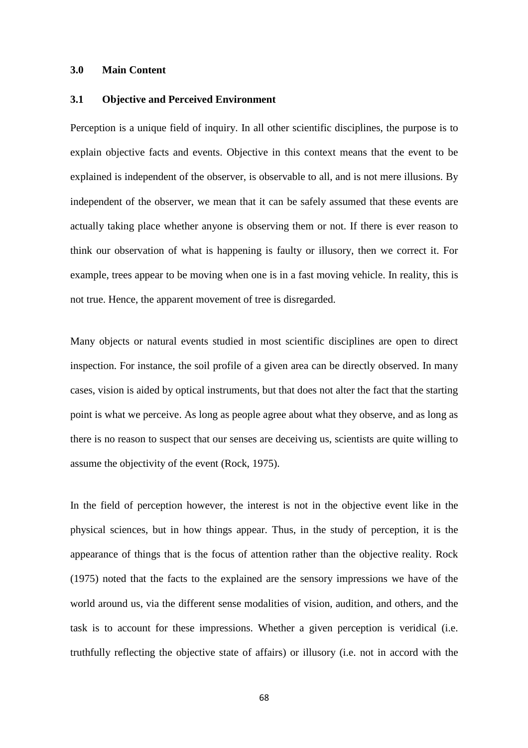## 3.0 Main Content

### 3.1 Objective and Perceived Environment

Perception is a unique field of inquiry. In all other scientific disciplines, the purpose is to explain objective facts and events. Objective in this context means that the event to be explained is independent of the observer, is observable to all, and is not mere illusions. By independent of the observer, we mean that it can be safely assumed that these events are actually taking place whether anyone is observing them or not. If there is ever reason to think our observation of what is happening is faulty or illusory, then we correct it. For example, trees appear to be moving when one is in a fast moving vehicle. In reality, this is not true. Hence, the apparent movement of tree is disregarded.

Many objects or natural events studied in most scientific disciplines are open to direct inspection. For instance, the soil profile of a given area can be directly observed. In many cases, vision is aided by optical instruments, but that does not alter the fact that the starting point is what we perceive. As long as people agree about what they observe, and as long as there is no reason to suspect that our senses are deceiving us, scientists are quite willing to assume the objectivity of the event (Rock, 1975).

In the field of perception however, the interest is not in the objective event like in the physical sciences, but in how things appear. Thus, in the study of perception, it is the appearance of things that is the focus of attention rather than the objective reality. Rock (1975) noted that the facts to the explained are the sensory impressions we have of the world around us, via the different sense modalities of vision, audition, and others, and the task is to account for these impressions. Whether a given perception is veridical (i.e. truthfully reflecting the objective state of affairs) or illusory (i.e. not in accord with the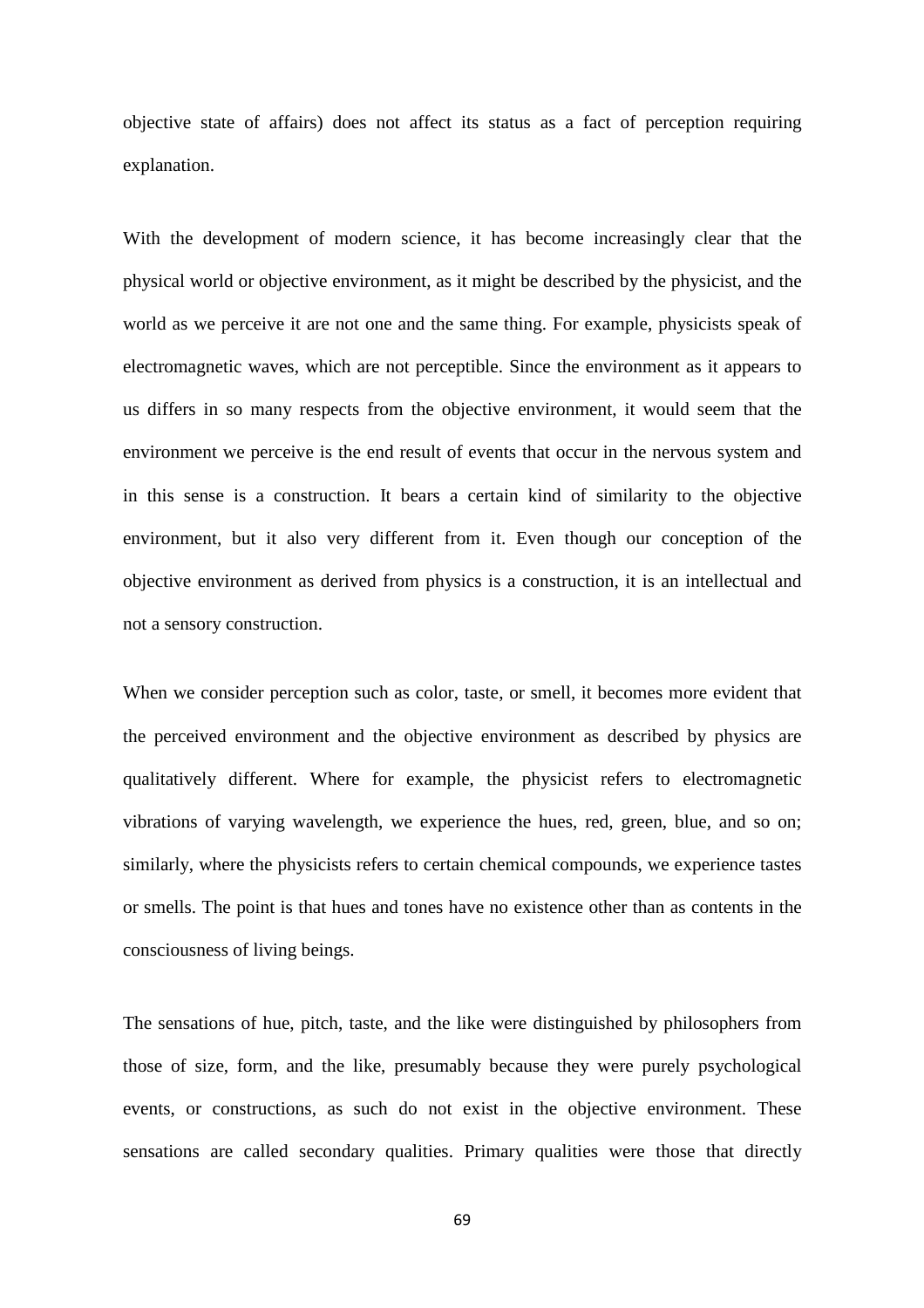objective state of affairs) does not affect its status as a fact of perception requiring explanation.

With the development of modern science, it has become increasingly clear that the physical world or objective environment, as it might be described by the physicist, and the world as we perceive it are not one and the same thing. For example, physicists speak of electromagnetic waves, which are not perceptible. Since the environment as it appears to us differs in so many respects from the objective environment, it would seem that the environment we perceive is the end result of events that occur in the nervous system and in this sense is a construction. It bears a certain kind of similarity to the objective environment, but it also very different from it. Even though our conception of the objective environment as derived from physics is a construction, it is an intellectual and not a sensory construction.

When we consider perception such as color, taste, or smell, it becomes more evident that the perceived environment and the objective environment as described by physics are qualitatively different. Where for example, the physicist refers to electromagnetic vibrations of varying wavelength, we experience the hues, red, green, blue, and so on; similarly, where the physicists refers to certain chemical compounds, we experience tastes or smells. The point is that hues and tones have no existence other than as contents in the consciousness of living beings.

The sensations of hue, pitch, taste, and the like were distinguished by philosophers from those of size, form, and the like, presumably because they were purely psychological events, or constructions, as such do not exist in the objective environment. These sensations are called secondary qualities. Primary qualities were those that directly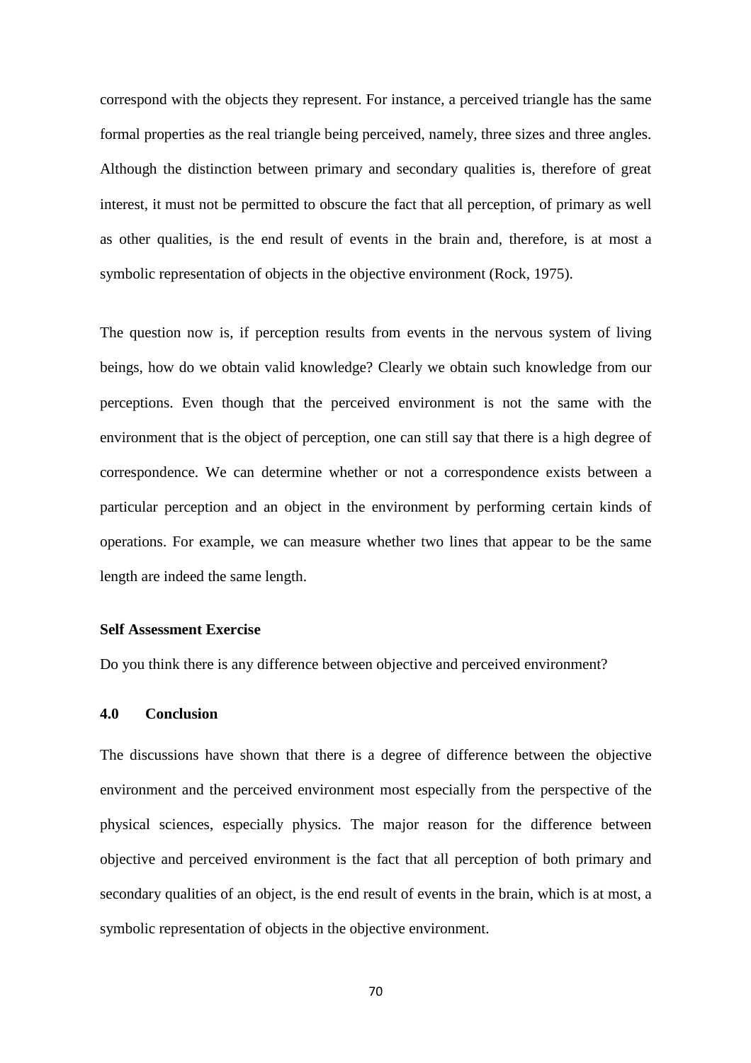correspond with the objects they represent. For instance, a perceived triangle has the same formal properties as the real triangle being perceived, namely, three sizes and three angles. Although the distinction between primary and secondary qualities is, therefore of great interest, it must not be permitted to obscure the fact that all perception, of primary as well as other qualities, is the end result of events in the brain and, therefore, is at most a symbolic representation of objects in the objective environment (Rock, 1975).

The question now is, if perception results from events in the nervous system of living beings, how do we obtain valid knowledge? Clearly we obtain such knowledge from our perceptions. Even though that the perceived environment is not the same with the environment that is the object of perception, one can still say that there is a high degree of correspondence. We can determine whether or not a correspondence exists between a particular perception and an object in the environment by performing certain kinds of operations. For example, we can measure whether two lines that appear to be the same length are indeed the same length.

**Self Assessment Exercise**

Do you think there is any difference between objective and perceived environment?

## 4.0 Conclusion

The discussions have shown that there is a degree of difference between the objective environment and the perceived environment most especially from the perspective of the physical sciences, especially physics. The major reason for the difference between objective and perceived environment is the fact that all perception of both primary and secondary qualities of an object, is the end result of events in the brain, which is at most, a symbolic representation of objects in the objective environment.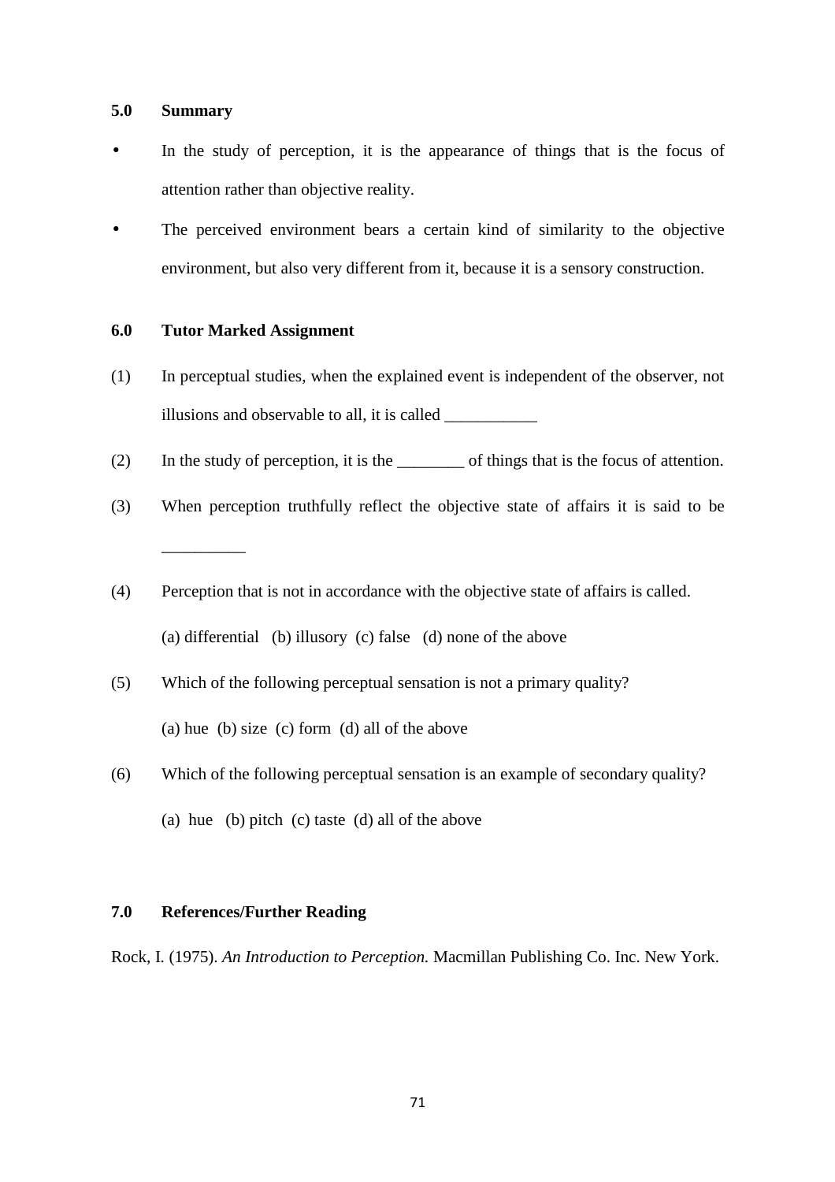## 5.0 Summary

- In the study of perception, it is the appearance of things that is the focus of attention rather than objective reality.
- The perceived environment bears a certain kind of similarity to the objective environment, but also very different from it, because it is a sensory construction.

## 6.0 Tutor Marked Assignment

(1) In perceptual studies, when the explained event is independent of the observer, not illusions and observable to all, it is called ___________

(2) In the study of perception, it is the ________ of things that is the focus of attention.

(3) When perception truthfully reflect the objective state of affairs it is said to be __________

(4) Perception that is not in accordance with the objective state of affairs is called.

(a) differential (b) illusory (c) false (d) none of the above

(5) Which of the following perceptual sensation is not a primary quality?

(a) hue (b) size (c) form (d) all of the above

(6) Which of the following perceptual sensation is an example of secondary quality?

(a) hue (b) pitch (c) taste (d) all of the above

## 7.0 References/Further Reading

Rock, I. (1975). *An Introduction to Perception.* Macmillan Publishing Co. Inc. New York.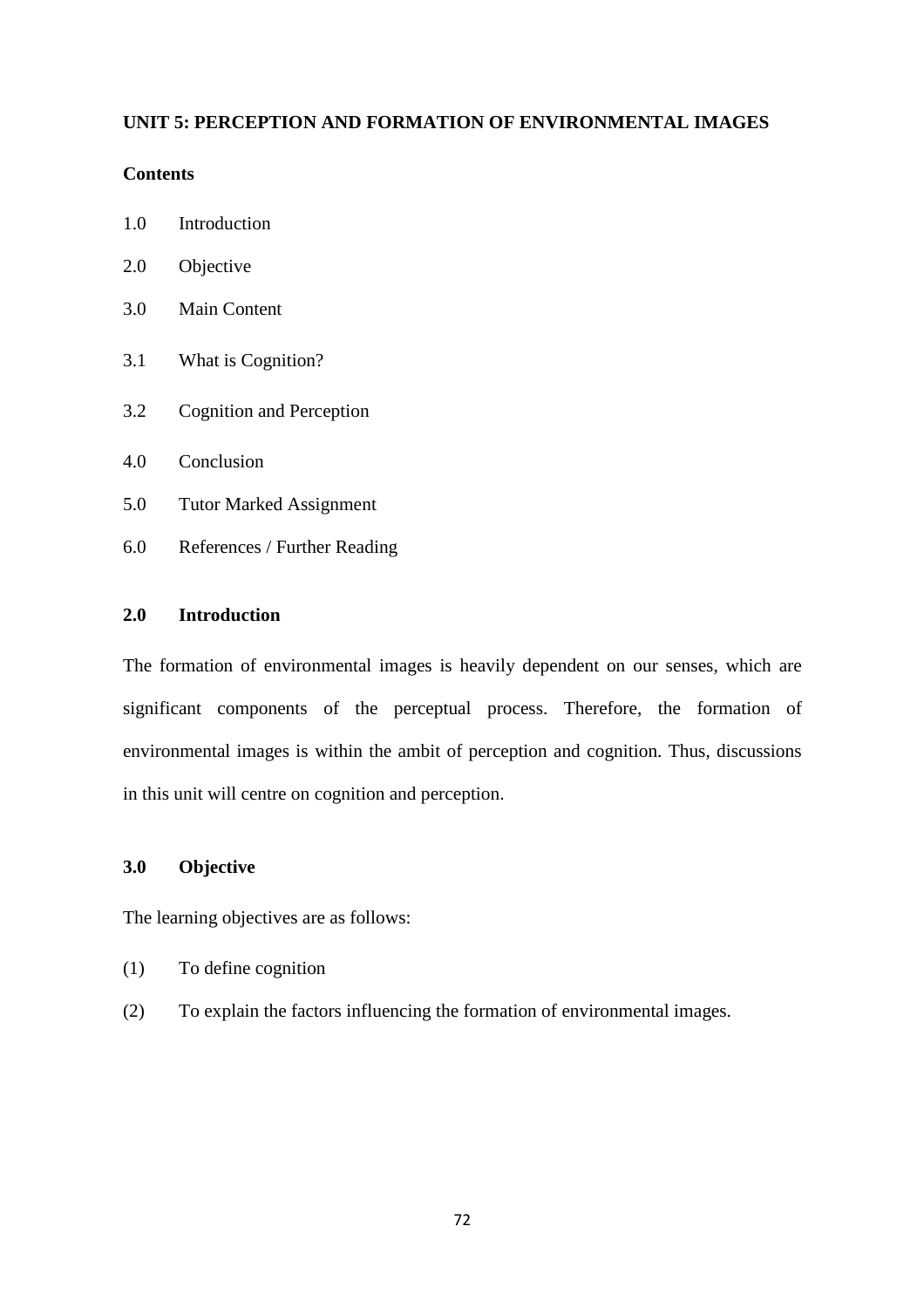## UNIT 5: PERCEPTION AND FORMATION OF ENVIRONMENTAL IMAGES

**Contents**

1.0 Introduction

2.0 Objective

3.0 Main Content

3.1 What is Cognition?

3.2 Cognition and Perception

4.0 Conclusion

5.0 Tutor Marked Assignment

6.0 References / Further Reading

### 2.0 Introduction

The formation of environmental images is heavily dependent on our senses, which are significant components of the perceptual process. Therefore, the formation of environmental images is within the ambit of perception and cognition. Thus, discussions in this unit will centre on cognition and perception.

### 3.0 Objective

The learning objectives are as follows:

(1) To define cognition

(2) To explain the factors influencing the formation of environmental images.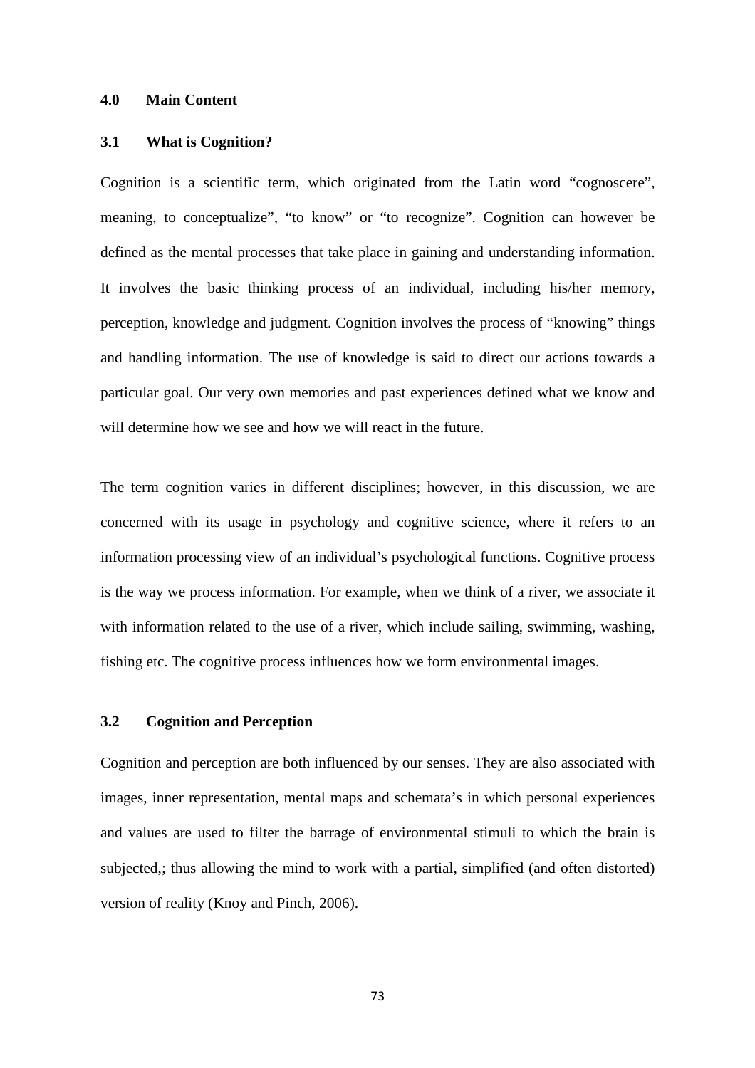## 4.0 Main Content

### 3.1 What is Cognition?

Cognition is a scientific term, which originated from the Latin word "cognoscere", meaning, to conceptualize", "to know" or "to recognize". Cognition can however be defined as the mental processes that take place in gaining and understanding information. It involves the basic thinking process of an individual, including his/her memory, perception, knowledge and judgment. Cognition involves the process of "knowing" things and handling information. The use of knowledge is said to direct our actions towards a particular goal. Our very own memories and past experiences defined what we know and will determine how we see and how we will react in the future.

The term cognition varies in different disciplines; however, in this discussion, we are concerned with its usage in psychology and cognitive science, where it refers to an information processing view of an individual's psychological functions. Cognitive process is the way we process information. For example, when we think of a river, we associate it with information related to the use of a river, which include sailing, swimming, washing, fishing etc. The cognitive process influences how we form environmental images.

### 3.2 Cognition and Perception

Cognition and perception are both influenced by our senses. They are also associated with images, inner representation, mental maps and schemata's in which personal experiences and values are used to filter the barrage of environmental stimuli to which the brain is subjected,; thus allowing the mind to work with a partial, simplified (and often distorted) version of reality (Knoy and Pinch, 2006).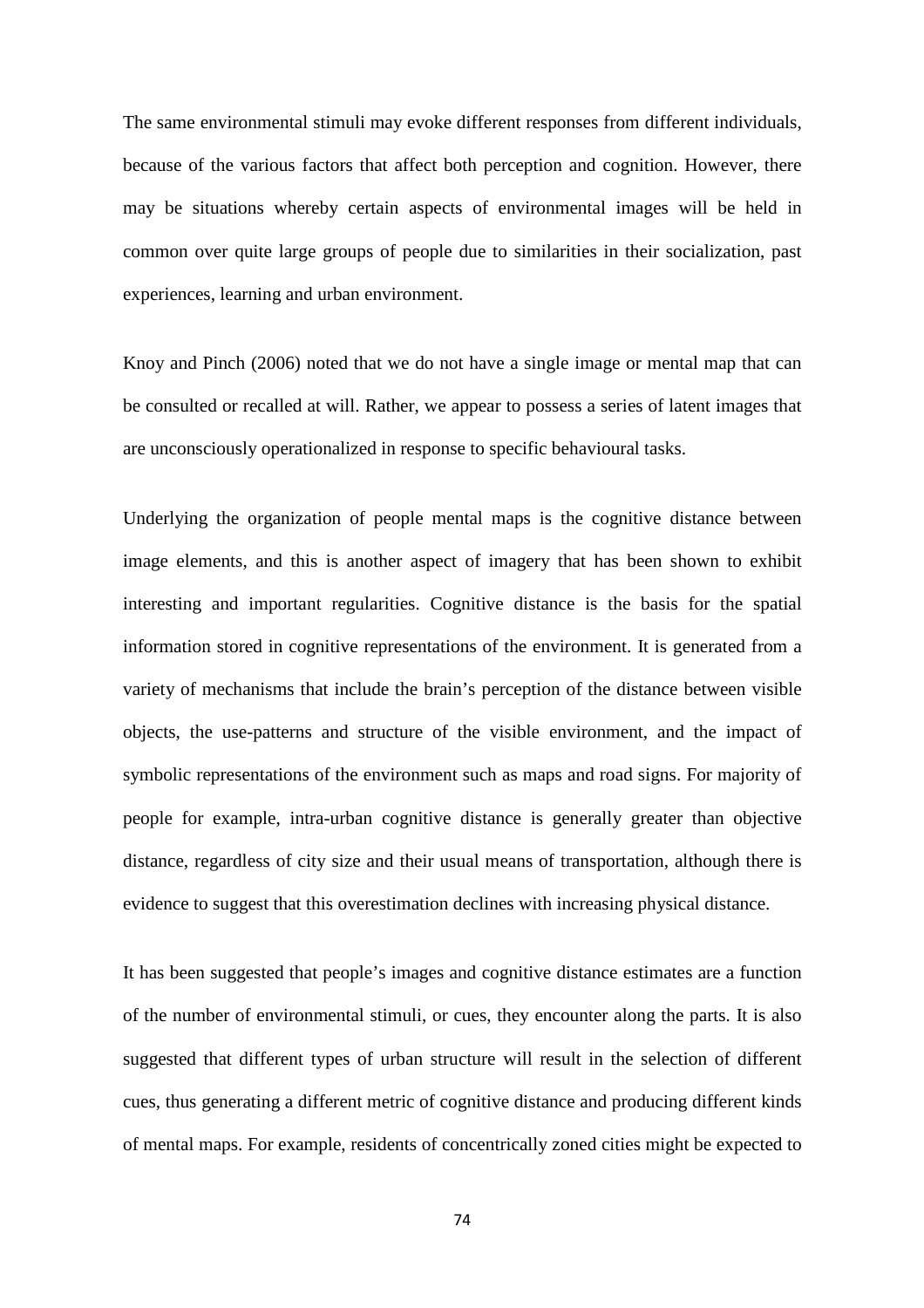The same environmental stimuli may evoke different responses from different individuals, because of the various factors that affect both perception and cognition. However, there may be situations whereby certain aspects of environmental images will be held in common over quite large groups of people due to similarities in their socialization, past experiences, learning and urban environment.

Knoy and Pinch (2006) noted that we do not have a single image or mental map that can be consulted or recalled at will. Rather, we appear to possess a series of latent images that are unconsciously operationalized in response to specific behavioural tasks.

Underlying the organization of people mental maps is the cognitive distance between image elements, and this is another aspect of imagery that has been shown to exhibit interesting and important regularities. Cognitive distance is the basis for the spatial information stored in cognitive representations of the environment. It is generated from a variety of mechanisms that include the brain's perception of the distance between visible objects, the use-patterns and structure of the visible environment, and the impact of symbolic representations of the environment such as maps and road signs. For majority of people for example, intra-urban cognitive distance is generally greater than objective distance, regardless of city size and their usual means of transportation, although there is evidence to suggest that this overestimation declines with increasing physical distance.

It has been suggested that people's images and cognitive distance estimates are a function of the number of environmental stimuli, or cues, they encounter along the parts. It is also suggested that different types of urban structure will result in the selection of different cues, thus generating a different metric of cognitive distance and producing different kinds of mental maps. For example, residents of concentrically zoned cities might be expected to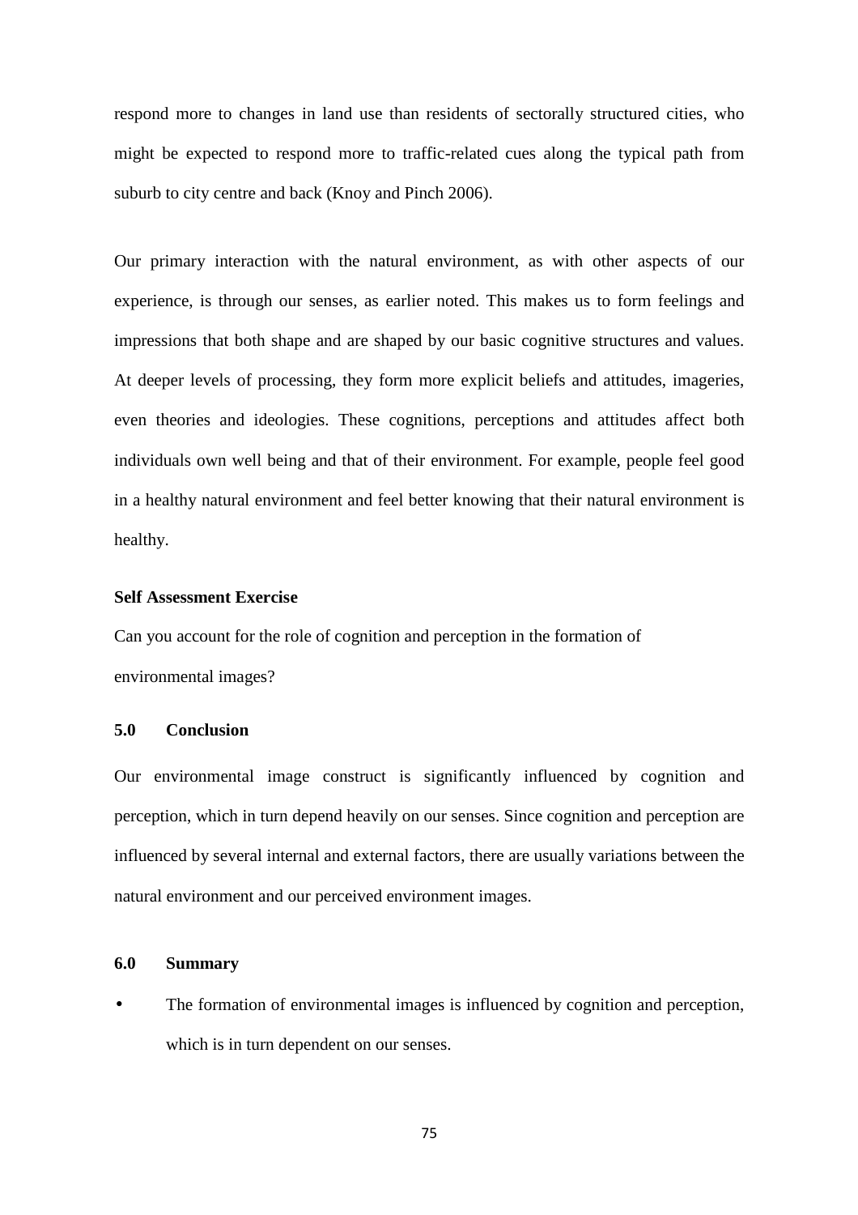respond more to changes in land use than residents of sectorally structured cities, who might be expected to respond more to traffic-related cues along the typical path from suburb to city centre and back (Knoy and Pinch 2006).

Our primary interaction with the natural environment, as with other aspects of our experience, is through our senses, as earlier noted. This makes us to form feelings and impressions that both shape and are shaped by our basic cognitive structures and values. At deeper levels of processing, they form more explicit beliefs and attitudes, imageries, even theories and ideologies. These cognitions, perceptions and attitudes affect both individuals own well being and that of their environment. For example, people feel good in a healthy natural environment and feel better knowing that their natural environment is healthy.

**Self Assessment Exercise**

Can you account for the role of cognition and perception in the formation of environmental images?

## 5.0 Conclusion

Our environmental image construct is significantly influenced by cognition and perception, which in turn depend heavily on our senses. Since cognition and perception are influenced by several internal and external factors, there are usually variations between the natural environment and our perceived environment images.

## 6.0 Summary

- The formation of environmental images is influenced by cognition and perception, which is in turn dependent on our senses.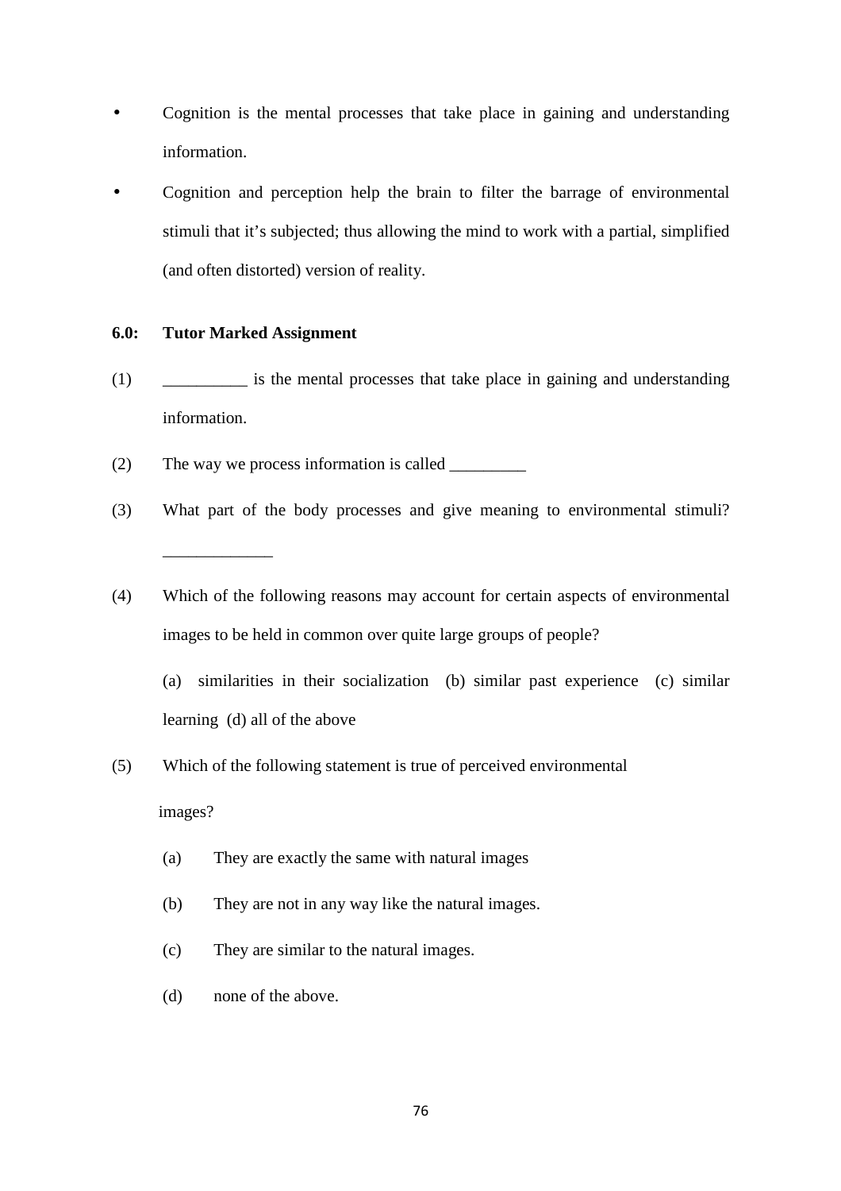- Cognition is the mental processes that take place in gaining and understanding information.
- Cognition and perception help the brain to filter the barrage of environmental stimuli that it's subjected; thus allowing the mind to work with a partial, simplified (and often distorted) version of reality.

**6.0: Tutor Marked Assignment**

(1) __________ is the mental processes that take place in gaining and understanding information.

(2) The way we process information is called _________

(3) What part of the body processes and give meaning to environmental stimuli? _____________

(4) Which of the following reasons may account for certain aspects of environmental images to be held in common over quite large groups of people?

(a) similarities in their socialization (b) similar past experience (c) similar learning (d) all of the above

(5) Which of the following statement is true of perceived environmental images?

(a) They are exactly the same with natural images

(b) They are not in any way like the natural images.

(c) They are similar to the natural images.

(d) none of the above.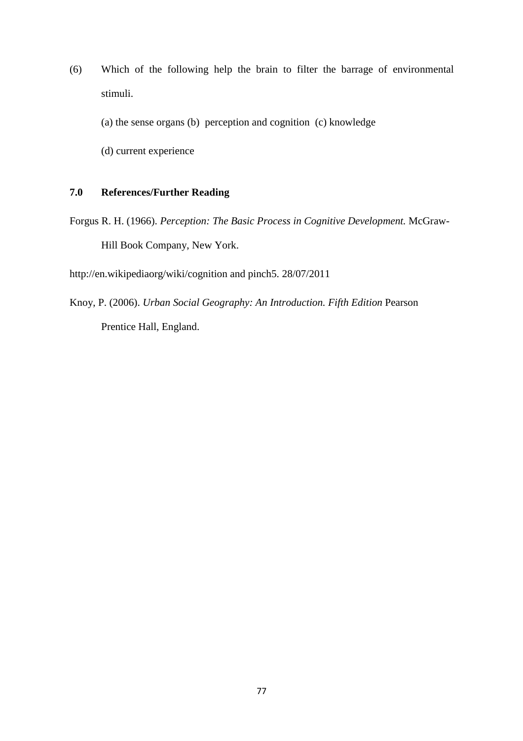(6) Which of the following help the brain to filter the barrage of environmental stimuli.

(a) the sense organs (b) perception and cognition (c) knowledge

(d) current experience

## 7.0 References/Further Reading

Forgus R. H. (1966). *Perception: The Basic Process in Cognitive Development.* McGraw-Hill Book Company, New York.

http://en.wikipediaorg/wiki/cognition and pinch5. 28/07/2011

Knoy, P. (2006). *Urban Social Geography: An Introduction. Fifth Edition* Pearson Prentice Hall, England.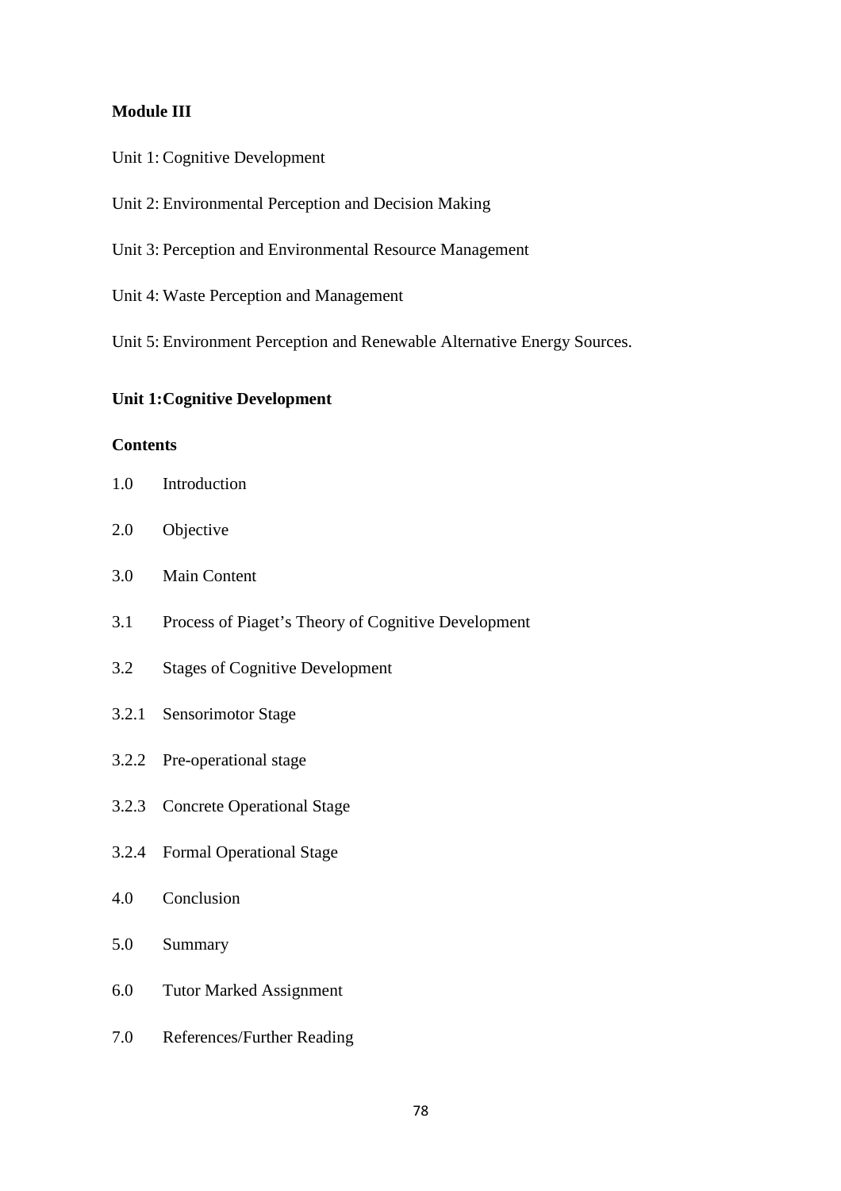## Module III

Unit 1: Cognitive Development

Unit 2: Environmental Perception and Decision Making

Unit 3: Perception and Environmental Resource Management

Unit 4: Waste Perception and Management

Unit 5: Environment Perception and Renewable Alternative Energy Sources.

### Unit 1: Cognitive Development

**Contents**

1.0 Introduction

2.0 Objective

3.0 Main Content

3.1 Process of Piaget's Theory of Cognitive Development

3.2 Stages of Cognitive Development

3.2.1 Sensorimotor Stage

3.2.2 Pre-operational stage

3.2.3 Concrete Operational Stage

3.2.4 Formal Operational Stage

4.0 Conclusion

5.0 Summary

6.0 Tutor Marked Assignment

7.0 References/Further Reading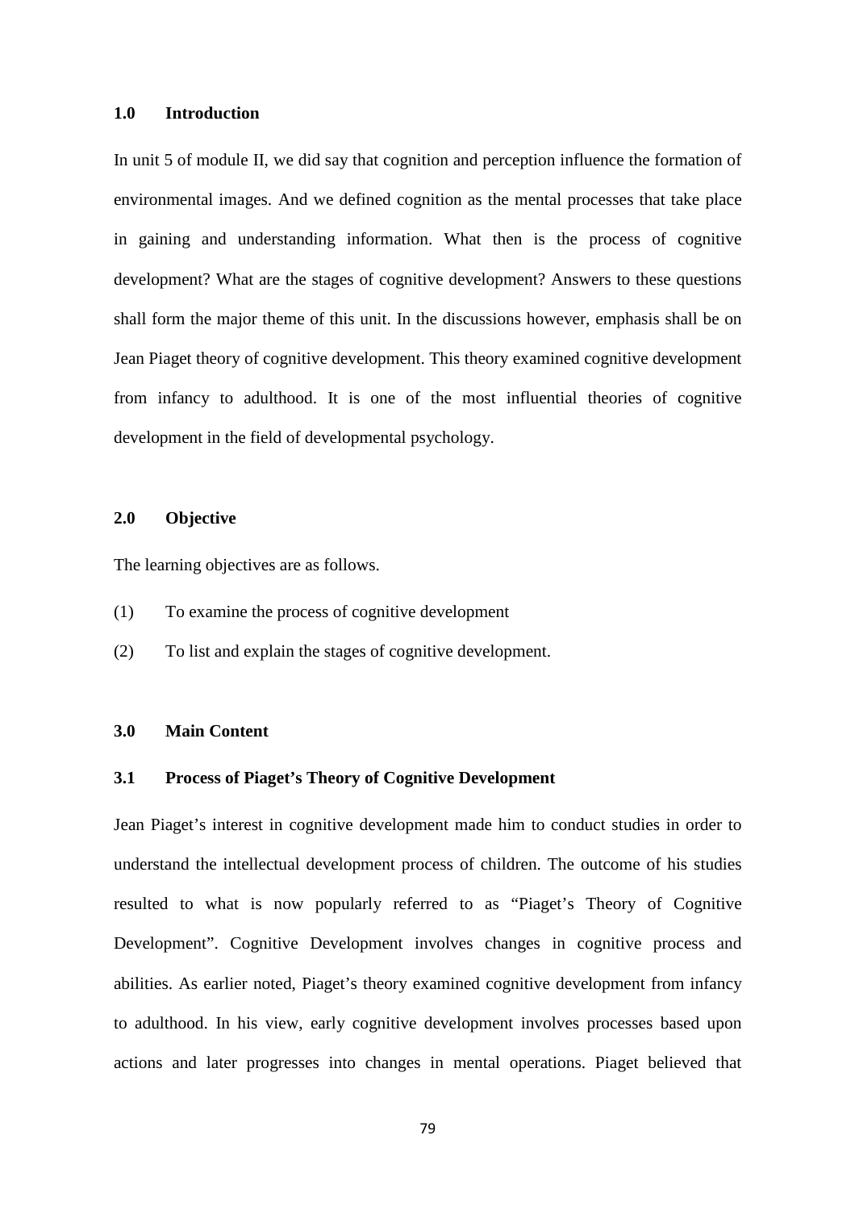## 1.0 Introduction

In unit 5 of module II, we did say that cognition and perception influence the formation of environmental images. And we defined cognition as the mental processes that take place in gaining and understanding information. What then is the process of cognitive development? What are the stages of cognitive development? Answers to these questions shall form the major theme of this unit. In the discussions however, emphasis shall be on Jean Piaget theory of cognitive development. This theory examined cognitive development from infancy to adulthood. It is one of the most influential theories of cognitive development in the field of developmental psychology.

## 2.0 Objective

The learning objectives are as follows.

(1) To examine the process of cognitive development

(2) To list and explain the stages of cognitive development.

## 3.0 Main Content

### 3.1 Process of Piaget's Theory of Cognitive Development

Jean Piaget's interest in cognitive development made him to conduct studies in order to understand the intellectual development process of children. The outcome of his studies resulted to what is now popularly referred to as "Piaget's Theory of Cognitive Development". Cognitive Development involves changes in cognitive process and abilities. As earlier noted, Piaget's theory examined cognitive development from infancy to adulthood. In his view, early cognitive development involves processes based upon actions and later progresses into changes in mental operations. Piaget believed that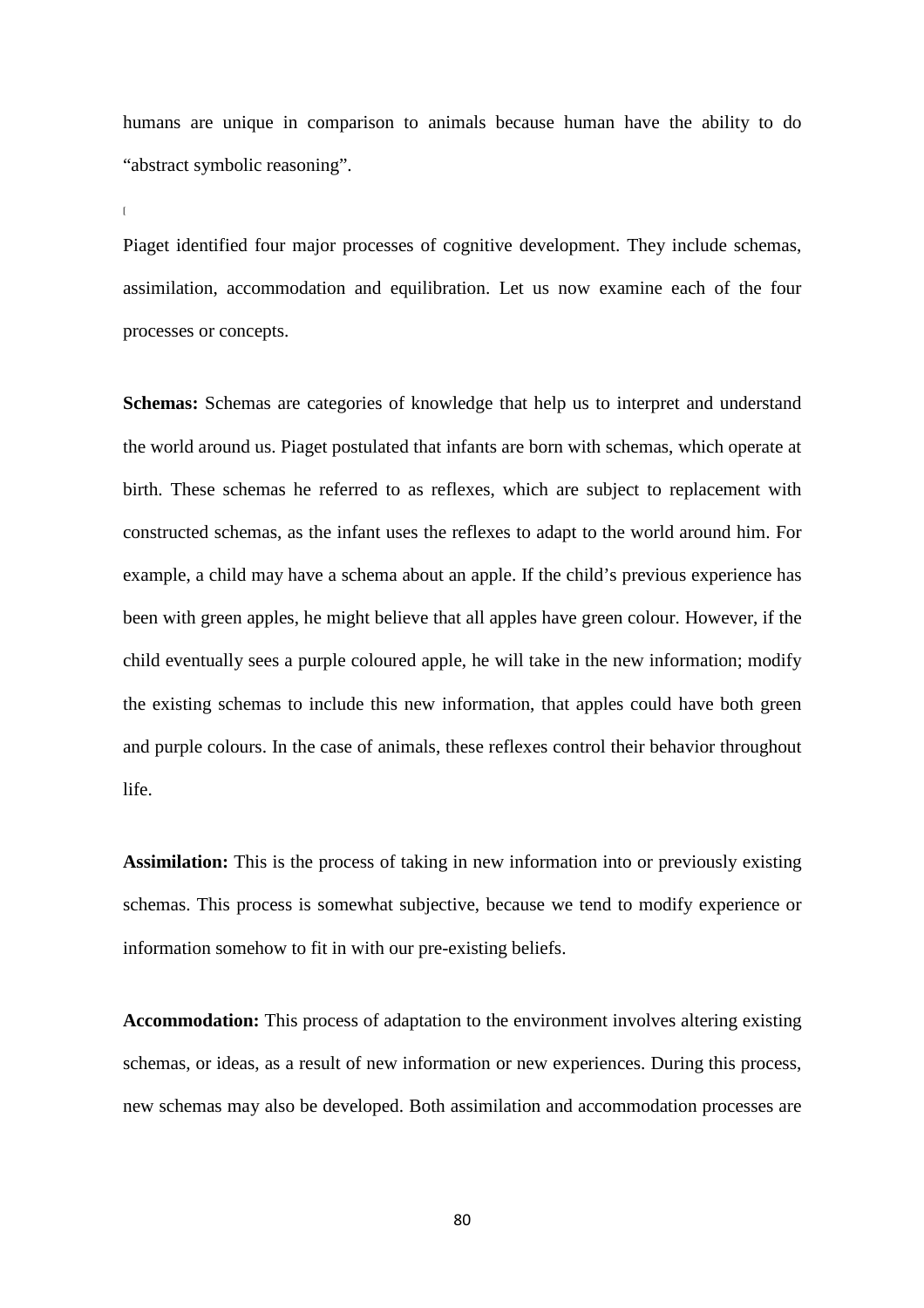humans are unique in comparison to animals because human have the ability to do "abstract symbolic reasoning".

Piaget identified four major processes of cognitive development. They include schemas, assimilation, accommodation and equilibration. Let us now examine each of the four processes or concepts.

**Schemas:** Schemas are categories of knowledge that help us to interpret and understand the world around us. Piaget postulated that infants are born with schemas, which operate at birth. These schemas he referred to as reflexes, which are subject to replacement with constructed schemas, as the infant uses the reflexes to adapt to the world around him. For example, a child may have a schema about an apple. If the child's previous experience has been with green apples, he might believe that all apples have green colour. However, if the child eventually sees a purple coloured apple, he will take in the new information; modify the existing schemas to include this new information, that apples could have both green and purple colours. In the case of animals, these reflexes control their behavior throughout life.

**Assimilation:** This is the process of taking in new information into or previously existing schemas. This process is somewhat subjective, because we tend to modify experience or information somehow to fit in with our pre-existing beliefs.

**Accommodation:** This process of adaptation to the environment involves altering existing schemas, or ideas, as a result of new information or new experiences. During this process, new schemas may also be developed. Both assimilation and accommodation processes are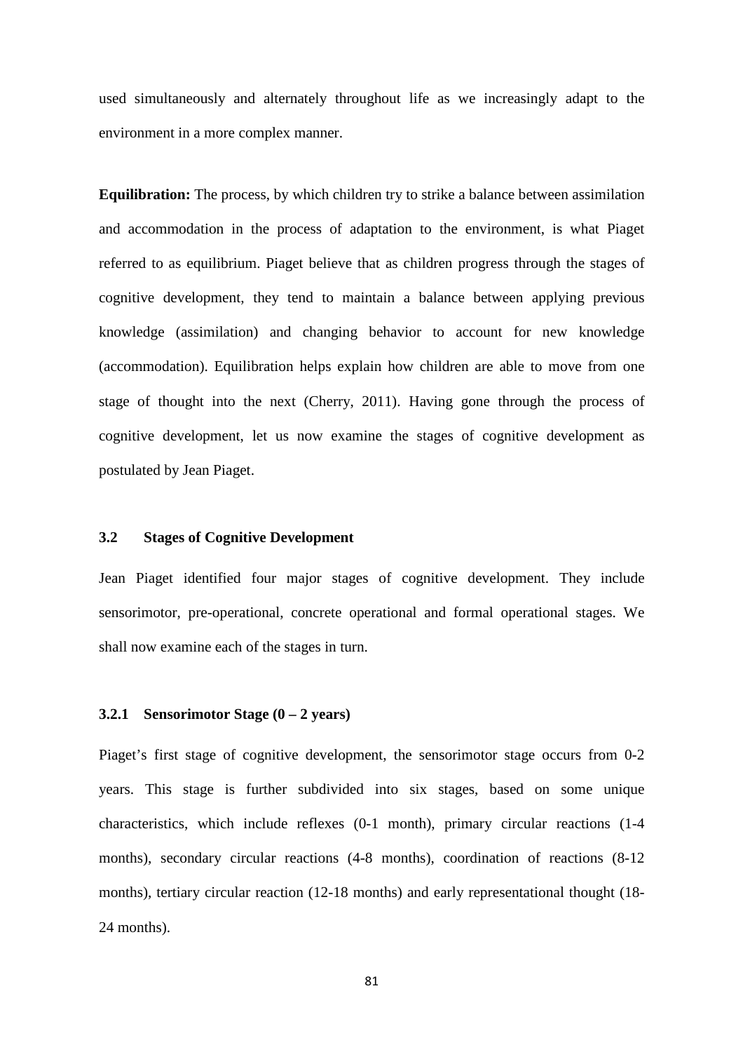used simultaneously and alternately throughout life as we increasingly adapt to the environment in a more complex manner.

**Equilibration:** The process, by which children try to strike a balance between assimilation and accommodation in the process of adaptation to the environment, is what Piaget referred to as equilibrium. Piaget believe that as children progress through the stages of cognitive development, they tend to maintain a balance between applying previous knowledge (assimilation) and changing behavior to account for new knowledge (accommodation). Equilibration helps explain how children are able to move from one stage of thought into the next (Cherry, 2011). Having gone through the process of cognitive development, let us now examine the stages of cognitive development as postulated by Jean Piaget.

### 3.2 Stages of Cognitive Development

Jean Piaget identified four major stages of cognitive development. They include sensorimotor, pre-operational, concrete operational and formal operational stages. We shall now examine each of the stages in turn.

#### 3.2.1 Sensorimotor Stage (0 – 2 years)

Piaget's first stage of cognitive development, the sensorimotor stage occurs from 0-2 years. This stage is further subdivided into six stages, based on some unique characteristics, which include reflexes (0-1 month), primary circular reactions (1-4 months), secondary circular reactions (4-8 months), coordination of reactions (8-12 months), tertiary circular reaction (12-18 months) and early representational thought (18-24 months).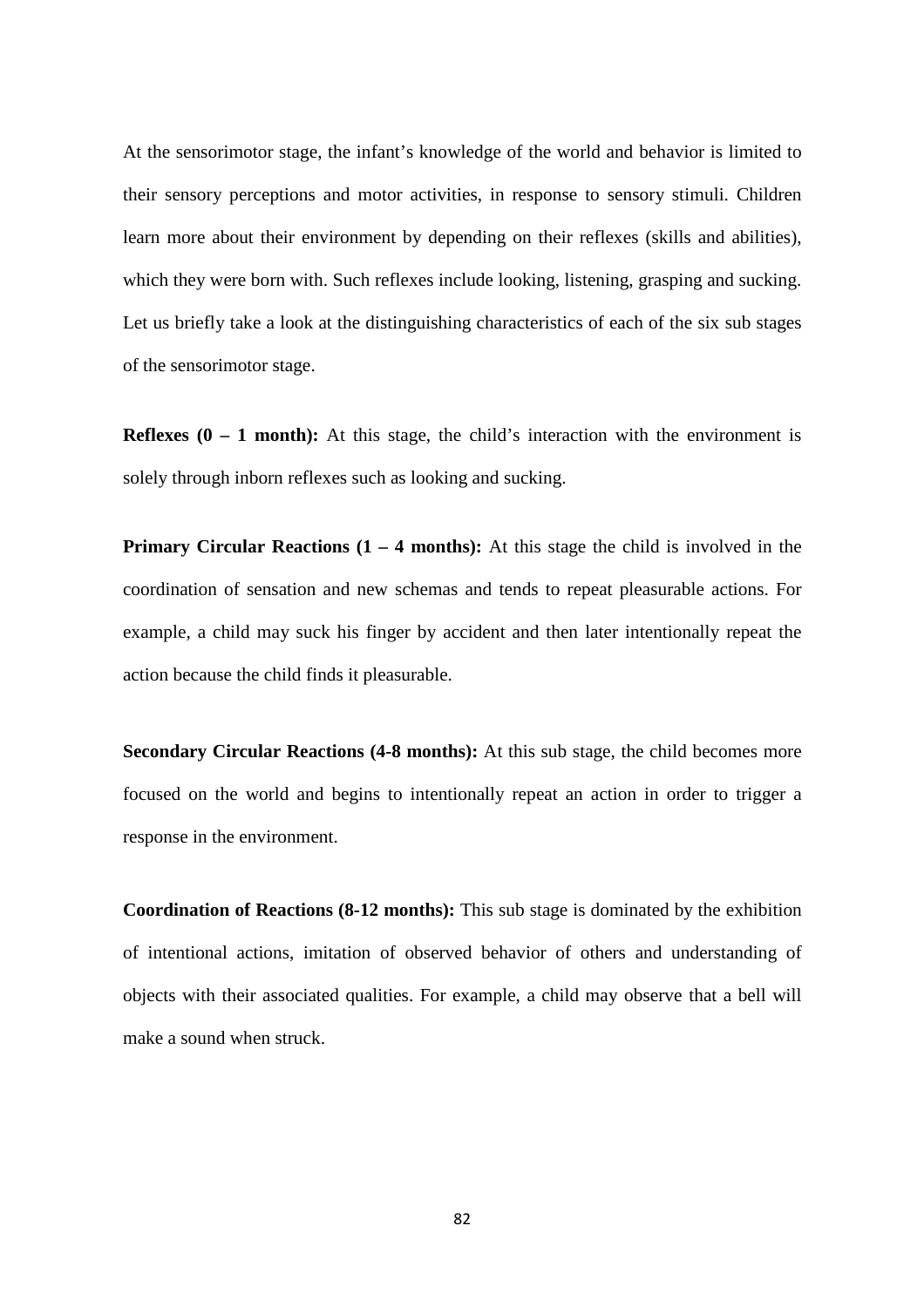At the sensorimotor stage, the infant's knowledge of the world and behavior is limited to their sensory perceptions and motor activities, in response to sensory stimuli. Children learn more about their environment by depending on their reflexes (skills and abilities), which they were born with. Such reflexes include looking, listening, grasping and sucking. Let us briefly take a look at the distinguishing characteristics of each of the six sub stages of the sensorimotor stage.

**Reflexes (0 – 1 month):** At this stage, the child's interaction with the environment is solely through inborn reflexes such as looking and sucking.

**Primary Circular Reactions (1 – 4 months):** At this stage the child is involved in the coordination of sensation and new schemas and tends to repeat pleasurable actions. For example, a child may suck his finger by accident and then later intentionally repeat the action because the child finds it pleasurable.

**Secondary Circular Reactions (4-8 months):** At this sub stage, the child becomes more focused on the world and begins to intentionally repeat an action in order to trigger a response in the environment.

**Coordination of Reactions (8-12 months):** This sub stage is dominated by the exhibition of intentional actions, imitation of observed behavior of others and understanding of objects with their associated qualities. For example, a child may observe that a bell will make a sound when struck.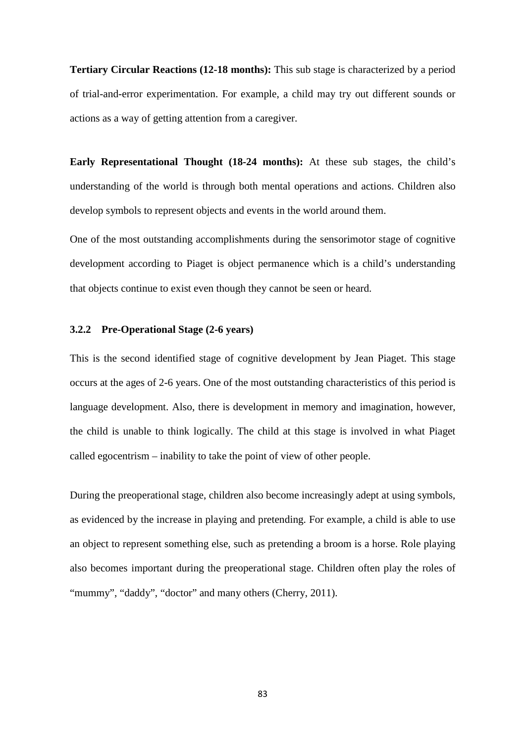**Tertiary Circular Reactions (12-18 months):** This sub stage is characterized by a period of trial-and-error experimentation. For example, a child may try out different sounds or actions as a way of getting attention from a caregiver.

**Early Representational Thought (18-24 months):** At these sub stages, the child's understanding of the world is through both mental operations and actions. Children also develop symbols to represent objects and events in the world around them.

One of the most outstanding accomplishments during the sensorimotor stage of cognitive development according to Piaget is object permanence which is a child's understanding that objects continue to exist even though they cannot be seen or heard.

### 3.2.2 Pre-Operational Stage (2-6 years)

This is the second identified stage of cognitive development by Jean Piaget. This stage occurs at the ages of 2-6 years. One of the most outstanding characteristics of this period is language development. Also, there is development in memory and imagination, however, the child is unable to think logically. The child at this stage is involved in what Piaget called egocentrism – inability to take the point of view of other people.

During the preoperational stage, children also become increasingly adept at using symbols, as evidenced by the increase in playing and pretending. For example, a child is able to use an object to represent something else, such as pretending a broom is a horse. Role playing also becomes important during the preoperational stage. Children often play the roles of "mummy", "daddy", "doctor" and many others (Cherry, 2011).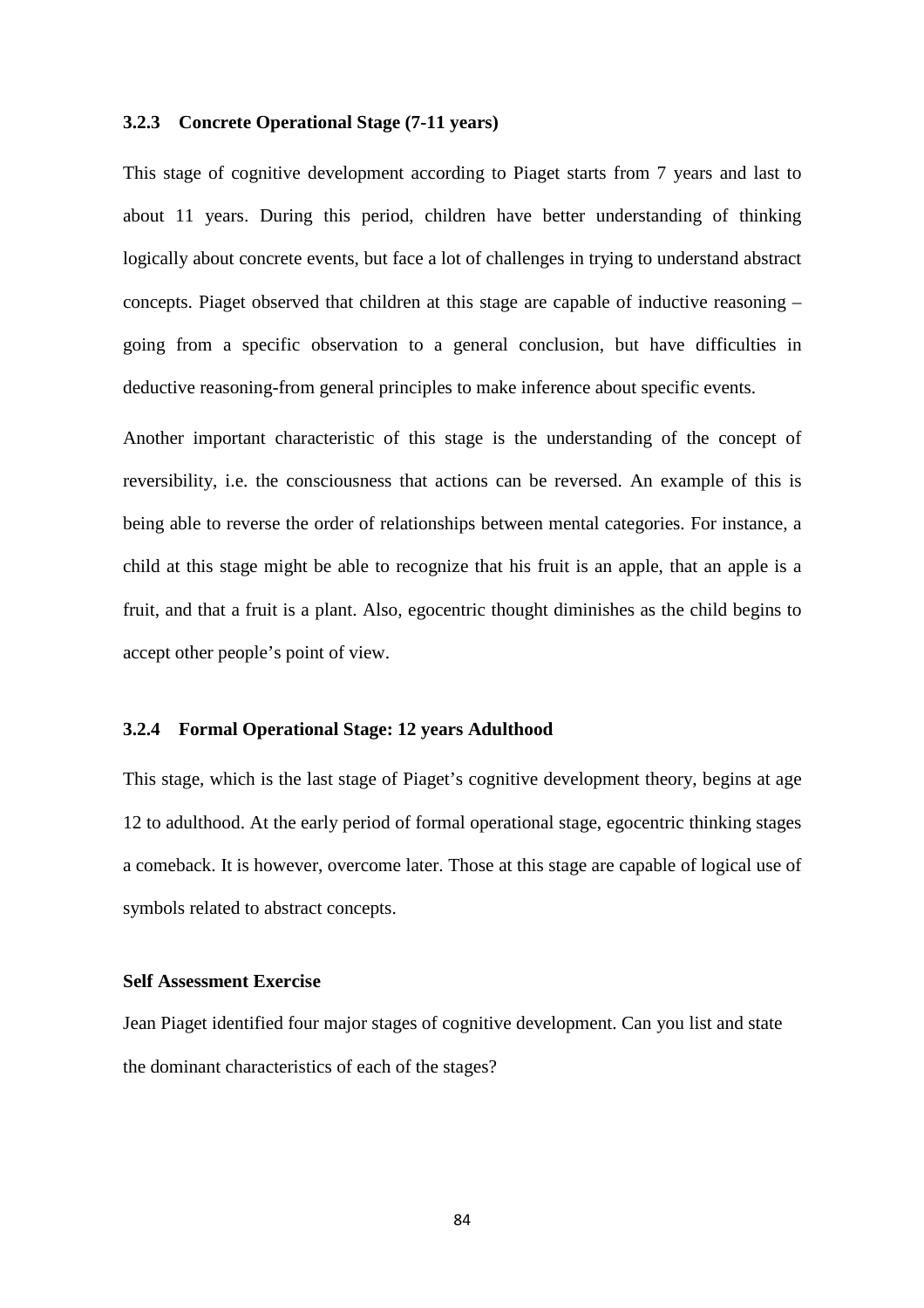### 3.2.3 Concrete Operational Stage (7-11 years)

This stage of cognitive development according to Piaget starts from 7 years and last to about 11 years. During this period, children have better understanding of thinking logically about concrete events, but face a lot of challenges in trying to understand abstract concepts. Piaget observed that children at this stage are capable of inductive reasoning – going from a specific observation to a general conclusion, but have difficulties in deductive reasoning-from general principles to make inference about specific events.

Another important characteristic of this stage is the understanding of the concept of reversibility, i.e. the consciousness that actions can be reversed. An example of this is being able to reverse the order of relationships between mental categories. For instance, a child at this stage might be able to recognize that his fruit is an apple, that an apple is a fruit, and that a fruit is a plant. Also, egocentric thought diminishes as the child begins to accept other people's point of view.

### 3.2.4 Formal Operational Stage: 12 years Adulthood

This stage, which is the last stage of Piaget's cognitive development theory, begins at age 12 to adulthood. At the early period of formal operational stage, egocentric thinking stages a comeback. It is however, overcome later. Those at this stage are capable of logical use of symbols related to abstract concepts.

**Self Assessment Exercise**

Jean Piaget identified four major stages of cognitive development. Can you list and state the dominant characteristics of each of the stages?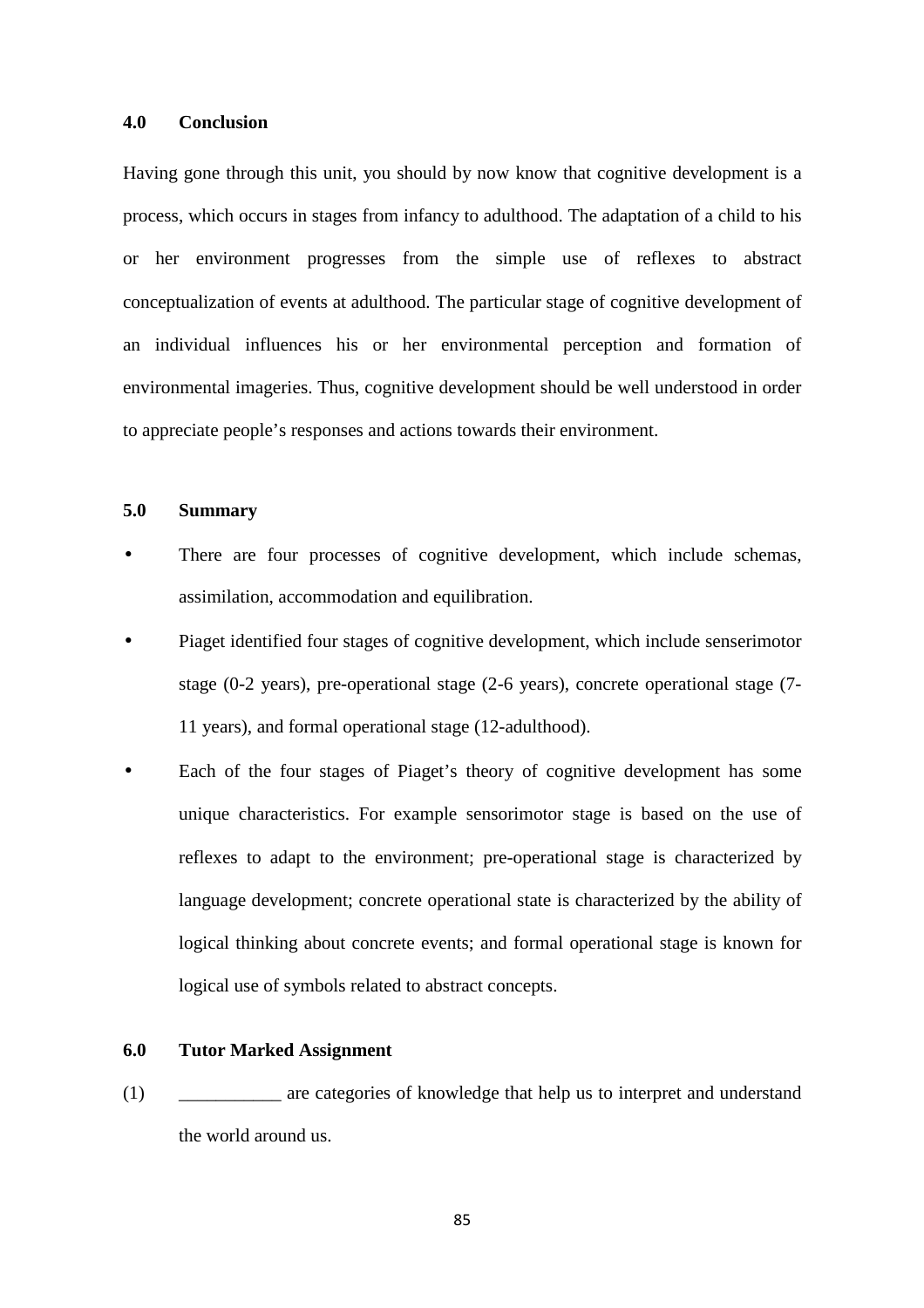## 4.0 Conclusion

Having gone through this unit, you should by now know that cognitive development is a process, which occurs in stages from infancy to adulthood. The adaptation of a child to his or her environment progresses from the simple use of reflexes to abstract conceptualization of events at adulthood. The particular stage of cognitive development of an individual influences his or her environmental perception and formation of environmental imageries. Thus, cognitive development should be well understood in order to appreciate people's responses and actions towards their environment.

## 5.0 Summary

- There are four processes of cognitive development, which include schemas, assimilation, accommodation and equilibration.
- Piaget identified four stages of cognitive development, which include senserimotor stage (0-2 years), pre-operational stage (2-6 years), concrete operational stage (7-11 years), and formal operational stage (12-adulthood).
- Each of the four stages of Piaget's theory of cognitive development has some unique characteristics. For example sensorimotor stage is based on the use of reflexes to adapt to the environment; pre-operational stage is characterized by language development; concrete operational state is characterized by the ability of logical thinking about concrete events; and formal operational stage is known for logical use of symbols related to abstract concepts.

## 6.0 Tutor Marked Assignment

(1) ___________ are categories of knowledge that help us to interpret and understand the world around us.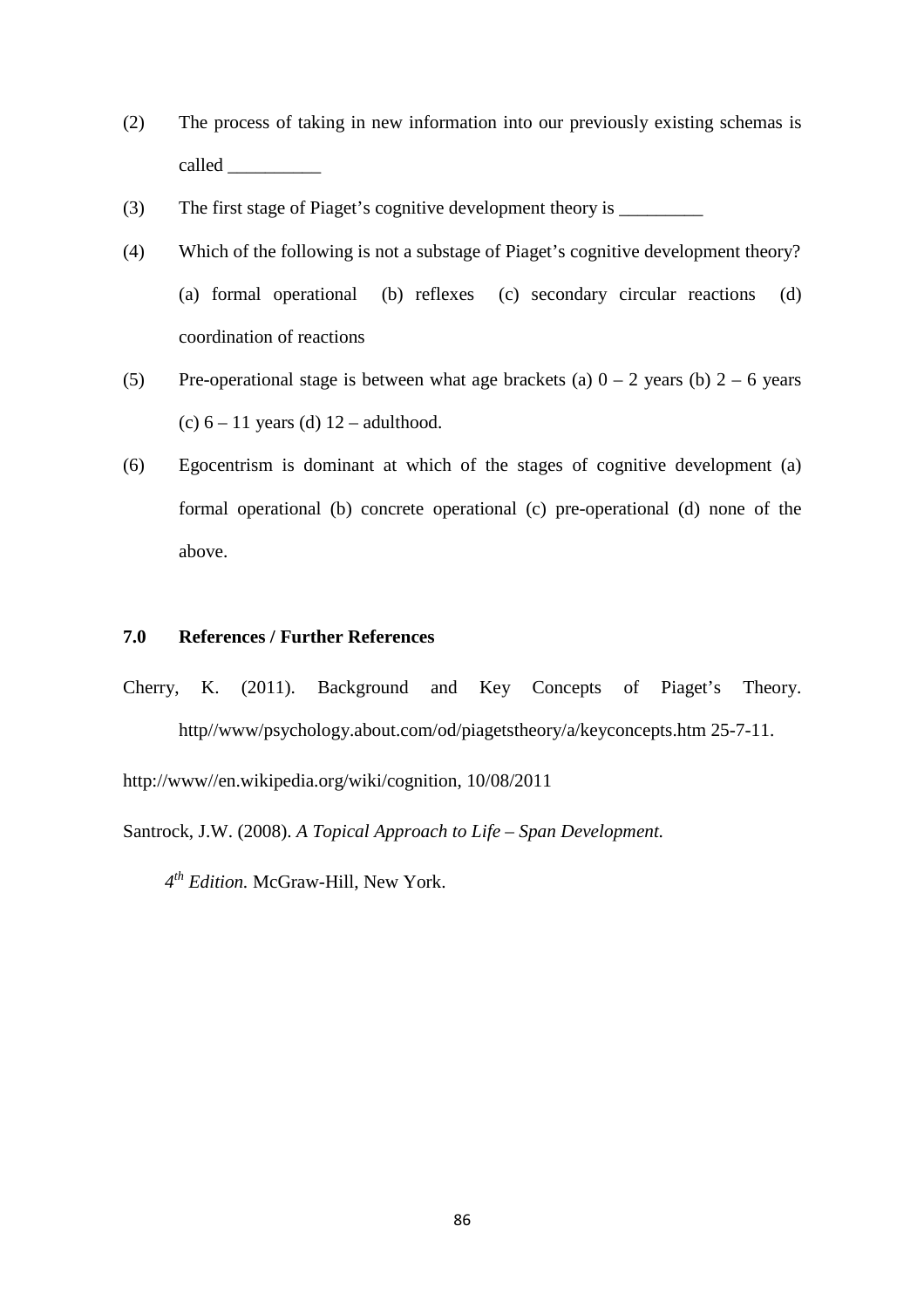(2) The process of taking in new information into our previously existing schemas is called __________

(3) The first stage of Piaget's cognitive development theory is _________

(4) Which of the following is not a substage of Piaget's cognitive development theory? (a) formal operational (b) reflexes (c) secondary circular reactions (d) coordination of reactions

(5) Pre-operational stage is between what age brackets (a) 0 – 2 years (b) 2 – 6 years (c) 6 – 11 years (d) 12 – adulthood.

(6) Egocentrism is dominant at which of the stages of cognitive development (a) formal operational (b) concrete operational (c) pre-operational (d) none of the above.

## 7.0 References / Further References

Cherry, K. (2011). Background and Key Concepts of Piaget's Theory. http//www/psychology.about.com/od/piagetstheory/a/keyconcepts.htm 25-7-11.

http://www//en.wikipedia.org/wiki/cognition, 10/08/2011

Santrock, J.W. (2008). *A Topical Approach to Life – Span Development. 4th Edition.* McGraw-Hill, New York.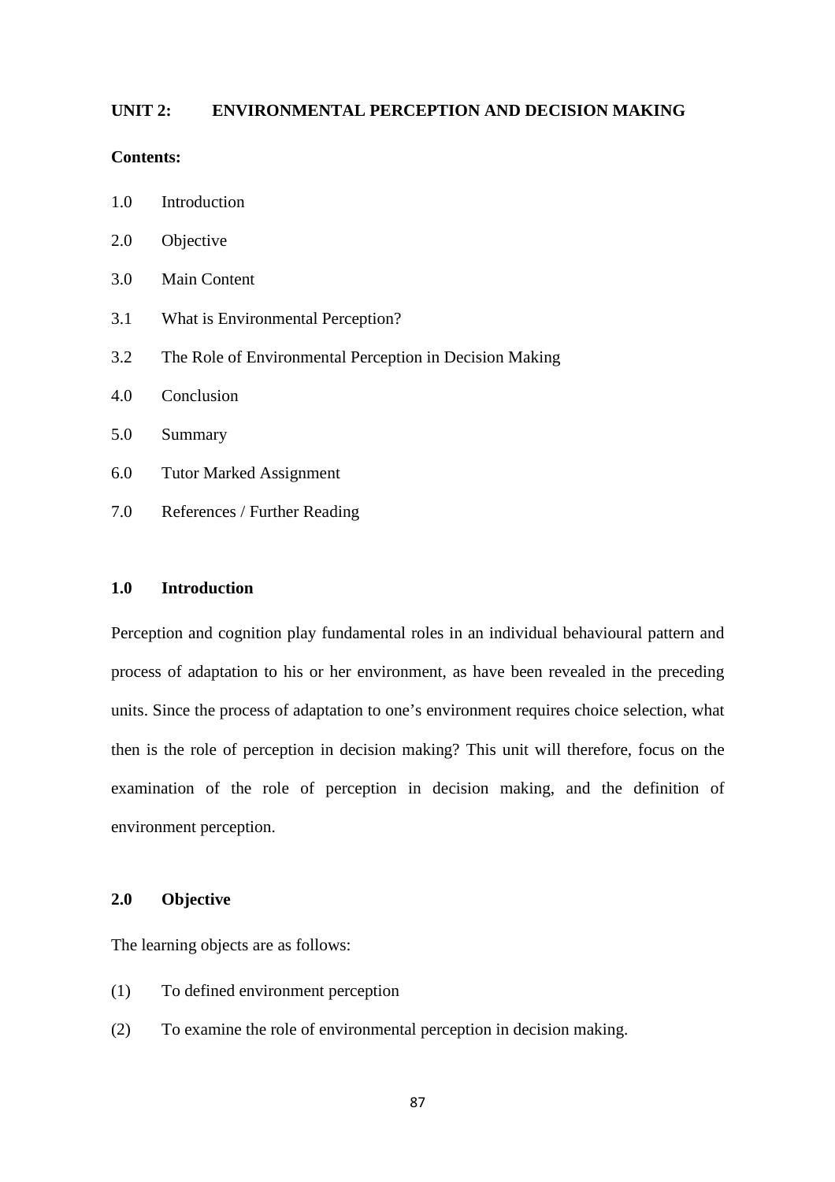## UNIT 2: ENVIRONMENTAL PERCEPTION AND DECISION MAKING

**Contents:**

1.0 Introduction

2.0 Objective

3.0 Main Content

3.1 What is Environmental Perception?

3.2 The Role of Environmental Perception in Decision Making

4.0 Conclusion

5.0 Summary

6.0 Tutor Marked Assignment

7.0 References / Further Reading

### 1.0 Introduction

Perception and cognition play fundamental roles in an individual behavioural pattern and process of adaptation to his or her environment, as have been revealed in the preceding units. Since the process of adaptation to one's environment requires choice selection, what then is the role of perception in decision making? This unit will therefore, focus on the examination of the role of perception in decision making, and the definition of environment perception.

### 2.0 Objective

The learning objects are as follows:

(1) To defined environment perception

(2) To examine the role of environmental perception in decision making.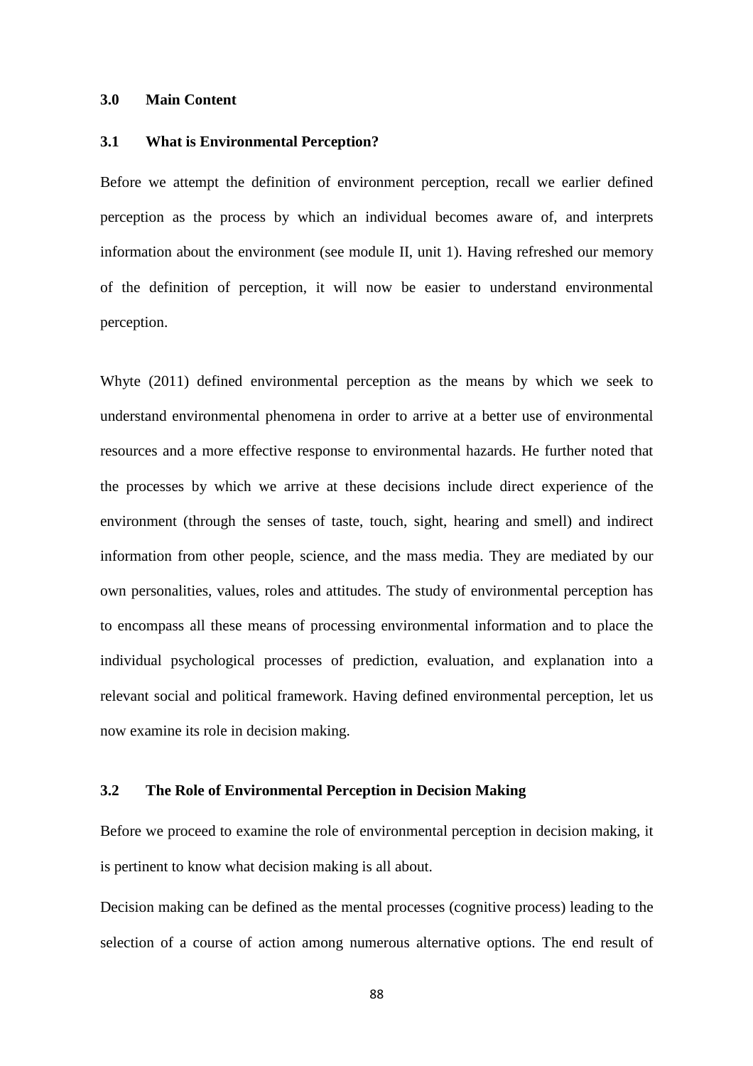## 3.0 Main Content

### 3.1 What is Environmental Perception?

Before we attempt the definition of environment perception, recall we earlier defined perception as the process by which an individual becomes aware of, and interprets information about the environment (see module II, unit 1). Having refreshed our memory of the definition of perception, it will now be easier to understand environmental perception.

Whyte (2011) defined environmental perception as the means by which we seek to understand environmental phenomena in order to arrive at a better use of environmental resources and a more effective response to environmental hazards. He further noted that the processes by which we arrive at these decisions include direct experience of the environment (through the senses of taste, touch, sight, hearing and smell) and indirect information from other people, science, and the mass media. They are mediated by our own personalities, values, roles and attitudes. The study of environmental perception has to encompass all these means of processing environmental information and to place the individual psychological processes of prediction, evaluation, and explanation into a relevant social and political framework. Having defined environmental perception, let us now examine its role in decision making.

### 3.2 The Role of Environmental Perception in Decision Making

Before we proceed to examine the role of environmental perception in decision making, it is pertinent to know what decision making is all about.

Decision making can be defined as the mental processes (cognitive process) leading to the selection of a course of action among numerous alternative options. The end result of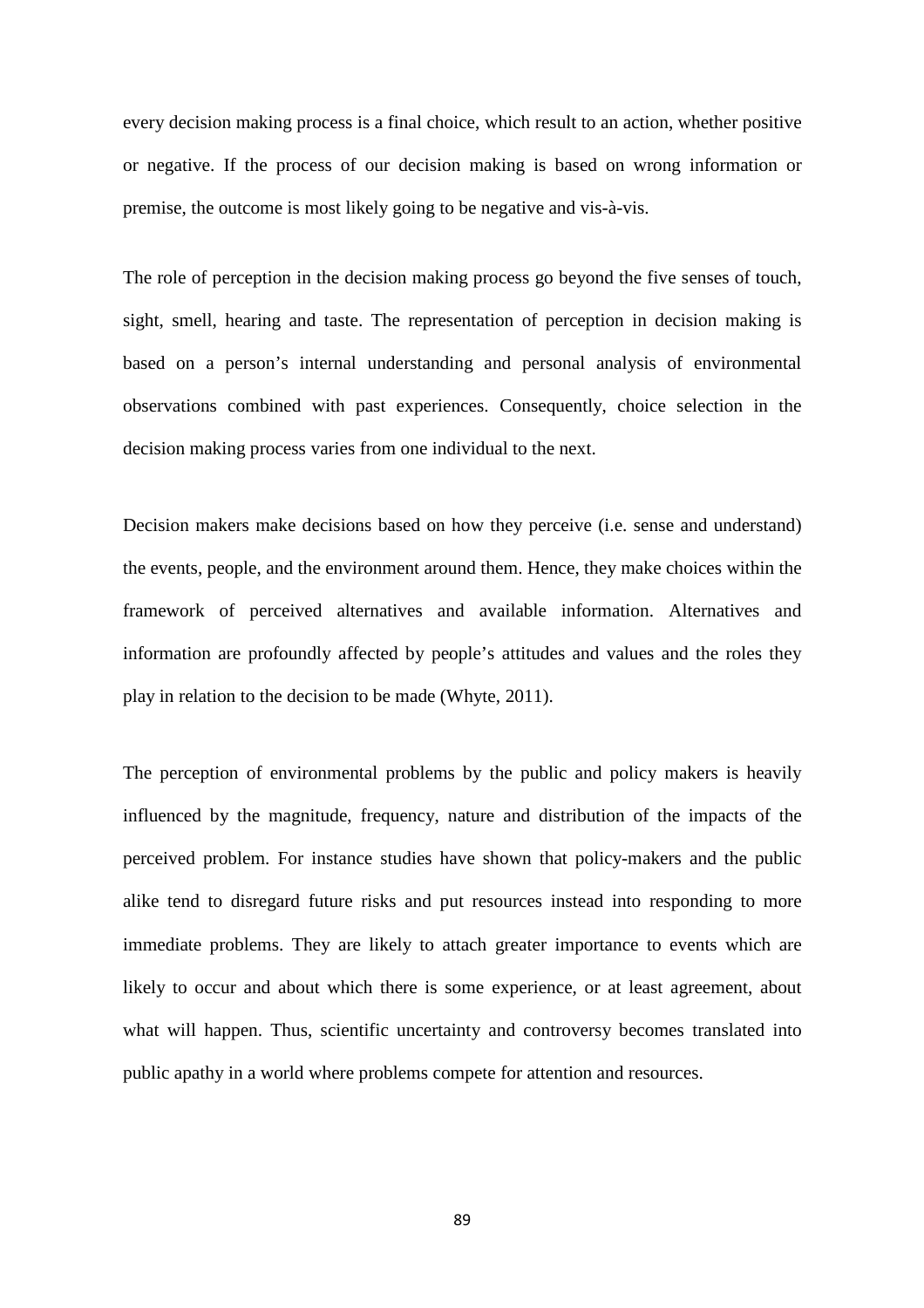every decision making process is a final choice, which result to an action, whether positive or negative. If the process of our decision making is based on wrong information or premise, the outcome is most likely going to be negative and vis-à-vis.

The role of perception in the decision making process go beyond the five senses of touch, sight, smell, hearing and taste. The representation of perception in decision making is based on a person's internal understanding and personal analysis of environmental observations combined with past experiences. Consequently, choice selection in the decision making process varies from one individual to the next.

Decision makers make decisions based on how they perceive (i.e. sense and understand) the events, people, and the environment around them. Hence, they make choices within the framework of perceived alternatives and available information. Alternatives and information are profoundly affected by people's attitudes and values and the roles they play in relation to the decision to be made (Whyte, 2011).

The perception of environmental problems by the public and policy makers is heavily influenced by the magnitude, frequency, nature and distribution of the impacts of the perceived problem. For instance studies have shown that policy-makers and the public alike tend to disregard future risks and put resources instead into responding to more immediate problems. They are likely to attach greater importance to events which are likely to occur and about which there is some experience, or at least agreement, about what will happen. Thus, scientific uncertainty and controversy becomes translated into public apathy in a world where problems compete for attention and resources.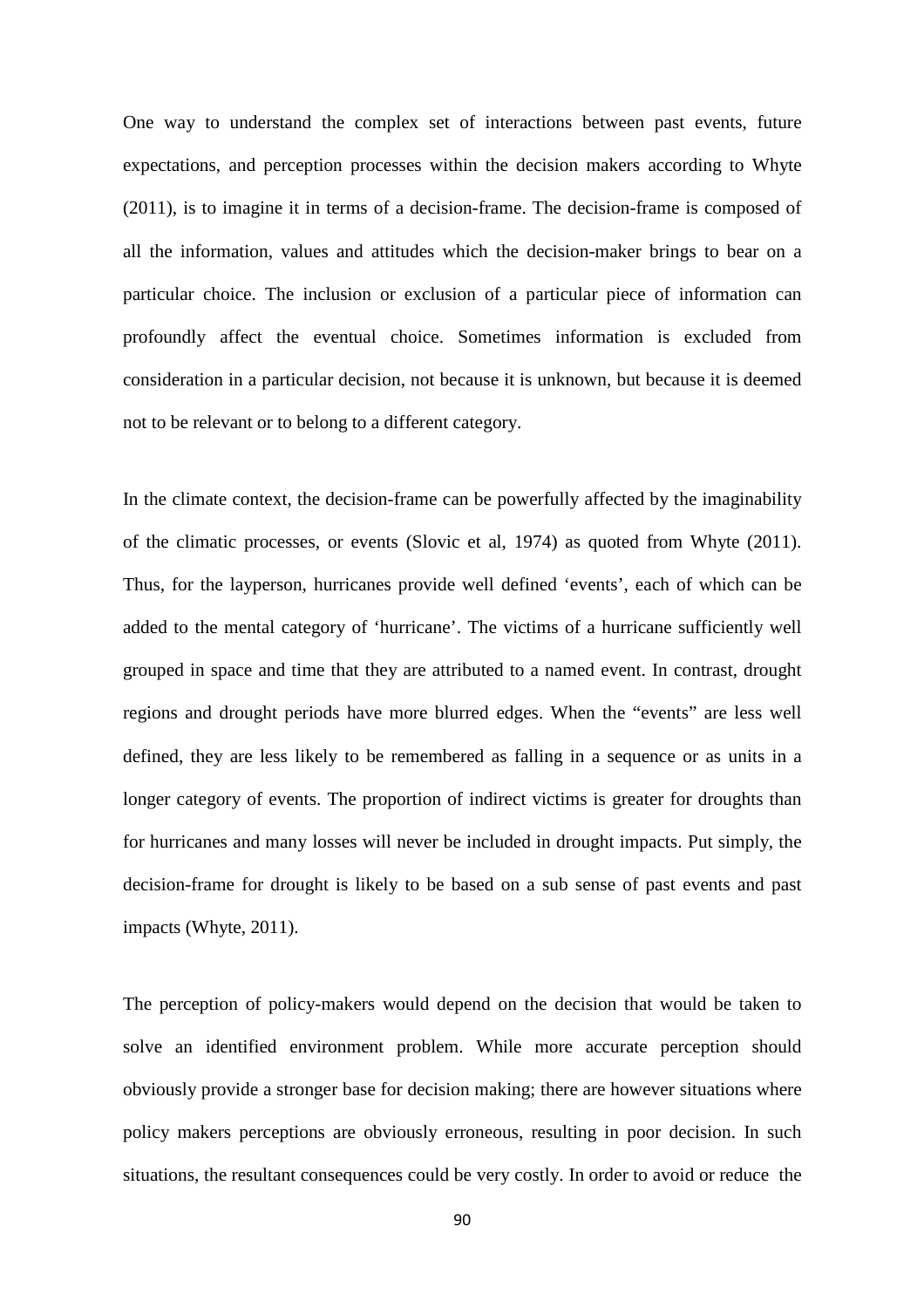One way to understand the complex set of interactions between past events, future expectations, and perception processes within the decision makers according to Whyte (2011), is to imagine it in terms of a decision-frame. The decision-frame is composed of all the information, values and attitudes which the decision-maker brings to bear on a particular choice. The inclusion or exclusion of a particular piece of information can profoundly affect the eventual choice. Sometimes information is excluded from consideration in a particular decision, not because it is unknown, but because it is deemed not to be relevant or to belong to a different category.

In the climate context, the decision-frame can be powerfully affected by the imaginability of the climatic processes, or events (Slovic et al, 1974) as quoted from Whyte (2011). Thus, for the layperson, hurricanes provide well defined 'events', each of which can be added to the mental category of 'hurricane'. The victims of a hurricane sufficiently well grouped in space and time that they are attributed to a named event. In contrast, drought regions and drought periods have more blurred edges. When the "events" are less well defined, they are less likely to be remembered as falling in a sequence or as units in a longer category of events. The proportion of indirect victims is greater for droughts than for hurricanes and many losses will never be included in drought impacts. Put simply, the decision-frame for drought is likely to be based on a sub sense of past events and past impacts (Whyte, 2011).

The perception of policy-makers would depend on the decision that would be taken to solve an identified environment problem. While more accurate perception should obviously provide a stronger base for decision making; there are however situations where policy makers perceptions are obviously erroneous, resulting in poor decision. In such situations, the resultant consequences could be very costly. In order to avoid or reduce the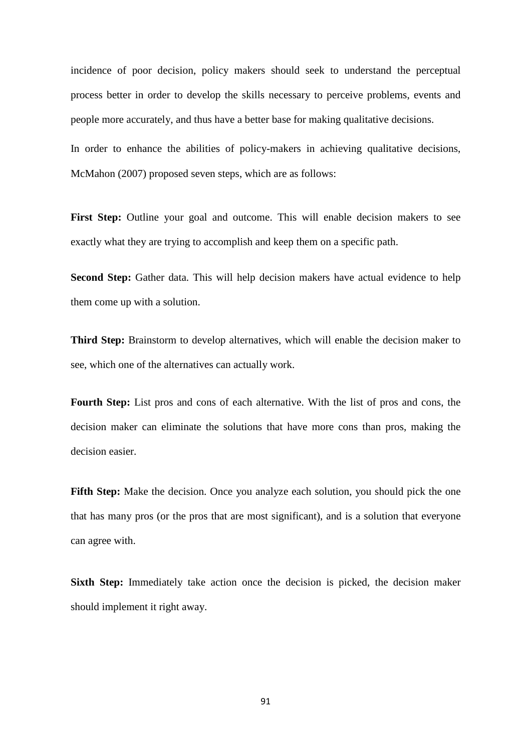incidence of poor decision, policy makers should seek to understand the perceptual process better in order to develop the skills necessary to perceive problems, events and people more accurately, and thus have a better base for making qualitative decisions.

In order to enhance the abilities of policy-makers in achieving qualitative decisions, McMahon (2007) proposed seven steps, which are as follows:

**First Step:** Outline your goal and outcome. This will enable decision makers to see exactly what they are trying to accomplish and keep them on a specific path.

**Second Step:** Gather data. This will help decision makers have actual evidence to help them come up with a solution.

**Third Step:** Brainstorm to develop alternatives, which will enable the decision maker to see, which one of the alternatives can actually work.

**Fourth Step:** List pros and cons of each alternative. With the list of pros and cons, the decision maker can eliminate the solutions that have more cons than pros, making the decision easier.

**Fifth Step:** Make the decision. Once you analyze each solution, you should pick the one that has many pros (or the pros that are most significant), and is a solution that everyone can agree with.

**Sixth Step:** Immediately take action once the decision is picked, the decision maker should implement it right away.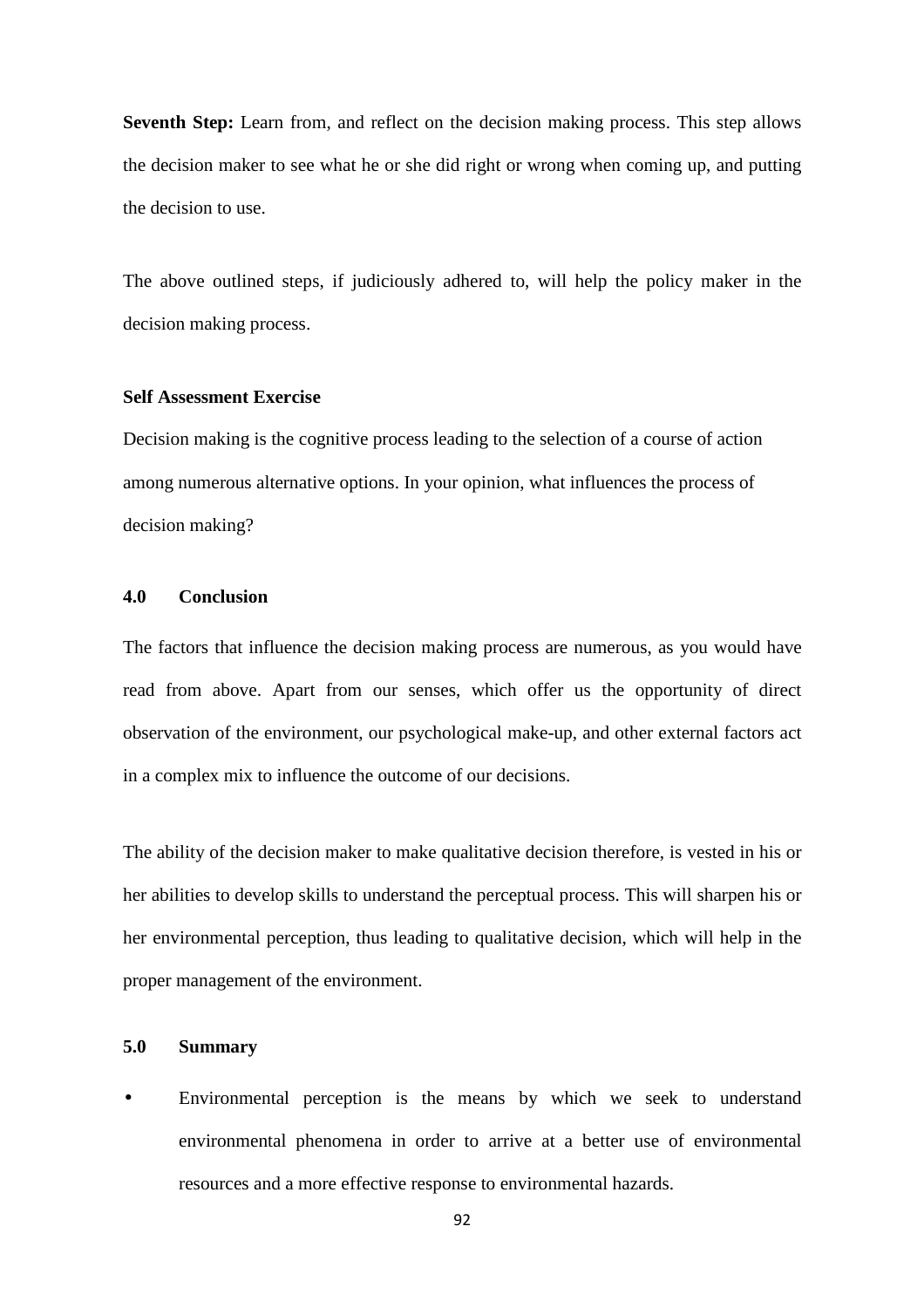**Seventh Step:** Learn from, and reflect on the decision making process. This step allows the decision maker to see what he or she did right or wrong when coming up, and putting the decision to use.

The above outlined steps, if judiciously adhered to, will help the policy maker in the decision making process.

**Self Assessment Exercise**

Decision making is the cognitive process leading to the selection of a course of action among numerous alternative options. In your opinion, what influences the process of decision making?

## 4.0 Conclusion

The factors that influence the decision making process are numerous, as you would have read from above. Apart from our senses, which offer us the opportunity of direct observation of the environment, our psychological make-up, and other external factors act in a complex mix to influence the outcome of our decisions.

The ability of the decision maker to make qualitative decision therefore, is vested in his or her abilities to develop skills to understand the perceptual process. This will sharpen his or her environmental perception, thus leading to qualitative decision, which will help in the proper management of the environment.

## 5.0 Summary

- Environmental perception is the means by which we seek to understand environmental phenomena in order to arrive at a better use of environmental resources and a more effective response to environmental hazards.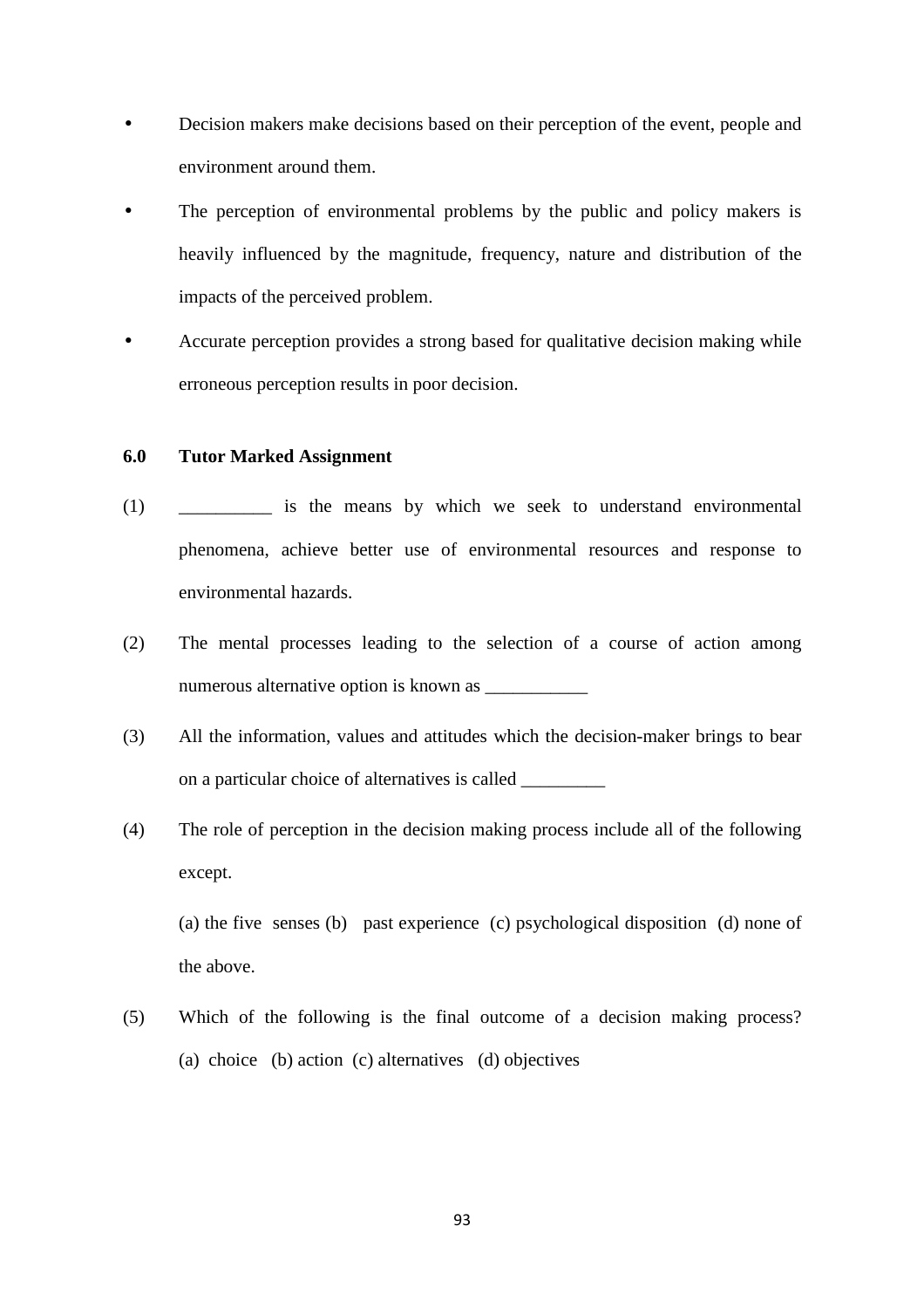- Decision makers make decisions based on their perception of the event, people and environment around them.
- The perception of environmental problems by the public and policy makers is heavily influenced by the magnitude, frequency, nature and distribution of the impacts of the perceived problem.
- Accurate perception provides a strong based for qualitative decision making while erroneous perception results in poor decision.

## 6.0 Tutor Marked Assignment

(1) __________ is the means by which we seek to understand environmental phenomena, achieve better use of environmental resources and response to environmental hazards.

(2) The mental processes leading to the selection of a course of action among numerous alternative option is known as ___________

(3) All the information, values and attitudes which the decision-maker brings to bear on a particular choice of alternatives is called _________

(4) The role of perception in the decision making process include all of the following except.

(a) the five senses (b) past experience (c) psychological disposition (d) none of the above.

(5) Which of the following is the final outcome of a decision making process? (a) choice (b) action (c) alternatives (d) objectives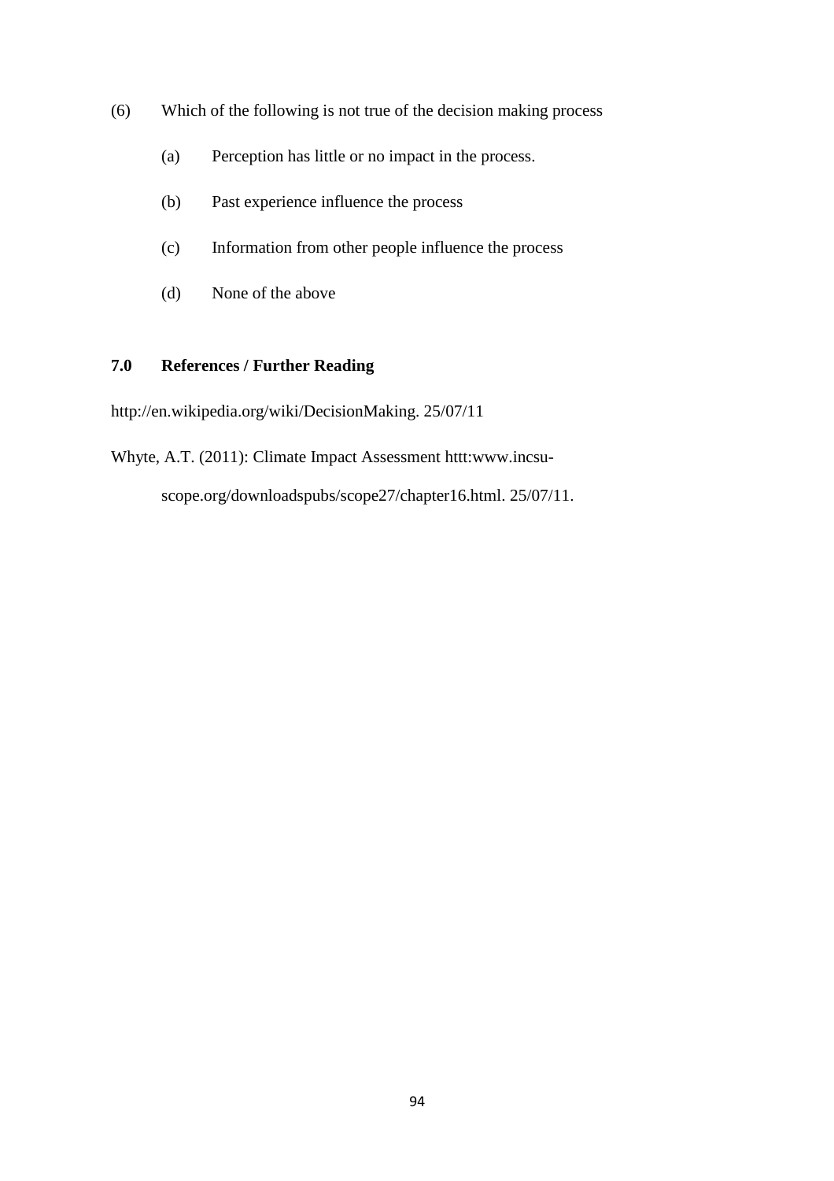(6) Which of the following is not true of the decision making process

(a) Perception has little or no impact in the process.

(b) Past experience influence the process

(c) Information from other people influence the process

(d) None of the above

## 7.0 References / Further Reading

http://en.wikipedia.org/wiki/DecisionMaking. 25/07/11

Whyte, A.T. (2011): Climate Impact Assessment httt:www.incsu-scope.org/downloadspubs/scope27/chapter16.html. 25/07/11.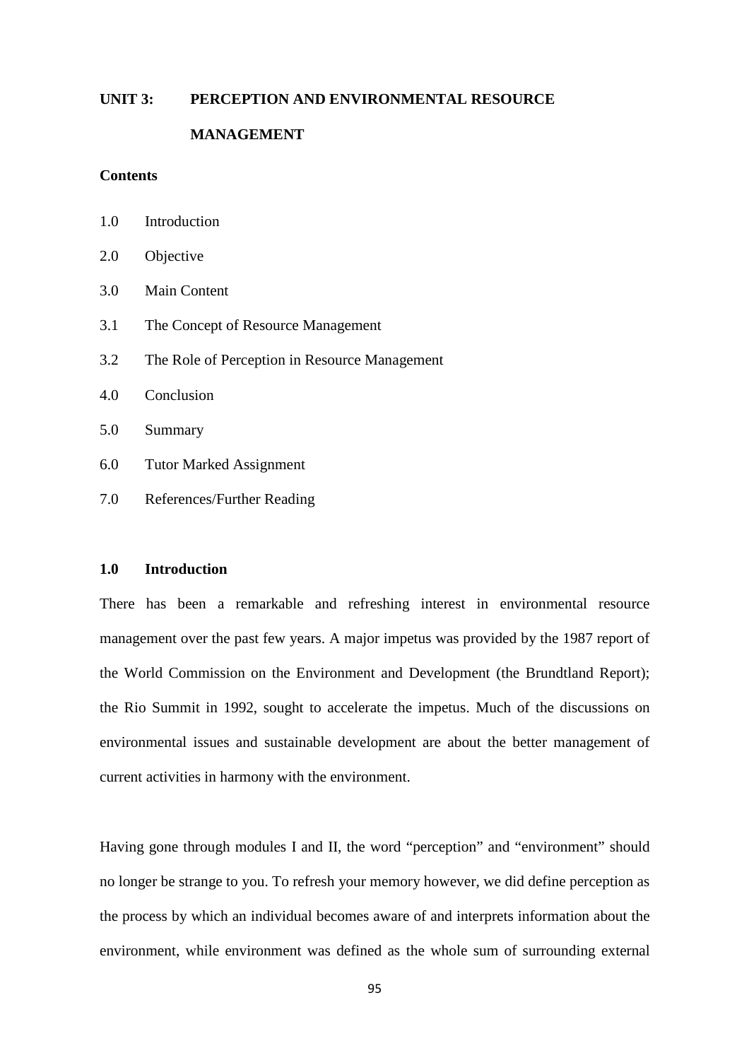## UNIT 3: PERCEPTION AND ENVIRONMENTAL RESOURCE MANAGEMENT

**Contents**

1.0 Introduction

2.0 Objective

3.0 Main Content

3.1 The Concept of Resource Management

3.2 The Role of Perception in Resource Management

4.0 Conclusion

5.0 Summary

6.0 Tutor Marked Assignment

7.0 References/Further Reading

### 1.0 Introduction

There has been a remarkable and refreshing interest in environmental resource management over the past few years. A major impetus was provided by the 1987 report of the World Commission on the Environment and Development (the Brundtland Report); the Rio Summit in 1992, sought to accelerate the impetus. Much of the discussions on environmental issues and sustainable development are about the better management of current activities in harmony with the environment.

Having gone through modules I and II, the word "perception" and "environment" should no longer be strange to you. To refresh your memory however, we did define perception as the process by which an individual becomes aware of and interprets information about the environment, while environment was defined as the whole sum of surrounding external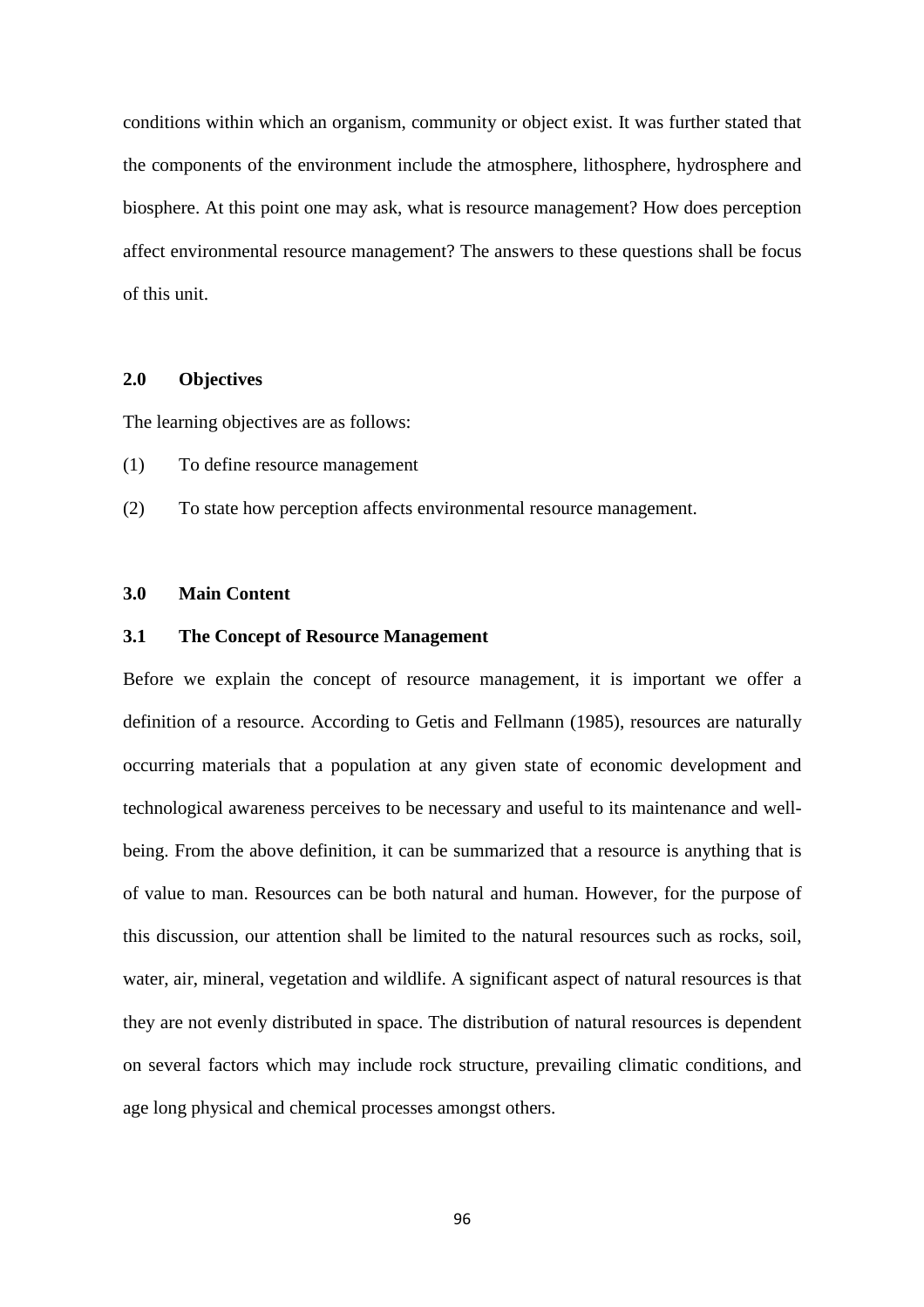conditions within which an organism, community or object exist. It was further stated that the components of the environment include the atmosphere, lithosphere, hydrosphere and biosphere. At this point one may ask, what is resource management? How does perception affect environmental resource management? The answers to these questions shall be focus of this unit.

## 2.0 Objectives

The learning objectives are as follows:

(1) To define resource management

(2) To state how perception affects environmental resource management.

## 3.0 Main Content

### 3.1 The Concept of Resource Management

Before we explain the concept of resource management, it is important we offer a definition of a resource. According to Getis and Fellmann (1985), resources are naturally occurring materials that a population at any given state of economic development and technological awareness perceives to be necessary and useful to its maintenance and well-being. From the above definition, it can be summarized that a resource is anything that is of value to man. Resources can be both natural and human. However, for the purpose of this discussion, our attention shall be limited to the natural resources such as rocks, soil, water, air, mineral, vegetation and wildlife. A significant aspect of natural resources is that they are not evenly distributed in space. The distribution of natural resources is dependent on several factors which may include rock structure, prevailing climatic conditions, and age long physical and chemical processes amongst others.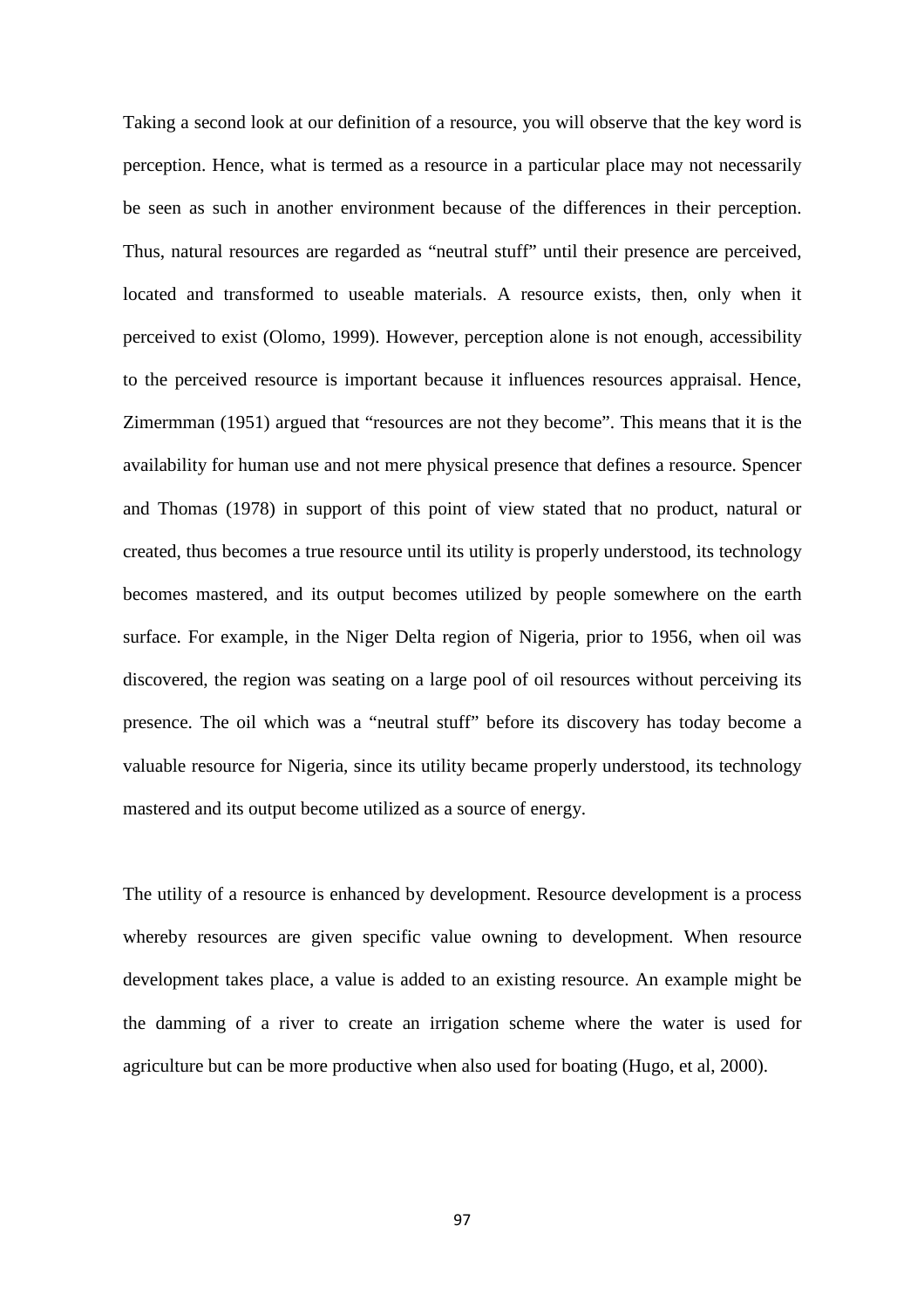Taking a second look at our definition of a resource, you will observe that the key word is perception. Hence, what is termed as a resource in a particular place may not necessarily be seen as such in another environment because of the differences in their perception. Thus, natural resources are regarded as "neutral stuff" until their presence are perceived, located and transformed to useable materials. A resource exists, then, only when it perceived to exist (Olomo, 1999). However, perception alone is not enough, accessibility to the perceived resource is important because it influences resources appraisal. Hence, Zimermman (1951) argued that "resources are not they become". This means that it is the availability for human use and not mere physical presence that defines a resource. Spencer and Thomas (1978) in support of this point of view stated that no product, natural or created, thus becomes a true resource until its utility is properly understood, its technology becomes mastered, and its output becomes utilized by people somewhere on the earth surface. For example, in the Niger Delta region of Nigeria, prior to 1956, when oil was discovered, the region was seating on a large pool of oil resources without perceiving its presence. The oil which was a "neutral stuff" before its discovery has today become a valuable resource for Nigeria, since its utility became properly understood, its technology mastered and its output become utilized as a source of energy.

The utility of a resource is enhanced by development. Resource development is a process whereby resources are given specific value owning to development. When resource development takes place, a value is added to an existing resource. An example might be the damming of a river to create an irrigation scheme where the water is used for agriculture but can be more productive when also used for boating (Hugo, et al, 2000).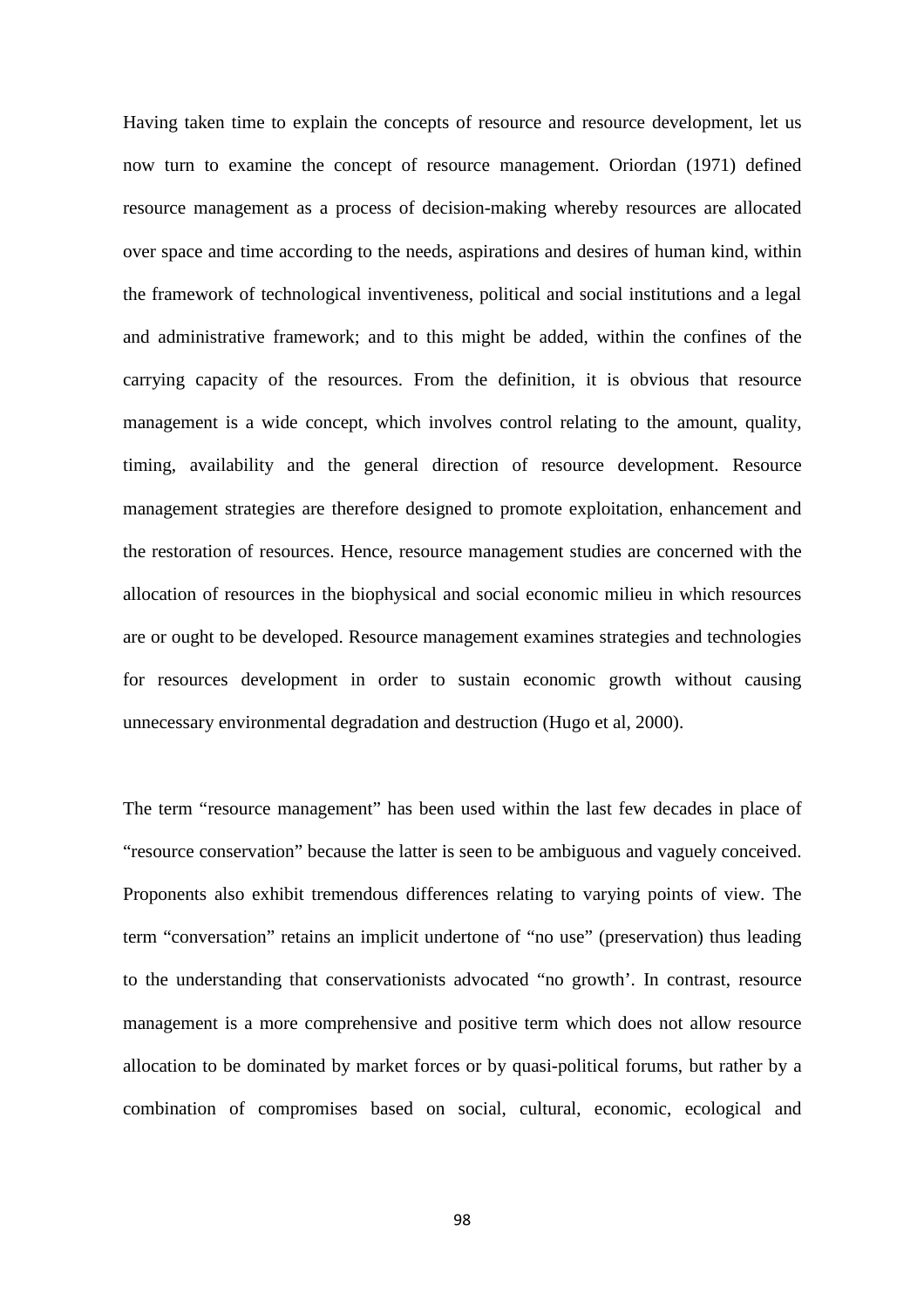Having taken time to explain the concepts of resource and resource development, let us now turn to examine the concept of resource management. Oriordan (1971) defined resource management as a process of decision-making whereby resources are allocated over space and time according to the needs, aspirations and desires of human kind, within the framework of technological inventiveness, political and social institutions and a legal and administrative framework; and to this might be added, within the confines of the carrying capacity of the resources. From the definition, it is obvious that resource management is a wide concept, which involves control relating to the amount, quality, timing, availability and the general direction of resource development. Resource management strategies are therefore designed to promote exploitation, enhancement and the restoration of resources. Hence, resource management studies are concerned with the allocation of resources in the biophysical and social economic milieu in which resources are or ought to be developed. Resource management examines strategies and technologies for resources development in order to sustain economic growth without causing unnecessary environmental degradation and destruction (Hugo et al, 2000).

The term "resource management" has been used within the last few decades in place of "resource conservation" because the latter is seen to be ambiguous and vaguely conceived. Proponents also exhibit tremendous differences relating to varying points of view. The term "conversation" retains an implicit undertone of "no use" (preservation) thus leading to the understanding that conservationists advocated "no growth'. In contrast, resource management is a more comprehensive and positive term which does not allow resource allocation to be dominated by market forces or by quasi-political forums, but rather by a combination of compromises based on social, cultural, economic, ecological and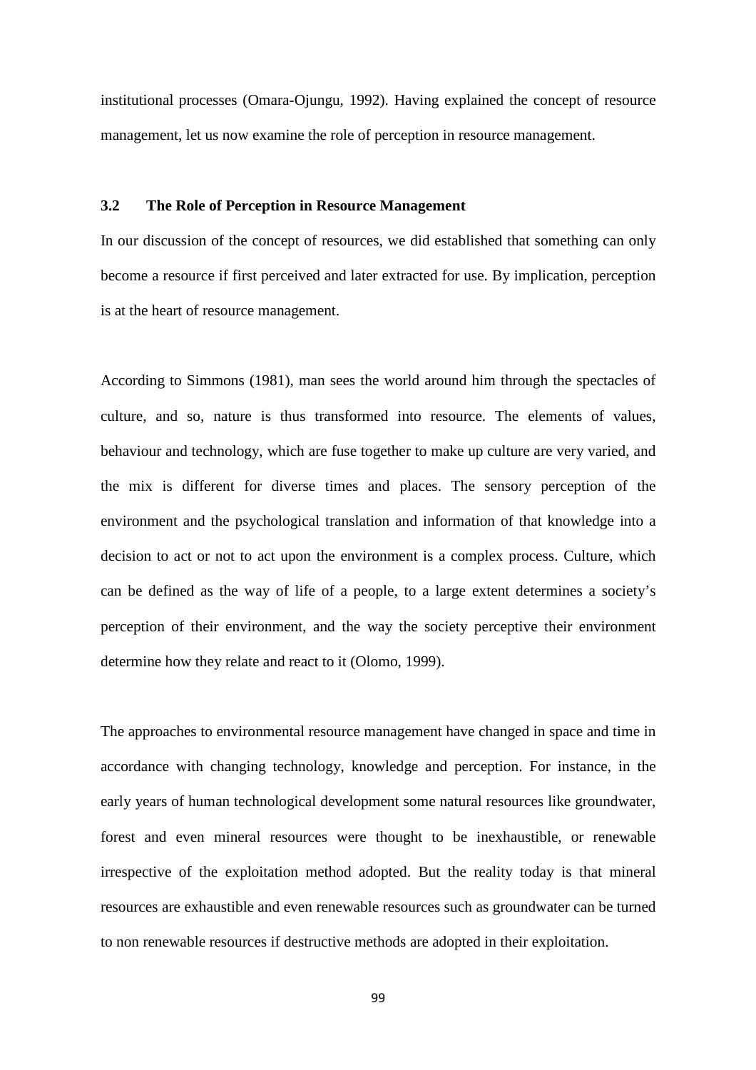institutional processes (Omara-Ojungu, 1992). Having explained the concept of resource management, let us now examine the role of perception in resource management.

### 3.2 The Role of Perception in Resource Management

In our discussion of the concept of resources, we did established that something can only become a resource if first perceived and later extracted for use. By implication, perception is at the heart of resource management.

According to Simmons (1981), man sees the world around him through the spectacles of culture, and so, nature is thus transformed into resource. The elements of values, behaviour and technology, which are fuse together to make up culture are very varied, and the mix is different for diverse times and places. The sensory perception of the environment and the psychological translation and information of that knowledge into a decision to act or not to act upon the environment is a complex process. Culture, which can be defined as the way of life of a people, to a large extent determines a society's perception of their environment, and the way the society perceptive their environment determine how they relate and react to it (Olomo, 1999).

The approaches to environmental resource management have changed in space and time in accordance with changing technology, knowledge and perception. For instance, in the early years of human technological development some natural resources like groundwater, forest and even mineral resources were thought to be inexhaustible, or renewable irrespective of the exploitation method adopted. But the reality today is that mineral resources are exhaustible and even renewable resources such as groundwater can be turned to non renewable resources if destructive methods are adopted in their exploitation.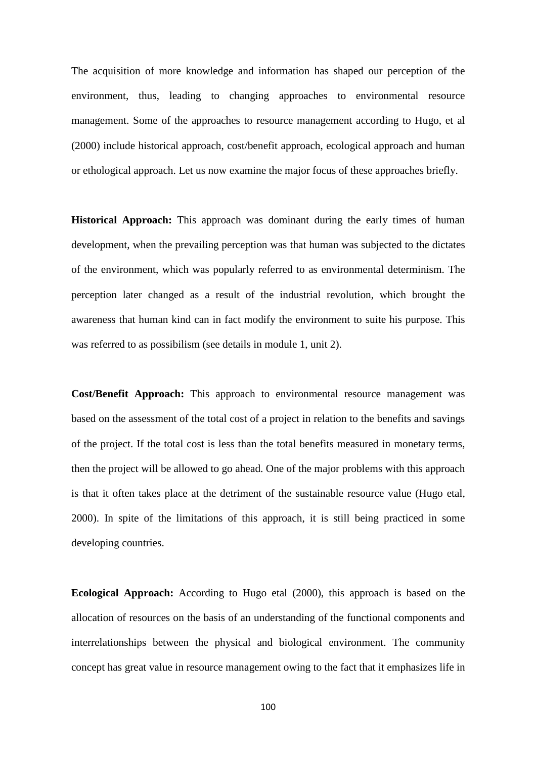The acquisition of more knowledge and information has shaped our perception of the environment, thus, leading to changing approaches to environmental resource management. Some of the approaches to resource management according to Hugo, et al (2000) include historical approach, cost/benefit approach, ecological approach and human or ethological approach. Let us now examine the major focus of these approaches briefly.

**Historical Approach:** This approach was dominant during the early times of human development, when the prevailing perception was that human was subjected to the dictates of the environment, which was popularly referred to as environmental determinism. The perception later changed as a result of the industrial revolution, which brought the awareness that human kind can in fact modify the environment to suite his purpose. This was referred to as possibilism (see details in module 1, unit 2).

**Cost/Benefit Approach:** This approach to environmental resource management was based on the assessment of the total cost of a project in relation to the benefits and savings of the project. If the total cost is less than the total benefits measured in monetary terms, then the project will be allowed to go ahead. One of the major problems with this approach is that it often takes place at the detriment of the sustainable resource value (Hugo etal, 2000). In spite of the limitations of this approach, it is still being practiced in some developing countries.

**Ecological Approach:** According to Hugo etal (2000), this approach is based on the allocation of resources on the basis of an understanding of the functional components and interrelationships between the physical and biological environment. The community concept has great value in resource management owing to the fact that it emphasizes life in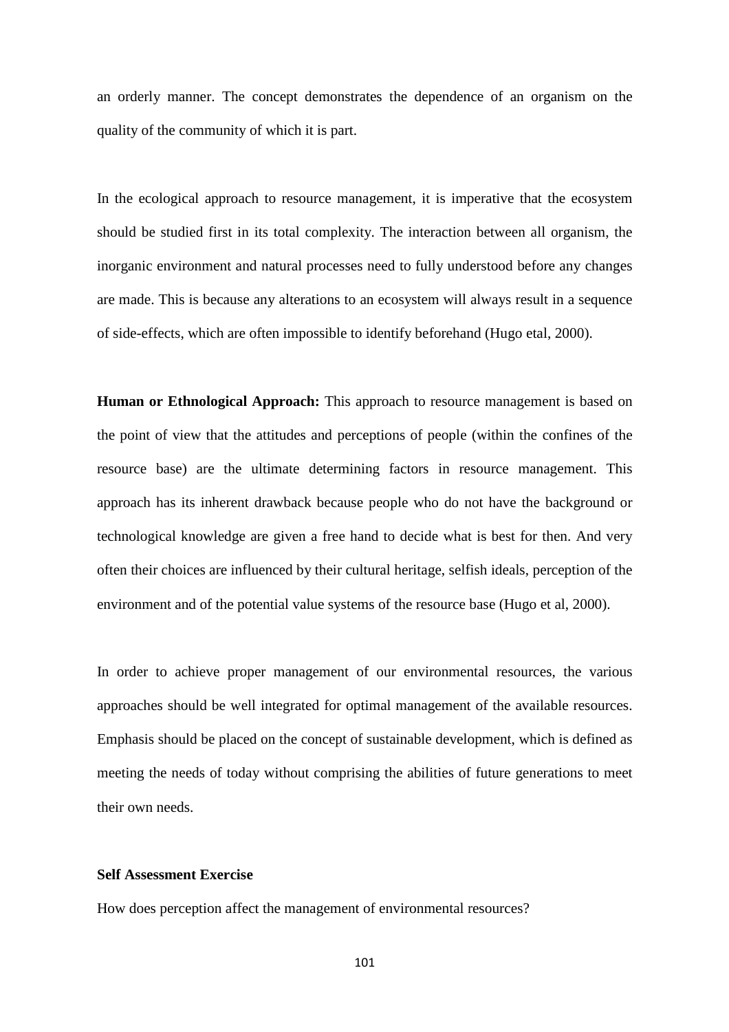an orderly manner. The concept demonstrates the dependence of an organism on the quality of the community of which it is part.

In the ecological approach to resource management, it is imperative that the ecosystem should be studied first in its total complexity. The interaction between all organism, the inorganic environment and natural processes need to fully understood before any changes are made. This is because any alterations to an ecosystem will always result in a sequence of side-effects, which are often impossible to identify beforehand (Hugo etal, 2000).

**Human or Ethnological Approach:** This approach to resource management is based on the point of view that the attitudes and perceptions of people (within the confines of the resource base) are the ultimate determining factors in resource management. This approach has its inherent drawback because people who do not have the background or technological knowledge are given a free hand to decide what is best for then. And very often their choices are influenced by their cultural heritage, selfish ideals, perception of the environment and of the potential value systems of the resource base (Hugo et al, 2000).

In order to achieve proper management of our environmental resources, the various approaches should be well integrated for optimal management of the available resources. Emphasis should be placed on the concept of sustainable development, which is defined as meeting the needs of today without comprising the abilities of future generations to meet their own needs.

**Self Assessment Exercise**

How does perception affect the management of environmental resources?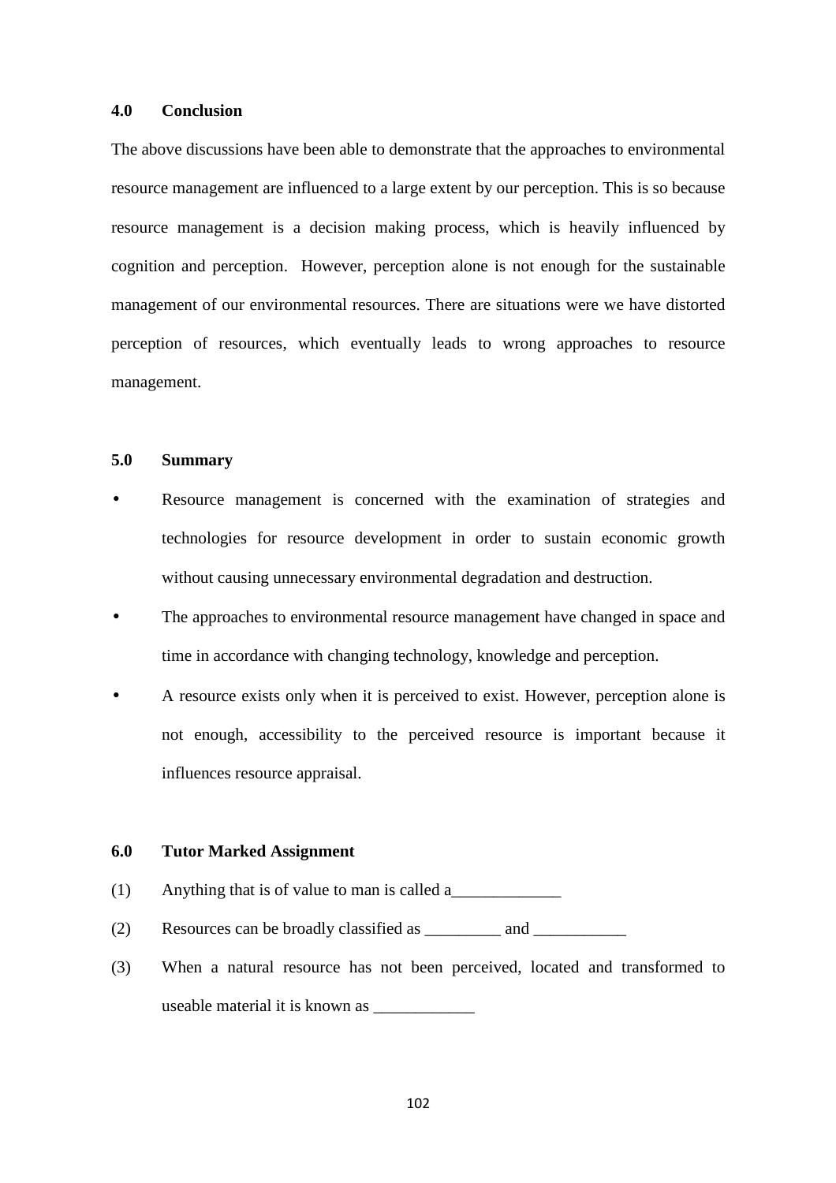### 4.0 Conclusion

The above discussions have been able to demonstrate that the approaches to environmental resource management are influenced to a large extent by our perception. This is so because resource management is a decision making process, which is heavily influenced by cognition and perception. However, perception alone is not enough for the sustainable management of our environmental resources. There are situations were we have distorted perception of resources, which eventually leads to wrong approaches to resource management.

### 5.0 Summary

- Resource management is concerned with the examination of strategies and technologies for resource development in order to sustain economic growth without causing unnecessary environmental degradation and destruction.
- The approaches to environmental resource management have changed in space and time in accordance with changing technology, knowledge and perception.
- A resource exists only when it is perceived to exist. However, perception alone is not enough, accessibility to the perceived resource is important because it influences resource appraisal.

### 6.0 Tutor Marked Assignment

(1) Anything that is of value to man is called a_____________

(2) Resources can be broadly classified as _________ and ___________

(3) When a natural resource has not been perceived, located and transformed to useable material it is known as ____________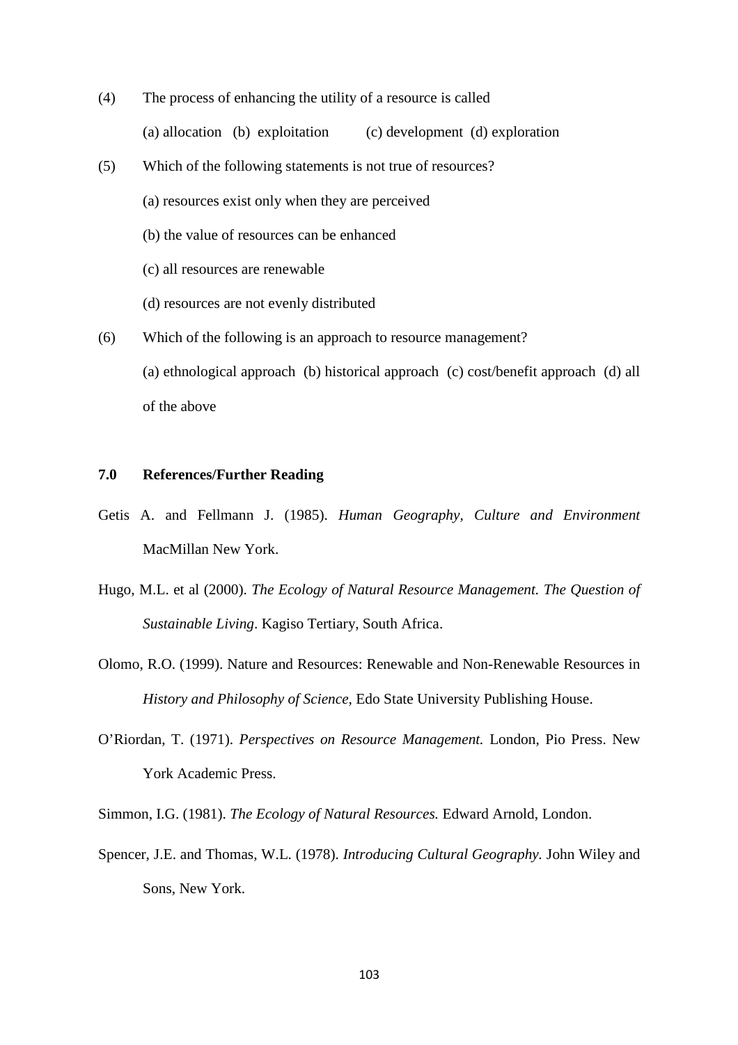(4) The process of enhancing the utility of a resource is called

(a) allocation (b) exploitation (c) development (d) exploration

(5) Which of the following statements is not true of resources?

(a) resources exist only when they are perceived

(b) the value of resources can be enhanced

(c) all resources are renewable

(d) resources are not evenly distributed

(6) Which of the following is an approach to resource management?

(a) ethnological approach (b) historical approach (c) cost/benefit approach (d) all of the above

## 7.0 References/Further Reading

Getis A. and Fellmann J. (1985). *Human Geography, Culture and Environment* MacMillan New York.

Hugo, M.L. et al (2000). *The Ecology of Natural Resource Management. The Question of Sustainable Living*. Kagiso Tertiary, South Africa.

Olomo, R.O. (1999). Nature and Resources: Renewable and Non-Renewable Resources in *History and Philosophy of Science,* Edo State University Publishing House.

O'Riordan, T. (1971). *Perspectives on Resource Management.* London, Pio Press. New York Academic Press.

Simmon, I.G. (1981). *The Ecology of Natural Resources.* Edward Arnold, London.

Spencer, J.E. and Thomas, W.L. (1978). *Introducing Cultural Geography.* John Wiley and Sons, New York.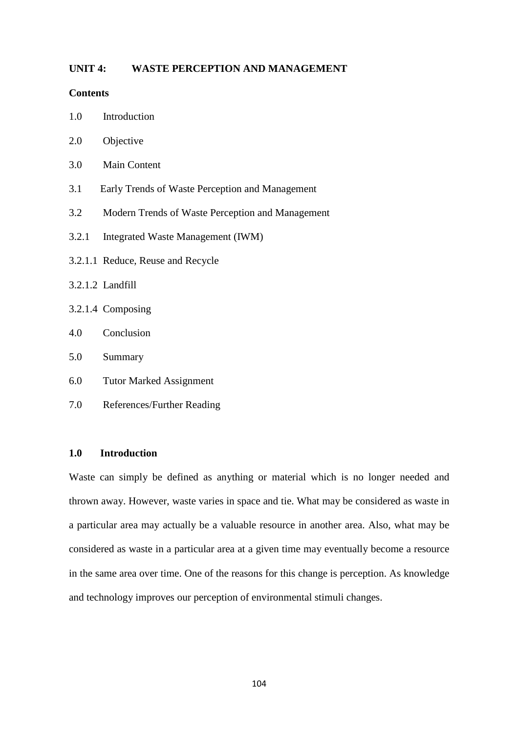## UNIT 4: WASTE PERCEPTION AND MANAGEMENT

**Contents**

1.0 Introduction

2.0 Objective

3.0 Main Content

3.1 Early Trends of Waste Perception and Management

3.2 Modern Trends of Waste Perception and Management

3.2.1 Integrated Waste Management (IWM)

3.2.1.1 Reduce, Reuse and Recycle

3.2.1.2 Landfill

3.2.1.4 Composing

4.0 Conclusion

5.0 Summary

6.0 Tutor Marked Assignment

7.0 References/Further Reading

### 1.0 Introduction

Waste can simply be defined as anything or material which is no longer needed and thrown away. However, waste varies in space and tie. What may be considered as waste in a particular area may actually be a valuable resource in another area. Also, what may be considered as waste in a particular area at a given time may eventually become a resource in the same area over time. One of the reasons for this change is perception. As knowledge and technology improves our perception of environmental stimuli changes.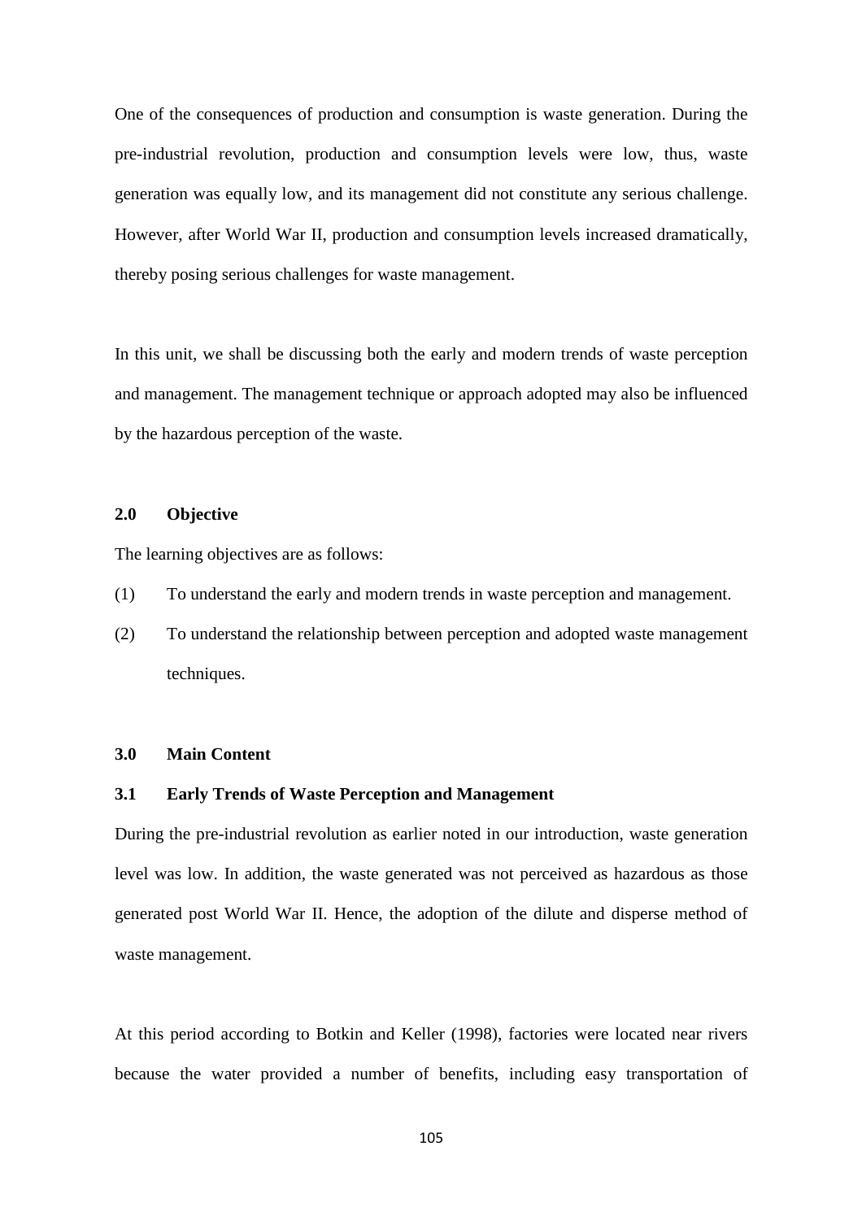One of the consequences of production and consumption is waste generation. During the pre-industrial revolution, production and consumption levels were low, thus, waste generation was equally low, and its management did not constitute any serious challenge. However, after World War II, production and consumption levels increased dramatically, thereby posing serious challenges for waste management.

In this unit, we shall be discussing both the early and modern trends of waste perception and management. The management technique or approach adopted may also be influenced by the hazardous perception of the waste.

## 2.0 Objective

The learning objectives are as follows:

(1) To understand the early and modern trends in waste perception and management.

(2) To understand the relationship between perception and adopted waste management techniques.

## 3.0 Main Content

### 3.1 Early Trends of Waste Perception and Management

During the pre-industrial revolution as earlier noted in our introduction, waste generation level was low. In addition, the waste generated was not perceived as hazardous as those generated post World War II. Hence, the adoption of the dilute and disperse method of waste management.

At this period according to Botkin and Keller (1998), factories were located near rivers because the water provided a number of benefits, including easy transportation of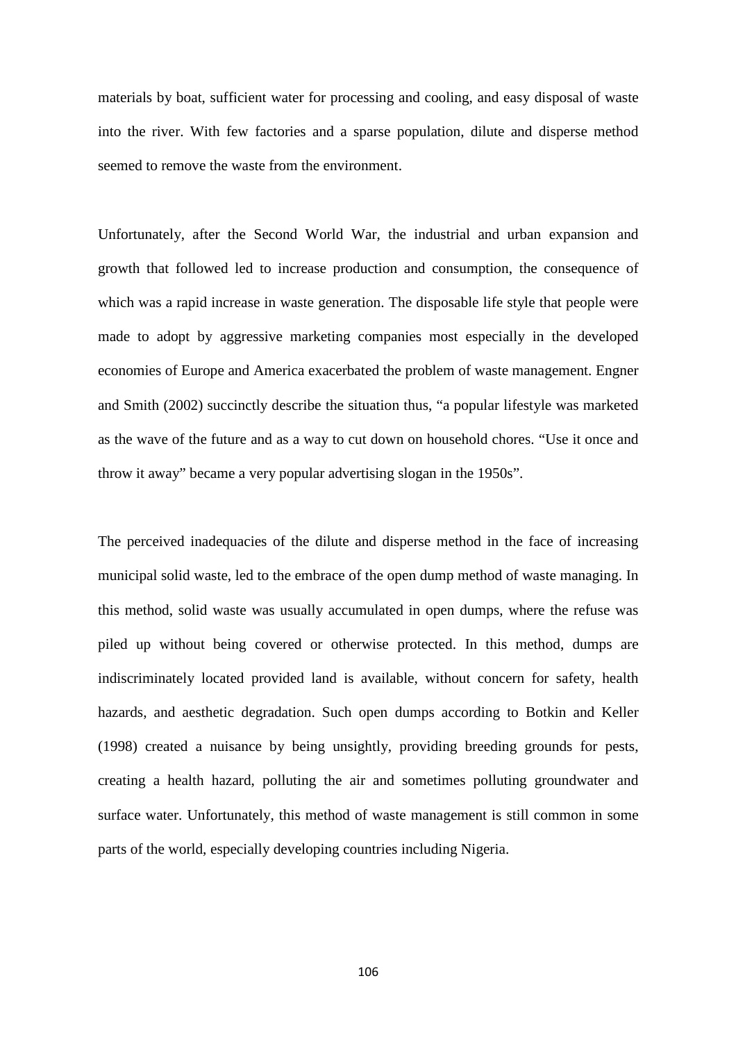materials by boat, sufficient water for processing and cooling, and easy disposal of waste into the river. With few factories and a sparse population, dilute and disperse method seemed to remove the waste from the environment.

Unfortunately, after the Second World War, the industrial and urban expansion and growth that followed led to increase production and consumption, the consequence of which was a rapid increase in waste generation. The disposable life style that people were made to adopt by aggressive marketing companies most especially in the developed economies of Europe and America exacerbated the problem of waste management. Engner and Smith (2002) succinctly describe the situation thus, "a popular lifestyle was marketed as the wave of the future and as a way to cut down on household chores. "Use it once and throw it away" became a very popular advertising slogan in the 1950s".

The perceived inadequacies of the dilute and disperse method in the face of increasing municipal solid waste, led to the embrace of the open dump method of waste managing. In this method, solid waste was usually accumulated in open dumps, where the refuse was piled up without being covered or otherwise protected. In this method, dumps are indiscriminately located provided land is available, without concern for safety, health hazards, and aesthetic degradation. Such open dumps according to Botkin and Keller (1998) created a nuisance by being unsightly, providing breeding grounds for pests, creating a health hazard, polluting the air and sometimes polluting groundwater and surface water. Unfortunately, this method of waste management is still common in some parts of the world, especially developing countries including Nigeria.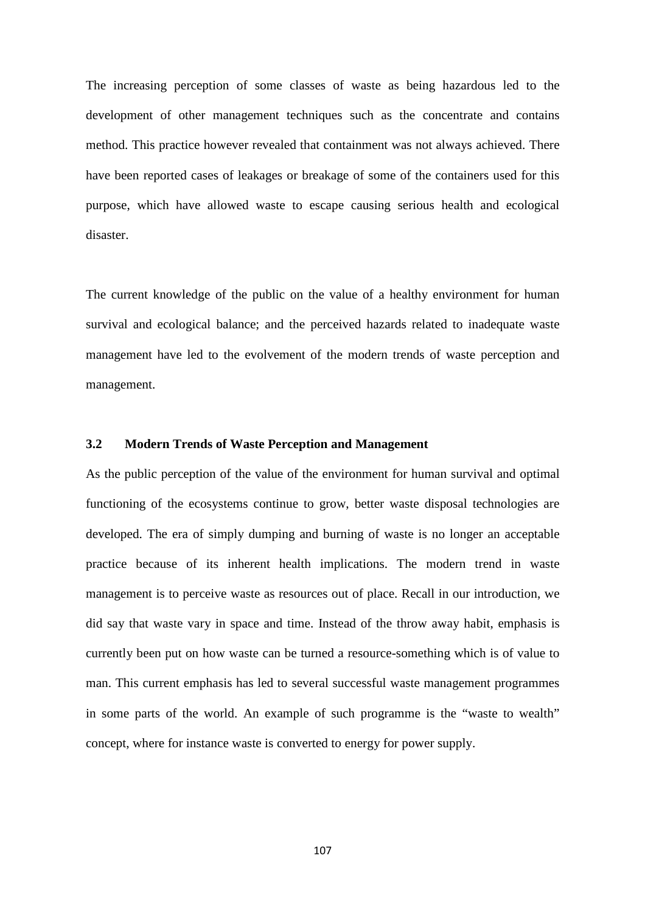The increasing perception of some classes of waste as being hazardous led to the development of other management techniques such as the concentrate and contains method. This practice however revealed that containment was not always achieved. There have been reported cases of leakages or breakage of some of the containers used for this purpose, which have allowed waste to escape causing serious health and ecological disaster.

The current knowledge of the public on the value of a healthy environment for human survival and ecological balance; and the perceived hazards related to inadequate waste management have led to the evolvement of the modern trends of waste perception and management.

### 3.2 Modern Trends of Waste Perception and Management

As the public perception of the value of the environment for human survival and optimal functioning of the ecosystems continue to grow, better waste disposal technologies are developed. The era of simply dumping and burning of waste is no longer an acceptable practice because of its inherent health implications. The modern trend in waste management is to perceive waste as resources out of place. Recall in our introduction, we did say that waste vary in space and time. Instead of the throw away habit, emphasis is currently been put on how waste can be turned a resource-something which is of value to man. This current emphasis has led to several successful waste management programmes in some parts of the world. An example of such programme is the "waste to wealth" concept, where for instance waste is converted to energy for power supply.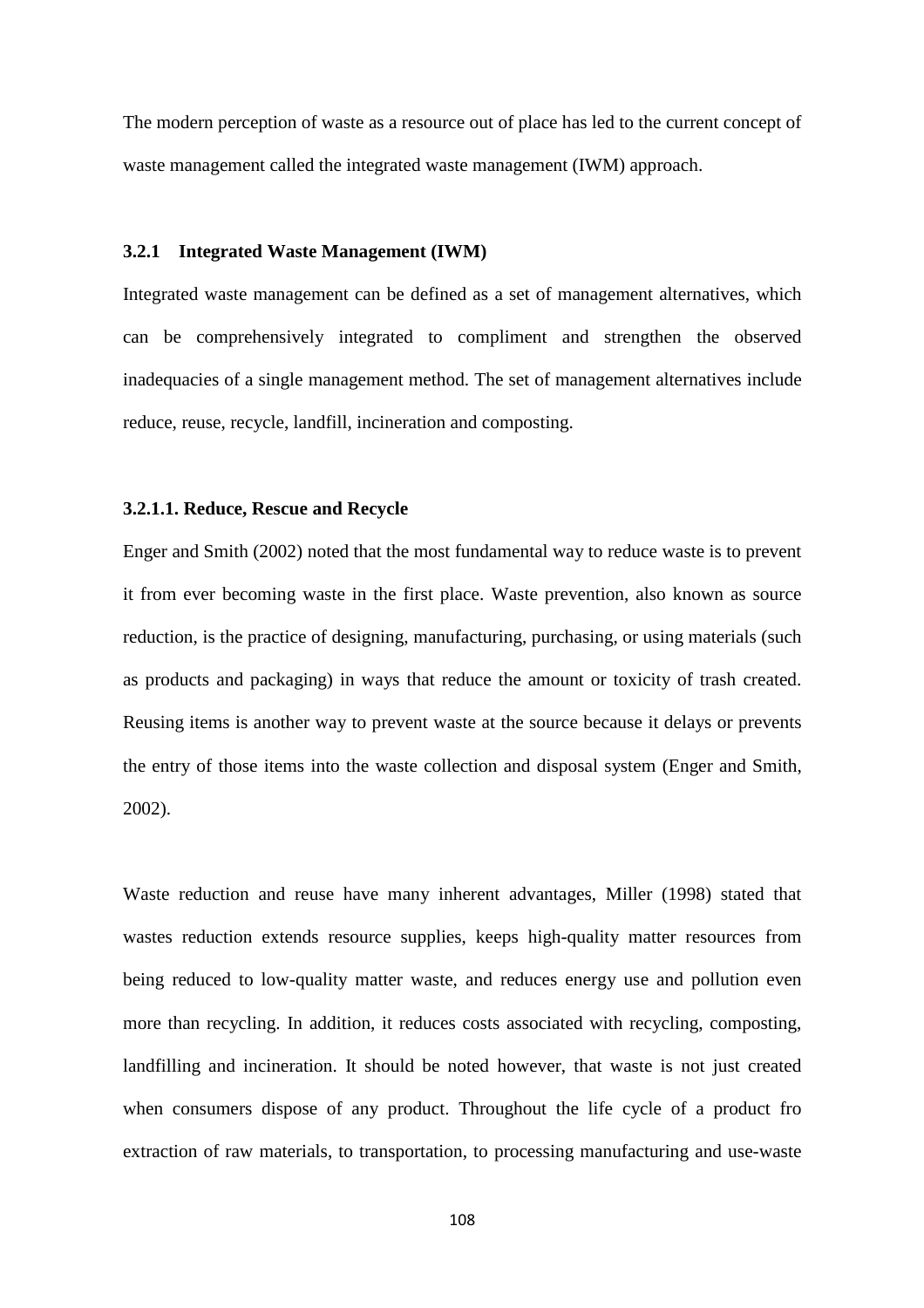The modern perception of waste as a resource out of place has led to the current concept of waste management called the integrated waste management (IWM) approach.

### 3.2.1 Integrated Waste Management (IWM)

Integrated waste management can be defined as a set of management alternatives, which can be comprehensively integrated to compliment and strengthen the observed inadequacies of a single management method. The set of management alternatives include reduce, reuse, recycle, landfill, incineration and composting.

#### 3.2.1.1. Reduce, Rescue and Recycle

Enger and Smith (2002) noted that the most fundamental way to reduce waste is to prevent it from ever becoming waste in the first place. Waste prevention, also known as source reduction, is the practice of designing, manufacturing, purchasing, or using materials (such as products and packaging) in ways that reduce the amount or toxicity of trash created. Reusing items is another way to prevent waste at the source because it delays or prevents the entry of those items into the waste collection and disposal system (Enger and Smith, 2002).

Waste reduction and reuse have many inherent advantages, Miller (1998) stated that wastes reduction extends resource supplies, keeps high-quality matter resources from being reduced to low-quality matter waste, and reduces energy use and pollution even more than recycling. In addition, it reduces costs associated with recycling, composting, landfilling and incineration. It should be noted however, that waste is not just created when consumers dispose of any product. Throughout the life cycle of a product fro extraction of raw materials, to transportation, to processing manufacturing and use-waste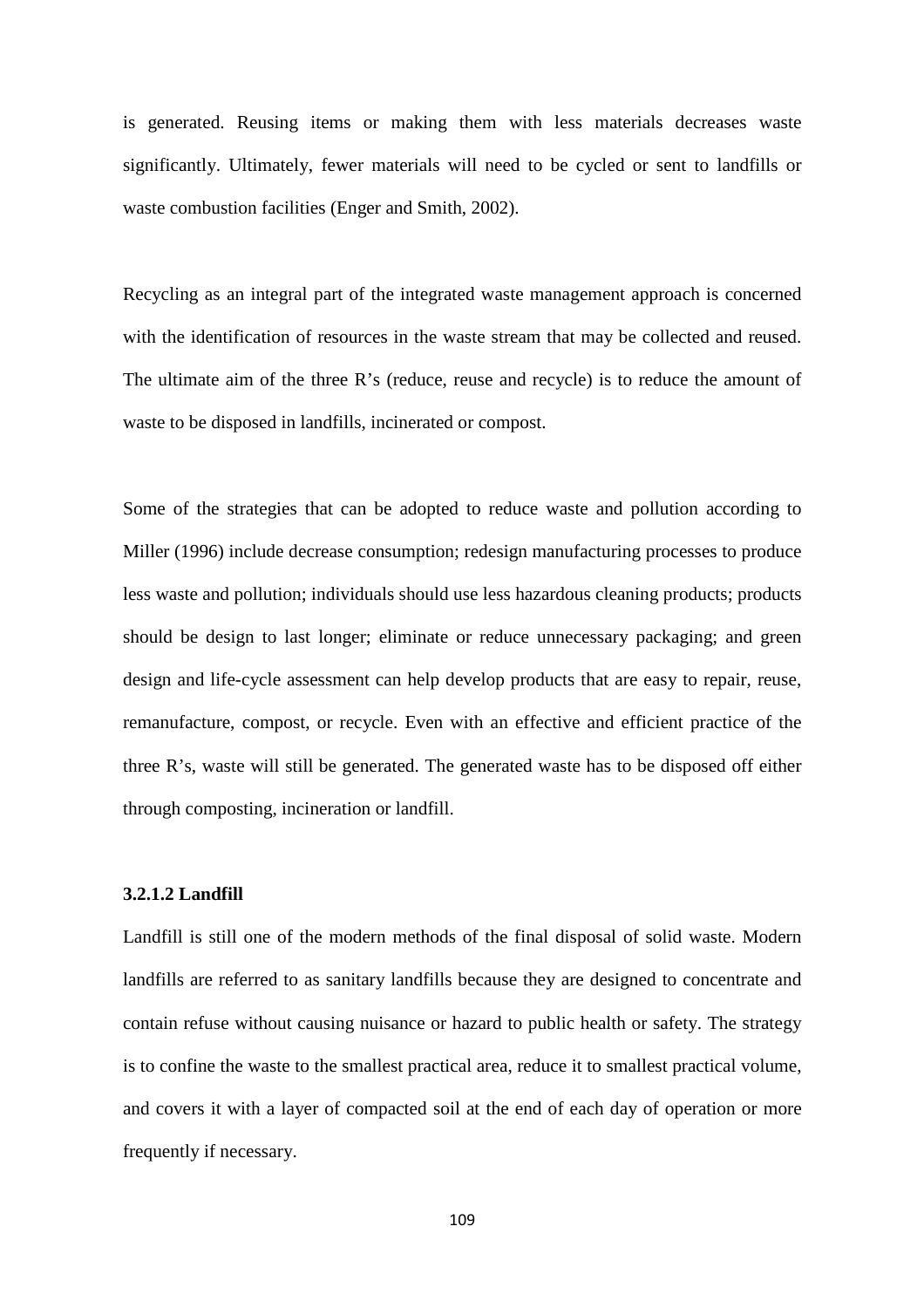is generated. Reusing items or making them with less materials decreases waste significantly. Ultimately, fewer materials will need to be cycled or sent to landfills or waste combustion facilities (Enger and Smith, 2002).

Recycling as an integral part of the integrated waste management approach is concerned with the identification of resources in the waste stream that may be collected and reused. The ultimate aim of the three R's (reduce, reuse and recycle) is to reduce the amount of waste to be disposed in landfills, incinerated or compost.

Some of the strategies that can be adopted to reduce waste and pollution according to Miller (1996) include decrease consumption; redesign manufacturing processes to produce less waste and pollution; individuals should use less hazardous cleaning products; products should be design to last longer; eliminate or reduce unnecessary packaging; and green design and life-cycle assessment can help develop products that are easy to repair, reuse, remanufacture, compost, or recycle. Even with an effective and efficient practice of the three R's, waste will still be generated. The generated waste has to be disposed off either through composting, incineration or landfill.

#### 3.2.1.2 Landfill

Landfill is still one of the modern methods of the final disposal of solid waste. Modern landfills are referred to as sanitary landfills because they are designed to concentrate and contain refuse without causing nuisance or hazard to public health or safety. The strategy is to confine the waste to the smallest practical area, reduce it to smallest practical volume, and covers it with a layer of compacted soil at the end of each day of operation or more frequently if necessary.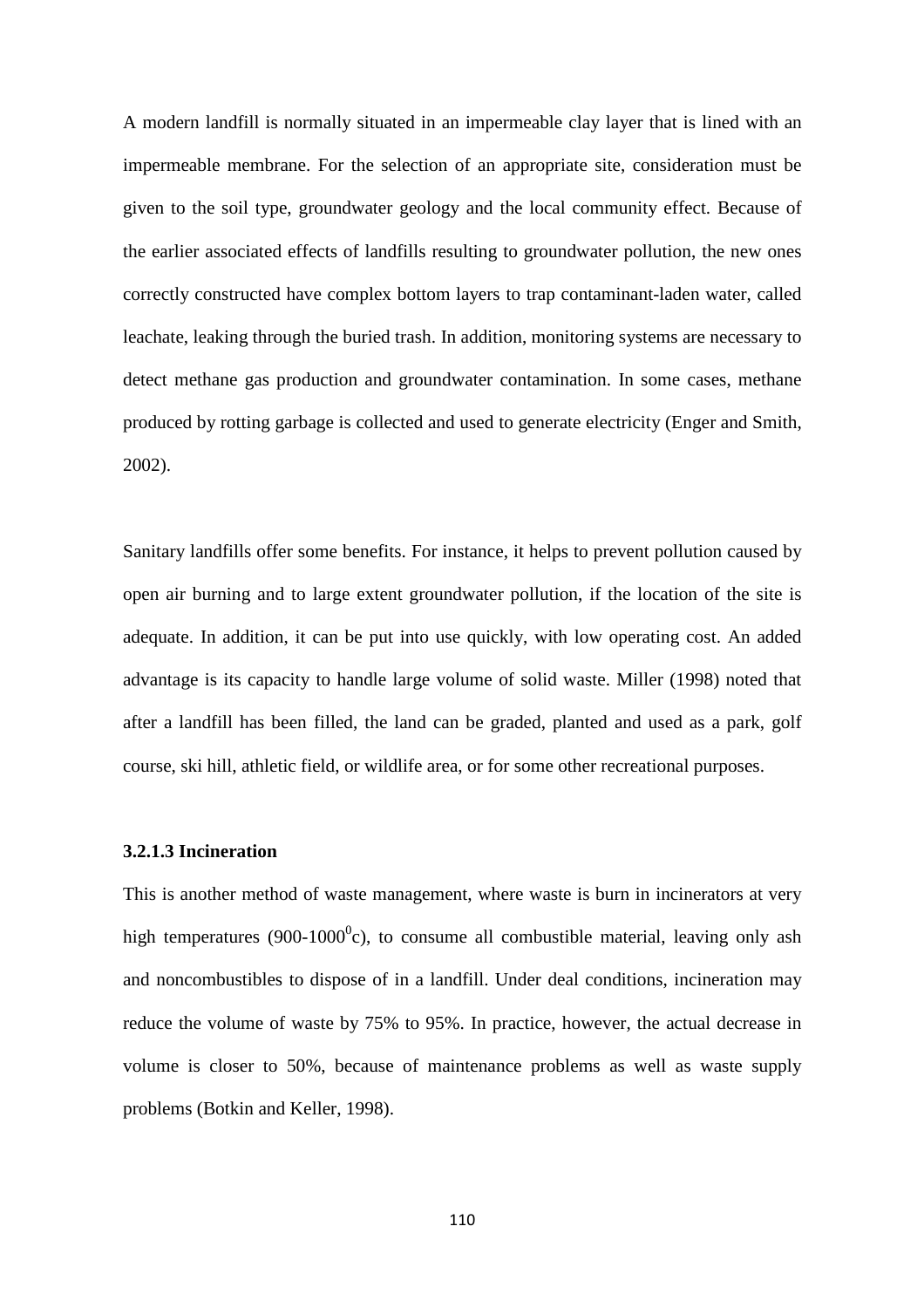A modern landfill is normally situated in an impermeable clay layer that is lined with an impermeable membrane. For the selection of an appropriate site, consideration must be given to the soil type, groundwater geology and the local community effect. Because of the earlier associated effects of landfills resulting to groundwater pollution, the new ones correctly constructed have complex bottom layers to trap contaminant-laden water, called leachate, leaking through the buried trash. In addition, monitoring systems are necessary to detect methane gas production and groundwater contamination. In some cases, methane produced by rotting garbage is collected and used to generate electricity (Enger and Smith, 2002).

Sanitary landfills offer some benefits. For instance, it helps to prevent pollution caused by open air burning and to large extent groundwater pollution, if the location of the site is adequate. In addition, it can be put into use quickly, with low operating cost. An added advantage is its capacity to handle large volume of solid waste. Miller (1998) noted that after a landfill has been filled, the land can be graded, planted and used as a park, golf course, ski hill, athletic field, or wildlife area, or for some other recreational purposes.

#### 3.2.1.3 Incineration

This is another method of waste management, where waste is burn in incinerators at very high temperatures (900-1000$^0$c), to consume all combustible material, leaving only ash and noncombustibles to dispose of in a landfill. Under deal conditions, incineration may reduce the volume of waste by 75% to 95%. In practice, however, the actual decrease in volume is closer to 50%, because of maintenance problems as well as waste supply problems (Botkin and Keller, 1998).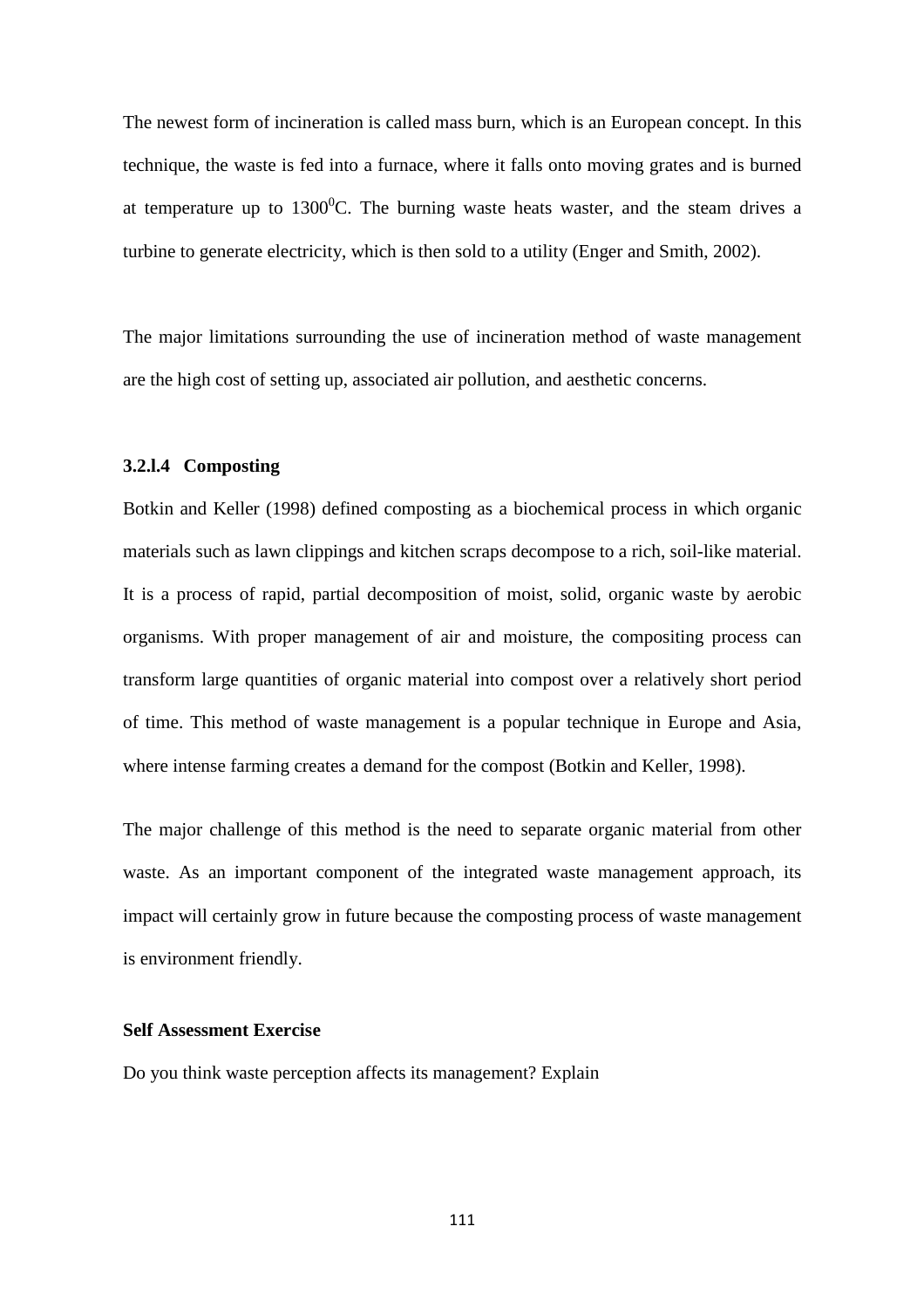The newest form of incineration is called mass burn, which is an European concept. In this technique, the waste is fed into a furnace, where it falls onto moving grates and is burned at temperature up to $1300^0$C. The burning waste heats waster, and the steam drives a turbine to generate electricity, which is then sold to a utility (Enger and Smith, 2002).

The major limitations surrounding the use of incineration method of waste management are the high cost of setting up, associated air pollution, and aesthetic concerns.

#### 3.2.l.4 Composting

Botkin and Keller (1998) defined composting as a biochemical process in which organic materials such as lawn clippings and kitchen scraps decompose to a rich, soil-like material. It is a process of rapid, partial decomposition of moist, solid, organic waste by aerobic organisms. With proper management of air and moisture, the compositing process can transform large quantities of organic material into compost over a relatively short period of time. This method of waste management is a popular technique in Europe and Asia, where intense farming creates a demand for the compost (Botkin and Keller, 1998).

The major challenge of this method is the need to separate organic material from other waste. As an important component of the integrated waste management approach, its impact will certainly grow in future because the composting process of waste management is environment friendly.

**Self Assessment Exercise**

Do you think waste perception affects its management? Explain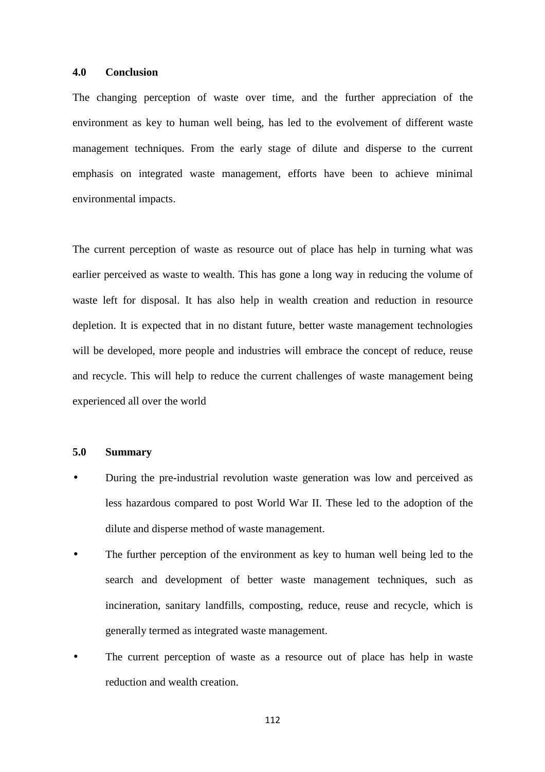## 4.0 Conclusion

The changing perception of waste over time, and the further appreciation of the environment as key to human well being, has led to the evolvement of different waste management techniques. From the early stage of dilute and disperse to the current emphasis on integrated waste management, efforts have been to achieve minimal environmental impacts.

The current perception of waste as resource out of place has help in turning what was earlier perceived as waste to wealth. This has gone a long way in reducing the volume of waste left for disposal. It has also help in wealth creation and reduction in resource depletion. It is expected that in no distant future, better waste management technologies will be developed, more people and industries will embrace the concept of reduce, reuse and recycle. This will help to reduce the current challenges of waste management being experienced all over the world

## 5.0 Summary

- During the pre-industrial revolution waste generation was low and perceived as less hazardous compared to post World War II. These led to the adoption of the dilute and disperse method of waste management.
- The further perception of the environment as key to human well being led to the search and development of better waste management techniques, such as incineration, sanitary landfills, composting, reduce, reuse and recycle, which is generally termed as integrated waste management.
- The current perception of waste as a resource out of place has help in waste reduction and wealth creation.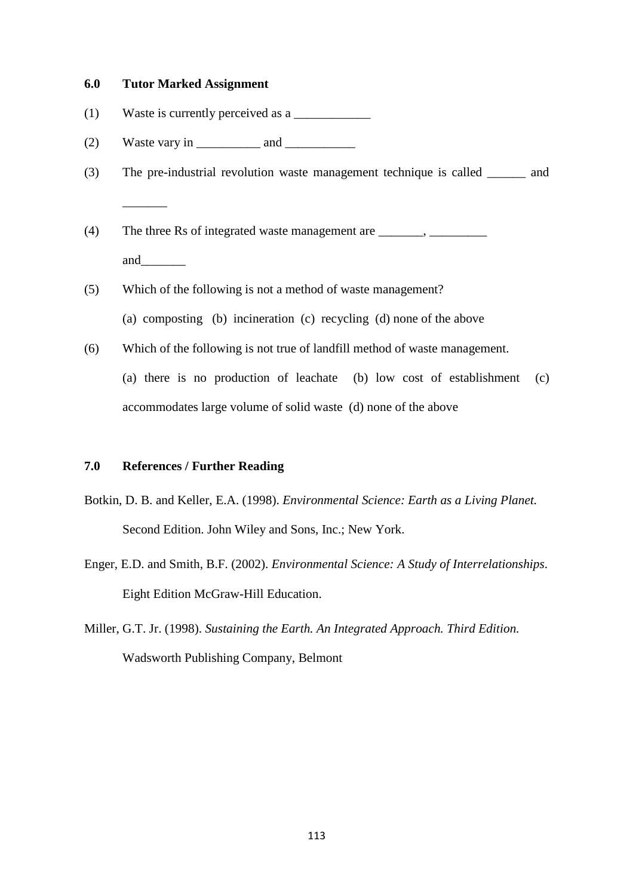## 6.0 Tutor Marked Assignment

(1) Waste is currently perceived as a ____________

(2) Waste vary in __________ and ___________

(3) The pre-industrial revolution waste management technique is called ______ and _______

(4) The three Rs of integrated waste management are _______, _________ and_______

(5) Which of the following is not a method of waste management?

(a) composting (b) incineration (c) recycling (d) none of the above

(6) Which of the following is not true of landfill method of waste management.

(a) there is no production of leachate (b) low cost of establishment (c) accommodates large volume of solid waste (d) none of the above

## 7.0 References / Further Reading

Botkin, D. B. and Keller, E.A. (1998). *Environmental Science: Earth as a Living Planet.* Second Edition. John Wiley and Sons, Inc.; New York.

Enger, E.D. and Smith, B.F. (2002). *Environmental Science: A Study of Interrelationships*. Eight Edition McGraw-Hill Education.

Miller, G.T. Jr. (1998). *Sustaining the Earth. An Integrated Approach. Third Edition.* Wadsworth Publishing Company, Belmont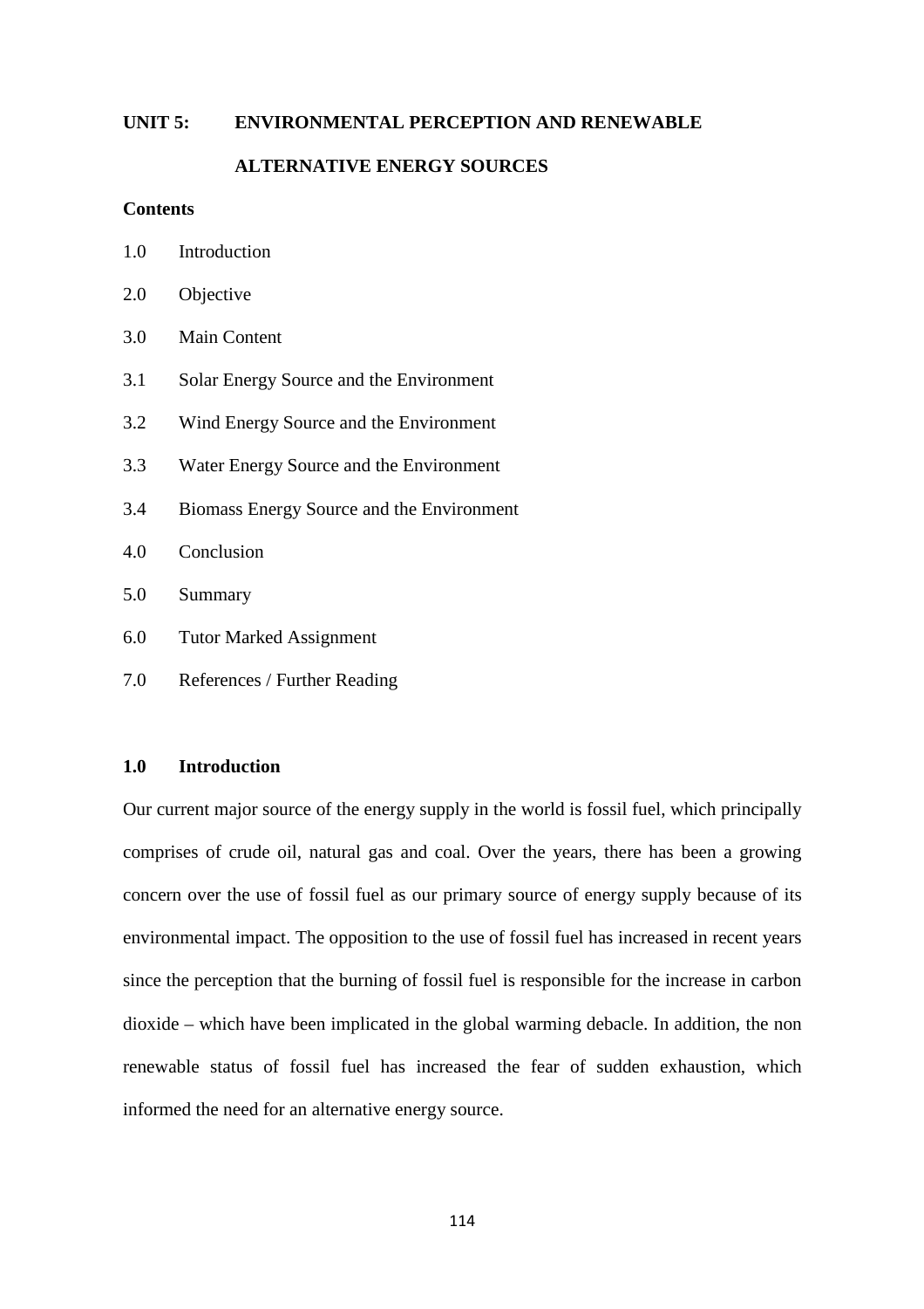## UNIT 5: ENVIRONMENTAL PERCEPTION AND RENEWABLE ALTERNATIVE ENERGY SOURCES

**Contents**

1.0 Introduction

2.0 Objective

3.0 Main Content

3.1 Solar Energy Source and the Environment

3.2 Wind Energy Source and the Environment

3.3 Water Energy Source and the Environment

3.4 Biomass Energy Source and the Environment

4.0 Conclusion

5.0 Summary

6.0 Tutor Marked Assignment

7.0 References / Further Reading

### 1.0 Introduction

Our current major source of the energy supply in the world is fossil fuel, which principally comprises of crude oil, natural gas and coal. Over the years, there has been a growing concern over the use of fossil fuel as our primary source of energy supply because of its environmental impact. The opposition to the use of fossil fuel has increased in recent years since the perception that the burning of fossil fuel is responsible for the increase in carbon dioxide – which have been implicated in the global warming debacle. In addition, the non renewable status of fossil fuel has increased the fear of sudden exhaustion, which informed the need for an alternative energy source.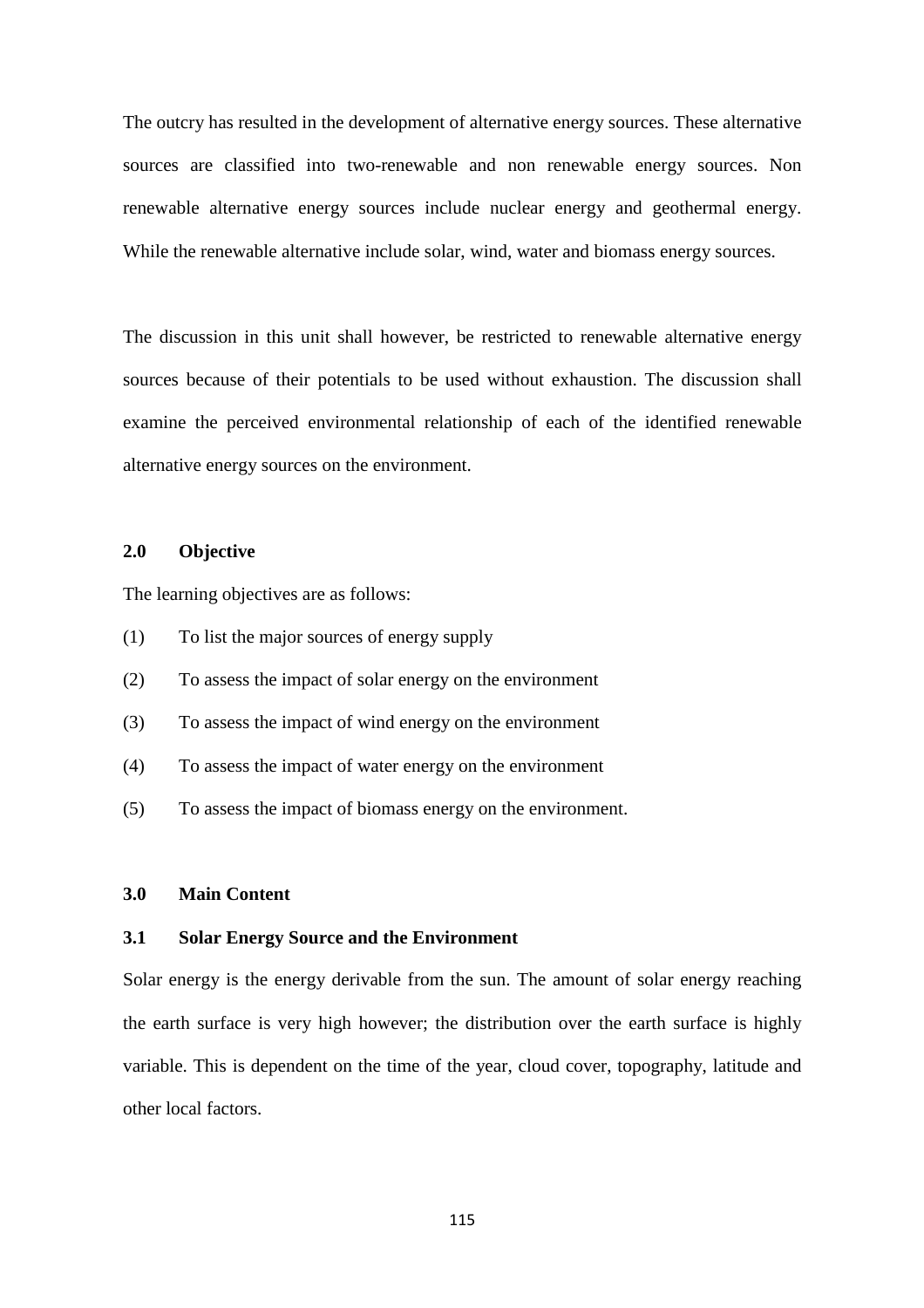The outcry has resulted in the development of alternative energy sources. These alternative sources are classified into two-renewable and non renewable energy sources. Non renewable alternative energy sources include nuclear energy and geothermal energy. While the renewable alternative include solar, wind, water and biomass energy sources.

The discussion in this unit shall however, be restricted to renewable alternative energy sources because of their potentials to be used without exhaustion. The discussion shall examine the perceived environmental relationship of each of the identified renewable alternative energy sources on the environment.

## 2.0 Objective

The learning objectives are as follows:

(1) To list the major sources of energy supply

(2) To assess the impact of solar energy on the environment

(3) To assess the impact of wind energy on the environment

(4) To assess the impact of water energy on the environment

(5) To assess the impact of biomass energy on the environment.

## 3.0 Main Content

### 3.1 Solar Energy Source and the Environment

Solar energy is the energy derivable from the sun. The amount of solar energy reaching the earth surface is very high however; the distribution over the earth surface is highly variable. This is dependent on the time of the year, cloud cover, topography, latitude and other local factors.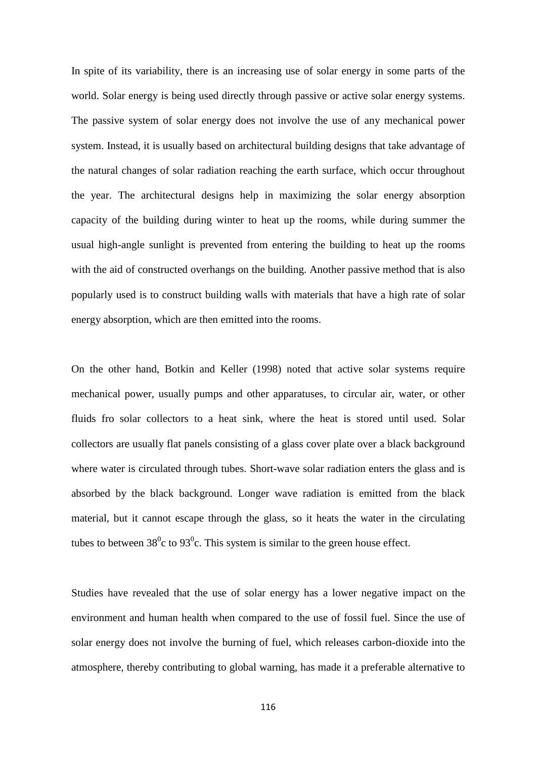In spite of its variability, there is an increasing use of solar energy in some parts of the world. Solar energy is being used directly through passive or active solar energy systems. The passive system of solar energy does not involve the use of any mechanical power system. Instead, it is usually based on architectural building designs that take advantage of the natural changes of solar radiation reaching the earth surface, which occur throughout the year. The architectural designs help in maximizing the solar energy absorption capacity of the building during winter to heat up the rooms, while during summer the usual high-angle sunlight is prevented from entering the building to heat up the rooms with the aid of constructed overhangs on the building. Another passive method that is also popularly used is to construct building walls with materials that have a high rate of solar energy absorption, which are then emitted into the rooms.

On the other hand, Botkin and Keller (1998) noted that active solar systems require mechanical power, usually pumps and other apparatuses, to circular air, water, or other fluids fro solar collectors to a heat sink, where the heat is stored until used. Solar collectors are usually flat panels consisting of a glass cover plate over a black background where water is circulated through tubes. Short-wave solar radiation enters the glass and is absorbed by the black background. Longer wave radiation is emitted from the black material, but it cannot escape through the glass, so it heats the water in the circulating tubes to between $38^0$c to $93^0$c. This system is similar to the green house effect.

Studies have revealed that the use of solar energy has a lower negative impact on the environment and human health when compared to the use of fossil fuel. Since the use of solar energy does not involve the burning of fuel, which releases carbon-dioxide into the atmosphere, thereby contributing to global warning, has made it a preferable alternative to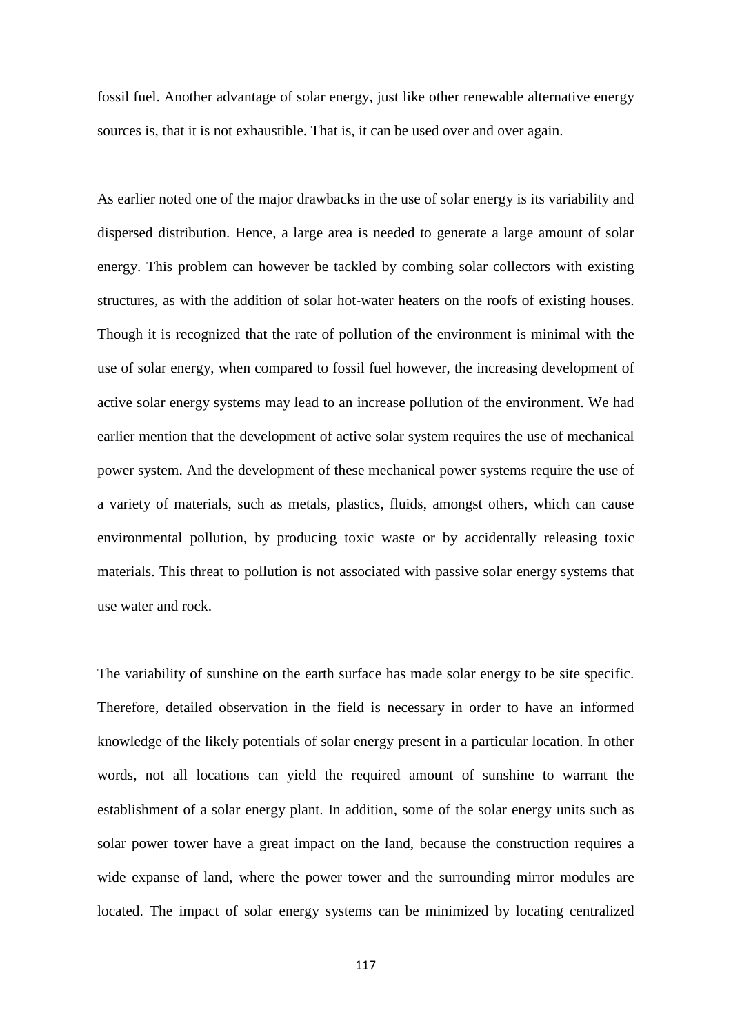fossil fuel. Another advantage of solar energy, just like other renewable alternative energy sources is, that it is not exhaustible. That is, it can be used over and over again.

As earlier noted one of the major drawbacks in the use of solar energy is its variability and dispersed distribution. Hence, a large area is needed to generate a large amount of solar energy. This problem can however be tackled by combing solar collectors with existing structures, as with the addition of solar hot-water heaters on the roofs of existing houses. Though it is recognized that the rate of pollution of the environment is minimal with the use of solar energy, when compared to fossil fuel however, the increasing development of active solar energy systems may lead to an increase pollution of the environment. We had earlier mention that the development of active solar system requires the use of mechanical power system. And the development of these mechanical power systems require the use of a variety of materials, such as metals, plastics, fluids, amongst others, which can cause environmental pollution, by producing toxic waste or by accidentally releasing toxic materials. This threat to pollution is not associated with passive solar energy systems that use water and rock.

The variability of sunshine on the earth surface has made solar energy to be site specific. Therefore, detailed observation in the field is necessary in order to have an informed knowledge of the likely potentials of solar energy present in a particular location. In other words, not all locations can yield the required amount of sunshine to warrant the establishment of a solar energy plant. In addition, some of the solar energy units such as solar power tower have a great impact on the land, because the construction requires a wide expanse of land, where the power tower and the surrounding mirror modules are located. The impact of solar energy systems can be minimized by locating centralized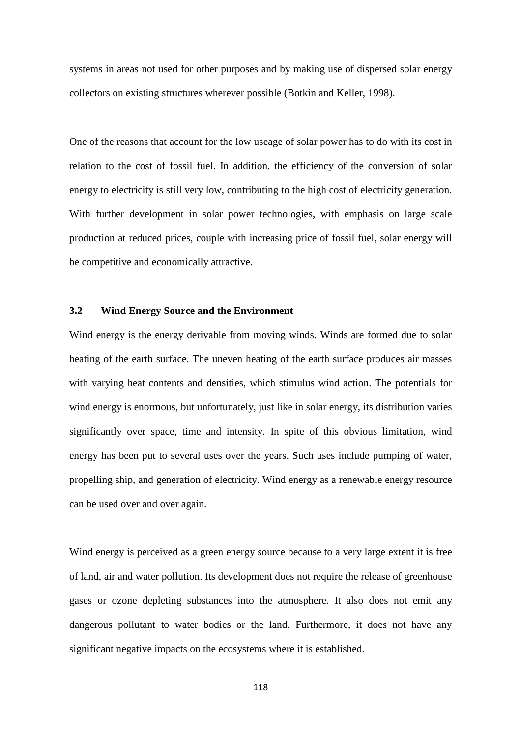systems in areas not used for other purposes and by making use of dispersed solar energy collectors on existing structures wherever possible (Botkin and Keller, 1998).

One of the reasons that account for the low useage of solar power has to do with its cost in relation to the cost of fossil fuel. In addition, the efficiency of the conversion of solar energy to electricity is still very low, contributing to the high cost of electricity generation. With further development in solar power technologies, with emphasis on large scale production at reduced prices, couple with increasing price of fossil fuel, solar energy will be competitive and economically attractive.

### 3.2 Wind Energy Source and the Environment

Wind energy is the energy derivable from moving winds. Winds are formed due to solar heating of the earth surface. The uneven heating of the earth surface produces air masses with varying heat contents and densities, which stimulus wind action. The potentials for wind energy is enormous, but unfortunately, just like in solar energy, its distribution varies significantly over space, time and intensity. In spite of this obvious limitation, wind energy has been put to several uses over the years. Such uses include pumping of water, propelling ship, and generation of electricity. Wind energy as a renewable energy resource can be used over and over again.

Wind energy is perceived as a green energy source because to a very large extent it is free of land, air and water pollution. Its development does not require the release of greenhouse gases or ozone depleting substances into the atmosphere. It also does not emit any dangerous pollutant to water bodies or the land. Furthermore, it does not have any significant negative impacts on the ecosystems where it is established.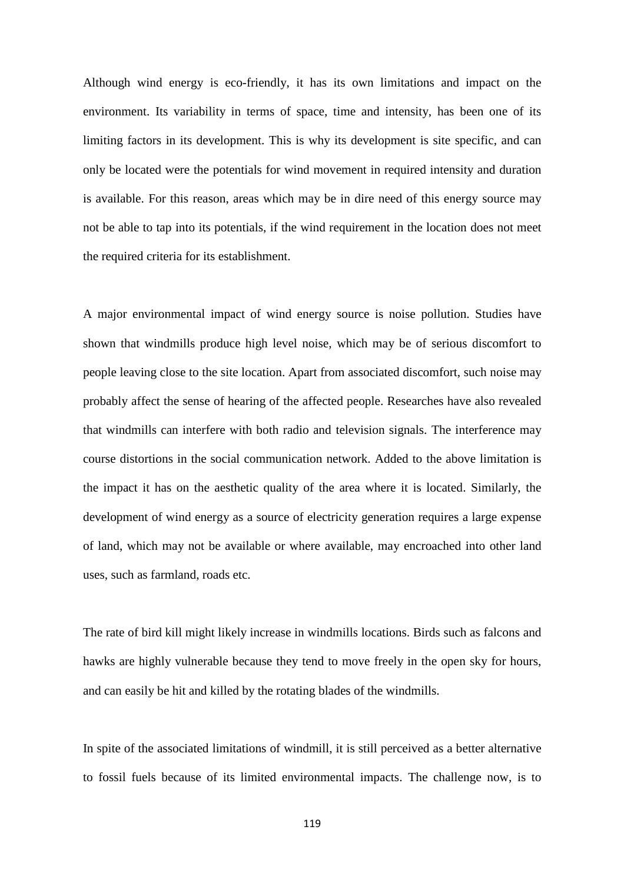Although wind energy is eco-friendly, it has its own limitations and impact on the environment. Its variability in terms of space, time and intensity, has been one of its limiting factors in its development. This is why its development is site specific, and can only be located were the potentials for wind movement in required intensity and duration is available. For this reason, areas which may be in dire need of this energy source may not be able to tap into its potentials, if the wind requirement in the location does not meet the required criteria for its establishment.

A major environmental impact of wind energy source is noise pollution. Studies have shown that windmills produce high level noise, which may be of serious discomfort to people leaving close to the site location. Apart from associated discomfort, such noise may probably affect the sense of hearing of the affected people. Researches have also revealed that windmills can interfere with both radio and television signals. The interference may course distortions in the social communication network. Added to the above limitation is the impact it has on the aesthetic quality of the area where it is located. Similarly, the development of wind energy as a source of electricity generation requires a large expense of land, which may not be available or where available, may encroached into other land uses, such as farmland, roads etc.

The rate of bird kill might likely increase in windmills locations. Birds such as falcons and hawks are highly vulnerable because they tend to move freely in the open sky for hours, and can easily be hit and killed by the rotating blades of the windmills.

In spite of the associated limitations of windmill, it is still perceived as a better alternative to fossil fuels because of its limited environmental impacts. The challenge now, is to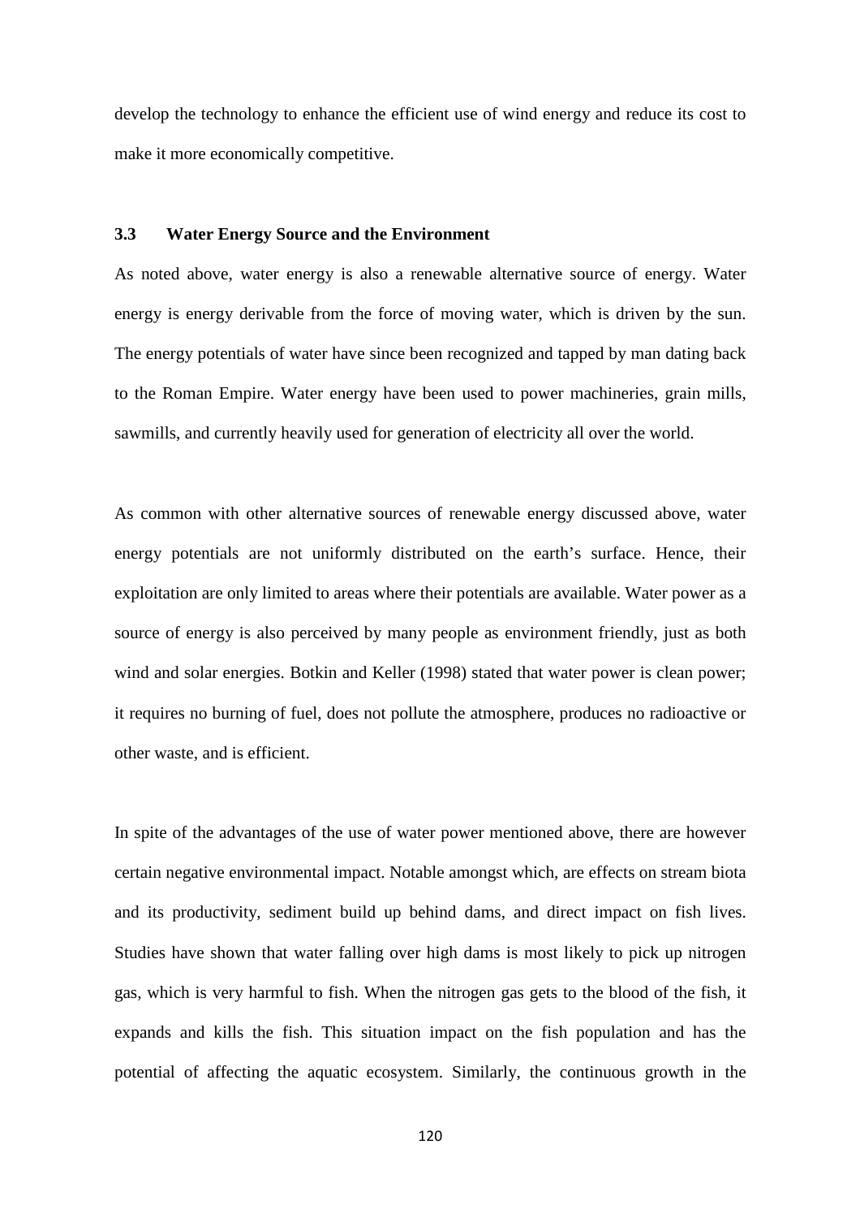develop the technology to enhance the efficient use of wind energy and reduce its cost to make it more economically competitive.

### 3.3 Water Energy Source and the Environment

As noted above, water energy is also a renewable alternative source of energy. Water energy is energy derivable from the force of moving water, which is driven by the sun. The energy potentials of water have since been recognized and tapped by man dating back to the Roman Empire. Water energy have been used to power machineries, grain mills, sawmills, and currently heavily used for generation of electricity all over the world.

As common with other alternative sources of renewable energy discussed above, water energy potentials are not uniformly distributed on the earth's surface. Hence, their exploitation are only limited to areas where their potentials are available. Water power as a source of energy is also perceived by many people as environment friendly, just as both wind and solar energies. Botkin and Keller (1998) stated that water power is clean power; it requires no burning of fuel, does not pollute the atmosphere, produces no radioactive or other waste, and is efficient.

In spite of the advantages of the use of water power mentioned above, there are however certain negative environmental impact. Notable amongst which, are effects on stream biota and its productivity, sediment build up behind dams, and direct impact on fish lives. Studies have shown that water falling over high dams is most likely to pick up nitrogen gas, which is very harmful to fish. When the nitrogen gas gets to the blood of the fish, it expands and kills the fish. This situation impact on the fish population and has the potential of affecting the aquatic ecosystem. Similarly, the continuous growth in the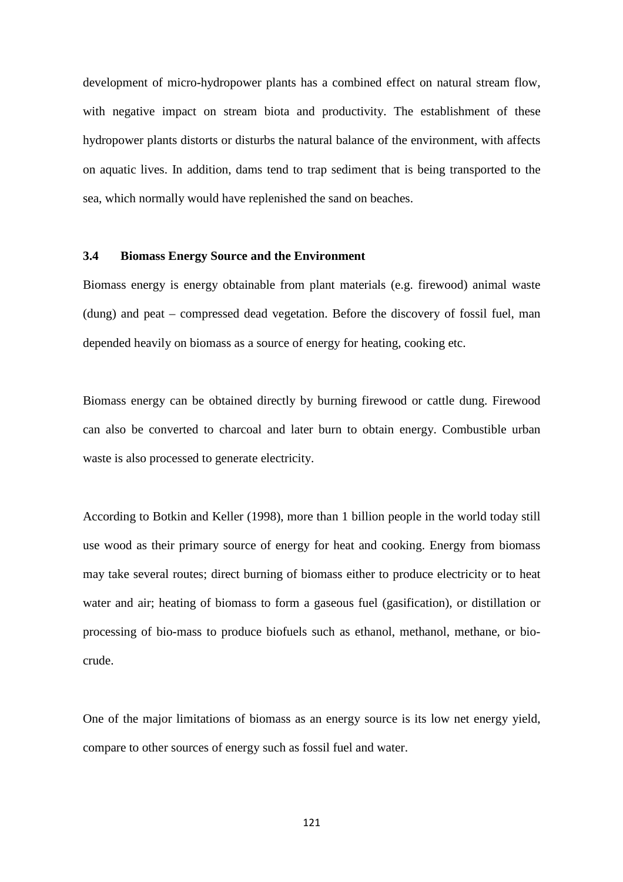development of micro-hydropower plants has a combined effect on natural stream flow, with negative impact on stream biota and productivity. The establishment of these hydropower plants distorts or disturbs the natural balance of the environment, with affects on aquatic lives. In addition, dams tend to trap sediment that is being transported to the sea, which normally would have replenished the sand on beaches.

### 3.4 Biomass Energy Source and the Environment

Biomass energy is energy obtainable from plant materials (e.g. firewood) animal waste (dung) and peat – compressed dead vegetation. Before the discovery of fossil fuel, man depended heavily on biomass as a source of energy for heating, cooking etc.

Biomass energy can be obtained directly by burning firewood or cattle dung. Firewood can also be converted to charcoal and later burn to obtain energy. Combustible urban waste is also processed to generate electricity.

According to Botkin and Keller (1998), more than 1 billion people in the world today still use wood as their primary source of energy for heat and cooking. Energy from biomass may take several routes; direct burning of biomass either to produce electricity or to heat water and air; heating of biomass to form a gaseous fuel (gasification), or distillation or processing of bio-mass to produce biofuels such as ethanol, methanol, methane, or bio-crude.

One of the major limitations of biomass as an energy source is its low net energy yield, compare to other sources of energy such as fossil fuel and water.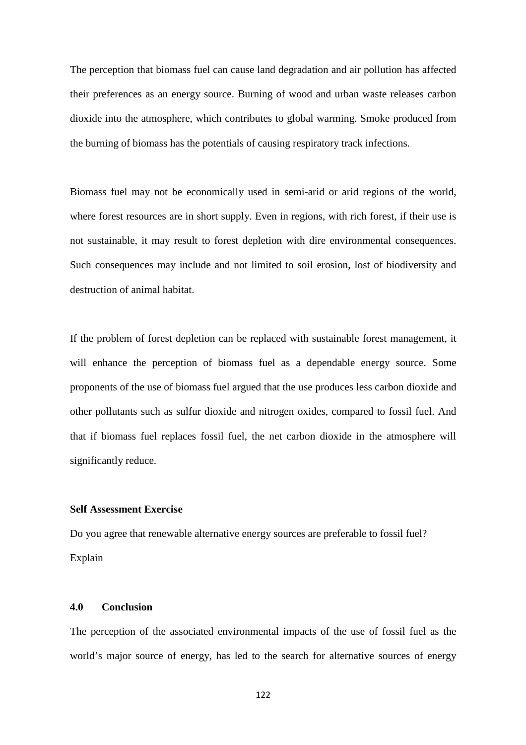The perception that biomass fuel can cause land degradation and air pollution has affected their preferences as an energy source. Burning of wood and urban waste releases carbon dioxide into the atmosphere, which contributes to global warming. Smoke produced from the burning of biomass has the potentials of causing respiratory track infections.

Biomass fuel may not be economically used in semi-arid or arid regions of the world, where forest resources are in short supply. Even in regions, with rich forest, if their use is not sustainable, it may result to forest depletion with dire environmental consequences. Such consequences may include and not limited to soil erosion, lost of biodiversity and destruction of animal habitat.

If the problem of forest depletion can be replaced with sustainable forest management, it will enhance the perception of biomass fuel as a dependable energy source. Some proponents of the use of biomass fuel argued that the use produces less carbon dioxide and other pollutants such as sulfur dioxide and nitrogen oxides, compared to fossil fuel. And that if biomass fuel replaces fossil fuel, the net carbon dioxide in the atmosphere will significantly reduce.

**Self Assessment Exercise**

Do you agree that renewable alternative energy sources are preferable to fossil fuel? Explain

## 4.0 Conclusion

The perception of the associated environmental impacts of the use of fossil fuel as the world's major source of energy, has led to the search for alternative sources of energy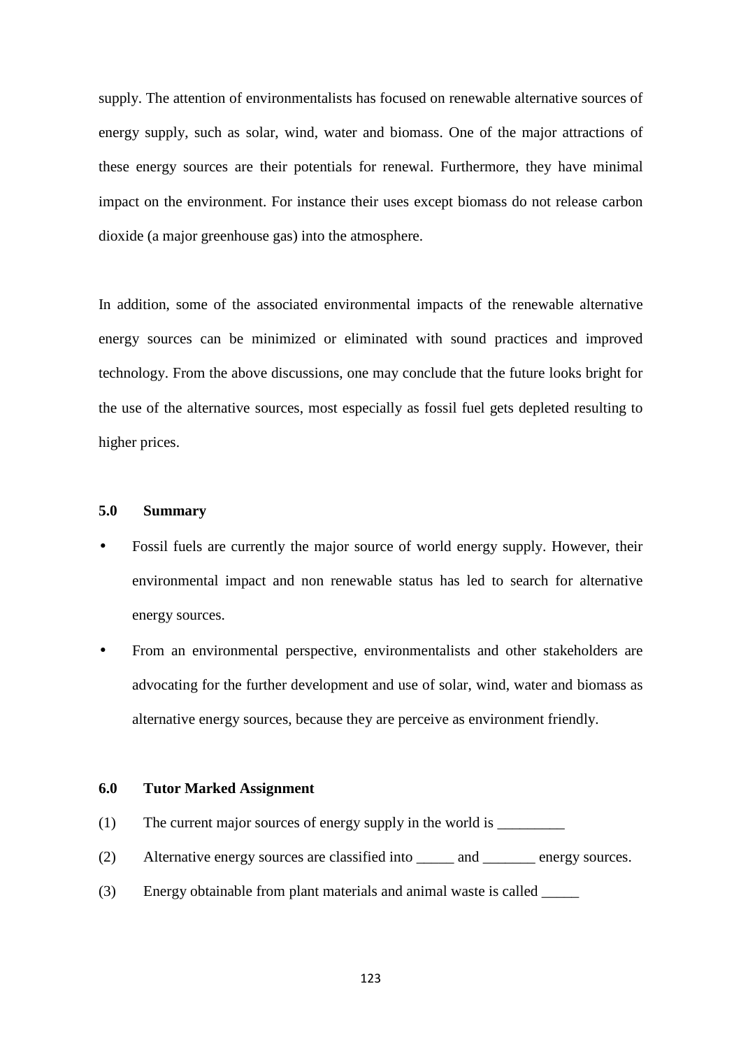supply. The attention of environmentalists has focused on renewable alternative sources of energy supply, such as solar, wind, water and biomass. One of the major attractions of these energy sources are their potentials for renewal. Furthermore, they have minimal impact on the environment. For instance their uses except biomass do not release carbon dioxide (a major greenhouse gas) into the atmosphere.

In addition, some of the associated environmental impacts of the renewable alternative energy sources can be minimized or eliminated with sound practices and improved technology. From the above discussions, one may conclude that the future looks bright for the use of the alternative sources, most especially as fossil fuel gets depleted resulting to higher prices.

## 5.0 Summary

- Fossil fuels are currently the major source of world energy supply. However, their environmental impact and non renewable status has led to search for alternative energy sources.
- From an environmental perspective, environmentalists and other stakeholders are advocating for the further development and use of solar, wind, water and biomass as alternative energy sources, because they are perceive as environment friendly.

## 6.0 Tutor Marked Assignment

(1) The current major sources of energy supply in the world is _________

(2) Alternative energy sources are classified into _____ and _______ energy sources.

(3) Energy obtainable from plant materials and animal waste is called _____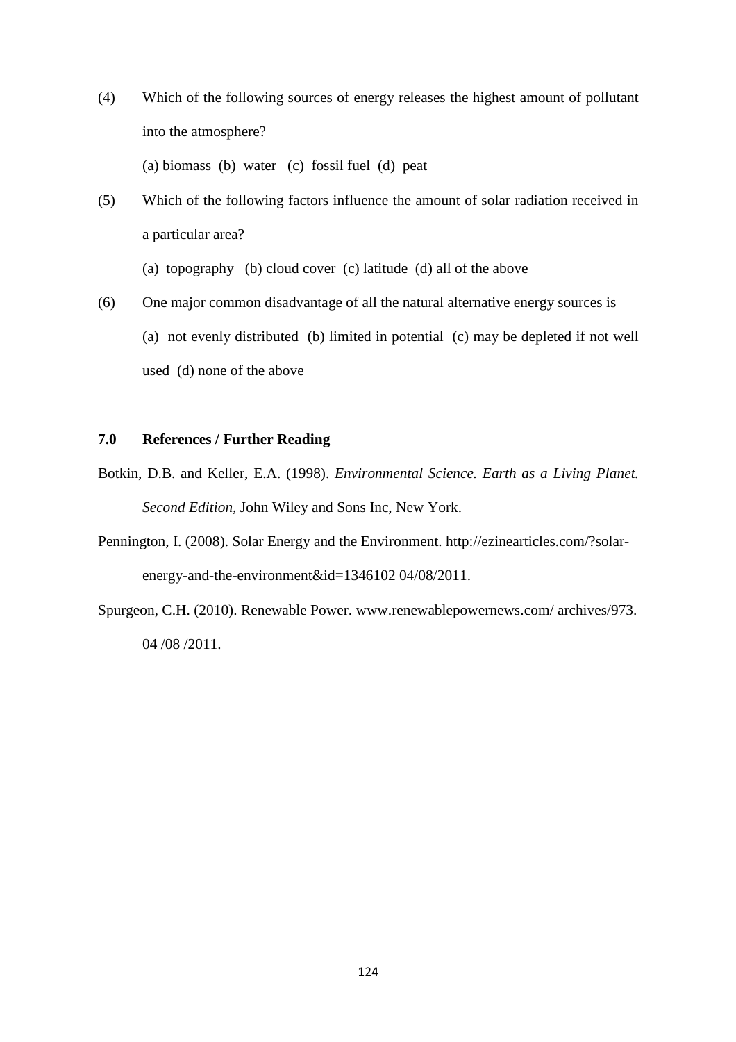(4) Which of the following sources of energy releases the highest amount of pollutant into the atmosphere?

(a) biomass (b) water (c) fossil fuel (d) peat

(5) Which of the following factors influence the amount of solar radiation received in a particular area?

(a) topography (b) cloud cover (c) latitude (d) all of the above

(6) One major common disadvantage of all the natural alternative energy sources is

(a) not evenly distributed (b) limited in potential (c) may be depleted if not well used (d) none of the above

## 7.0 References / Further Reading

Botkin, D.B. and Keller, E.A. (1998). *Environmental Science. Earth as a Living Planet. Second Edition*, John Wiley and Sons Inc, New York.

Pennington, I. (2008). Solar Energy and the Environment. http://ezinearticles.com/?solar-energy-and-the-environment&id=1346102 04/08/2011.

Spurgeon, C.H. (2010). Renewable Power. www.renewablepowernews.com/ archives/973. 04 /08 /2011.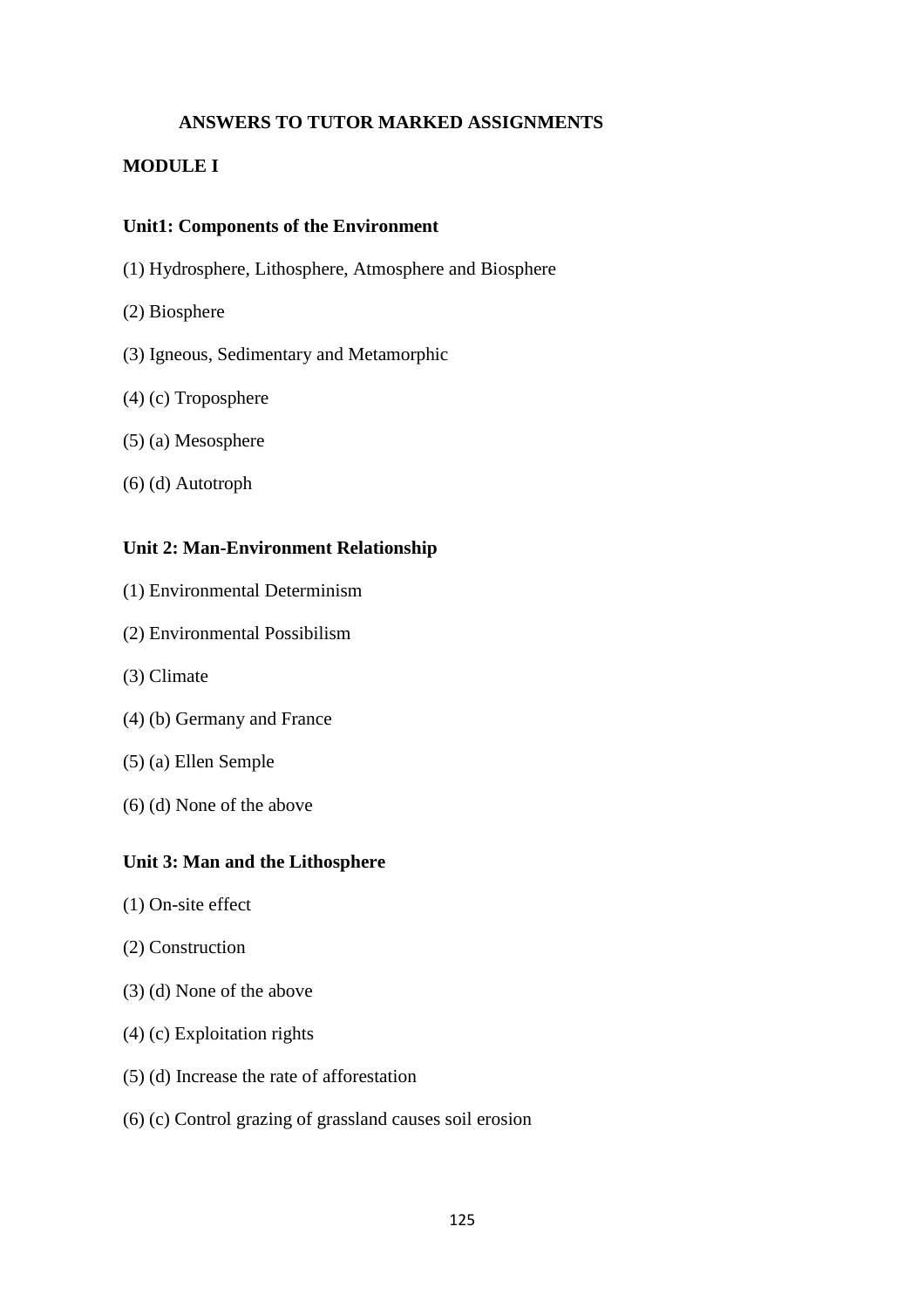# ANSWERS TO TUTOR MARKED ASSIGNMENTS

## MODULE I

### Unit1: Components of the Environment

(1) Hydrosphere, Lithosphere, Atmosphere and Biosphere

(2) Biosphere

(3) Igneous, Sedimentary and Metamorphic

(4) (c) Troposphere

(5) (a) Mesosphere

(6) (d) Autotroph

### Unit 2: Man-Environment Relationship

(1) Environmental Determinism

(2) Environmental Possibilism

(3) Climate

(4) (b) Germany and France

(5) (a) Ellen Semple

(6) (d) None of the above

### Unit 3: Man and the Lithosphere

(1) On-site effect

(2) Construction

(3) (d) None of the above

(4) (c) Exploitation rights

(5) (d) Increase the rate of afforestation

(6) (c) Control grazing of grassland causes soil erosion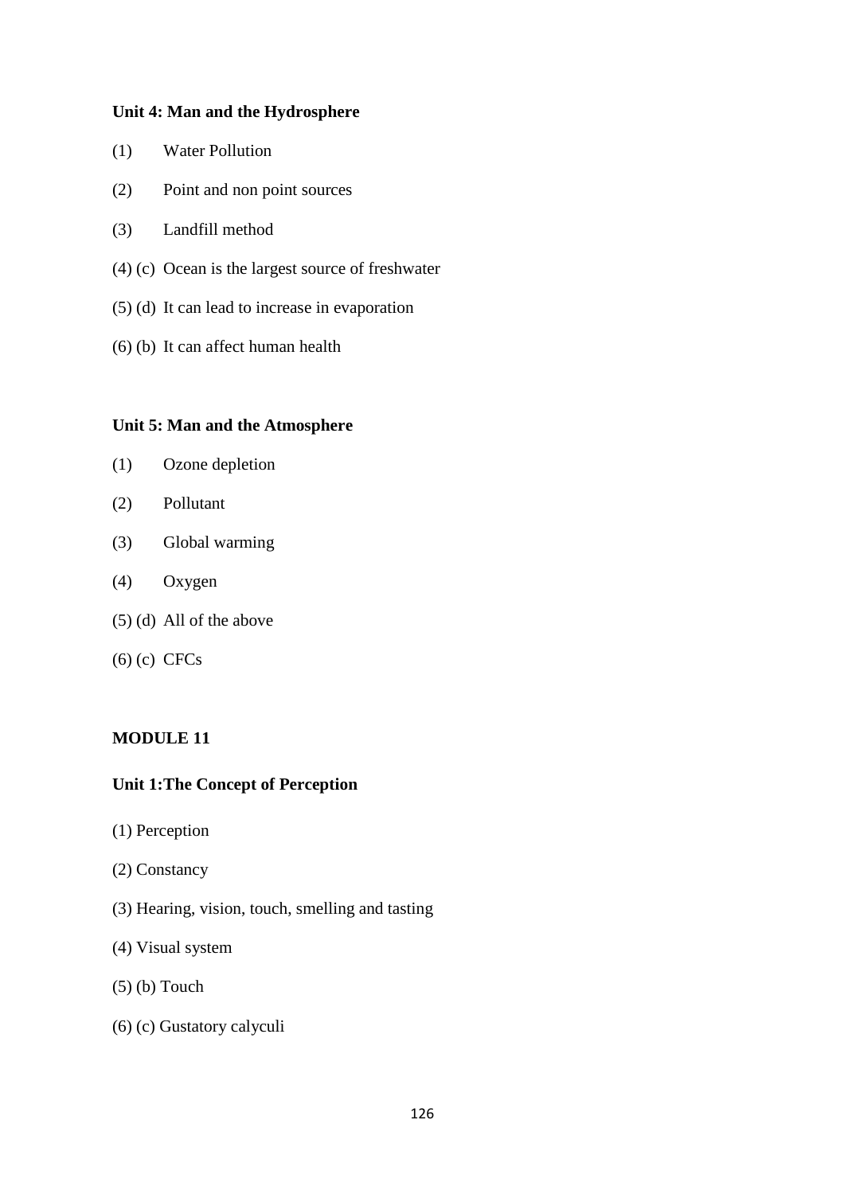**Unit 4: Man and the Hydrosphere**

(1) Water Pollution

(2) Point and non point sources

(3) Landfill method

(4) (c) Ocean is the largest source of freshwater

(5) (d) It can lead to increase in evaporation

(6) (b) It can affect human health

**Unit 5: Man and the Atmosphere**

(1) Ozone depletion

(2) Pollutant

(3) Global warming

(4) Oxygen

(5) (d) All of the above

(6) (c) CFCs

**MODULE 11**

**Unit 1:The Concept of Perception**

(1) Perception

(2) Constancy

(3) Hearing, vision, touch, smelling and tasting

(4) Visual system

(5) (b) Touch

(6) (c) Gustatory calyculi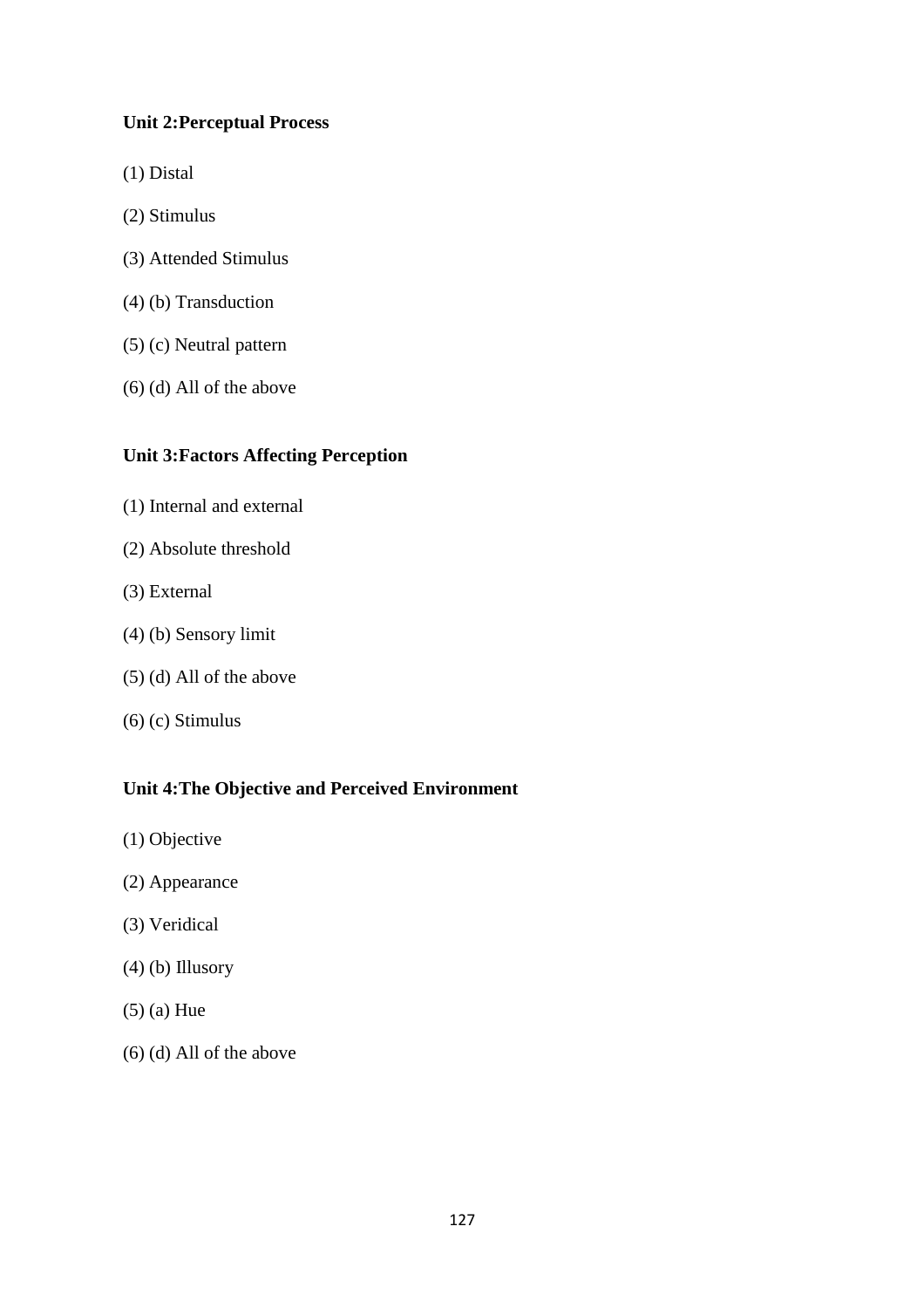**Unit 2:Perceptual Process**

(1) Distal

(2) Stimulus

(3) Attended Stimulus

(4) (b) Transduction

(5) (c) Neutral pattern

(6) (d) All of the above

**Unit 3:Factors Affecting Perception**

(1) Internal and external

(2) Absolute threshold

(3) External

(4) (b) Sensory limit

(5) (d) All of the above

(6) (c) Stimulus

**Unit 4:The Objective and Perceived Environment**

(1) Objective

(2) Appearance

(3) Veridical

(4) (b) Illusory

(5) (a) Hue

(6) (d) All of the above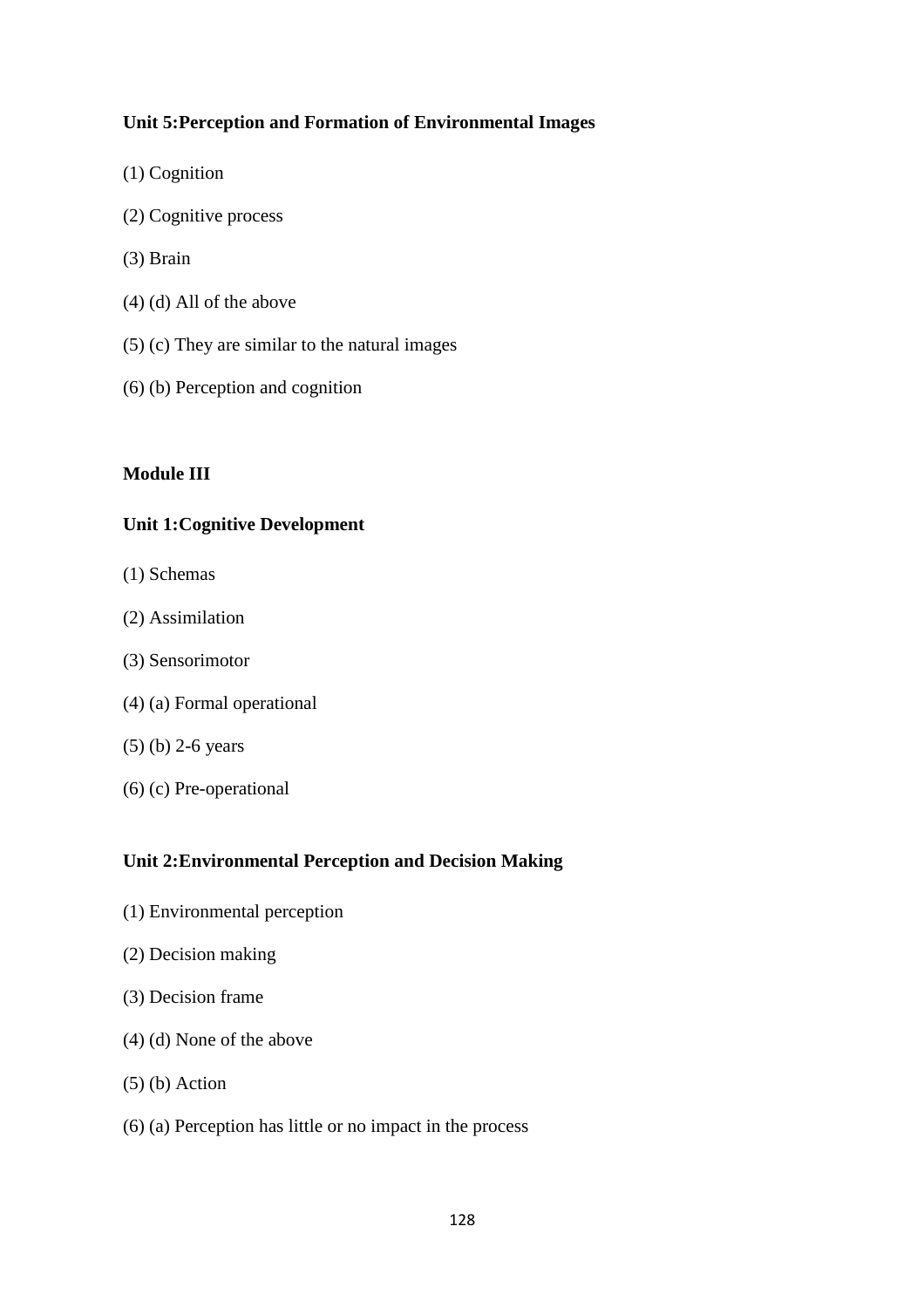**Unit 5:Perception and Formation of Environmental Images**

(1) Cognition

(2) Cognitive process

(3) Brain

(4) (d) All of the above

(5) (c) They are similar to the natural images

(6) (b) Perception and cognition

**Module III**

**Unit 1:Cognitive Development**

(1) Schemas

(2) Assimilation

(3) Sensorimotor

(4) (a) Formal operational

(5) (b) 2-6 years

(6) (c) Pre-operational

**Unit 2:Environmental Perception and Decision Making**

(1) Environmental perception

(2) Decision making

(3) Decision frame

(4) (d) None of the above

(5) (b) Action

(6) (a) Perception has little or no impact in the process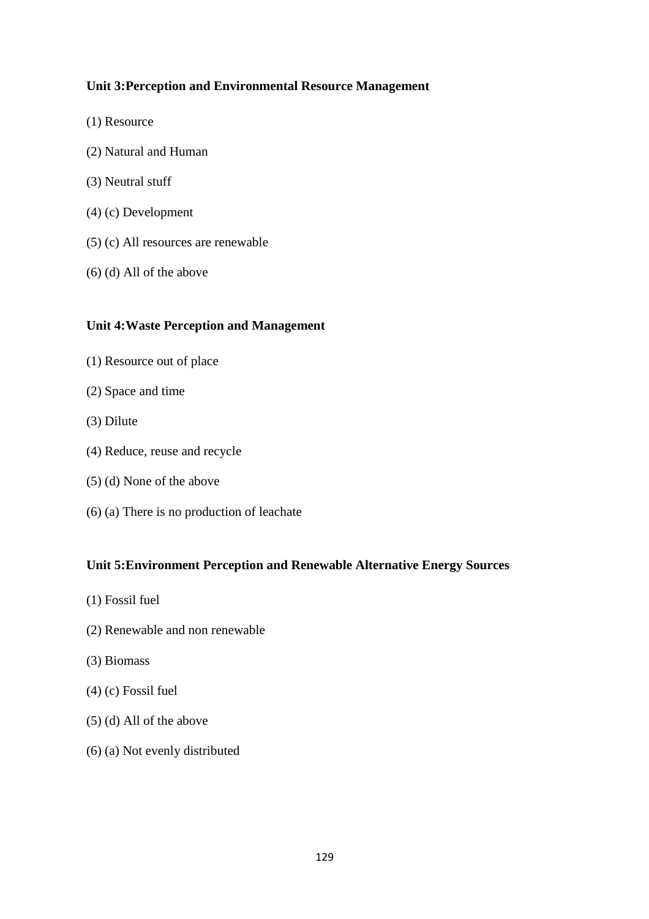**Unit 3:Perception and Environmental Resource Management**

(1) Resource

(2) Natural and Human

(3) Neutral stuff

(4) (c) Development

(5) (c) All resources are renewable

(6) (d) All of the above

**Unit 4:Waste Perception and Management**

(1) Resource out of place

(2) Space and time

(3) Dilute

(4) Reduce, reuse and recycle

(5) (d) None of the above

(6) (a) There is no production of leachate

**Unit 5:Environment Perception and Renewable Alternative Energy Sources**

(1) Fossil fuel

(2) Renewable and non renewable

(3) Biomass

(4) (c) Fossil fuel

(5) (d) All of the above

(6) (a) Not evenly distributed